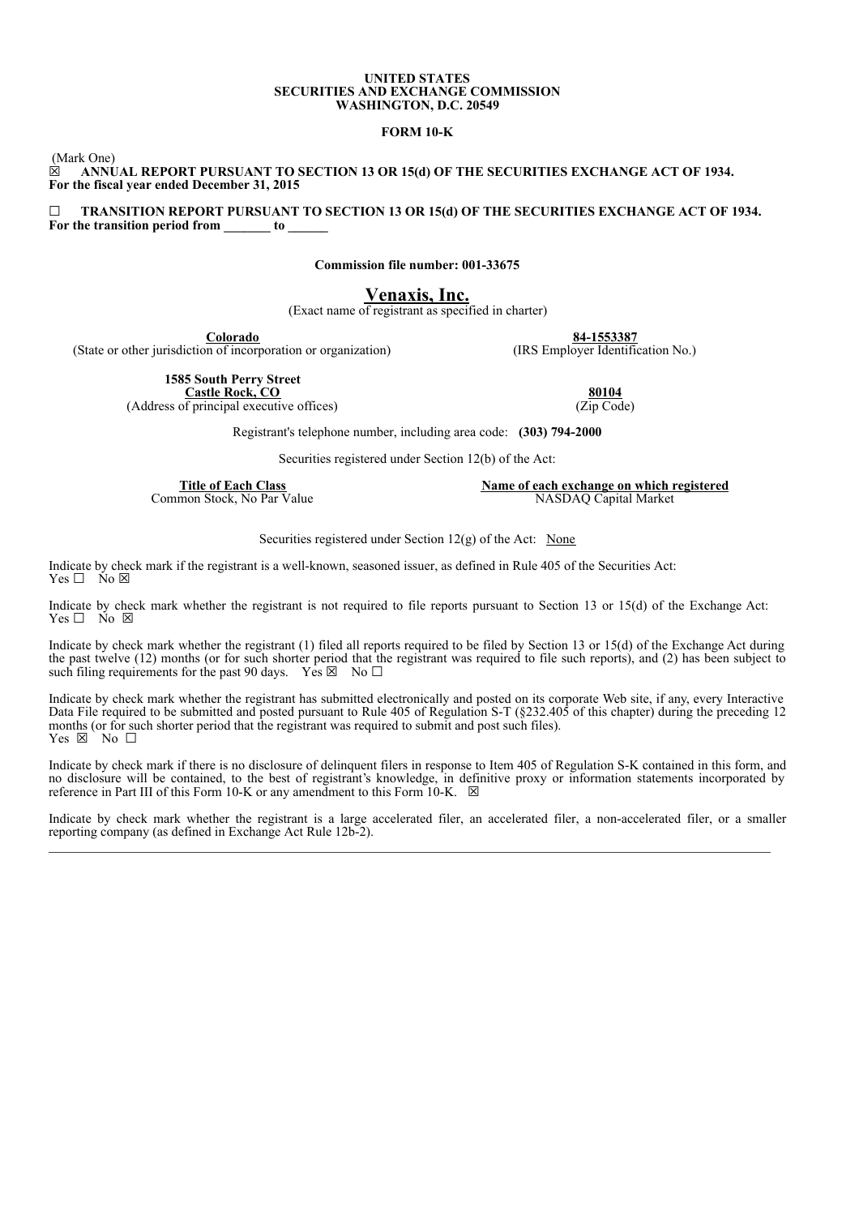**UNITED STATES**
**SECURITIES AND EXCHANGE COMMISSION**
**WASHINGTON, D.C. 20549**

**FORM 10-K**

(Mark One)

☒ **ANNUAL REPORT PURSUANT TO SECTION 13 OR 15(d) OF THE SECURITIES EXCHANGE ACT OF 1934.**
**For the fiscal year ended December 31, 2015**

☐ **TRANSITION REPORT PURSUANT TO SECTION 13 OR 15(d) OF THE SECURITIES EXCHANGE ACT OF 1934.**
**For the transition period from _______ to ______**

**Commission file number: 001-33675**

# Venaxis, Inc.

(Exact name of registrant as specified in charter)

| **Colorado** | **84-1553387** |
| --- | --- |
| (State or other jurisdiction of incorporation or organization) | (IRS Employer Identification No.) |

| **1585 South Perry Street** **Castle Rock, CO** | **80104** |
| --- | --- |
| (Address of principal executive offices) | (Zip Code) |

Registrant's telephone number, including area code: **(303) 794-2000**

Securities registered under Section 12(b) of the Act:

| Title of Each Class | Name of each exchange on which registered |
| --- | --- |
| Common Stock, No Par Value | NASDAQ Capital Market |

Securities registered under Section 12(g) of the Act: None

Indicate by check mark if the registrant is a well-known, seasoned issuer, as defined in Rule 405 of the Securities Act:
Yes ☐ No ☒

Indicate by check mark whether the registrant is not required to file reports pursuant to Section 13 or 15(d) of the Exchange Act:
Yes ☐ No ☒

Indicate by check mark whether the registrant (1) filed all reports required to be filed by Section 13 or 15(d) of the Exchange Act during the past twelve (12) months (or for such shorter period that the registrant was required to file such reports), and (2) has been subject to such filing requirements for the past 90 days. Yes ☒ No ☐

Indicate by check mark whether the registrant has submitted electronically and posted on its corporate Web site, if any, every Interactive Data File required to be submitted and posted pursuant to Rule 405 of Regulation S-T (§232.405 of this chapter) during the preceding 12 months (or for such shorter period that the registrant was required to submit and post such files).
Yes ☒ No ☐

Indicate by check mark if there is no disclosure of delinquent filers in response to Item 405 of Regulation S-K contained in this form, and no disclosure will be contained, to the best of registrant's knowledge, in definitive proxy or information statements incorporated by reference in Part III of this Form 10-K or any amendment to this Form 10-K. ☒

Indicate by check mark whether the registrant is a large accelerated filer, an accelerated filer, a non-accelerated filer, or a smaller reporting company (as defined in Exchange Act Rule 12b-2).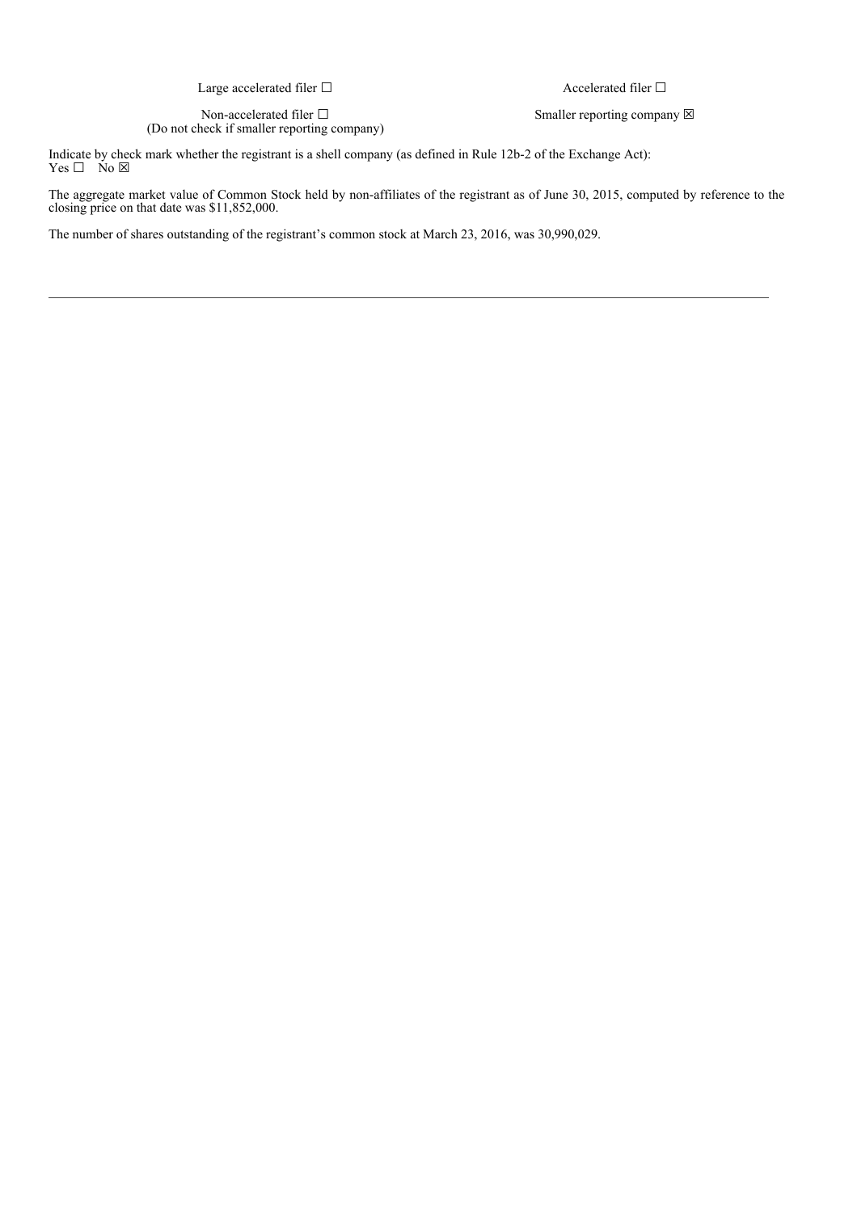| | |
|---|---|
| Large accelerated filer ☐ | Accelerated filer ☐ |
| Non-accelerated filer ☐<br>(Do not check if smaller reporting company) | Smaller reporting company ☒ |

Indicate by check mark whether the registrant is a shell company (as defined in Rule 12b-2 of the Exchange Act):
Yes ☐ No ☒

The aggregate market value of Common Stock held by non-affiliates of the registrant as of June 30, 2015, computed by reference to the closing price on that date was $11,852,000.

The number of shares outstanding of the registrant's common stock at March 23, 2016, was 30,990,029.

---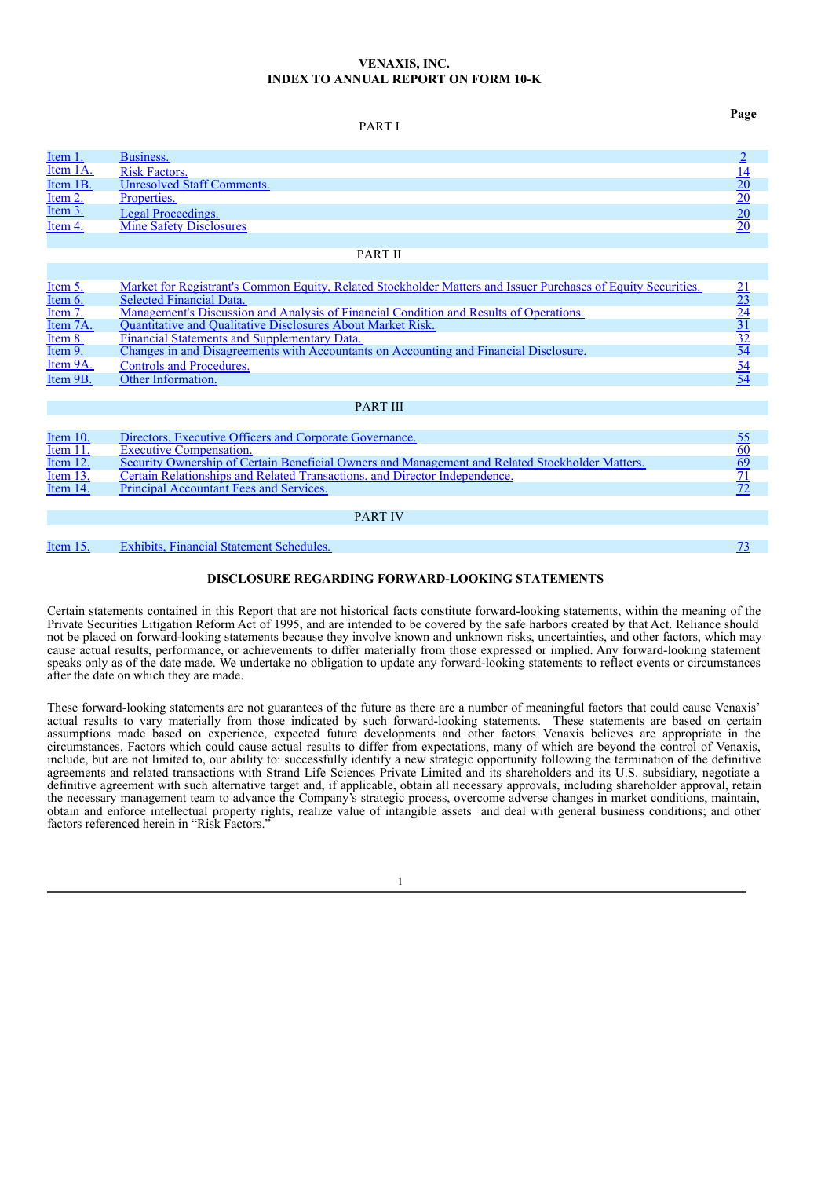**VENAXIS, INC.**
**INDEX TO ANNUAL REPORT ON FORM 10-K**

| | | Page |
|---|---|---|
| | PART I | |
| Item 1. | Business. | 2 |
| Item 1A. | Risk Factors. | 14 |
| Item 1B. | Unresolved Staff Comments. | 20 |
| Item 2. | Properties. | 20 |
| Item 3. | Legal Proceedings. | 20 |
| Item 4. | Mine Safety Disclosures | 20 |
| | PART II | |
| Item 5. | Market for Registrant's Common Equity, Related Stockholder Matters and Issuer Purchases of Equity Securities. | 21 |
| Item 6. | Selected Financial Data. | 23 |
| Item 7. | Management's Discussion and Analysis of Financial Condition and Results of Operations. | 24 |
| Item 7A. | Quantitative and Qualitative Disclosures About Market Risk. | 31 |
| Item 8. | Financial Statements and Supplementary Data. | 32 |
| Item 9. | Changes in and Disagreements with Accountants on Accounting and Financial Disclosure. | 54 |
| Item 9A. | Controls and Procedures. | 54 |
| Item 9B. | Other Information. | 54 |
| | PART III | |
| Item 10. | Directors, Executive Officers and Corporate Governance. | 55 |
| Item 11. | Executive Compensation. | 60 |
| Item 12. | Security Ownership of Certain Beneficial Owners and Management and Related Stockholder Matters. | 69 |
| Item 13. | Certain Relationships and Related Transactions, and Director Independence. | 71 |
| Item 14. | Principal Accountant Fees and Services. | 72 |
| | PART IV | |
| Item 15. | Exhibits, Financial Statement Schedules. | 73 |

**DISCLOSURE REGARDING FORWARD-LOOKING STATEMENTS**

Certain statements contained in this Report that are not historical facts constitute forward-looking statements, within the meaning of the Private Securities Litigation Reform Act of 1995, and are intended to be covered by the safe harbors created by that Act. Reliance should not be placed on forward-looking statements because they involve known and unknown risks, uncertainties, and other factors, which may cause actual results, performance, or achievements to differ materially from those expressed or implied. Any forward-looking statement speaks only as of the date made. We undertake no obligation to update any forward-looking statements to reflect events or circumstances after the date on which they are made.

These forward-looking statements are not guarantees of the future as there are a number of meaningful factors that could cause Venaxis' actual results to vary materially from those indicated by such forward-looking statements. These statements are based on certain assumptions made based on experience, expected future developments and other factors Venaxis believes are appropriate in the circumstances. Factors which could cause actual results to differ from expectations, many of which are beyond the control of Venaxis, include, but are not limited to, our ability to: successfully identify a new strategic opportunity following the termination of the definitive agreements and related transactions with Strand Life Sciences Private Limited and its shareholders and its U.S. subsidiary, negotiate a definitive agreement with such alternative target and, if applicable, obtain all necessary approvals, including shareholder approval, retain the necessary management team to advance the Company's strategic process, overcome adverse changes in market conditions, maintain, obtain and enforce intellectual property rights, realize value of intangible assets and deal with general business conditions; and other factors referenced herein in "Risk Factors."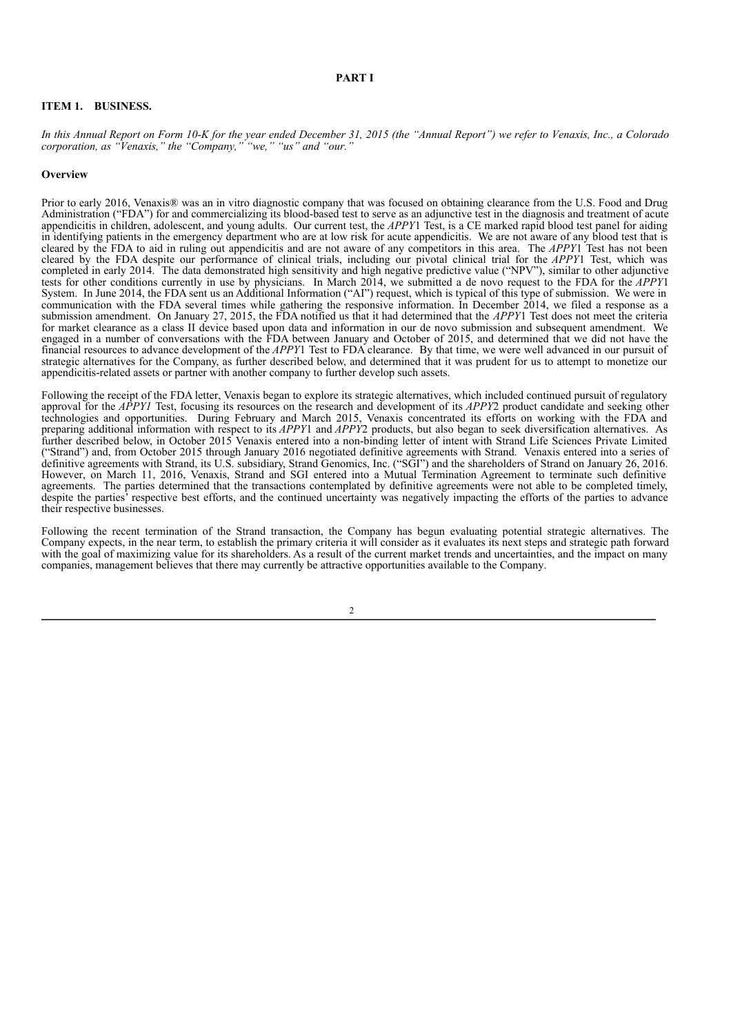# PART I

## ITEM 1. BUSINESS.

*In this Annual Report on Form 10-K for the year ended December 31, 2015 (the "Annual Report") we refer to Venaxis, Inc., a Colorado corporation, as "Venaxis," the "Company," "we," "us" and "our."*

### Overview

Prior to early 2016, Venaxis® was an in vitro diagnostic company that was focused on obtaining clearance from the U.S. Food and Drug Administration ("FDA") for and commercializing its blood-based test to serve as an adjunctive test in the diagnosis and treatment of acute appendicitis in children, adolescent, and young adults. Our current test, the *APPY*1 Test, is a CE marked rapid blood test panel for aiding in identifying patients in the emergency department who are at low risk for acute appendicitis. We are not aware of any blood test that is cleared by the FDA to aid in ruling out appendicitis and are not aware of any competitors in this area. The *APPY*1 Test has not been cleared by the FDA despite our performance of clinical trials, including our pivotal clinical trial for the *APPY*1 Test, which was completed in early 2014. The data demonstrated high sensitivity and high negative predictive value ("NPV"), similar to other adjunctive tests for other conditions currently in use by physicians. In March 2014, we submitted a de novo request to the FDA for the *APPY*1 System. In June 2014, the FDA sent us an Additional Information ("AI") request, which is typical of this type of submission. We were in communication with the FDA several times while gathering the responsive information. In December 2014, we filed a response as a submission amendment. On January 27, 2015, the FDA notified us that it had determined that the *APPY*1 Test does not meet the criteria for market clearance as a class II device based upon data and information in our de novo submission and subsequent amendment. We engaged in a number of conversations with the FDA between January and October of 2015, and determined that we did not have the financial resources to advance development of the *APPY*1 Test to FDA clearance. By that time, we were well advanced in our pursuit of strategic alternatives for the Company, as further described below, and determined that it was prudent for us to attempt to monetize our appendicitis-related assets or partner with another company to further develop such assets.

Following the receipt of the FDA letter, Venaxis began to explore its strategic alternatives, which included continued pursuit of regulatory approval for the *APPY1* Test, focusing its resources on the research and development of its *APPY*2 product candidate and seeking other technologies and opportunities. During February and March 2015, Venaxis concentrated its efforts on working with the FDA and preparing additional information with respect to its *APPY*1 and *APPY*2 products, but also began to seek diversification alternatives. As further described below, in October 2015 Venaxis entered into a non-binding letter of intent with Strand Life Sciences Private Limited ("Strand") and, from October 2015 through January 2016 negotiated definitive agreements with Strand. Venaxis entered into a series of definitive agreements with Strand, its U.S. subsidiary, Strand Genomics, Inc. ("SGI") and the shareholders of Strand on January 26, 2016. However, on March 11, 2016, Venaxis, Strand and SGI entered into a Mutual Termination Agreement to terminate such definitive agreements. The parties determined that the transactions contemplated by definitive agreements were not able to be completed timely, despite the parties' respective best efforts, and the continued uncertainty was negatively impacting the efforts of the parties to advance their respective businesses.

Following the recent termination of the Strand transaction, the Company has begun evaluating potential strategic alternatives. The Company expects, in the near term, to establish the primary criteria it will consider as it evaluates its next steps and strategic path forward with the goal of maximizing value for its shareholders. As a result of the current market trends and uncertainties, and the impact on many companies, management believes that there may currently be attractive opportunities available to the Company.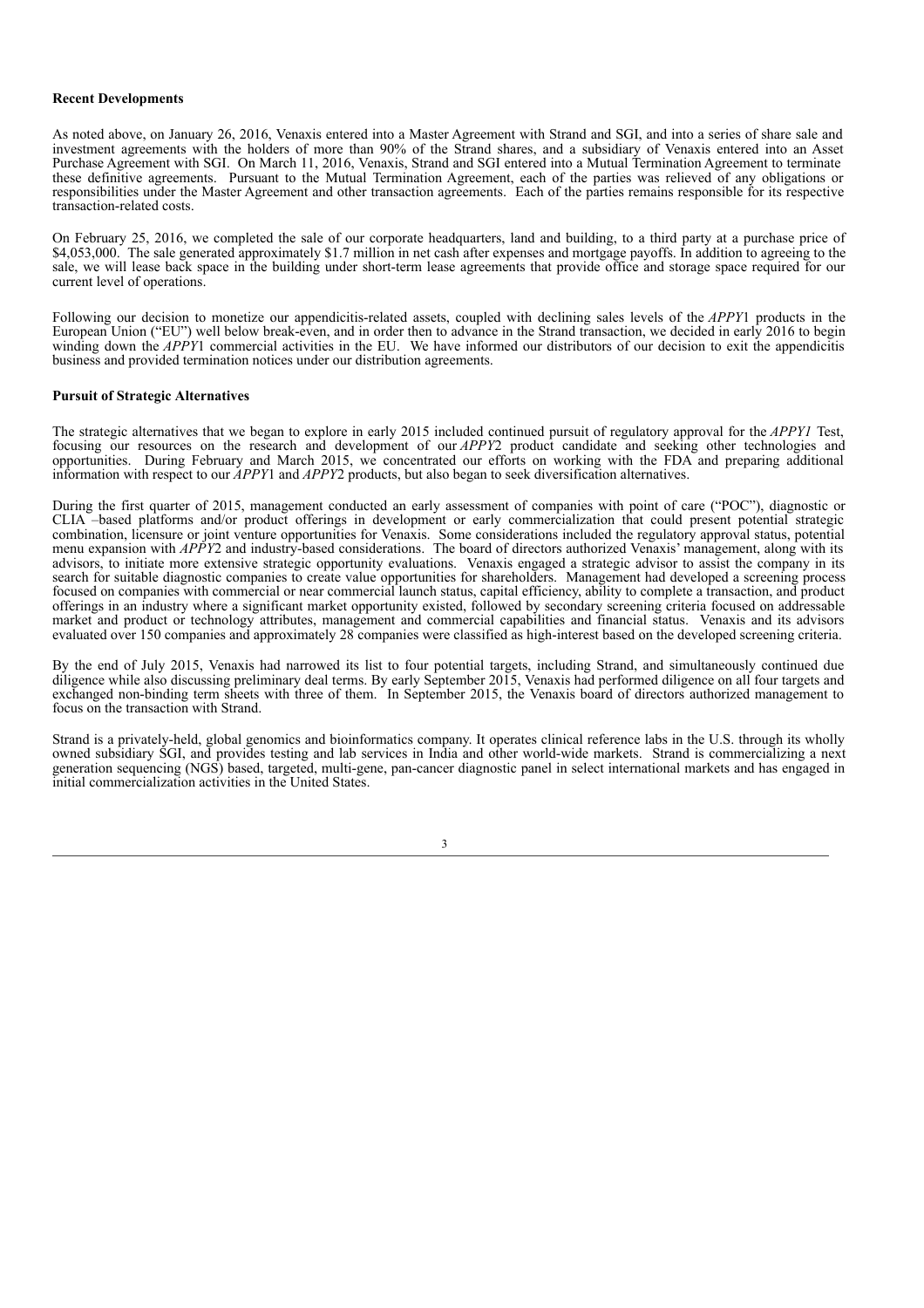**Recent Developments**

As noted above, on January 26, 2016, Venaxis entered into a Master Agreement with Strand and SGI, and into a series of share sale and investment agreements with the holders of more than 90% of the Strand shares, and a subsidiary of Venaxis entered into an Asset Purchase Agreement with SGI. On March 11, 2016, Venaxis, Strand and SGI entered into a Mutual Termination Agreement to terminate these definitive agreements. Pursuant to the Mutual Termination Agreement, each of the parties was relieved of any obligations or responsibilities under the Master Agreement and other transaction agreements. Each of the parties remains responsible for its respective transaction-related costs.

On February 25, 2016, we completed the sale of our corporate headquarters, land and building, to a third party at a purchase price of $4,053,000. The sale generated approximately $1.7 million in net cash after expenses and mortgage payoffs. In addition to agreeing to the sale, we will lease back space in the building under short-term lease agreements that provide office and storage space required for our current level of operations.

Following our decision to monetize our appendicitis-related assets, coupled with declining sales levels of the *APPY*1 products in the European Union ("EU") well below break-even, and in order then to advance in the Strand transaction, we decided in early 2016 to begin winding down the *APPY*1 commercial activities in the EU. We have informed our distributors of our decision to exit the appendicitis business and provided termination notices under our distribution agreements.

**Pursuit of Strategic Alternatives**

The strategic alternatives that we began to explore in early 2015 included continued pursuit of regulatory approval for the *APPY1* Test, focusing our resources on the research and development of our *APPY*2 product candidate and seeking other technologies and opportunities. During February and March 2015, we concentrated our efforts on working with the FDA and preparing additional information with respect to our *APPY*1 and *APPY*2 products, but also began to seek diversification alternatives.

During the first quarter of 2015, management conducted an early assessment of companies with point of care ("POC"), diagnostic or CLIA –based platforms and/or product offerings in development or early commercialization that could present potential strategic combination, licensure or joint venture opportunities for Venaxis. Some considerations included the regulatory approval status, potential menu expansion with *APPY*2 and industry-based considerations. The board of directors authorized Venaxis' management, along with its advisors, to initiate more extensive strategic opportunity evaluations. Venaxis engaged a strategic advisor to assist the company in its search for suitable diagnostic companies to create value opportunities for shareholders. Management had developed a screening process focused on companies with commercial or near commercial launch status, capital efficiency, ability to complete a transaction, and product offerings in an industry where a significant market opportunity existed, followed by secondary screening criteria focused on addressable market and product or technology attributes, management and commercial capabilities and financial status. Venaxis and its advisors evaluated over 150 companies and approximately 28 companies were classified as high-interest based on the developed screening criteria.

By the end of July 2015, Venaxis had narrowed its list to four potential targets, including Strand, and simultaneously continued due diligence while also discussing preliminary deal terms. By early September 2015, Venaxis had performed diligence on all four targets and exchanged non-binding term sheets with three of them. In September 2015, the Venaxis board of directors authorized management to focus on the transaction with Strand.

Strand is a privately-held, global genomics and bioinformatics company. It operates clinical reference labs in the U.S. through its wholly owned subsidiary SGI, and provides testing and lab services in India and other world-wide markets. Strand is commercializing a next generation sequencing (NGS) based, targeted, multi-gene, pan-cancer diagnostic panel in select international markets and has engaged in initial commercialization activities in the United States.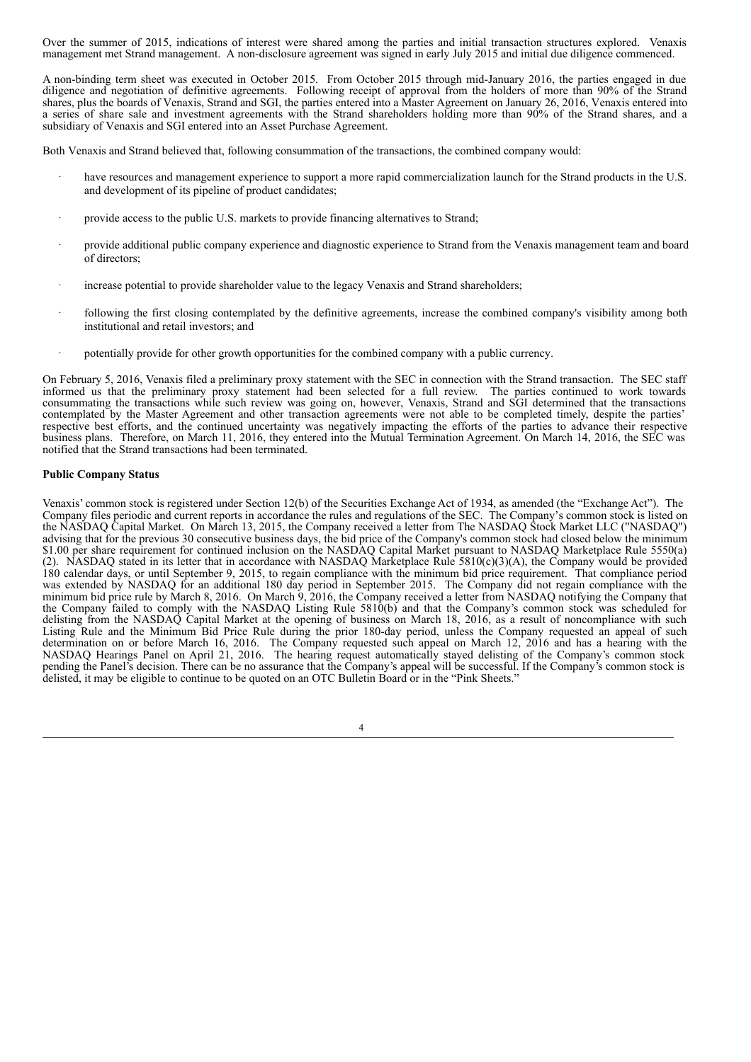Over the summer of 2015, indications of interest were shared among the parties and initial transaction structures explored. Venaxis management met Strand management. A non-disclosure agreement was signed in early July 2015 and initial due diligence commenced.

A non-binding term sheet was executed in October 2015. From October 2015 through mid-January 2016, the parties engaged in due diligence and negotiation of definitive agreements. Following receipt of approval from the holders of more than 90% of the Strand shares, plus the boards of Venaxis, Strand and SGI, the parties entered into a Master Agreement on January 26, 2016, Venaxis entered into a series of share sale and investment agreements with the Strand shareholders holding more than 90% of the Strand shares, and a subsidiary of Venaxis and SGI entered into an Asset Purchase Agreement.

Both Venaxis and Strand believed that, following consummation of the transactions, the combined company would:

- have resources and management experience to support a more rapid commercialization launch for the Strand products in the U.S. and development of its pipeline of product candidates;
- provide access to the public U.S. markets to provide financing alternatives to Strand;
- provide additional public company experience and diagnostic experience to Strand from the Venaxis management team and board of directors;
- increase potential to provide shareholder value to the legacy Venaxis and Strand shareholders;
- following the first closing contemplated by the definitive agreements, increase the combined company's visibility among both institutional and retail investors; and
- potentially provide for other growth opportunities for the combined company with a public currency.

On February 5, 2016, Venaxis filed a preliminary proxy statement with the SEC in connection with the Strand transaction. The SEC staff informed us that the preliminary proxy statement had been selected for a full review. The parties continued to work towards consummating the transactions while such review was going on, however, Venaxis, Strand and SGI determined that the transactions contemplated by the Master Agreement and other transaction agreements were not able to be completed timely, despite the parties' respective best efforts, and the continued uncertainty was negatively impacting the efforts of the parties to advance their respective business plans. Therefore, on March 11, 2016, they entered into the Mutual Termination Agreement. On March 14, 2016, the SEC was notified that the Strand transactions had been terminated.

**Public Company Status**

Venaxis' common stock is registered under Section 12(b) of the Securities Exchange Act of 1934, as amended (the "Exchange Act"). The Company files periodic and current reports in accordance the rules and regulations of the SEC. The Company's common stock is listed on the NASDAQ Capital Market. On March 13, 2015, the Company received a letter from The NASDAQ Stock Market LLC ("NASDAQ") advising that for the previous 30 consecutive business days, the bid price of the Company's common stock had closed below the minimum $1.00 per share requirement for continued inclusion on the NASDAQ Capital Market pursuant to NASDAQ Marketplace Rule 5550(a)(2). NASDAQ stated in its letter that in accordance with NASDAQ Marketplace Rule 5810(c)(3)(A), the Company would be provided 180 calendar days, or until September 9, 2015, to regain compliance with the minimum bid price requirement. That compliance period was extended by NASDAQ for an additional 180 day period in September 2015. The Company did not regain compliance with the minimum bid price rule by March 8, 2016. On March 9, 2016, the Company received a letter from NASDAQ notifying the Company that the Company failed to comply with the NASDAQ Listing Rule 5810(b) and that the Company's common stock was scheduled for delisting from the NASDAQ Capital Market at the opening of business on March 18, 2016, as a result of noncompliance with such Listing Rule and the Minimum Bid Price Rule during the prior 180-day period, unless the Company requested an appeal of such determination on or before March 16, 2016. The Company requested such appeal on March 12, 2016 and has a hearing with the NASDAQ Hearings Panel on April 21, 2016. The hearing request automatically stayed delisting of the Company's common stock pending the Panel's decision. There can be no assurance that the Company's appeal will be successful. If the Company's common stock is delisted, it may be eligible to continue to be quoted on an OTC Bulletin Board or in the "Pink Sheets."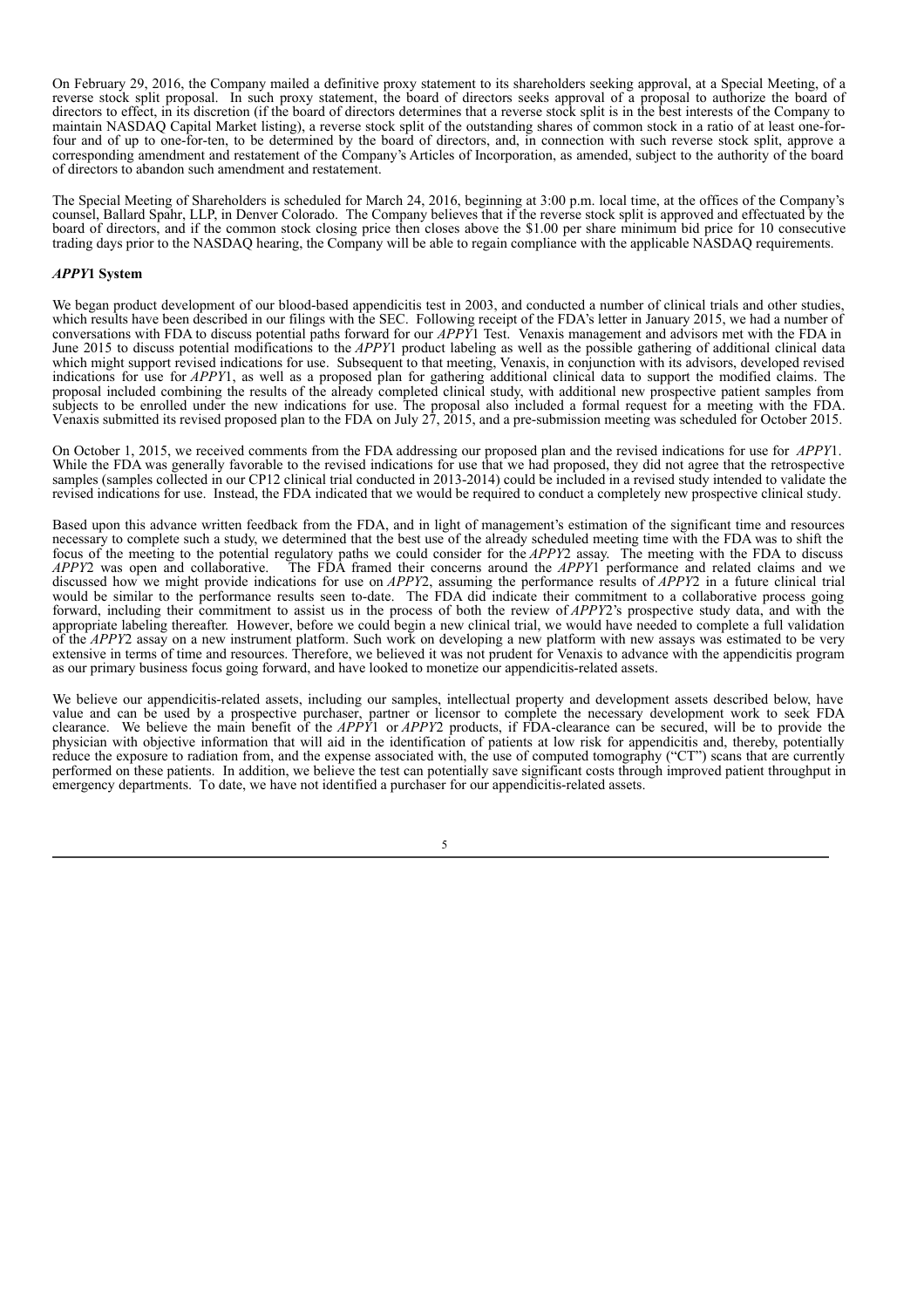On February 29, 2016, the Company mailed a definitive proxy statement to its shareholders seeking approval, at a Special Meeting, of a reverse stock split proposal. In such proxy statement, the board of directors seeks approval of a proposal to authorize the board of directors to effect, in its discretion (if the board of directors determines that a reverse stock split is in the best interests of the Company to maintain NASDAQ Capital Market listing), a reverse stock split of the outstanding shares of common stock in a ratio of at least one-for-four and of up to one-for-ten, to be determined by the board of directors, and, in connection with such reverse stock split, approve a corresponding amendment and restatement of the Company's Articles of Incorporation, as amended, subject to the authority of the board of directors to abandon such amendment and restatement.

The Special Meeting of Shareholders is scheduled for March 24, 2016, beginning at 3:00 p.m. local time, at the offices of the Company's counsel, Ballard Spahr, LLP, in Denver Colorado. The Company believes that if the reverse stock split is approved and effectuated by the board of directors, and if the common stock closing price then closes above the $1.00 per share minimum bid price for 10 consecutive trading days prior to the NASDAQ hearing, the Company will be able to regain compliance with the applicable NASDAQ requirements.

### *APPY*1 System

We began product development of our blood-based appendicitis test in 2003, and conducted a number of clinical trials and other studies, which results have been described in our filings with the SEC. Following receipt of the FDA's letter in January 2015, we had a number of conversations with FDA to discuss potential paths forward for our *APPY*1 Test. Venaxis management and advisors met with the FDA in June 2015 to discuss potential modifications to the *APPY*1 product labeling as well as the possible gathering of additional clinical data which might support revised indications for use. Subsequent to that meeting, Venaxis, in conjunction with its advisors, developed revised indications for use for *APPY*1, as well as a proposed plan for gathering additional clinical data to support the modified claims. The proposal included combining the results of the already completed clinical study, with additional new prospective patient samples from subjects to be enrolled under the new indications for use. The proposal also included a formal request for a meeting with the FDA. Venaxis submitted its revised proposed plan to the FDA on July 27, 2015, and a pre-submission meeting was scheduled for October 2015.

On October 1, 2015, we received comments from the FDA addressing our proposed plan and the revised indications for use for *APPY*1. While the FDA was generally favorable to the revised indications for use that we had proposed, they did not agree that the retrospective samples (samples collected in our CP12 clinical trial conducted in 2013-2014) could be included in a revised study intended to validate the revised indications for use. Instead, the FDA indicated that we would be required to conduct a completely new prospective clinical study.

Based upon this advance written feedback from the FDA, and in light of management's estimation of the significant time and resources necessary to complete such a study, we determined that the best use of the already scheduled meeting time with the FDA was to shift the focus of the meeting to the potential regulatory paths we could consider for the *APPY*2 assay. The meeting with the FDA to discuss *APPY*2 was open and collaborative. The FDA framed their concerns around the *APPY*1 performance and related claims and we discussed how we might provide indications for use on *APPY*2, assuming the performance results of *APPY*2 in a future clinical trial would be similar to the performance results seen to-date. The FDA did indicate their commitment to a collaborative process going forward, including their commitment to assist us in the process of both the review of *APPY*2's prospective study data, and with the appropriate labeling thereafter. However, before we could begin a new clinical trial, we would have needed to complete a full validation of the *APPY*2 assay on a new instrument platform. Such work on developing a new platform with new assays was estimated to be very extensive in terms of time and resources. Therefore, we believed it was not prudent for Venaxis to advance with the appendicitis program as our primary business focus going forward, and have looked to monetize our appendicitis-related assets.

We believe our appendicitis-related assets, including our samples, intellectual property and development assets described below, have value and can be used by a prospective purchaser, partner or licensor to complete the necessary development work to seek FDA clearance. We believe the main benefit of the *APPY*1 or *APPY*2 products, if FDA-clearance can be secured, will be to provide the physician with objective information that will aid in the identification of patients at low risk for appendicitis and, thereby, potentially reduce the exposure to radiation from, and the expense associated with, the use of computed tomography ("CT") scans that are currently performed on these patients. In addition, we believe the test can potentially save significant costs through improved patient throughput in emergency departments. To date, we have not identified a purchaser for our appendicitis-related assets.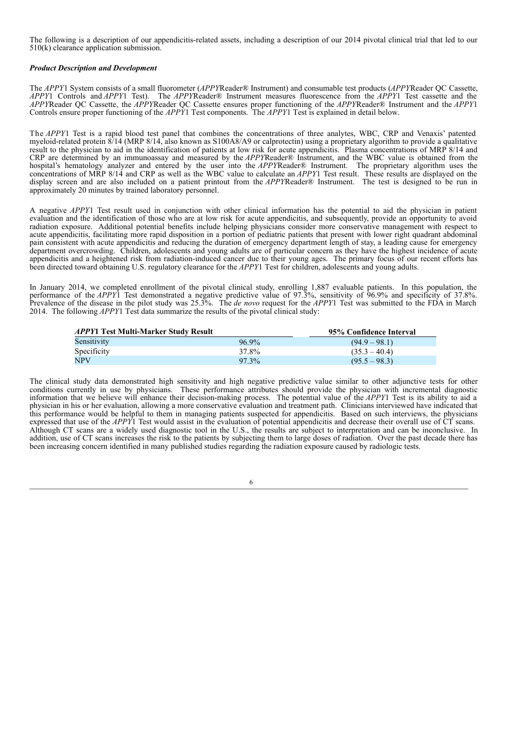The following is a description of our appendicitis-related assets, including a description of our 2014 pivotal clinical trial that led to our 510(k) clearance application submission.

***Product Description and Development***

The *APPY*1 System consists of a small fluorometer (*APPY*Reader® Instrument) and consumable test products (*APPY*Reader QC Cassette, *APPY*1 Controls and *APPY*1 Test). The *APPY*Reader® Instrument measures fluorescence from the *APPY*1 Test cassette and the *APPY*Reader QC Cassette, the *APPY*Reader QC Cassette ensures proper functioning of the *APPY*Reader® Instrument and the *APPY*1 Controls ensure proper functioning of the *APPY*1 Test components. The *APPY*1 Test is explained in detail below.

The *APPY*1 Test is a rapid blood test panel that combines the concentrations of three analytes, WBC, CRP and Venaxis' patented myeloid-related protein 8/14 (MRP 8/14, also known as S100A8/A9 or calprotectin) using a proprietary algorithm to provide a qualitative result to the physician to aid in the identification of patients at low risk for acute appendicitis. Plasma concentrations of MRP 8/14 and CRP are determined by an immunoassay and measured by the *APPY*Reader® Instrument, and the WBC value is obtained from the hospital's hematology analyzer and entered by the user into the *APPY*Reader® Instrument. The proprietary algorithm uses the concentrations of MRP 8/14 and CRP as well as the WBC value to calculate an *APPY*1 Test result. These results are displayed on the display screen and are also included on a patient printout from the *APPY*Reader® Instrument. The test is designed to be run in approximately 20 minutes by trained laboratory personnel.

A negative *APPY*1 Test result used in conjunction with other clinical information has the potential to aid the physician in patient evaluation and the identification of those who are at low risk for acute appendicitis, and subsequently, provide an opportunity to avoid radiation exposure. Additional potential benefits include helping physicians consider more conservative management with respect to acute appendicitis, facilitating more rapid disposition in a portion of pediatric patients that present with lower right quadrant abdominal pain consistent with acute appendicitis and reducing the duration of emergency department length of stay, a leading cause for emergency department overcrowding. Children, adolescents and young adults are of particular concern as they have the highest incidence of acute appendicitis and a heightened risk from radiation-induced cancer due to their young ages. The primary focus of our recent efforts has been directed toward obtaining U.S. regulatory clearance for the *APPY*1 Test for children, adolescents and young adults.

In January 2014, we completed enrollment of the pivotal clinical study, enrolling 1,887 evaluable patients. In this population, the performance of the *APPY*1 Test demonstrated a negative predictive value of 97.3%, sensitivity of 96.9% and specificity of 37.8%. Prevalence of the disease in the pilot study was 25.3%. The *de novo* request for the *APPY*1 Test was submitted to the FDA in March 2014. The following *APPY*1 Test data summarize the results of the pivotal clinical study:

| ***APPY*1 Test Multi-Marker Study Result** | | **95% Confidence Interval** |
|---|---|---|
| Sensitivity | 96.9% | (94.9 – 98.1) |
| Specificity | 37.8% | (35.3 – 40.4) |
| NPV | 97.3% | (95.5 – 98.3) |

The clinical study data demonstrated high sensitivity and high negative predictive value similar to other adjunctive tests for other conditions currently in use by physicians. These performance attributes should provide the physician with incremental diagnostic information that we believe will enhance their decision-making process. The potential value of the *APPY*1 Test is its ability to aid a physician in his or her evaluation, allowing a more conservative evaluation and treatment path. Clinicians interviewed have indicated that this performance would be helpful to them in managing patients suspected for appendicitis. Based on such interviews, the physicians expressed that use of the *APPY*1 Test would assist in the evaluation of potential appendicitis and decrease their overall use of CT scans. Although CT scans are a widely used diagnostic tool in the U.S., the results are subject to interpretation and can be inconclusive. In addition, use of CT scans increases the risk to the patients by subjecting them to large doses of radiation. Over the past decade there has been increasing concern identified in many published studies regarding the radiation exposure caused by radiologic tests.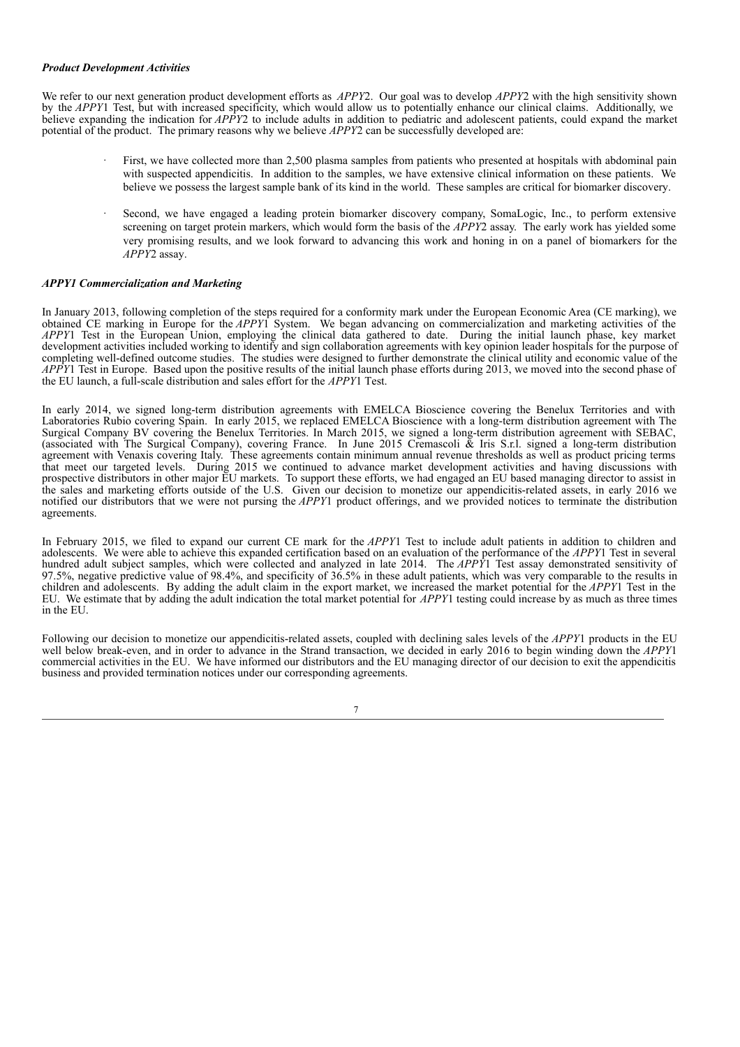### *Product Development Activities*

We refer to our next generation product development efforts as *APPY*2. Our goal was to develop *APPY*2 with the high sensitivity shown by the *APPY*1 Test, but with increased specificity, which would allow us to potentially enhance our clinical claims. Additionally, we believe expanding the indication for *APPY*2 to include adults in addition to pediatric and adolescent patients, could expand the market potential of the product. The primary reasons why we believe *APPY*2 can be successfully developed are:

- First, we have collected more than 2,500 plasma samples from patients who presented at hospitals with abdominal pain with suspected appendicitis. In addition to the samples, we have extensive clinical information on these patients. We believe we possess the largest sample bank of its kind in the world. These samples are critical for biomarker discovery.
- Second, we have engaged a leading protein biomarker discovery company, SomaLogic, Inc., to perform extensive screening on target protein markers, which would form the basis of the *APPY*2 assay. The early work has yielded some very promising results, and we look forward to advancing this work and honing in on a panel of biomarkers for the *APPY*2 assay.

### *APPY1 Commercialization and Marketing*

In January 2013, following completion of the steps required for a conformity mark under the European Economic Area (CE marking), we obtained CE marking in Europe for the *APPY*1 System. We began advancing on commercialization and marketing activities of the *APPY*1 Test in the European Union, employing the clinical data gathered to date. During the initial launch phase, key market development activities included working to identify and sign collaboration agreements with key opinion leader hospitals for the purpose of completing well-defined outcome studies. The studies were designed to further demonstrate the clinical utility and economic value of the *APPY*1 Test in Europe. Based upon the positive results of the initial launch phase efforts during 2013, we moved into the second phase of the EU launch, a full-scale distribution and sales effort for the *APPY*1 Test.

In early 2014, we signed long-term distribution agreements with EMELCA Bioscience covering the Benelux Territories and with Laboratories Rubio covering Spain. In early 2015, we replaced EMELCA Bioscience with a long-term distribution agreement with The Surgical Company BV covering the Benelux Territories. In March 2015, we signed a long-term distribution agreement with SEBAC, (associated with The Surgical Company), covering France. In June 2015 Cremascoli & Iris S.r.l. signed a long-term distribution agreement with Venaxis covering Italy. These agreements contain minimum annual revenue thresholds as well as product pricing terms that meet our targeted levels. During 2015 we continued to advance market development activities and having discussions with prospective distributors in other major EU markets. To support these efforts, we had engaged an EU based managing director to assist in the sales and marketing efforts outside of the U.S. Given our decision to monetize our appendicitis-related assets, in early 2016 we notified our distributors that we were not pursing the *APPY*1 product offerings, and we provided notices to terminate the distribution agreements.

In February 2015, we filed to expand our current CE mark for the *APPY*1 Test to include adult patients in addition to children and adolescents. We were able to achieve this expanded certification based on an evaluation of the performance of the *APPY*1 Test in several hundred adult subject samples, which were collected and analyzed in late 2014. The *APPY*1 Test assay demonstrated sensitivity of 97.5%, negative predictive value of 98.4%, and specificity of 36.5% in these adult patients, which was very comparable to the results in children and adolescents. By adding the adult claim in the export market, we increased the market potential for the *APPY*1 Test in the EU. We estimate that by adding the adult indication the total market potential for *APPY*1 testing could increase by as much as three times in the EU.

Following our decision to monetize our appendicitis-related assets, coupled with declining sales levels of the *APPY*1 products in the EU well below break-even, and in order to advance in the Strand transaction, we decided in early 2016 to begin winding down the *APPY*1 commercial activities in the EU. We have informed our distributors and the EU managing director of our decision to exit the appendicitis business and provided termination notices under our corresponding agreements.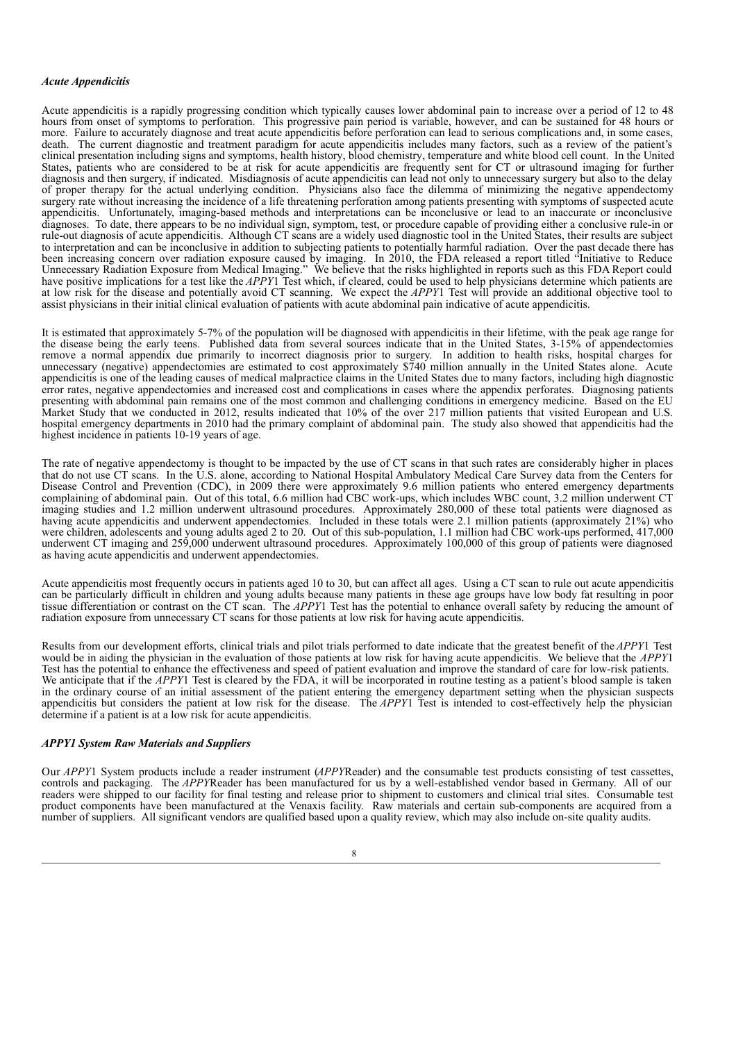### *Acute Appendicitis*

Acute appendicitis is a rapidly progressing condition which typically causes lower abdominal pain to increase over a period of 12 to 48 hours from onset of symptoms to perforation. This progressive pain period is variable, however, and can be sustained for 48 hours or more. Failure to accurately diagnose and treat acute appendicitis before perforation can lead to serious complications and, in some cases, death. The current diagnostic and treatment paradigm for acute appendicitis includes many factors, such as a review of the patient's clinical presentation including signs and symptoms, health history, blood chemistry, temperature and white blood cell count. In the United States, patients who are considered to be at risk for acute appendicitis are frequently sent for CT or ultrasound imaging for further diagnosis and then surgery, if indicated. Misdiagnosis of acute appendicitis can lead not only to unnecessary surgery but also to the delay of proper therapy for the actual underlying condition. Physicians also face the dilemma of minimizing the negative appendectomy surgery rate without increasing the incidence of a life threatening perforation among patients presenting with symptoms of suspected acute appendicitis. Unfortunately, imaging-based methods and interpretations can be inconclusive or lead to an inaccurate or inconclusive diagnoses. To date, there appears to be no individual sign, symptom, test, or procedure capable of providing either a conclusive rule-in or rule-out diagnosis of acute appendicitis. Although CT scans are a widely used diagnostic tool in the United States, their results are subject to interpretation and can be inconclusive in addition to subjecting patients to potentially harmful radiation. Over the past decade there has been increasing concern over radiation exposure caused by imaging. In 2010, the FDA released a report titled "Initiative to Reduce Unnecessary Radiation Exposure from Medical Imaging." We believe that the risks highlighted in reports such as this FDA Report could have positive implications for a test like the *APPY*1 Test which, if cleared, could be used to help physicians determine which patients are at low risk for the disease and potentially avoid CT scanning. We expect the *APPY*1 Test will provide an additional objective tool to assist physicians in their initial clinical evaluation of patients with acute abdominal pain indicative of acute appendicitis.

It is estimated that approximately 5-7% of the population will be diagnosed with appendicitis in their lifetime, with the peak age range for the disease being the early teens. Published data from several sources indicate that in the United States, 3-15% of appendectomies remove a normal appendix due primarily to incorrect diagnosis prior to surgery. In addition to health risks, hospital charges for unnecessary (negative) appendectomies are estimated to cost approximately $740 million annually in the United States alone. Acute appendicitis is one of the leading causes of medical malpractice claims in the United States due to many factors, including high diagnostic error rates, negative appendectomies and increased cost and complications in cases where the appendix perforates. Diagnosing patients presenting with abdominal pain remains one of the most common and challenging conditions in emergency medicine. Based on the EU Market Study that we conducted in 2012, results indicated that 10% of the over 217 million patients that visited European and U.S. hospital emergency departments in 2010 had the primary complaint of abdominal pain. The study also showed that appendicitis had the highest incidence in patients 10-19 years of age.

The rate of negative appendectomy is thought to be impacted by the use of CT scans in that such rates are considerably higher in places that do not use CT scans. In the U.S. alone, according to National Hospital Ambulatory Medical Care Survey data from the Centers for Disease Control and Prevention (CDC), in 2009 there were approximately 9.6 million patients who entered emergency departments complaining of abdominal pain. Out of this total, 6.6 million had CBC work-ups, which includes WBC count, 3.2 million underwent CT imaging studies and 1.2 million underwent ultrasound procedures. Approximately 280,000 of these total patients were diagnosed as having acute appendicitis and underwent appendectomies. Included in these totals were 2.1 million patients (approximately 21%) who were children, adolescents and young adults aged 2 to 20. Out of this sub-population, 1.1 million had CBC work-ups performed, 417,000 underwent CT imaging and 259,000 underwent ultrasound procedures. Approximately 100,000 of this group of patients were diagnosed as having acute appendicitis and underwent appendectomies.

Acute appendicitis most frequently occurs in patients aged 10 to 30, but can affect all ages. Using a CT scan to rule out acute appendicitis can be particularly difficult in children and young adults because many patients in these age groups have low body fat resulting in poor tissue differentiation or contrast on the CT scan. The *APPY*1 Test has the potential to enhance overall safety by reducing the amount of radiation exposure from unnecessary CT scans for those patients at low risk for having acute appendicitis.

Results from our development efforts, clinical trials and pilot trials performed to date indicate that the greatest benefit of the *APPY*1 Test would be in aiding the physician in the evaluation of those patients at low risk for having acute appendicitis. We believe that the *APPY*1 Test has the potential to enhance the effectiveness and speed of patient evaluation and improve the standard of care for low-risk patients. We anticipate that if the *APPY*1 Test is cleared by the FDA, it will be incorporated in routine testing as a patient's blood sample is taken in the ordinary course of an initial assessment of the patient entering the emergency department setting when the physician suspects appendicitis but considers the patient at low risk for the disease. The *APPY*1 Test is intended to cost-effectively help the physician determine if a patient is at a low risk for acute appendicitis.

### *APPY1 System Raw Materials and Suppliers*

Our *APPY*1 System products include a reader instrument (*APPY*Reader) and the consumable test products consisting of test cassettes, controls and packaging. The *APPY*Reader has been manufactured for us by a well-established vendor based in Germany. All of our readers were shipped to our facility for final testing and release prior to shipment to customers and clinical trial sites. Consumable test product components have been manufactured at the Venaxis facility. Raw materials and certain sub-components are acquired from a number of suppliers. All significant vendors are qualified based upon a quality review, which may also include on-site quality audits.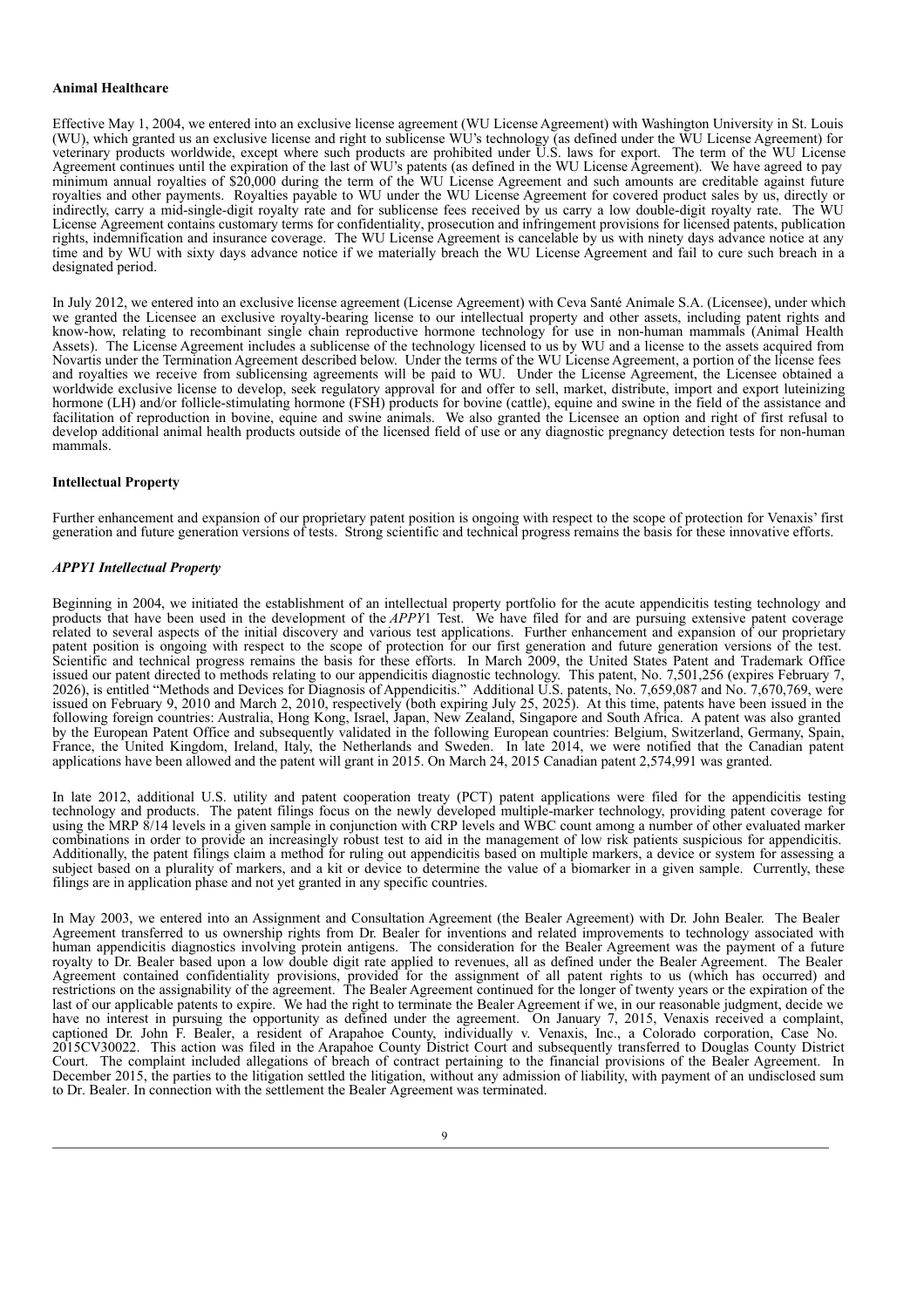**Animal Healthcare**

Effective May 1, 2004, we entered into an exclusive license agreement (WU License Agreement) with Washington University in St. Louis (WU), which granted us an exclusive license and right to sublicense WU's technology (as defined under the WU License Agreement) for veterinary products worldwide, except where such products are prohibited under U.S. laws for export. The term of the WU License Agreement continues until the expiration of the last of WU's patents (as defined in the WU License Agreement). We have agreed to pay minimum annual royalties of $20,000 during the term of the WU License Agreement and such amounts are creditable against future royalties and other payments. Royalties payable to WU under the WU License Agreement for covered product sales by us, directly or indirectly, carry a mid-single-digit royalty rate and for sublicense fees received by us carry a low double-digit royalty rate. The WU License Agreement contains customary terms for confidentiality, prosecution and infringement provisions for licensed patents, publication rights, indemnification and insurance coverage. The WU License Agreement is cancelable by us with ninety days advance notice at any time and by WU with sixty days advance notice if we materially breach the WU License Agreement and fail to cure such breach in a designated period.

In July 2012, we entered into an exclusive license agreement (License Agreement) with Ceva Santé Animale S.A. (Licensee), under which we granted the Licensee an exclusive royalty-bearing license to our intellectual property and other assets, including patent rights and know-how, relating to recombinant single chain reproductive hormone technology for use in non-human mammals (Animal Health Assets). The License Agreement includes a sublicense of the technology licensed to us by WU and a license to the assets acquired from Novartis under the Termination Agreement described below. Under the terms of the WU License Agreement, a portion of the license fees and royalties we receive from sublicensing agreements will be paid to WU. Under the License Agreement, the Licensee obtained a worldwide exclusive license to develop, seek regulatory approval for and offer to sell, market, distribute, import and export luteinizing hormone (LH) and/or follicle-stimulating hormone (FSH) products for bovine (cattle), equine and swine in the field of the assistance and facilitation of reproduction in bovine, equine and swine animals. We also granted the Licensee an option and right of first refusal to develop additional animal health products outside of the licensed field of use or any diagnostic pregnancy detection tests for non-human mammals.

**Intellectual Property**

Further enhancement and expansion of our proprietary patent position is ongoing with respect to the scope of protection for Venaxis' first generation and future generation versions of tests. Strong scientific and technical progress remains the basis for these innovative efforts.

***APPY1 Intellectual Property***

Beginning in 2004, we initiated the establishment of an intellectual property portfolio for the acute appendicitis testing technology and products that have been used in the development of the *APPY*1 Test. We have filed for and are pursuing extensive patent coverage related to several aspects of the initial discovery and various test applications. Further enhancement and expansion of our proprietary patent position is ongoing with respect to the scope of protection for our first generation and future generation versions of the test. Scientific and technical progress remains the basis for these efforts. In March 2009, the United States Patent and Trademark Office issued our patent directed to methods relating to our appendicitis diagnostic technology. This patent, No. 7,501,256 (expires February 7, 2026), is entitled "Methods and Devices for Diagnosis of Appendicitis." Additional U.S. patents, No. 7,659,087 and No. 7,670,769, were issued on February 9, 2010 and March 2, 2010, respectively (both expiring July 25, 2025). At this time, patents have been issued in the following foreign countries: Australia, Hong Kong, Israel, Japan, New Zealand, Singapore and South Africa. A patent was also granted by the European Patent Office and subsequently validated in the following European countries: Belgium, Switzerland, Germany, Spain, France, the United Kingdom, Ireland, Italy, the Netherlands and Sweden. In late 2014, we were notified that the Canadian patent applications have been allowed and the patent will grant in 2015. On March 24, 2015 Canadian patent 2,574,991 was granted.

In late 2012, additional U.S. utility and patent cooperation treaty (PCT) patent applications were filed for the appendicitis testing technology and products. The patent filings focus on the newly developed multiple-marker technology, providing patent coverage for using the MRP 8/14 levels in a given sample in conjunction with CRP levels and WBC count among a number of other evaluated marker combinations in order to provide an increasingly robust test to aid in the management of low risk patients suspicious for appendicitis. Additionally, the patent filings claim a method for ruling out appendicitis based on multiple markers, a device or system for assessing a subject based on a plurality of markers, and a kit or device to determine the value of a biomarker in a given sample. Currently, these filings are in application phase and not yet granted in any specific countries.

In May 2003, we entered into an Assignment and Consultation Agreement (the Bealer Agreement) with Dr. John Bealer. The Bealer Agreement transferred to us ownership rights from Dr. Bealer for inventions and related improvements to technology associated with human appendicitis diagnostics involving protein antigens. The consideration for the Bealer Agreement was the payment of a future royalty to Dr. Bealer based upon a low double digit rate applied to revenues, all as defined under the Bealer Agreement. The Bealer Agreement contained confidentiality provisions, provided for the assignment of all patent rights to us (which has occurred) and restrictions on the assignability of the agreement. The Bealer Agreement continued for the longer of twenty years or the expiration of the last of our applicable patents to expire. We had the right to terminate the Bealer Agreement if we, in our reasonable judgment, decide we have no interest in pursuing the opportunity as defined under the agreement. On January 7, 2015, Venaxis received a complaint, captioned Dr. John F. Bealer, a resident of Arapahoe County, individually v. Venaxis, Inc., a Colorado corporation, Case No. 2015CV30022. This action was filed in the Arapahoe County District Court and subsequently transferred to Douglas County District Court. The complaint included allegations of breach of contract pertaining to the financial provisions of the Bealer Agreement. In December 2015, the parties to the litigation settled the litigation, without any admission of liability, with payment of an undisclosed sum to Dr. Bealer. In connection with the settlement the Bealer Agreement was terminated.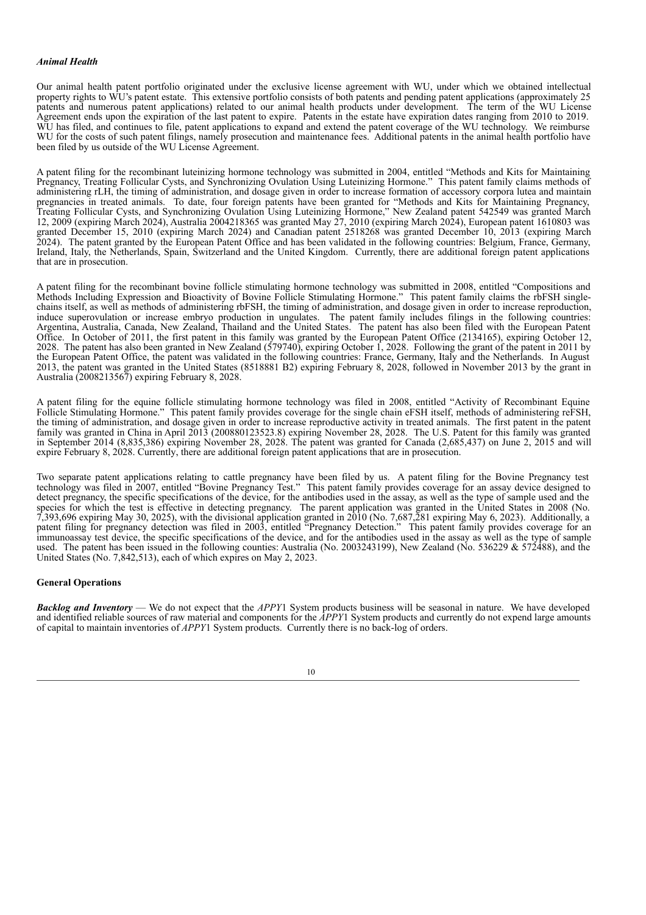*Animal Health*

Our animal health patent portfolio originated under the exclusive license agreement with WU, under which we obtained intellectual property rights to WU's patent estate. This extensive portfolio consists of both patents and pending patent applications (approximately 25 patents and numerous patent applications) related to our animal health products under development. The term of the WU License Agreement ends upon the expiration of the last patent to expire. Patents in the estate have expiration dates ranging from 2010 to 2019. WU has filed, and continues to file, patent applications to expand and extend the patent coverage of the WU technology. We reimburse WU for the costs of such patent filings, namely prosecution and maintenance fees. Additional patents in the animal health portfolio have been filed by us outside of the WU License Agreement.

A patent filing for the recombinant luteinizing hormone technology was submitted in 2004, entitled "Methods and Kits for Maintaining Pregnancy, Treating Follicular Cysts, and Synchronizing Ovulation Using Luteinizing Hormone." This patent family claims methods of administering rLH, the timing of administration, and dosage given in order to increase formation of accessory corpora lutea and maintain pregnancies in treated animals. To date, four foreign patents have been granted for "Methods and Kits for Maintaining Pregnancy, Treating Follicular Cysts, and Synchronizing Ovulation Using Luteinizing Hormone," New Zealand patent 542549 was granted March 12, 2009 (expiring March 2024), Australia 2004218365 was granted May 27, 2010 (expiring March 2024), European patent 1610803 was granted December 15, 2010 (expiring March 2024) and Canadian patent 2518268 was granted December 10, 2013 (expiring March 2024). The patent granted by the European Patent Office and has been validated in the following countries: Belgium, France, Germany, Ireland, Italy, the Netherlands, Spain, Switzerland and the United Kingdom. Currently, there are additional foreign patent applications that are in prosecution.

A patent filing for the recombinant bovine follicle stimulating hormone technology was submitted in 2008, entitled "Compositions and Methods Including Expression and Bioactivity of Bovine Follicle Stimulating Hormone." This patent family claims the rbFSH single-chains itself, as well as methods of administering rbFSH, the timing of administration, and dosage given in order to increase reproduction, induce superovulation or increase embryo production in ungulates. The patent family includes filings in the following countries: Argentina, Australia, Canada, New Zealand, Thailand and the United States. The patent has also been filed with the European Patent Office. In October of 2011, the first patent in this family was granted by the European Patent Office (2134165), expiring October 12, 2028. The patent has also been granted in New Zealand (579740), expiring October 1, 2028. Following the grant of the patent in 2011 by the European Patent Office, the patent was validated in the following countries: France, Germany, Italy and the Netherlands. In August 2013, the patent was granted in the United States (8518881 B2) expiring February 8, 2028, followed in November 2013 by the grant in Australia (2008213567) expiring February 8, 2028.

A patent filing for the equine follicle stimulating hormone technology was filed in 2008, entitled "Activity of Recombinant Equine Follicle Stimulating Hormone." This patent family provides coverage for the single chain eFSH itself, methods of administering reFSH, the timing of administration, and dosage given in order to increase reproductive activity in treated animals. The first patent in the patent family was granted in China in April 2013 (200880123523.8) expiring November 28, 2028. The U.S. Patent for this family was granted in September 2014 (8,835,386) expiring November 28, 2028. The patent was granted for Canada (2,685,437) on June 2, 2015 and will expire February 8, 2028. Currently, there are additional foreign patent applications that are in prosecution.

Two separate patent applications relating to cattle pregnancy have been filed by us. A patent filing for the Bovine Pregnancy test technology was filed in 2007, entitled "Bovine Pregnancy Test." This patent family provides coverage for an assay device designed to detect pregnancy, the specific specifications of the device, for the antibodies used in the assay, as well as the type of sample used and the species for which the test is effective in detecting pregnancy. The parent application was granted in the United States in 2008 (No. 7,393,696 expiring May 30, 2025), with the divisional application granted in 2010 (No. 7,687,281 expiring May 6, 2023). Additionally, a patent filing for pregnancy detection was filed in 2003, entitled "Pregnancy Detection." This patent family provides coverage for an immunoassay test device, the specific specifications of the device, and for the antibodies used in the assay as well as the type of sample used. The patent has been issued in the following counties: Australia (No. 2003243199), New Zealand (No. 536229 & 572488), and the United States (No. 7,842,513), each of which expires on May 2, 2023.

**General Operations**

***Backlog and Inventory*** — We do not expect that the *APPY*1 System products business will be seasonal in nature. We have developed and identified reliable sources of raw material and components for the *APPY*1 System products and currently do not expend large amounts of capital to maintain inventories of *APPY*1 System products. Currently there is no back-log of orders.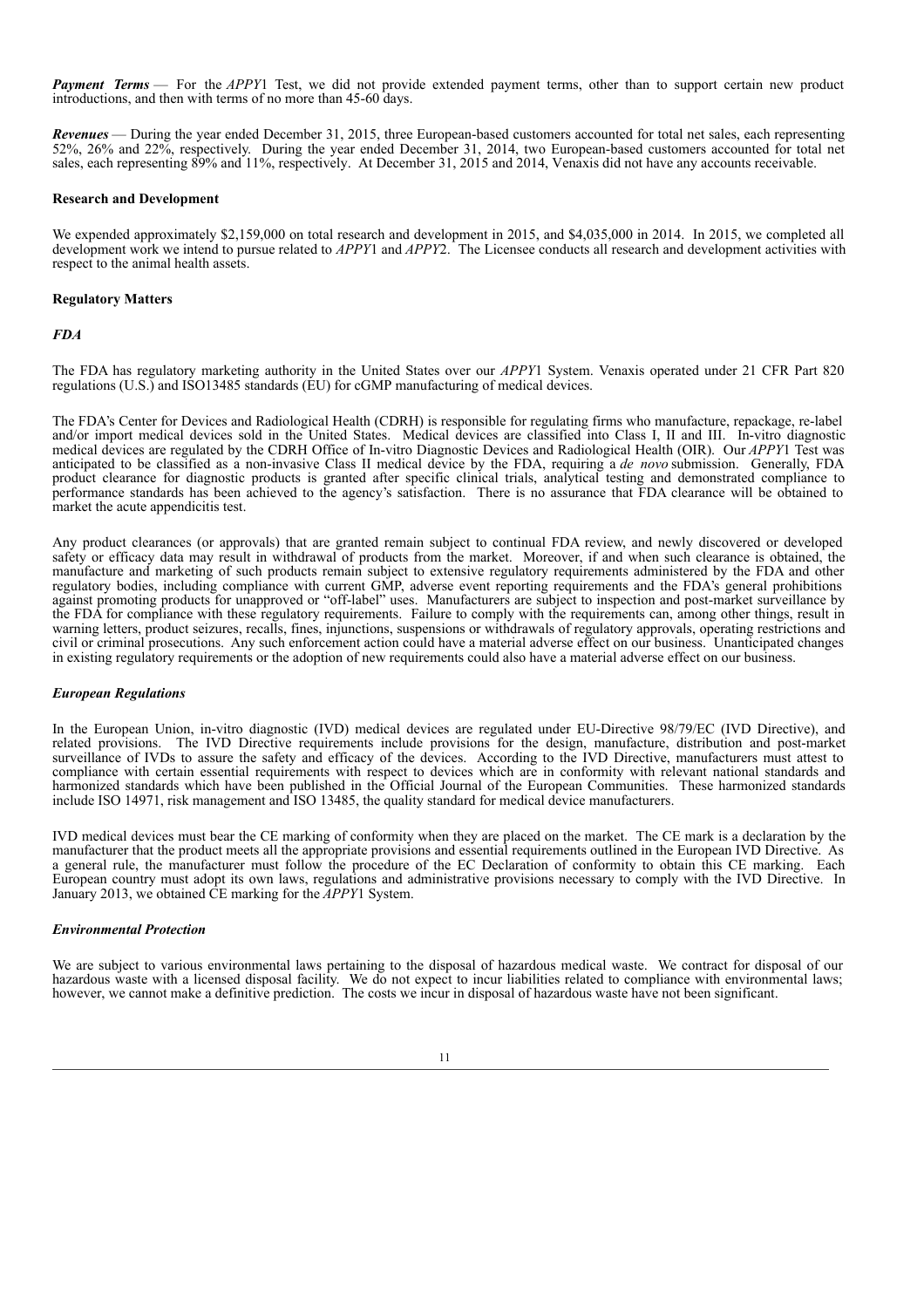***Payment Terms*** — For the *APPY*1 Test, we did not provide extended payment terms, other than to support certain new product introductions, and then with terms of no more than 45-60 days.

***Revenues*** — During the year ended December 31, 2015, three European-based customers accounted for total net sales, each representing 52%, 26% and 22%, respectively. During the year ended December 31, 2014, two European-based customers accounted for total net sales, each representing 89% and 11%, respectively. At December 31, 2015 and 2014, Venaxis did not have any accounts receivable.

**Research and Development**

We expended approximately $2,159,000 on total research and development in 2015, and $4,035,000 in 2014. In 2015, we completed all development work we intend to pursue related to *APPY*1 and *APPY*2. The Licensee conducts all research and development activities with respect to the animal health assets.

**Regulatory Matters**

***FDA***

The FDA has regulatory marketing authority in the United States over our *APPY*1 System. Venaxis operated under 21 CFR Part 820 regulations (U.S.) and ISO13485 standards (EU) for cGMP manufacturing of medical devices.

The FDA's Center for Devices and Radiological Health (CDRH) is responsible for regulating firms who manufacture, repackage, re-label and/or import medical devices sold in the United States. Medical devices are classified into Class I, II and III. In-vitro diagnostic medical devices are regulated by the CDRH Office of In-vitro Diagnostic Devices and Radiological Health (OIR). Our *APPY*1 Test was anticipated to be classified as a non-invasive Class II medical device by the FDA, requiring a *de novo* submission. Generally, FDA product clearance for diagnostic products is granted after specific clinical trials, analytical testing and demonstrated compliance to performance standards has been achieved to the agency's satisfaction. There is no assurance that FDA clearance will be obtained to market the acute appendicitis test.

Any product clearances (or approvals) that are granted remain subject to continual FDA review, and newly discovered or developed safety or efficacy data may result in withdrawal of products from the market. Moreover, if and when such clearance is obtained, the manufacture and marketing of such products remain subject to extensive regulatory requirements administered by the FDA and other regulatory bodies, including compliance with current GMP, adverse event reporting requirements and the FDA's general prohibitions against promoting products for unapproved or "off-label" uses. Manufacturers are subject to inspection and post-market surveillance by the FDA for compliance with these regulatory requirements. Failure to comply with the requirements can, among other things, result in warning letters, product seizures, recalls, fines, injunctions, suspensions or withdrawals of regulatory approvals, operating restrictions and civil or criminal prosecutions. Any such enforcement action could have a material adverse effect on our business. Unanticipated changes in existing regulatory requirements or the adoption of new requirements could also have a material adverse effect on our business.

***European Regulations***

In the European Union, in-vitro diagnostic (IVD) medical devices are regulated under EU-Directive 98/79/EC (IVD Directive), and related provisions. The IVD Directive requirements include provisions for the design, manufacture, distribution and post-market surveillance of IVDs to assure the safety and efficacy of the devices. According to the IVD Directive, manufacturers must attest to compliance with certain essential requirements with respect to devices which are in conformity with relevant national standards and harmonized standards which have been published in the Official Journal of the European Communities. These harmonized standards include ISO 14971, risk management and ISO 13485, the quality standard for medical device manufacturers.

IVD medical devices must bear the CE marking of conformity when they are placed on the market. The CE mark is a declaration by the manufacturer that the product meets all the appropriate provisions and essential requirements outlined in the European IVD Directive. As a general rule, the manufacturer must follow the procedure of the EC Declaration of conformity to obtain this CE marking. Each European country must adopt its own laws, regulations and administrative provisions necessary to comply with the IVD Directive. In January 2013, we obtained CE marking for the *APPY*1 System.

***Environmental Protection***

We are subject to various environmental laws pertaining to the disposal of hazardous medical waste. We contract for disposal of our hazardous waste with a licensed disposal facility. We do not expect to incur liabilities related to compliance with environmental laws; however, we cannot make a definitive prediction. The costs we incur in disposal of hazardous waste have not been significant.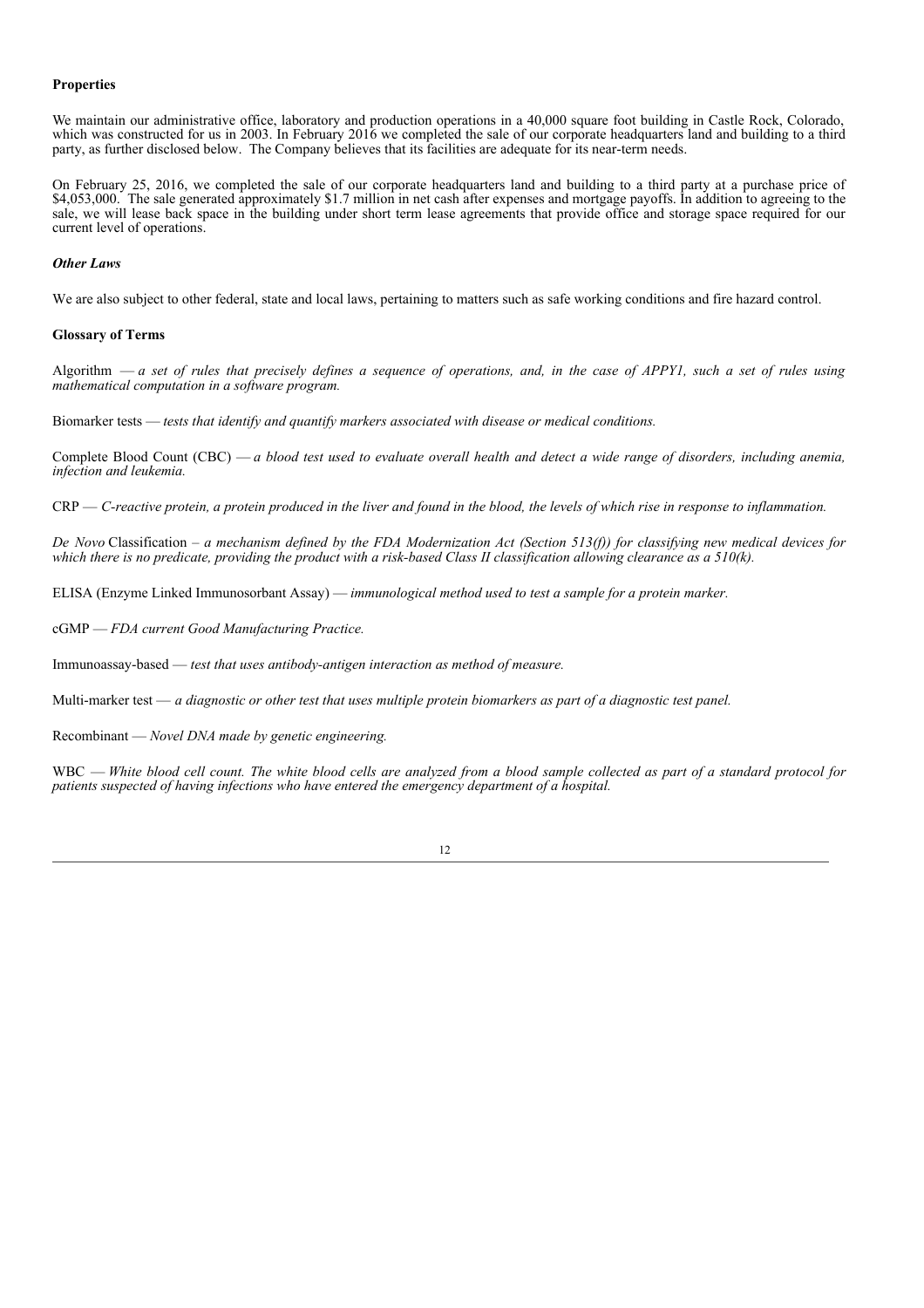**Properties**

We maintain our administrative office, laboratory and production operations in a 40,000 square foot building in Castle Rock, Colorado, which was constructed for us in 2003. In February 2016 we completed the sale of our corporate headquarters land and building to a third party, as further disclosed below. The Company believes that its facilities are adequate for its near-term needs.

On February 25, 2016, we completed the sale of our corporate headquarters land and building to a third party at a purchase price of $4,053,000. The sale generated approximately $1.7 million in net cash after expenses and mortgage payoffs. In addition to agreeing to the sale, we will lease back space in the building under short term lease agreements that provide office and storage space required for our current level of operations.

***Other Laws***

We are also subject to other federal, state and local laws, pertaining to matters such as safe working conditions and fire hazard control.

**Glossary of Terms**

Algorithm — *a set of rules that precisely defines a sequence of operations, and, in the case of APPY1, such a set of rules using mathematical computation in a software program.*

Biomarker tests — *tests that identify and quantify markers associated with disease or medical conditions.*

Complete Blood Count (CBC) — *a blood test used to evaluate overall health and detect a wide range of disorders, including anemia, infection and leukemia.*

CRP — *C-reactive protein, a protein produced in the liver and found in the blood, the levels of which rise in response to inflammation.*

*De Novo* Classification – *a mechanism defined by the FDA Modernization Act (Section 513(f)) for classifying new medical devices for which there is no predicate, providing the product with a risk-based Class II classification allowing clearance as a 510(k).*

ELISA (Enzyme Linked Immunosorbant Assay) — *immunological method used to test a sample for a protein marker.*

cGMP — *FDA current Good Manufacturing Practice.*

Immunoassay-based — *test that uses antibody-antigen interaction as method of measure.*

Multi-marker test — *a diagnostic or other test that uses multiple protein biomarkers as part of a diagnostic test panel.*

Recombinant — *Novel DNA made by genetic engineering.*

WBC — *White blood cell count. The white blood cells are analyzed from a blood sample collected as part of a standard protocol for patients suspected of having infections who have entered the emergency department of a hospital.*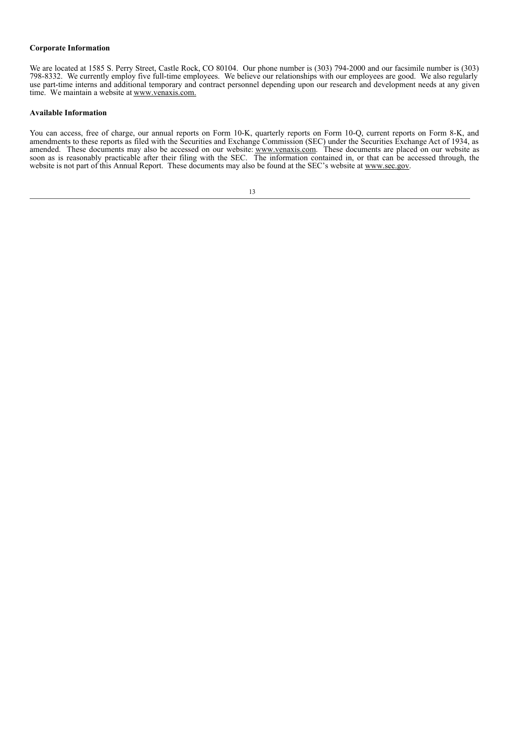**Corporate Information**

We are located at 1585 S. Perry Street, Castle Rock, CO 80104. Our phone number is (303) 794-2000 and our facsimile number is (303) 798-8332. We currently employ five full-time employees. We believe our relationships with our employees are good. We also regularly use part-time interns and additional temporary and contract personnel depending upon our research and development needs at any given time. We maintain a website at www.venaxis.com.

**Available Information**

You can access, free of charge, our annual reports on Form 10-K, quarterly reports on Form 10-Q, current reports on Form 8-K, and amendments to these reports as filed with the Securities and Exchange Commission (SEC) under the Securities Exchange Act of 1934, as amended. These documents may also be accessed on our website: www.venaxis.com. These documents are placed on our website as soon as is reasonably practicable after their filing with the SEC. The information contained in, or that can be accessed through, the website is not part of this Annual Report. These documents may also be found at the SEC's website at www.sec.gov.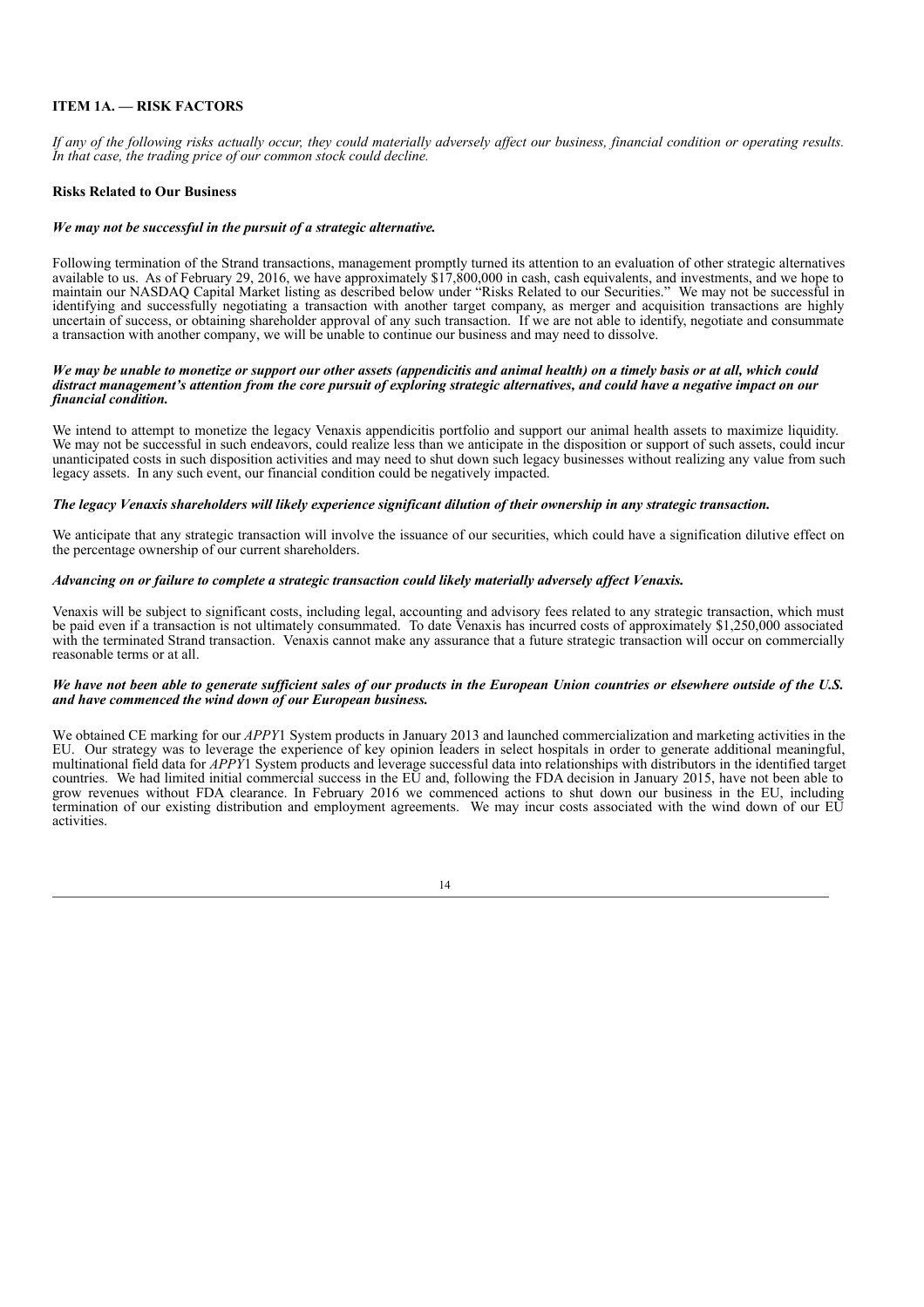## ITEM 1A. — RISK FACTORS

*If any of the following risks actually occur, they could materially adversely affect our business, financial condition or operating results. In that case, the trading price of our common stock could decline.*

### Risks Related to Our Business

***We may not be successful in the pursuit of a strategic alternative.***

Following termination of the Strand transactions, management promptly turned its attention to an evaluation of other strategic alternatives available to us. As of February 29, 2016, we have approximately $17,800,000 in cash, cash equivalents, and investments, and we hope to maintain our NASDAQ Capital Market listing as described below under "Risks Related to our Securities." We may not be successful in identifying and successfully negotiating a transaction with another target company, as merger and acquisition transactions are highly uncertain of success, or obtaining shareholder approval of any such transaction. If we are not able to identify, negotiate and consummate a transaction with another company, we will be unable to continue our business and may need to dissolve.

***We may be unable to monetize or support our other assets (appendicitis and animal health) on a timely basis or at all, which could distract management's attention from the core pursuit of exploring strategic alternatives, and could have a negative impact on our financial condition.***

We intend to attempt to monetize the legacy Venaxis appendicitis portfolio and support our animal health assets to maximize liquidity. We may not be successful in such endeavors, could realize less than we anticipate in the disposition or support of such assets, could incur unanticipated costs in such disposition activities and may need to shut down such legacy businesses without realizing any value from such legacy assets. In any such event, our financial condition could be negatively impacted.

***The legacy Venaxis shareholders will likely experience significant dilution of their ownership in any strategic transaction.***

We anticipate that any strategic transaction will involve the issuance of our securities, which could have a signification dilutive effect on the percentage ownership of our current shareholders.

***Advancing on or failure to complete a strategic transaction could likely materially adversely affect Venaxis.***

Venaxis will be subject to significant costs, including legal, accounting and advisory fees related to any strategic transaction, which must be paid even if a transaction is not ultimately consummated. To date Venaxis has incurred costs of approximately $1,250,000 associated with the terminated Strand transaction. Venaxis cannot make any assurance that a future strategic transaction will occur on commercially reasonable terms or at all.

***We have not been able to generate sufficient sales of our products in the European Union countries or elsewhere outside of the U.S. and have commenced the wind down of our European business.***

We obtained CE marking for our *APPY*1 System products in January 2013 and launched commercialization and marketing activities in the EU. Our strategy was to leverage the experience of key opinion leaders in select hospitals in order to generate additional meaningful, multinational field data for *APPY*1 System products and leverage successful data into relationships with distributors in the identified target countries. We had limited initial commercial success in the EU and, following the FDA decision in January 2015, have not been able to grow revenues without FDA clearance. In February 2016 we commenced actions to shut down our business in the EU, including termination of our existing distribution and employment agreements. We may incur costs associated with the wind down of our EU activities.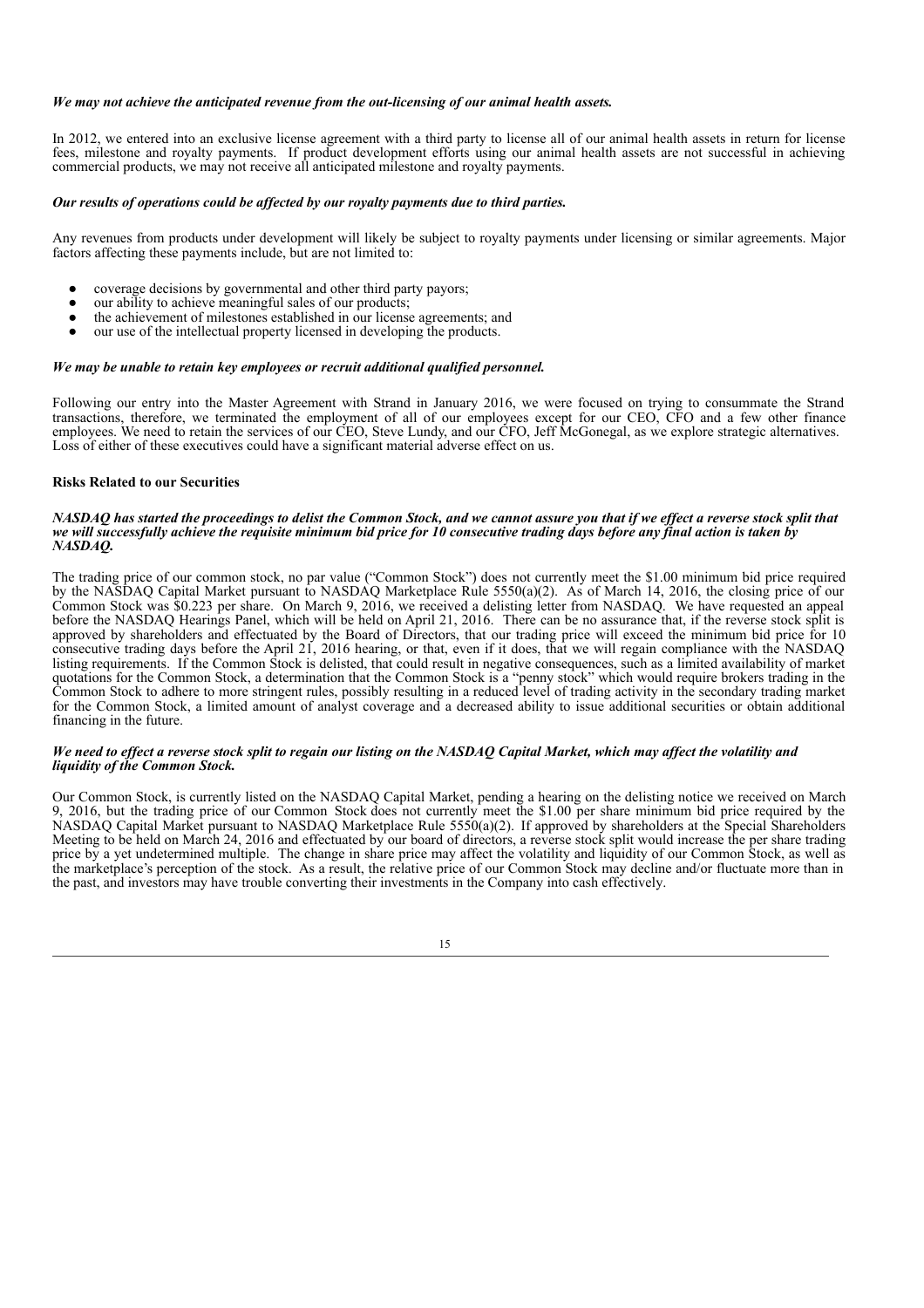***We may not achieve the anticipated revenue from the out-licensing of our animal health assets.***

In 2012, we entered into an exclusive license agreement with a third party to license all of our animal health assets in return for license fees, milestone and royalty payments. If product development efforts using our animal health assets are not successful in achieving commercial products, we may not receive all anticipated milestone and royalty payments.

***Our results of operations could be affected by our royalty payments due to third parties.***

Any revenues from products under development will likely be subject to royalty payments under licensing or similar agreements. Major factors affecting these payments include, but are not limited to:

- coverage decisions by governmental and other third party payors;
- our ability to achieve meaningful sales of our products;
- the achievement of milestones established in our license agreements; and
- our use of the intellectual property licensed in developing the products.

***We may be unable to retain key employees or recruit additional qualified personnel.***

Following our entry into the Master Agreement with Strand in January 2016, we were focused on trying to consummate the Strand transactions, therefore, we terminated the employment of all of our employees except for our CEO, CFO and a few other finance employees. We need to retain the services of our CEO, Steve Lundy, and our CFO, Jeff McGonegal, as we explore strategic alternatives. Loss of either of these executives could have a significant material adverse effect on us.

**Risks Related to our Securities**

***NASDAQ has started the proceedings to delist the Common Stock, and we cannot assure you that if we effect a reverse stock split that we will successfully achieve the requisite minimum bid price for 10 consecutive trading days before any final action is taken by NASDAQ.***

The trading price of our common stock, no par value ("Common Stock") does not currently meet the $1.00 minimum bid price required by the NASDAQ Capital Market pursuant to NASDAQ Marketplace Rule 5550(a)(2). As of March 14, 2016, the closing price of our Common Stock was $0.223 per share. On March 9, 2016, we received a delisting letter from NASDAQ. We have requested an appeal before the NASDAQ Hearings Panel, which will be held on April 21, 2016. There can be no assurance that, if the reverse stock split is approved by shareholders and effectuated by the Board of Directors, that our trading price will exceed the minimum bid price for 10 consecutive trading days before the April 21, 2016 hearing, or that, even if it does, that we will regain compliance with the NASDAQ listing requirements. If the Common Stock is delisted, that could result in negative consequences, such as a limited availability of market quotations for the Common Stock, a determination that the Common Stock is a "penny stock" which would require brokers trading in the Common Stock to adhere to more stringent rules, possibly resulting in a reduced level of trading activity in the secondary trading market for the Common Stock, a limited amount of analyst coverage and a decreased ability to issue additional securities or obtain additional financing in the future.

***We need to effect a reverse stock split to regain our listing on the NASDAQ Capital Market, which may affect the volatility and liquidity of the Common Stock.***

Our Common Stock, is currently listed on the NASDAQ Capital Market, pending a hearing on the delisting notice we received on March 9, 2016, but the trading price of our Common Stock does not currently meet the $1.00 per share minimum bid price required by the NASDAQ Capital Market pursuant to NASDAQ Marketplace Rule 5550(a)(2). If approved by shareholders at the Special Shareholders Meeting to be held on March 24, 2016 and effectuated by our board of directors, a reverse stock split would increase the per share trading price by a yet undetermined multiple. The change in share price may affect the volatility and liquidity of our Common Stock, as well as the marketplace's perception of the stock. As a result, the relative price of our Common Stock may decline and/or fluctuate more than in the past, and investors may have trouble converting their investments in the Company into cash effectively.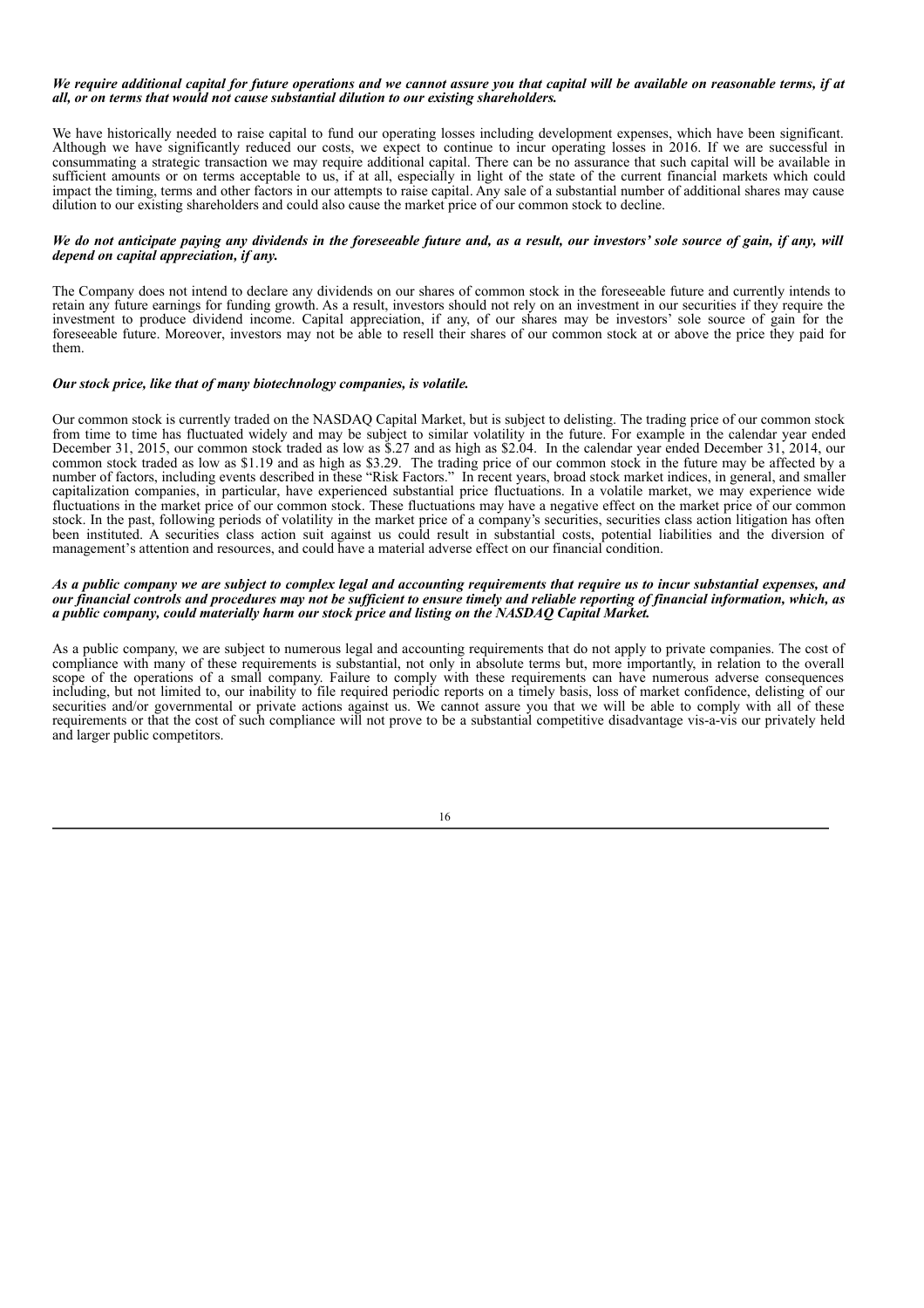***We require additional capital for future operations and we cannot assure you that capital will be available on reasonable terms, if at all, or on terms that would not cause substantial dilution to our existing shareholders.***

We have historically needed to raise capital to fund our operating losses including development expenses, which have been significant. Although we have significantly reduced our costs, we expect to continue to incur operating losses in 2016. If we are successful in consummating a strategic transaction we may require additional capital. There can be no assurance that such capital will be available in sufficient amounts or on terms acceptable to us, if at all, especially in light of the state of the current financial markets which could impact the timing, terms and other factors in our attempts to raise capital. Any sale of a substantial number of additional shares may cause dilution to our existing shareholders and could also cause the market price of our common stock to decline.

***We do not anticipate paying any dividends in the foreseeable future and, as a result, our investors' sole source of gain, if any, will depend on capital appreciation, if any.***

The Company does not intend to declare any dividends on our shares of common stock in the foreseeable future and currently intends to retain any future earnings for funding growth. As a result, investors should not rely on an investment in our securities if they require the investment to produce dividend income. Capital appreciation, if any, of our shares may be investors' sole source of gain for the foreseeable future. Moreover, investors may not be able to resell their shares of our common stock at or above the price they paid for them.

***Our stock price, like that of many biotechnology companies, is volatile.***

Our common stock is currently traded on the NASDAQ Capital Market, but is subject to delisting. The trading price of our common stock from time to time has fluctuated widely and may be subject to similar volatility in the future. For example in the calendar year ended December 31, 2015, our common stock traded as low as $.27 and as high as $2.04. In the calendar year ended December 31, 2014, our common stock traded as low as $1.19 and as high as $3.29. The trading price of our common stock in the future may be affected by a number of factors, including events described in these "Risk Factors." In recent years, broad stock market indices, in general, and smaller capitalization companies, in particular, have experienced substantial price fluctuations. In a volatile market, we may experience wide fluctuations in the market price of our common stock. These fluctuations may have a negative effect on the market price of our common stock. In the past, following periods of volatility in the market price of a company's securities, securities class action litigation has often been instituted. A securities class action suit against us could result in substantial costs, potential liabilities and the diversion of management's attention and resources, and could have a material adverse effect on our financial condition.

***As a public company we are subject to complex legal and accounting requirements that require us to incur substantial expenses, and our financial controls and procedures may not be sufficient to ensure timely and reliable reporting of financial information, which, as a public company, could materially harm our stock price and listing on the NASDAQ Capital Market.***

As a public company, we are subject to numerous legal and accounting requirements that do not apply to private companies. The cost of compliance with many of these requirements is substantial, not only in absolute terms but, more importantly, in relation to the overall scope of the operations of a small company. Failure to comply with these requirements can have numerous adverse consequences including, but not limited to, our inability to file required periodic reports on a timely basis, loss of market confidence, delisting of our securities and/or governmental or private actions against us. We cannot assure you that we will be able to comply with all of these requirements or that the cost of such compliance will not prove to be a substantial competitive disadvantage vis-a-vis our privately held and larger public competitors.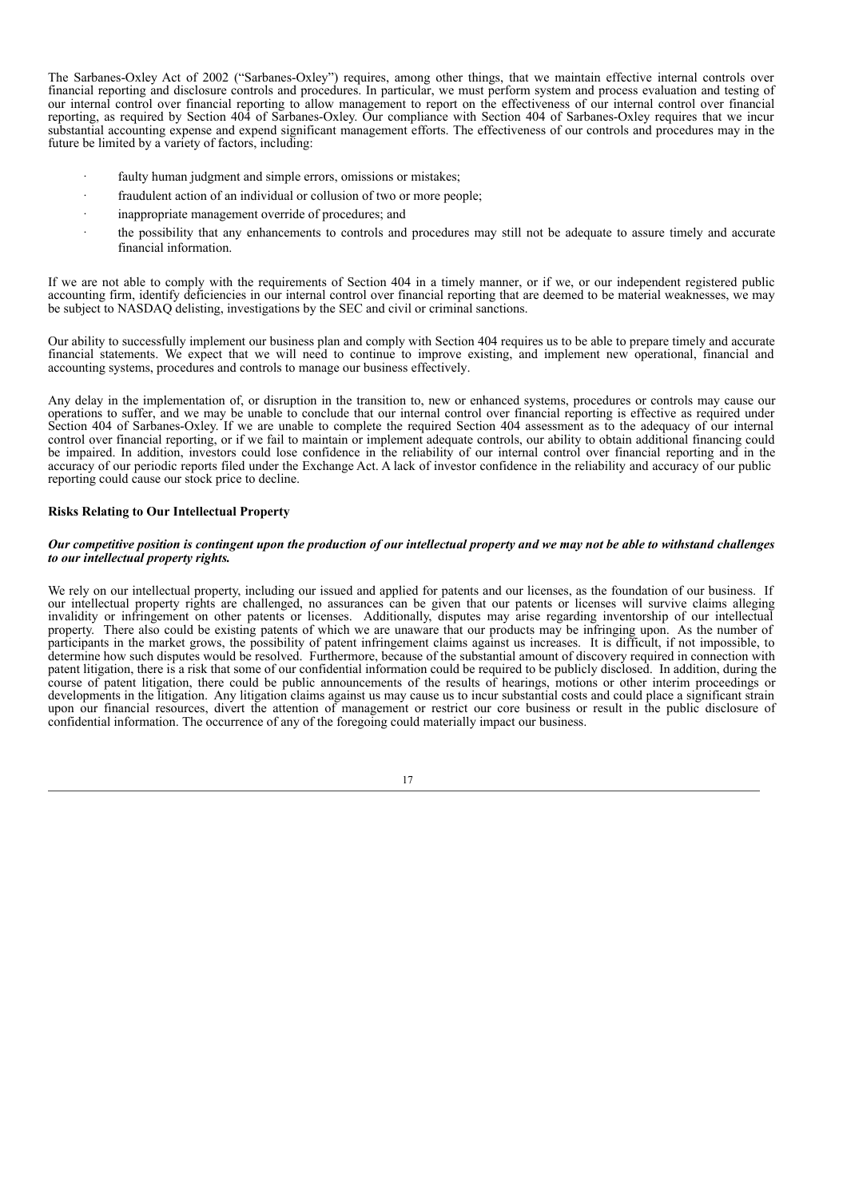The Sarbanes-Oxley Act of 2002 ("Sarbanes-Oxley") requires, among other things, that we maintain effective internal controls over financial reporting and disclosure controls and procedures. In particular, we must perform system and process evaluation and testing of our internal control over financial reporting to allow management to report on the effectiveness of our internal control over financial reporting, as required by Section 404 of Sarbanes-Oxley. Our compliance with Section 404 of Sarbanes-Oxley requires that we incur substantial accounting expense and expend significant management efforts. The effectiveness of our controls and procedures may in the future be limited by a variety of factors, including:

- faulty human judgment and simple errors, omissions or mistakes;
- fraudulent action of an individual or collusion of two or more people;
- inappropriate management override of procedures; and
- the possibility that any enhancements to controls and procedures may still not be adequate to assure timely and accurate financial information.

If we are not able to comply with the requirements of Section 404 in a timely manner, or if we, or our independent registered public accounting firm, identify deficiencies in our internal control over financial reporting that are deemed to be material weaknesses, we may be subject to NASDAQ delisting, investigations by the SEC and civil or criminal sanctions.

Our ability to successfully implement our business plan and comply with Section 404 requires us to be able to prepare timely and accurate financial statements. We expect that we will need to continue to improve existing, and implement new operational, financial and accounting systems, procedures and controls to manage our business effectively.

Any delay in the implementation of, or disruption in the transition to, new or enhanced systems, procedures or controls may cause our operations to suffer, and we may be unable to conclude that our internal control over financial reporting is effective as required under Section 404 of Sarbanes-Oxley. If we are unable to complete the required Section 404 assessment as to the adequacy of our internal control over financial reporting, or if we fail to maintain or implement adequate controls, our ability to obtain additional financing could be impaired. In addition, investors could lose confidence in the reliability of our internal control over financial reporting and in the accuracy of our periodic reports filed under the Exchange Act. A lack of investor confidence in the reliability and accuracy of our public reporting could cause our stock price to decline.

**Risks Relating to Our Intellectual Property**

***Our competitive position is contingent upon the production of our intellectual property and we may not be able to withstand challenges to our intellectual property rights.***

We rely on our intellectual property, including our issued and applied for patents and our licenses, as the foundation of our business. If our intellectual property rights are challenged, no assurances can be given that our patents or licenses will survive claims alleging invalidity or infringement on other patents or licenses. Additionally, disputes may arise regarding inventorship of our intellectual property. There also could be existing patents of which we are unaware that our products may be infringing upon. As the number of participants in the market grows, the possibility of patent infringement claims against us increases. It is difficult, if not impossible, to determine how such disputes would be resolved. Furthermore, because of the substantial amount of discovery required in connection with patent litigation, there is a risk that some of our confidential information could be required to be publicly disclosed. In addition, during the course of patent litigation, there could be public announcements of the results of hearings, motions or other interim proceedings or developments in the litigation. Any litigation claims against us may cause us to incur substantial costs and could place a significant strain upon our financial resources, divert the attention of management or restrict our core business or result in the public disclosure of confidential information. The occurrence of any of the foregoing could materially impact our business.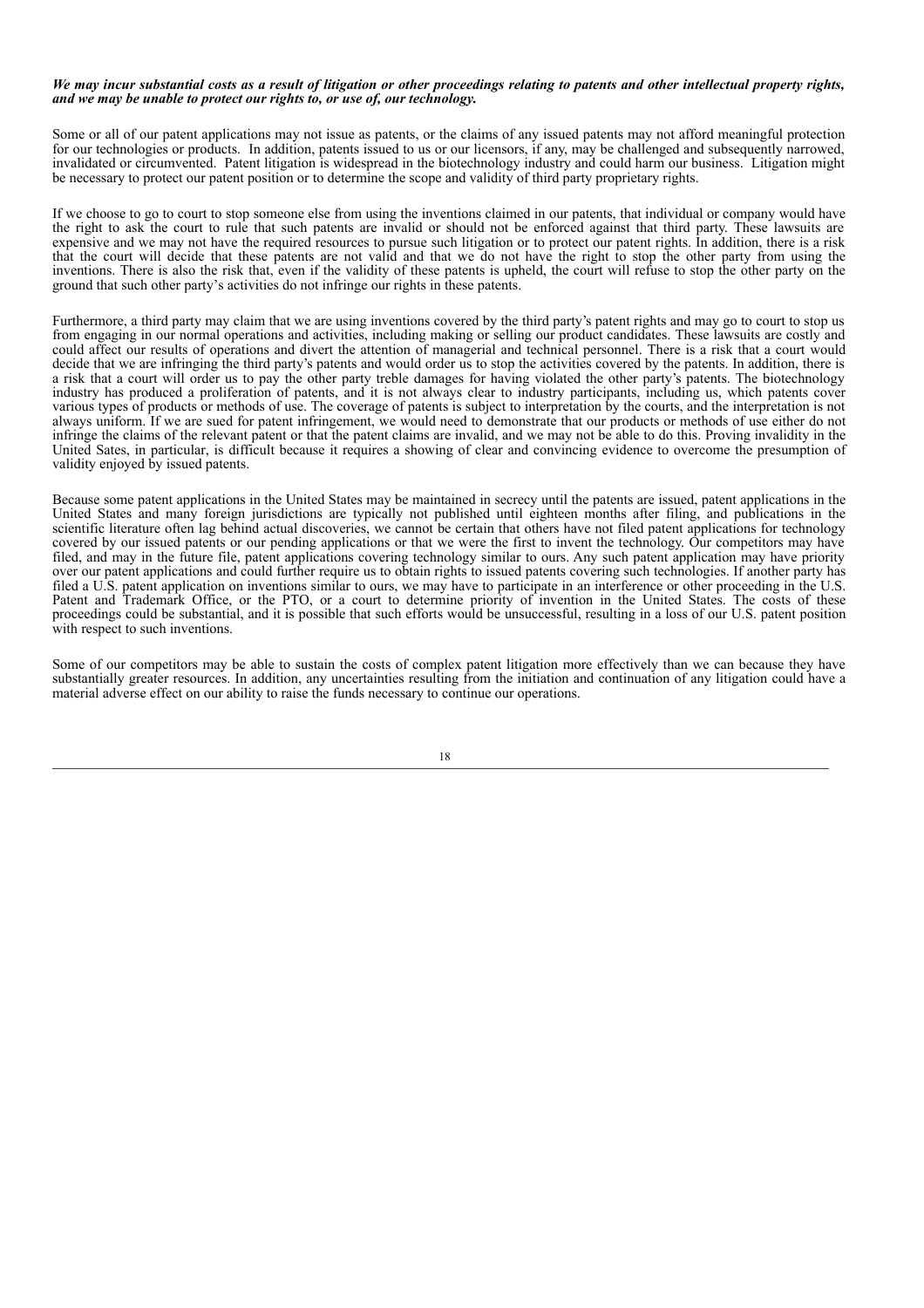***We may incur substantial costs as a result of litigation or other proceedings relating to patents and other intellectual property rights, and we may be unable to protect our rights to, or use of, our technology.***

Some or all of our patent applications may not issue as patents, or the claims of any issued patents may not afford meaningful protection for our technologies or products. In addition, patents issued to us or our licensors, if any, may be challenged and subsequently narrowed, invalidated or circumvented. Patent litigation is widespread in the biotechnology industry and could harm our business. Litigation might be necessary to protect our patent position or to determine the scope and validity of third party proprietary rights.

If we choose to go to court to stop someone else from using the inventions claimed in our patents, that individual or company would have the right to ask the court to rule that such patents are invalid or should not be enforced against that third party. These lawsuits are expensive and we may not have the required resources to pursue such litigation or to protect our patent rights. In addition, there is a risk that the court will decide that these patents are not valid and that we do not have the right to stop the other party from using the inventions. There is also the risk that, even if the validity of these patents is upheld, the court will refuse to stop the other party on the ground that such other party's activities do not infringe our rights in these patents.

Furthermore, a third party may claim that we are using inventions covered by the third party's patent rights and may go to court to stop us from engaging in our normal operations and activities, including making or selling our product candidates. These lawsuits are costly and could affect our results of operations and divert the attention of managerial and technical personnel. There is a risk that a court would decide that we are infringing the third party's patents and would order us to stop the activities covered by the patents. In addition, there is a risk that a court will order us to pay the other party treble damages for having violated the other party's patents. The biotechnology industry has produced a proliferation of patents, and it is not always clear to industry participants, including us, which patents cover various types of products or methods of use. The coverage of patents is subject to interpretation by the courts, and the interpretation is not always uniform. If we are sued for patent infringement, we would need to demonstrate that our products or methods of use either do not infringe the claims of the relevant patent or that the patent claims are invalid, and we may not be able to do this. Proving invalidity in the United Sates, in particular, is difficult because it requires a showing of clear and convincing evidence to overcome the presumption of validity enjoyed by issued patents.

Because some patent applications in the United States may be maintained in secrecy until the patents are issued, patent applications in the United States and many foreign jurisdictions are typically not published until eighteen months after filing, and publications in the scientific literature often lag behind actual discoveries, we cannot be certain that others have not filed patent applications for technology covered by our issued patents or our pending applications or that we were the first to invent the technology. Our competitors may have filed, and may in the future file, patent applications covering technology similar to ours. Any such patent application may have priority over our patent applications and could further require us to obtain rights to issued patents covering such technologies. If another party has filed a U.S. patent application on inventions similar to ours, we may have to participate in an interference or other proceeding in the U.S. Patent and Trademark Office, or the PTO, or a court to determine priority of invention in the United States. The costs of these proceedings could be substantial, and it is possible that such efforts would be unsuccessful, resulting in a loss of our U.S. patent position with respect to such inventions.

Some of our competitors may be able to sustain the costs of complex patent litigation more effectively than we can because they have substantially greater resources. In addition, any uncertainties resulting from the initiation and continuation of any litigation could have a material adverse effect on our ability to raise the funds necessary to continue our operations.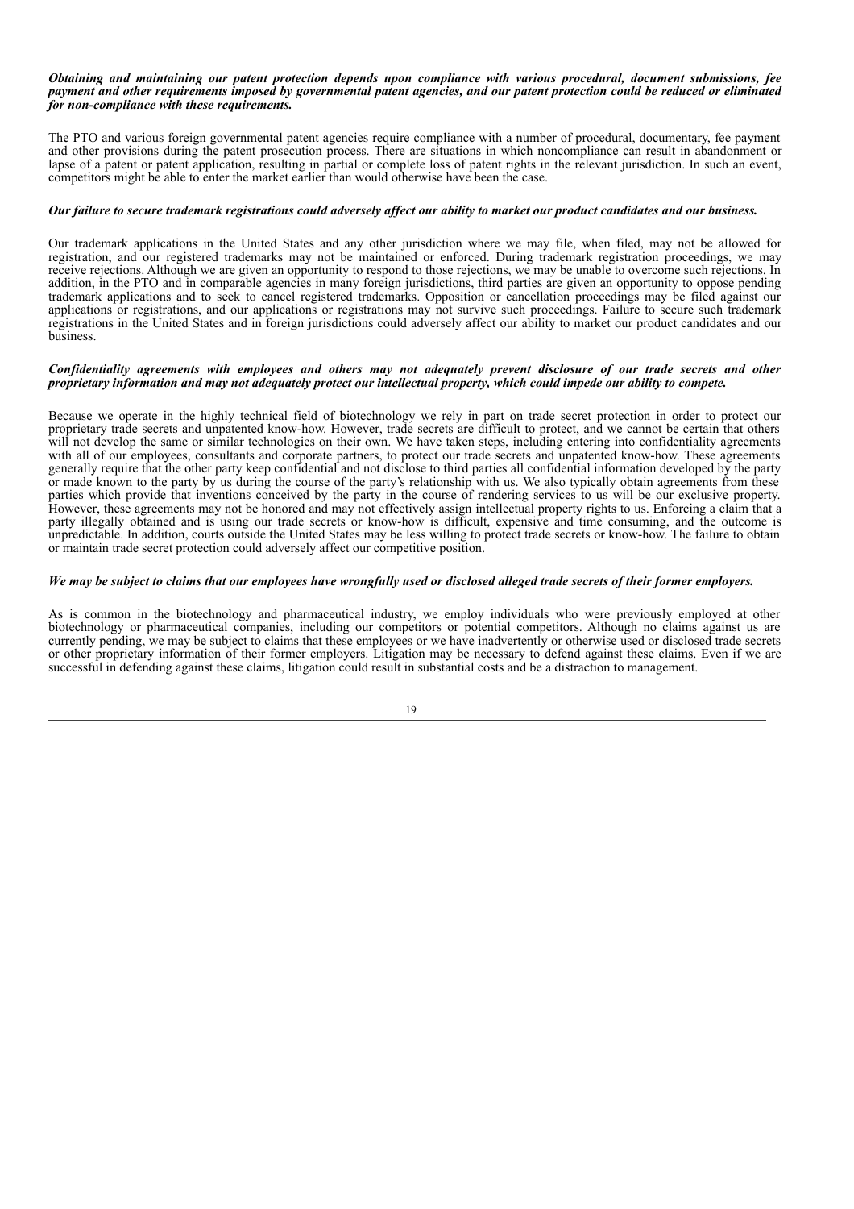***Obtaining and maintaining our patent protection depends upon compliance with various procedural, document submissions, fee payment and other requirements imposed by governmental patent agencies, and our patent protection could be reduced or eliminated for non-compliance with these requirements.***

The PTO and various foreign governmental patent agencies require compliance with a number of procedural, documentary, fee payment and other provisions during the patent prosecution process. There are situations in which noncompliance can result in abandonment or lapse of a patent or patent application, resulting in partial or complete loss of patent rights in the relevant jurisdiction. In such an event, competitors might be able to enter the market earlier than would otherwise have been the case.

***Our failure to secure trademark registrations could adversely affect our ability to market our product candidates and our business.***

Our trademark applications in the United States and any other jurisdiction where we may file, when filed, may not be allowed for registration, and our registered trademarks may not be maintained or enforced. During trademark registration proceedings, we may receive rejections. Although we are given an opportunity to respond to those rejections, we may be unable to overcome such rejections. In addition, in the PTO and in comparable agencies in many foreign jurisdictions, third parties are given an opportunity to oppose pending trademark applications and to seek to cancel registered trademarks. Opposition or cancellation proceedings may be filed against our applications or registrations, and our applications or registrations may not survive such proceedings. Failure to secure such trademark registrations in the United States and in foreign jurisdictions could adversely affect our ability to market our product candidates and our business.

***Confidentiality agreements with employees and others may not adequately prevent disclosure of our trade secrets and other proprietary information and may not adequately protect our intellectual property, which could impede our ability to compete.***

Because we operate in the highly technical field of biotechnology we rely in part on trade secret protection in order to protect our proprietary trade secrets and unpatented know-how. However, trade secrets are difficult to protect, and we cannot be certain that others will not develop the same or similar technologies on their own. We have taken steps, including entering into confidentiality agreements with all of our employees, consultants and corporate partners, to protect our trade secrets and unpatented know-how. These agreements generally require that the other party keep confidential and not disclose to third parties all confidential information developed by the party or made known to the party by us during the course of the party's relationship with us. We also typically obtain agreements from these parties which provide that inventions conceived by the party in the course of rendering services to us will be our exclusive property. However, these agreements may not be honored and may not effectively assign intellectual property rights to us. Enforcing a claim that a party illegally obtained and is using our trade secrets or know-how is difficult, expensive and time consuming, and the outcome is unpredictable. In addition, courts outside the United States may be less willing to protect trade secrets or know-how. The failure to obtain or maintain trade secret protection could adversely affect our competitive position.

***We may be subject to claims that our employees have wrongfully used or disclosed alleged trade secrets of their former employers.***

As is common in the biotechnology and pharmaceutical industry, we employ individuals who were previously employed at other biotechnology or pharmaceutical companies, including our competitors or potential competitors. Although no claims against us are currently pending, we may be subject to claims that these employees or we have inadvertently or otherwise used or disclosed trade secrets or other proprietary information of their former employers. Litigation may be necessary to defend against these claims. Even if we are successful in defending against these claims, litigation could result in substantial costs and be a distraction to management.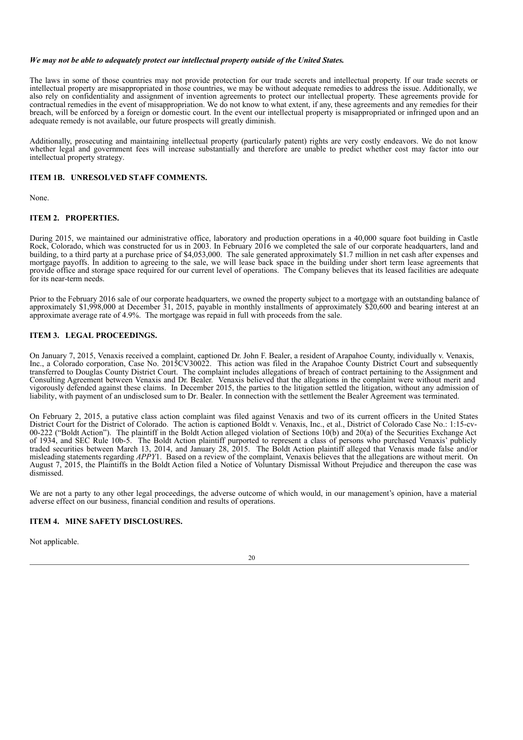***We may not be able to adequately protect our intellectual property outside of the United States.***

The laws in some of those countries may not provide protection for our trade secrets and intellectual property. If our trade secrets or intellectual property are misappropriated in those countries, we may be without adequate remedies to address the issue. Additionally, we also rely on confidentiality and assignment of invention agreements to protect our intellectual property. These agreements provide for contractual remedies in the event of misappropriation. We do not know to what extent, if any, these agreements and any remedies for their breach, will be enforced by a foreign or domestic court. In the event our intellectual property is misappropriated or infringed upon and an adequate remedy is not available, our future prospects will greatly diminish.

Additionally, prosecuting and maintaining intellectual property (particularly patent) rights are very costly endeavors. We do not know whether legal and government fees will increase substantially and therefore are unable to predict whether cost may factor into our intellectual property strategy.

## ITEM 1B. UNRESOLVED STAFF COMMENTS.

None.

## ITEM 2. PROPERTIES.

During 2015, we maintained our administrative office, laboratory and production operations in a 40,000 square foot building in Castle Rock, Colorado, which was constructed for us in 2003. In February 2016 we completed the sale of our corporate headquarters, land and building, to a third party at a purchase price of $4,053,000. The sale generated approximately $1.7 million in net cash after expenses and mortgage payoffs. In addition to agreeing to the sale, we will lease back space in the building under short term lease agreements that provide office and storage space required for our current level of operations. The Company believes that its leased facilities are adequate for its near-term needs.

Prior to the February 2016 sale of our corporate headquarters, we owned the property subject to a mortgage with an outstanding balance of approximately $1,998,000 at December 31, 2015, payable in monthly installments of approximately $20,600 and bearing interest at an approximate average rate of 4.9%. The mortgage was repaid in full with proceeds from the sale.

## ITEM 3. LEGAL PROCEEDINGS.

On January 7, 2015, Venaxis received a complaint, captioned Dr. John F. Bealer, a resident of Arapahoe County, individually v. Venaxis, Inc., a Colorado corporation, Case No. 2015CV30022. This action was filed in the Arapahoe County District Court and subsequently transferred to Douglas County District Court. The complaint includes allegations of breach of contract pertaining to the Assignment and Consulting Agreement between Venaxis and Dr. Bealer. Venaxis believed that the allegations in the complaint were without merit and vigorously defended against these claims. In December 2015, the parties to the litigation settled the litigation, without any admission of liability, with payment of an undisclosed sum to Dr. Bealer. In connection with the settlement the Bealer Agreement was terminated.

On February 2, 2015, a putative class action complaint was filed against Venaxis and two of its current officers in the United States District Court for the District of Colorado. The action is captioned Boldt v. Venaxis, Inc., et al., District of Colorado Case No.: 1:15-cv-00-222 ("Boldt Action"). The plaintiff in the Boldt Action alleged violation of Sections 10(b) and 20(a) of the Securities Exchange Act of 1934, and SEC Rule 10b-5. The Boldt Action plaintiff purported to represent a class of persons who purchased Venaxis' publicly traded securities between March 13, 2014, and January 28, 2015. The Boldt Action plaintiff alleged that Venaxis made false and/or misleading statements regarding *APPY*1. Based on a review of the complaint, Venaxis believes that the allegations are without merit. On August 7, 2015, the Plaintiffs in the Boldt Action filed a Notice of Voluntary Dismissal Without Prejudice and thereupon the case was dismissed.

We are not a party to any other legal proceedings, the adverse outcome of which would, in our management's opinion, have a material adverse effect on our business, financial condition and results of operations.

## ITEM 4. MINE SAFETY DISCLOSURES.

Not applicable.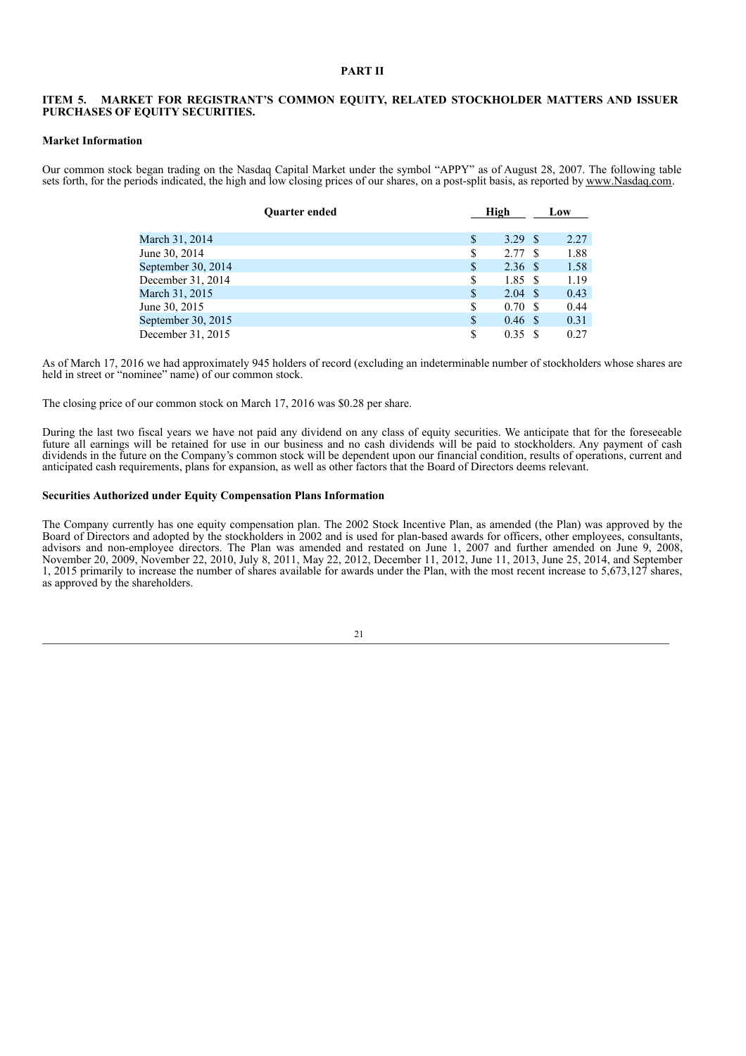## PART II

### ITEM 5. MARKET FOR REGISTRANT'S COMMON EQUITY, RELATED STOCKHOLDER MATTERS AND ISSUER PURCHASES OF EQUITY SECURITIES.

**Market Information**

Our common stock began trading on the Nasdaq Capital Market under the symbol "APPY" as of August 28, 2007. The following table sets forth, for the periods indicated, the high and low closing prices of our shares, on a post-split basis, as reported by www.Nasdaq.com.

| Quarter ended | High | Low |
|---|---|---|
| March 31, 2014 | $ 3.29 | $ 2.27 |
| June 30, 2014 | $ 2.77 | $ 1.88 |
| September 30, 2014 | $ 2.36 | $ 1.58 |
| December 31, 2014 | $ 1.85 | $ 1.19 |
| March 31, 2015 | $ 2.04 | $ 0.43 |
| June 30, 2015 | $ 0.70 | $ 0.44 |
| September 30, 2015 | $ 0.46 | $ 0.31 |
| December 31, 2015 | $ 0.35 | $ 0.27 |

As of March 17, 2016 we had approximately 945 holders of record (excluding an indeterminable number of stockholders whose shares are held in street or "nominee" name) of our common stock.

The closing price of our common stock on March 17, 2016 was $0.28 per share.

During the last two fiscal years we have not paid any dividend on any class of equity securities. We anticipate that for the foreseeable future all earnings will be retained for use in our business and no cash dividends will be paid to stockholders. Any payment of cash dividends in the future on the Company's common stock will be dependent upon our financial condition, results of operations, current and anticipated cash requirements, plans for expansion, as well as other factors that the Board of Directors deems relevant.

**Securities Authorized under Equity Compensation Plans Information**

The Company currently has one equity compensation plan. The 2002 Stock Incentive Plan, as amended (the Plan) was approved by the Board of Directors and adopted by the stockholders in 2002 and is used for plan-based awards for officers, other employees, consultants, advisors and non-employee directors. The Plan was amended and restated on June 1, 2007 and further amended on June 9, 2008, November 20, 2009, November 22, 2010, July 8, 2011, May 22, 2012, December 11, 2012, June 11, 2013, June 25, 2014, and September 1, 2015 primarily to increase the number of shares available for awards under the Plan, with the most recent increase to 5,673,127 shares, as approved by the shareholders.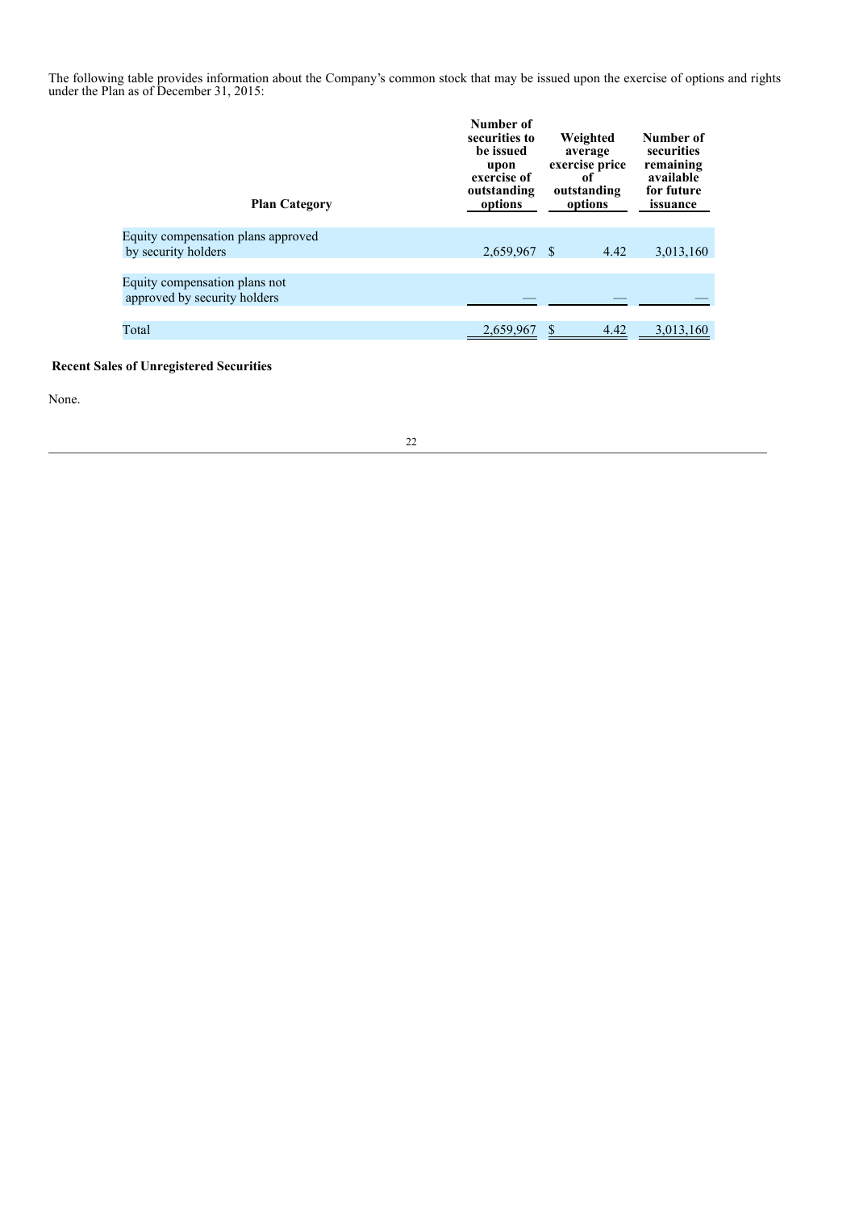The following table provides information about the Company's common stock that may be issued upon the exercise of options and rights under the Plan as of December 31, 2015:

| Plan Category | Number of securities to be issued upon exercise of outstanding options | Weighted average exercise price of outstanding options | Number of securities remaining available for future issuance |
|---|---|---|---|
| Equity compensation plans approved by security holders | 2,659,967 | $ 4.42 | 3,013,160 |
| Equity compensation plans not approved by security holders | — | — | — |
| Total | 2,659,967 | $ 4.42 | 3,013,160 |

**Recent Sales of Unregistered Securities**

None.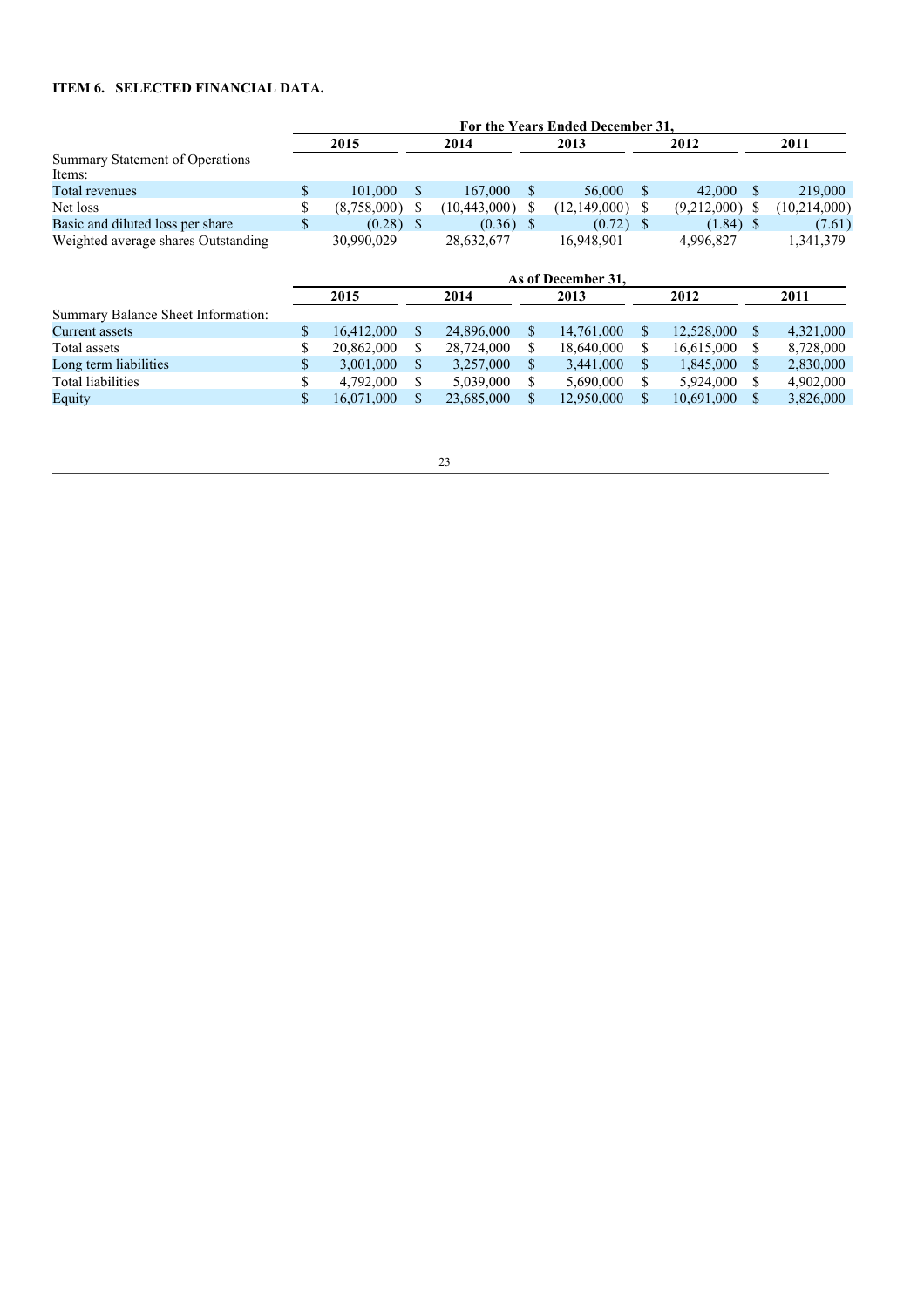## ITEM 6. SELECTED FINANCIAL DATA.

| | For the Years Ended December 31, | | | | |
|---|---|---|---|---|---|
| | 2015 | 2014 | 2013 | 2012 | 2011 |
| Summary Statement of Operations Items: | | | | | |
| Total revenues | $ 101,000 | $ 167,000 | $ 56,000 | $ 42,000 | $ 219,000 |
| Net loss | $ (8,758,000) | $ (10,443,000) | $ (12,149,000) | $ (9,212,000) | $ (10,214,000) |
| Basic and diluted loss per share | $ (0.28) | $ (0.36) | $ (0.72) | $ (1.84) | $ (7.61) |
| Weighted average shares Outstanding | 30,990,029 | 28,632,677 | 16,948,901 | 4,996,827 | 1,341,379 |

| | As of December 31, | | | | |
|---|---|---|---|---|---|
| | 2015 | 2014 | 2013 | 2012 | 2011 |
| Summary Balance Sheet Information: | | | | | |
| Current assets | $ 16,412,000 | $ 24,896,000 | $ 14,761,000 | $ 12,528,000 | $ 4,321,000 |
| Total assets | $ 20,862,000 | $ 28,724,000 | $ 18,640,000 | $ 16,615,000 | $ 8,728,000 |
| Long term liabilities | $ 3,001,000 | $ 3,257,000 | $ 3,441,000 | $ 1,845,000 | $ 2,830,000 |
| Total liabilities | $ 4,792,000 | $ 5,039,000 | $ 5,690,000 | $ 5,924,000 | $ 4,902,000 |
| Equity | $ 16,071,000 | $ 23,685,000 | $ 12,950,000 | $ 10,691,000 | $ 3,826,000 |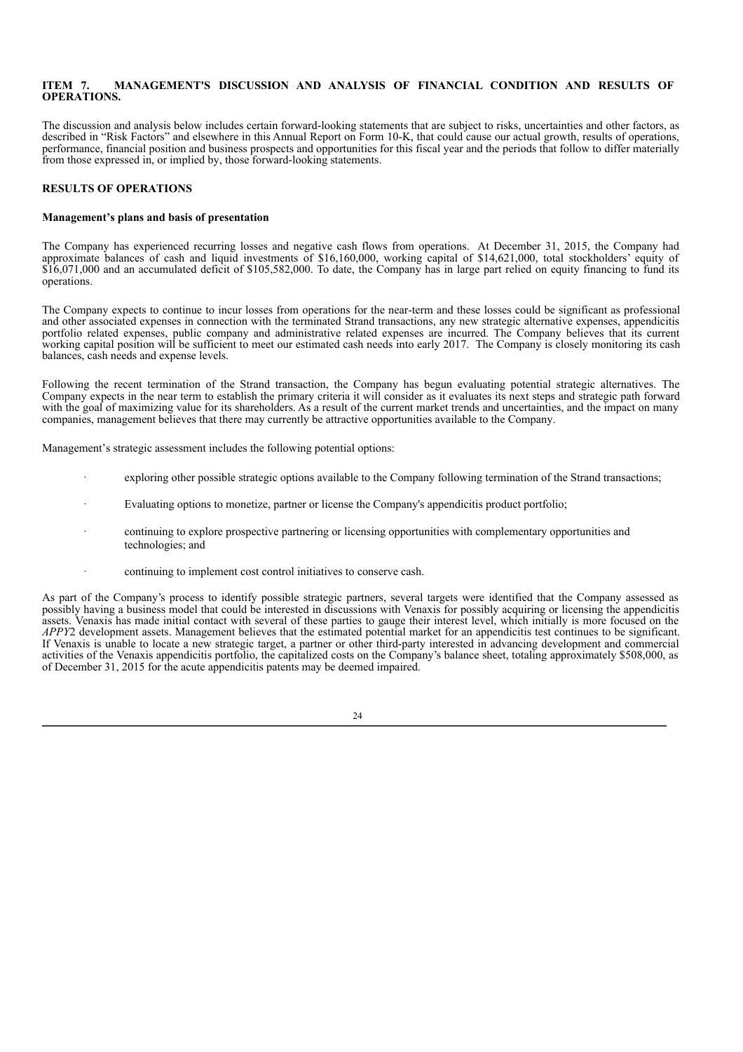## ITEM 7. MANAGEMENT'S DISCUSSION AND ANALYSIS OF FINANCIAL CONDITION AND RESULTS OF OPERATIONS.

The discussion and analysis below includes certain forward-looking statements that are subject to risks, uncertainties and other factors, as described in "Risk Factors" and elsewhere in this Annual Report on Form 10-K, that could cause our actual growth, results of operations, performance, financial position and business prospects and opportunities for this fiscal year and the periods that follow to differ materially from those expressed in, or implied by, those forward-looking statements.

### RESULTS OF OPERATIONS

#### Management's plans and basis of presentation

The Company has experienced recurring losses and negative cash flows from operations. At December 31, 2015, the Company had approximate balances of cash and liquid investments of $16,160,000, working capital of $14,621,000, total stockholders' equity of $16,071,000 and an accumulated deficit of $105,582,000. To date, the Company has in large part relied on equity financing to fund its operations.

The Company expects to continue to incur losses from operations for the near-term and these losses could be significant as professional and other associated expenses in connection with the terminated Strand transactions, any new strategic alternative expenses, appendicitis portfolio related expenses, public company and administrative related expenses are incurred. The Company believes that its current working capital position will be sufficient to meet our estimated cash needs into early 2017. The Company is closely monitoring its cash balances, cash needs and expense levels.

Following the recent termination of the Strand transaction, the Company has begun evaluating potential strategic alternatives. The Company expects in the near term to establish the primary criteria it will consider as it evaluates its next steps and strategic path forward with the goal of maximizing value for its shareholders. As a result of the current market trends and uncertainties, and the impact on many companies, management believes that there may currently be attractive opportunities available to the Company.

Management's strategic assessment includes the following potential options:

- exploring other possible strategic options available to the Company following termination of the Strand transactions;
- Evaluating options to monetize, partner or license the Company's appendicitis product portfolio;
- continuing to explore prospective partnering or licensing opportunities with complementary opportunities and technologies; and
- continuing to implement cost control initiatives to conserve cash.

As part of the Company's process to identify possible strategic partners, several targets were identified that the Company assessed as possibly having a business model that could be interested in discussions with Venaxis for possibly acquiring or licensing the appendicitis assets. Venaxis has made initial contact with several of these parties to gauge their interest level, which initially is more focused on the *APPY*2 development assets. Management believes that the estimated potential market for an appendicitis test continues to be significant. If Venaxis is unable to locate a new strategic target, a partner or other third-party interested in advancing development and commercial activities of the Venaxis appendicitis portfolio, the capitalized costs on the Company's balance sheet, totaling approximately $508,000, as of December 31, 2015 for the acute appendicitis patents may be deemed impaired.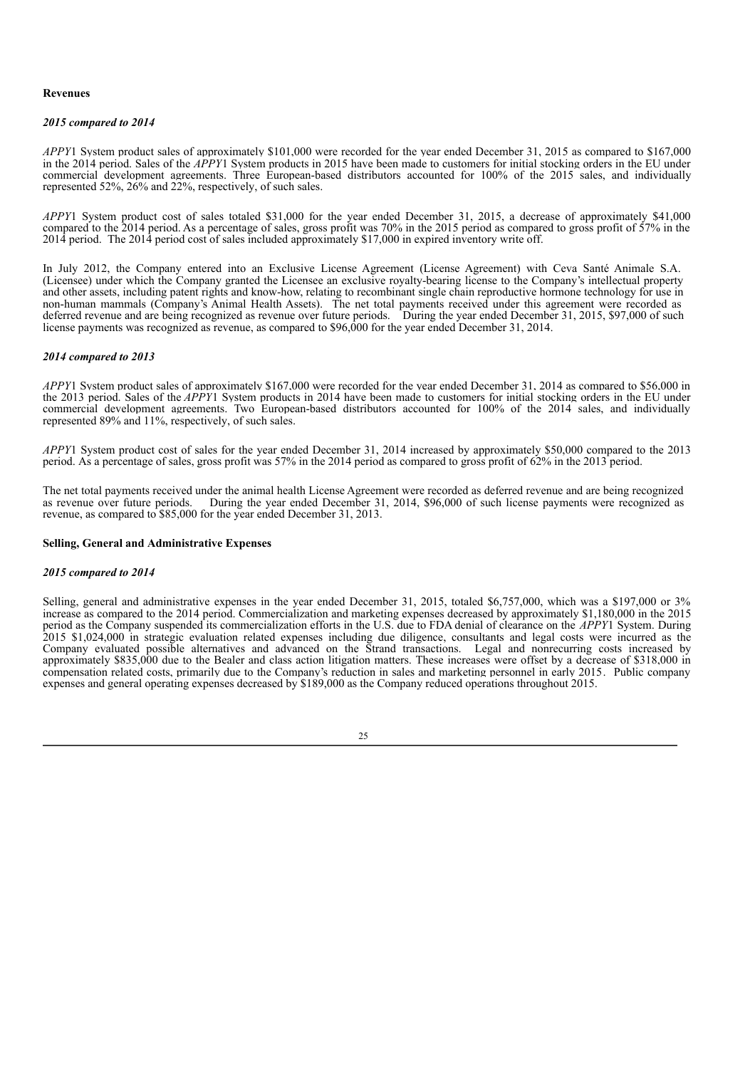**Revenues**

***2015 compared to 2014***

*APPY*1 System product sales of approximately $101,000 were recorded for the year ended December 31, 2015 as compared to $167,000 in the 2014 period. Sales of the *APPY*1 System products in 2015 have been made to customers for initial stocking orders in the EU under commercial development agreements. Three European-based distributors accounted for 100% of the 2015 sales, and individually represented 52%, 26% and 22%, respectively, of such sales.

*APPY*1 System product cost of sales totaled $31,000 for the year ended December 31, 2015, a decrease of approximately $41,000 compared to the 2014 period. As a percentage of sales, gross profit was 70% in the 2015 period as compared to gross profit of 57% in the 2014 period. The 2014 period cost of sales included approximately $17,000 in expired inventory write off.

In July 2012, the Company entered into an Exclusive License Agreement (License Agreement) with Ceva Santé Animale S.A. (Licensee) under which the Company granted the Licensee an exclusive royalty-bearing license to the Company's intellectual property and other assets, including patent rights and know-how, relating to recombinant single chain reproductive hormone technology for use in non-human mammals (Company's Animal Health Assets). The net total payments received under this agreement were recorded as deferred revenue and are being recognized as revenue over future periods. During the year ended December 31, 2015, $97,000 of such license payments was recognized as revenue, as compared to $96,000 for the year ended December 31, 2014.

***2014 compared to 2013***

*APPY*1 System product sales of approximately $167,000 were recorded for the year ended December 31, 2014 as compared to $56,000 in the 2013 period. Sales of the *APPY*1 System products in 2014 have been made to customers for initial stocking orders in the EU under commercial development agreements. Two European-based distributors accounted for 100% of the 2014 sales, and individually represented 89% and 11%, respectively, of such sales.

*APPY*1 System product cost of sales for the year ended December 31, 2014 increased by approximately $50,000 compared to the 2013 period. As a percentage of sales, gross profit was 57% in the 2014 period as compared to gross profit of 62% in the 2013 period.

The net total payments received under the animal health License Agreement were recorded as deferred revenue and are being recognized as revenue over future periods. During the year ended December 31, 2014, $96,000 of such license payments were recognized as revenue, as compared to $85,000 for the year ended December 31, 2013.

**Selling, General and Administrative Expenses**

***2015 compared to 2014***

Selling, general and administrative expenses in the year ended December 31, 2015, totaled $6,757,000, which was a $197,000 or 3% increase as compared to the 2014 period. Commercialization and marketing expenses decreased by approximately $1,180,000 in the 2015 period as the Company suspended its commercialization efforts in the U.S. due to FDA denial of clearance on the *APPY*1 System. During 2015 $1,024,000 in strategic evaluation related expenses including due diligence, consultants and legal costs were incurred as the Company evaluated possible alternatives and advanced on the Strand transactions. Legal and nonrecurring costs increased by approximately $835,000 due to the Bealer and class action litigation matters. These increases were offset by a decrease of $318,000 in compensation related costs, primarily due to the Company's reduction in sales and marketing personnel in early 2015. Public company expenses and general operating expenses decreased by $189,000 as the Company reduced operations throughout 2015.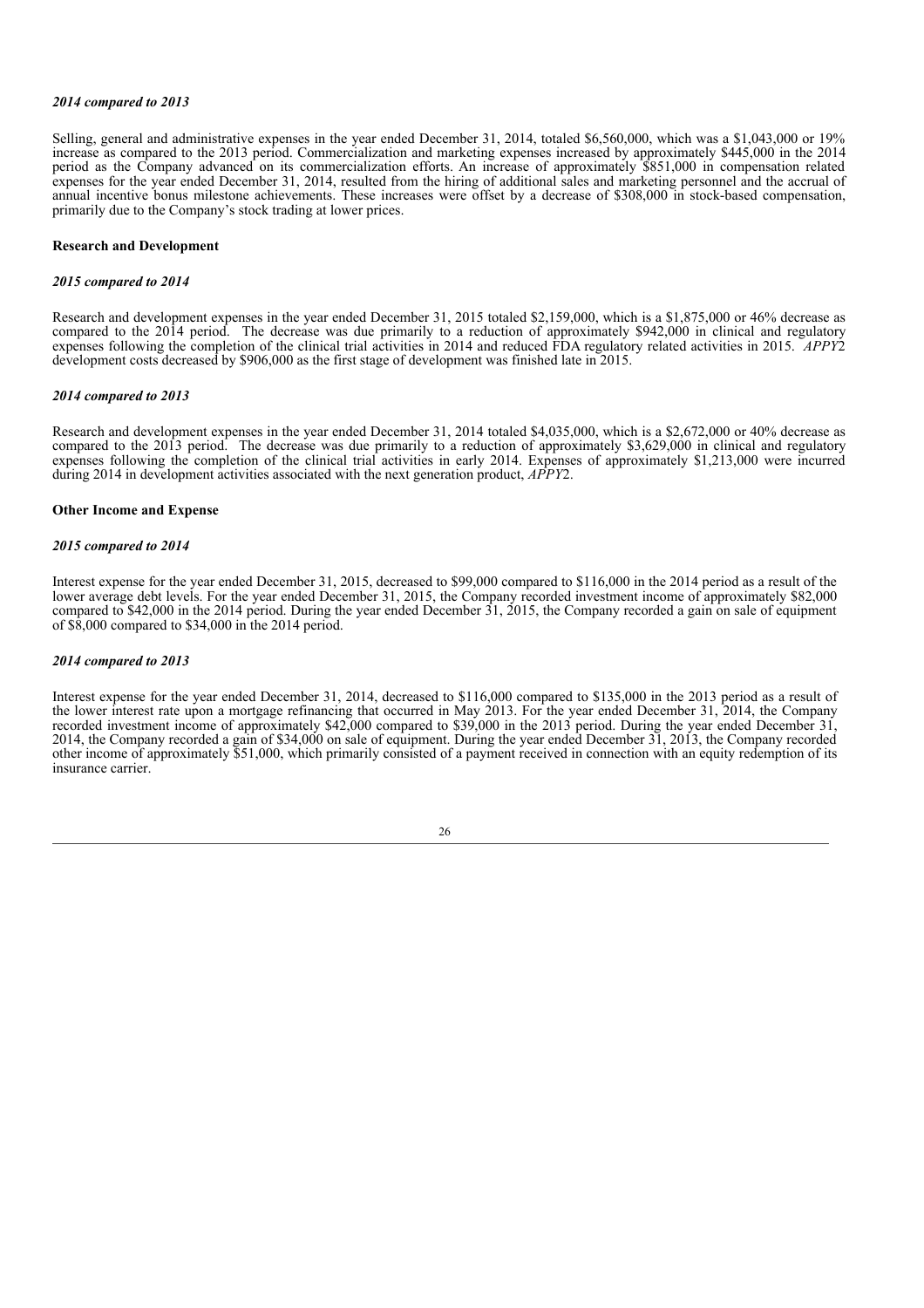*2014 compared to 2013*

Selling, general and administrative expenses in the year ended December 31, 2014, totaled $6,560,000, which was a $1,043,000 or 19% increase as compared to the 2013 period. Commercialization and marketing expenses increased by approximately $445,000 in the 2014 period as the Company advanced on its commercialization efforts. An increase of approximately $851,000 in compensation related expenses for the year ended December 31, 2014, resulted from the hiring of additional sales and marketing personnel and the accrual of annual incentive bonus milestone achievements. These increases were offset by a decrease of $308,000 in stock-based compensation, primarily due to the Company's stock trading at lower prices.

**Research and Development**

*2015 compared to 2014*

Research and development expenses in the year ended December 31, 2015 totaled $2,159,000, which is a $1,875,000 or 46% decrease as compared to the 2014 period. The decrease was due primarily to a reduction of approximately $942,000 in clinical and regulatory expenses following the completion of the clinical trial activities in 2014 and reduced FDA regulatory related activities in 2015. *APPY*2 development costs decreased by $906,000 as the first stage of development was finished late in 2015.

*2014 compared to 2013*

Research and development expenses in the year ended December 31, 2014 totaled $4,035,000, which is a $2,672,000 or 40% decrease as compared to the 2013 period. The decrease was due primarily to a reduction of approximately $3,629,000 in clinical and regulatory expenses following the completion of the clinical trial activities in early 2014. Expenses of approximately $1,213,000 were incurred during 2014 in development activities associated with the next generation product, *APPY*2.

**Other Income and Expense**

*2015 compared to 2014*

Interest expense for the year ended December 31, 2015, decreased to $99,000 compared to $116,000 in the 2014 period as a result of the lower average debt levels. For the year ended December 31, 2015, the Company recorded investment income of approximately $82,000 compared to $42,000 in the 2014 period. During the year ended December 31, 2015, the Company recorded a gain on sale of equipment of $8,000 compared to $34,000 in the 2014 period.

*2014 compared to 2013*

Interest expense for the year ended December 31, 2014, decreased to $116,000 compared to $135,000 in the 2013 period as a result of the lower interest rate upon a mortgage refinancing that occurred in May 2013. For the year ended December 31, 2014, the Company recorded investment income of approximately $42,000 compared to $39,000 in the 2013 period. During the year ended December 31, 2014, the Company recorded a gain of $34,000 on sale of equipment. During the year ended December 31, 2013, the Company recorded other income of approximately $51,000, which primarily consisted of a payment received in connection with an equity redemption of its insurance carrier.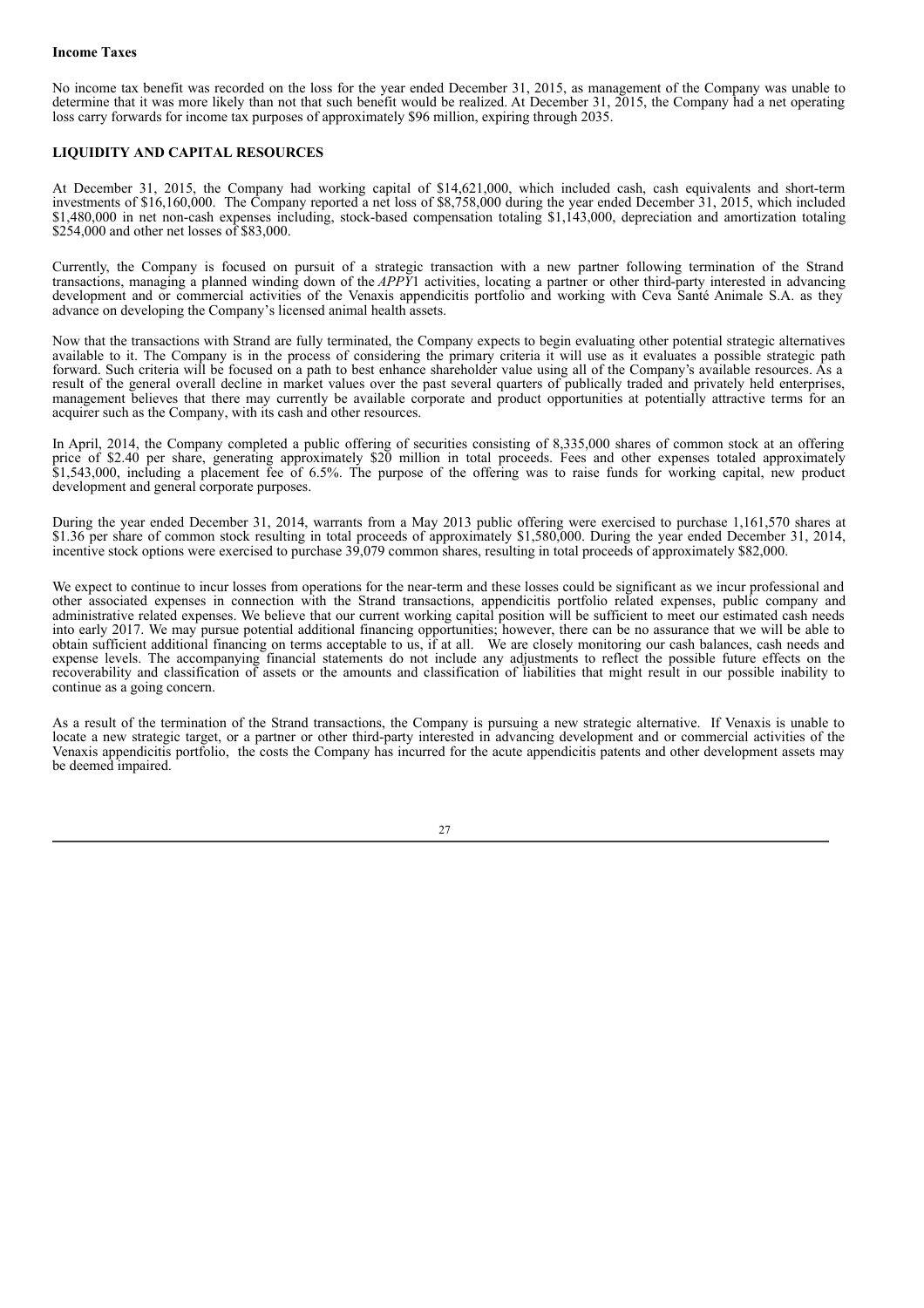**Income Taxes**

No income tax benefit was recorded on the loss for the year ended December 31, 2015, as management of the Company was unable to determine that it was more likely than not that such benefit would be realized. At December 31, 2015, the Company had a net operating loss carry forwards for income tax purposes of approximately \$96 million, expiring through 2035.

**LIQUIDITY AND CAPITAL RESOURCES**

At December 31, 2015, the Company had working capital of \$14,621,000, which included cash, cash equivalents and short-term investments of \$16,160,000. The Company reported a net loss of \$8,758,000 during the year ended December 31, 2015, which included \$1,480,000 in net non-cash expenses including, stock-based compensation totaling \$1,143,000, depreciation and amortization totaling \$254,000 and other net losses of \$83,000.

Currently, the Company is focused on pursuit of a strategic transaction with a new partner following termination of the Strand transactions, managing a planned winding down of the *APPY*1 activities, locating a partner or other third-party interested in advancing development and or commercial activities of the Venaxis appendicitis portfolio and working with Ceva Santé Animale S.A. as they advance on developing the Company's licensed animal health assets.

Now that the transactions with Strand are fully terminated, the Company expects to begin evaluating other potential strategic alternatives available to it. The Company is in the process of considering the primary criteria it will use as it evaluates a possible strategic path forward. Such criteria will be focused on a path to best enhance shareholder value using all of the Company's available resources. As a result of the general overall decline in market values over the past several quarters of publically traded and privately held enterprises, management believes that there may currently be available corporate and product opportunities at potentially attractive terms for an acquirer such as the Company, with its cash and other resources.

In April, 2014, the Company completed a public offering of securities consisting of 8,335,000 shares of common stock at an offering price of \$2.40 per share, generating approximately \$20 million in total proceeds. Fees and other expenses totaled approximately \$1,543,000, including a placement fee of 6.5%. The purpose of the offering was to raise funds for working capital, new product development and general corporate purposes.

During the year ended December 31, 2014, warrants from a May 2013 public offering were exercised to purchase 1,161,570 shares at \$1.36 per share of common stock resulting in total proceeds of approximately \$1,580,000. During the year ended December 31, 2014, incentive stock options were exercised to purchase 39,079 common shares, resulting in total proceeds of approximately \$82,000.

We expect to continue to incur losses from operations for the near-term and these losses could be significant as we incur professional and other associated expenses in connection with the Strand transactions, appendicitis portfolio related expenses, public company and administrative related expenses. We believe that our current working capital position will be sufficient to meet our estimated cash needs into early 2017. We may pursue potential additional financing opportunities; however, there can be no assurance that we will be able to obtain sufficient additional financing on terms acceptable to us, if at all. We are closely monitoring our cash balances, cash needs and expense levels. The accompanying financial statements do not include any adjustments to reflect the possible future effects on the recoverability and classification of assets or the amounts and classification of liabilities that might result in our possible inability to continue as a going concern.

As a result of the termination of the Strand transactions, the Company is pursuing a new strategic alternative. If Venaxis is unable to locate a new strategic target, or a partner or other third-party interested in advancing development and or commercial activities of the Venaxis appendicitis portfolio, the costs the Company has incurred for the acute appendicitis patents and other development assets may be deemed impaired.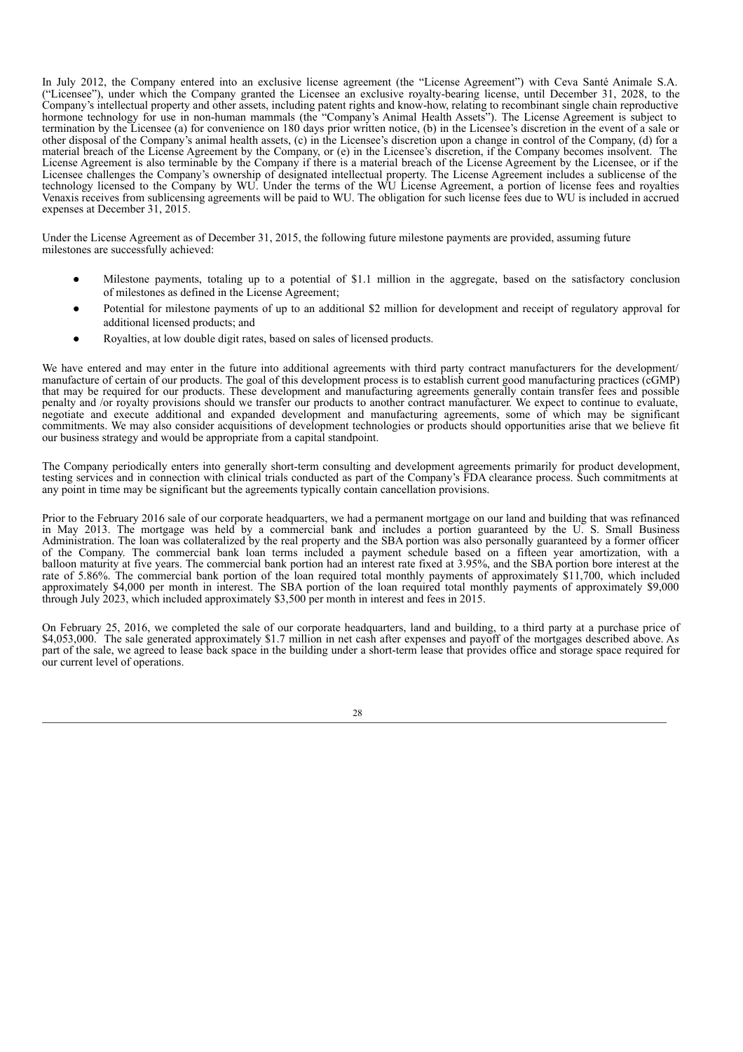In July 2012, the Company entered into an exclusive license agreement (the "License Agreement") with Ceva Santé Animale S.A. ("Licensee"), under which the Company granted the Licensee an exclusive royalty-bearing license, until December 31, 2028, to the Company's intellectual property and other assets, including patent rights and know-how, relating to recombinant single chain reproductive hormone technology for use in non-human mammals (the "Company's Animal Health Assets"). The License Agreement is subject to termination by the Licensee (a) for convenience on 180 days prior written notice, (b) in the Licensee's discretion in the event of a sale or other disposal of the Company's animal health assets, (c) in the Licensee's discretion upon a change in control of the Company, (d) for a material breach of the License Agreement by the Company, or (e) in the Licensee's discretion, if the Company becomes insolvent. The License Agreement is also terminable by the Company if there is a material breach of the License Agreement by the Licensee, or if the Licensee challenges the Company's ownership of designated intellectual property. The License Agreement includes a sublicense of the technology licensed to the Company by WU. Under the terms of the WU License Agreement, a portion of license fees and royalties Venaxis receives from sublicensing agreements will be paid to WU. The obligation for such license fees due to WU is included in accrued expenses at December 31, 2015.

Under the License Agreement as of December 31, 2015, the following future milestone payments are provided, assuming future milestones are successfully achieved:

- Milestone payments, totaling up to a potential of $1.1 million in the aggregate, based on the satisfactory conclusion of milestones as defined in the License Agreement;
- Potential for milestone payments of up to an additional $2 million for development and receipt of regulatory approval for additional licensed products; and
- Royalties, at low double digit rates, based on sales of licensed products.

We have entered and may enter in the future into additional agreements with third party contract manufacturers for the development/ manufacture of certain of our products. The goal of this development process is to establish current good manufacturing practices (cGMP) that may be required for our products. These development and manufacturing agreements generally contain transfer fees and possible penalty and /or royalty provisions should we transfer our products to another contract manufacturer. We expect to continue to evaluate, negotiate and execute additional and expanded development and manufacturing agreements, some of which may be significant commitments. We may also consider acquisitions of development technologies or products should opportunities arise that we believe fit our business strategy and would be appropriate from a capital standpoint.

The Company periodically enters into generally short-term consulting and development agreements primarily for product development, testing services and in connection with clinical trials conducted as part of the Company's FDA clearance process. Such commitments at any point in time may be significant but the agreements typically contain cancellation provisions.

Prior to the February 2016 sale of our corporate headquarters, we had a permanent mortgage on our land and building that was refinanced in May 2013. The mortgage was held by a commercial bank and includes a portion guaranteed by the U. S. Small Business Administration. The loan was collateralized by the real property and the SBA portion was also personally guaranteed by a former officer of the Company. The commercial bank loan terms included a payment schedule based on a fifteen year amortization, with a balloon maturity at five years. The commercial bank portion had an interest rate fixed at 3.95%, and the SBA portion bore interest at the rate of 5.86%. The commercial bank portion of the loan required total monthly payments of approximately $11,700, which included approximately $4,000 per month in interest. The SBA portion of the loan required total monthly payments of approximately $9,000 through July 2023, which included approximately $3,500 per month in interest and fees in 2015.

On February 25, 2016, we completed the sale of our corporate headquarters, land and building, to a third party at a purchase price of $4,053,000. The sale generated approximately $1.7 million in net cash after expenses and payoff of the mortgages described above. As part of the sale, we agreed to lease back space in the building under a short-term lease that provides office and storage space required for our current level of operations.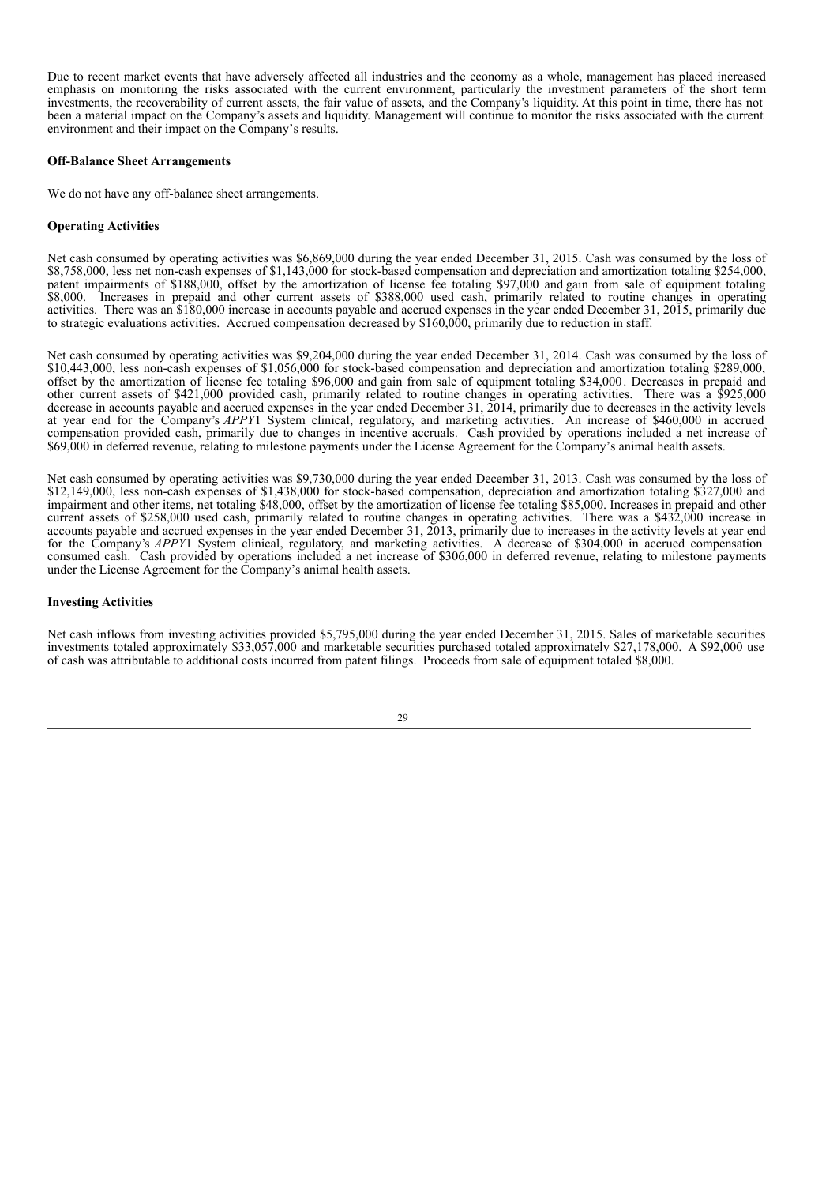Due to recent market events that have adversely affected all industries and the economy as a whole, management has placed increased emphasis on monitoring the risks associated with the current environment, particularly the investment parameters of the short term investments, the recoverability of current assets, the fair value of assets, and the Company's liquidity. At this point in time, there has not been a material impact on the Company's assets and liquidity. Management will continue to monitor the risks associated with the current environment and their impact on the Company's results.

**Off-Balance Sheet Arrangements**

We do not have any off-balance sheet arrangements.

**Operating Activities**

Net cash consumed by operating activities was $6,869,000 during the year ended December 31, 2015. Cash was consumed by the loss of $8,758,000, less net non-cash expenses of $1,143,000 for stock-based compensation and depreciation and amortization totaling $254,000, patent impairments of $188,000, offset by the amortization of license fee totaling $97,000 and gain from sale of equipment totaling $8,000. Increases in prepaid and other current assets of $388,000 used cash, primarily related to routine changes in operating activities. There was an $180,000 increase in accounts payable and accrued expenses in the year ended December 31, 2015, primarily due to strategic evaluations activities. Accrued compensation decreased by $160,000, primarily due to reduction in staff.

Net cash consumed by operating activities was $9,204,000 during the year ended December 31, 2014. Cash was consumed by the loss of $10,443,000, less non-cash expenses of $1,056,000 for stock-based compensation and depreciation and amortization totaling $289,000, offset by the amortization of license fee totaling $96,000 and gain from sale of equipment totaling $34,000. Decreases in prepaid and other current assets of $421,000 provided cash, primarily related to routine changes in operating activities. There was a $925,000 decrease in accounts payable and accrued expenses in the year ended December 31, 2014, primarily due to decreases in the activity levels at year end for the Company's *APPY*1 System clinical, regulatory, and marketing activities. An increase of $460,000 in accrued compensation provided cash, primarily due to changes in incentive accruals. Cash provided by operations included a net increase of $69,000 in deferred revenue, relating to milestone payments under the License Agreement for the Company's animal health assets.

Net cash consumed by operating activities was $9,730,000 during the year ended December 31, 2013. Cash was consumed by the loss of $12,149,000, less non-cash expenses of $1,438,000 for stock-based compensation, depreciation and amortization totaling $327,000 and impairment and other items, net totaling $48,000, offset by the amortization of license fee totaling $85,000. Increases in prepaid and other current assets of $258,000 used cash, primarily related to routine changes in operating activities. There was a $432,000 increase in accounts payable and accrued expenses in the year ended December 31, 2013, primarily due to increases in the activity levels at year end for the Company's *APPY*1 System clinical, regulatory, and marketing activities. A decrease of $304,000 in accrued compensation consumed cash. Cash provided by operations included a net increase of $306,000 in deferred revenue, relating to milestone payments under the License Agreement for the Company's animal health assets.

**Investing Activities**

Net cash inflows from investing activities provided $5,795,000 during the year ended December 31, 2015. Sales of marketable securities investments totaled approximately $33,057,000 and marketable securities purchased totaled approximately $27,178,000. A $92,000 use of cash was attributable to additional costs incurred from patent filings. Proceeds from sale of equipment totaled $8,000.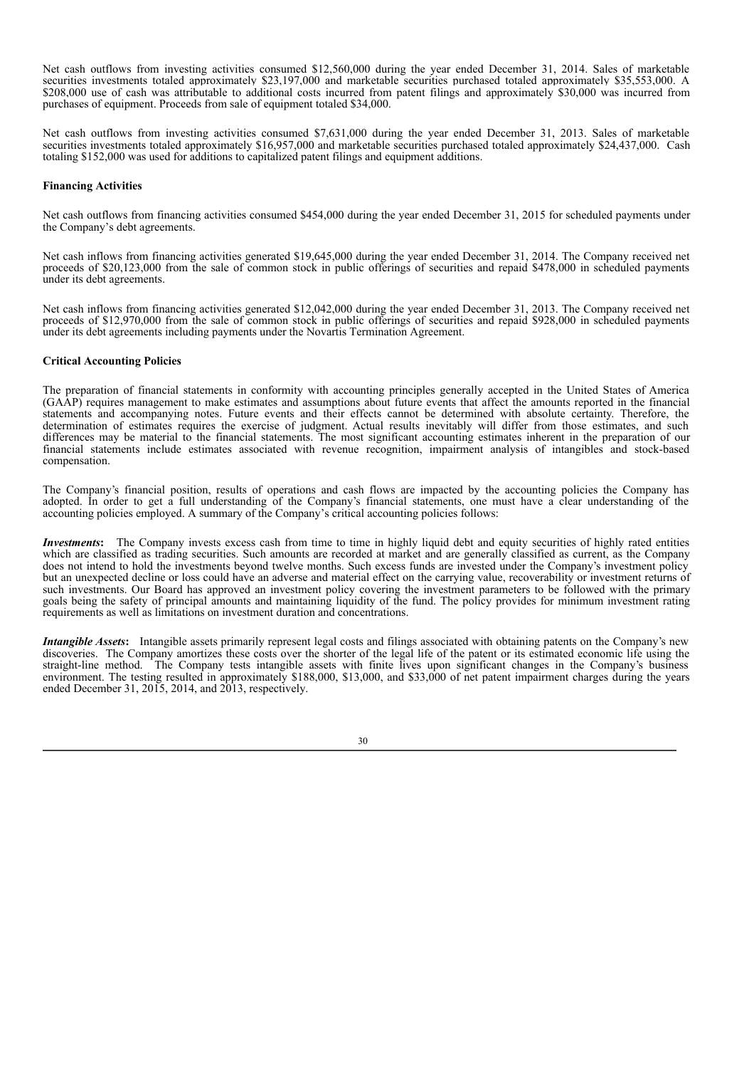Net cash outflows from investing activities consumed $12,560,000 during the year ended December 31, 2014. Sales of marketable securities investments totaled approximately $23,197,000 and marketable securities purchased totaled approximately $35,553,000. A $208,000 use of cash was attributable to additional costs incurred from patent filings and approximately $30,000 was incurred from purchases of equipment. Proceeds from sale of equipment totaled $34,000.

Net cash outflows from investing activities consumed $7,631,000 during the year ended December 31, 2013. Sales of marketable securities investments totaled approximately $16,957,000 and marketable securities purchased totaled approximately $24,437,000. Cash totaling $152,000 was used for additions to capitalized patent filings and equipment additions.

**Financing Activities**

Net cash outflows from financing activities consumed $454,000 during the year ended December 31, 2015 for scheduled payments under the Company's debt agreements.

Net cash inflows from financing activities generated $19,645,000 during the year ended December 31, 2014. The Company received net proceeds of $20,123,000 from the sale of common stock in public offerings of securities and repaid $478,000 in scheduled payments under its debt agreements.

Net cash inflows from financing activities generated $12,042,000 during the year ended December 31, 2013. The Company received net proceeds of $12,970,000 from the sale of common stock in public offerings of securities and repaid $928,000 in scheduled payments under its debt agreements including payments under the Novartis Termination Agreement.

**Critical Accounting Policies**

The preparation of financial statements in conformity with accounting principles generally accepted in the United States of America (GAAP) requires management to make estimates and assumptions about future events that affect the amounts reported in the financial statements and accompanying notes. Future events and their effects cannot be determined with absolute certainty. Therefore, the determination of estimates requires the exercise of judgment. Actual results inevitably will differ from those estimates, and such differences may be material to the financial statements. The most significant accounting estimates inherent in the preparation of our financial statements include estimates associated with revenue recognition, impairment analysis of intangibles and stock-based compensation.

The Company's financial position, results of operations and cash flows are impacted by the accounting policies the Company has adopted. In order to get a full understanding of the Company's financial statements, one must have a clear understanding of the accounting policies employed. A summary of the Company's critical accounting policies follows:

***Investments*****:** The Company invests excess cash from time to time in highly liquid debt and equity securities of highly rated entities which are classified as trading securities. Such amounts are recorded at market and are generally classified as current, as the Company does not intend to hold the investments beyond twelve months. Such excess funds are invested under the Company's investment policy but an unexpected decline or loss could have an adverse and material effect on the carrying value, recoverability or investment returns of such investments. Our Board has approved an investment policy covering the investment parameters to be followed with the primary goals being the safety of principal amounts and maintaining liquidity of the fund. The policy provides for minimum investment rating requirements as well as limitations on investment duration and concentrations.

***Intangible Assets*****:** Intangible assets primarily represent legal costs and filings associated with obtaining patents on the Company's new discoveries. The Company amortizes these costs over the shorter of the legal life of the patent or its estimated economic life using the straight-line method. The Company tests intangible assets with finite lives upon significant changes in the Company's business environment. The testing resulted in approximately $188,000, $13,000, and $33,000 of net patent impairment charges during the years ended December 31, 2015, 2014, and 2013, respectively.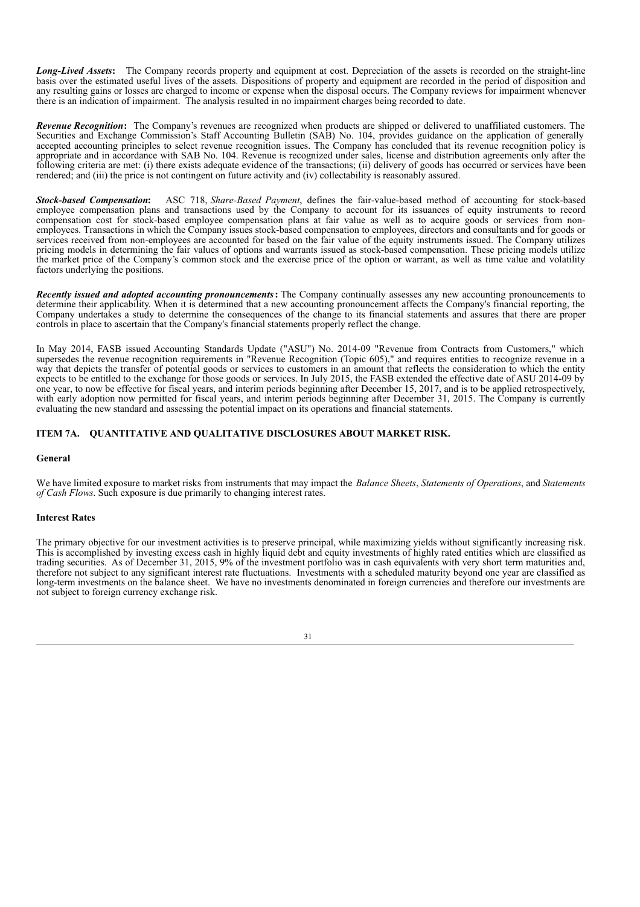***Long-Lived Assets*:** The Company records property and equipment at cost. Depreciation of the assets is recorded on the straight-line basis over the estimated useful lives of the assets. Dispositions of property and equipment are recorded in the period of disposition and any resulting gains or losses are charged to income or expense when the disposal occurs. The Company reviews for impairment whenever there is an indication of impairment. The analysis resulted in no impairment charges being recorded to date.

***Revenue Recognition*:** The Company's revenues are recognized when products are shipped or delivered to unaffiliated customers. The Securities and Exchange Commission's Staff Accounting Bulletin (SAB) No. 104, provides guidance on the application of generally accepted accounting principles to select revenue recognition issues. The Company has concluded that its revenue recognition policy is appropriate and in accordance with SAB No. 104. Revenue is recognized under sales, license and distribution agreements only after the following criteria are met: (i) there exists adequate evidence of the transactions; (ii) delivery of goods has occurred or services have been rendered; and (iii) the price is not contingent on future activity and (iv) collectability is reasonably assured.

***Stock-based Compensation*:** ASC 718, *Share-Based Payment*, defines the fair-value-based method of accounting for stock-based employee compensation plans and transactions used by the Company to account for its issuances of equity instruments to record compensation cost for stock-based employee compensation plans at fair value as well as to acquire goods or services from non-employees. Transactions in which the Company issues stock-based compensation to employees, directors and consultants and for goods or services received from non-employees are accounted for based on the fair value of the equity instruments issued. The Company utilizes pricing models in determining the fair values of options and warrants issued as stock-based compensation. These pricing models utilize the market price of the Company's common stock and the exercise price of the option or warrant, as well as time value and volatility factors underlying the positions.

***Recently issued and adopted accounting pronouncements*:** The Company continually assesses any new accounting pronouncements to determine their applicability. When it is determined that a new accounting pronouncement affects the Company's financial reporting, the Company undertakes a study to determine the consequences of the change to its financial statements and assures that there are proper controls in place to ascertain that the Company's financial statements properly reflect the change.

In May 2014, FASB issued Accounting Standards Update ("ASU") No. 2014-09 "Revenue from Contracts from Customers," which supersedes the revenue recognition requirements in "Revenue Recognition (Topic 605)," and requires entities to recognize revenue in a way that depicts the transfer of potential goods or services to customers in an amount that reflects the consideration to which the entity expects to be entitled to the exchange for those goods or services. In July 2015, the FASB extended the effective date of ASU 2014-09 by one year, to now be effective for fiscal years, and interim periods beginning after December 15, 2017, and is to be applied retrospectively, with early adoption now permitted for fiscal years, and interim periods beginning after December 31, 2015. The Company is currently evaluating the new standard and assessing the potential impact on its operations and financial statements.

## ITEM 7A. QUANTITATIVE AND QUALITATIVE DISCLOSURES ABOUT MARKET RISK.

### General

We have limited exposure to market risks from instruments that may impact the *Balance Sheets*, *Statements of Operations*, and *Statements of Cash Flows*. Such exposure is due primarily to changing interest rates.

### Interest Rates

The primary objective for our investment activities is to preserve principal, while maximizing yields without significantly increasing risk. This is accomplished by investing excess cash in highly liquid debt and equity investments of highly rated entities which are classified as trading securities. As of December 31, 2015, 9% of the investment portfolio was in cash equivalents with very short term maturities and, therefore not subject to any significant interest rate fluctuations. Investments with a scheduled maturity beyond one year are classified as long-term investments on the balance sheet. We have no investments denominated in foreign currencies and therefore our investments are not subject to foreign currency exchange risk.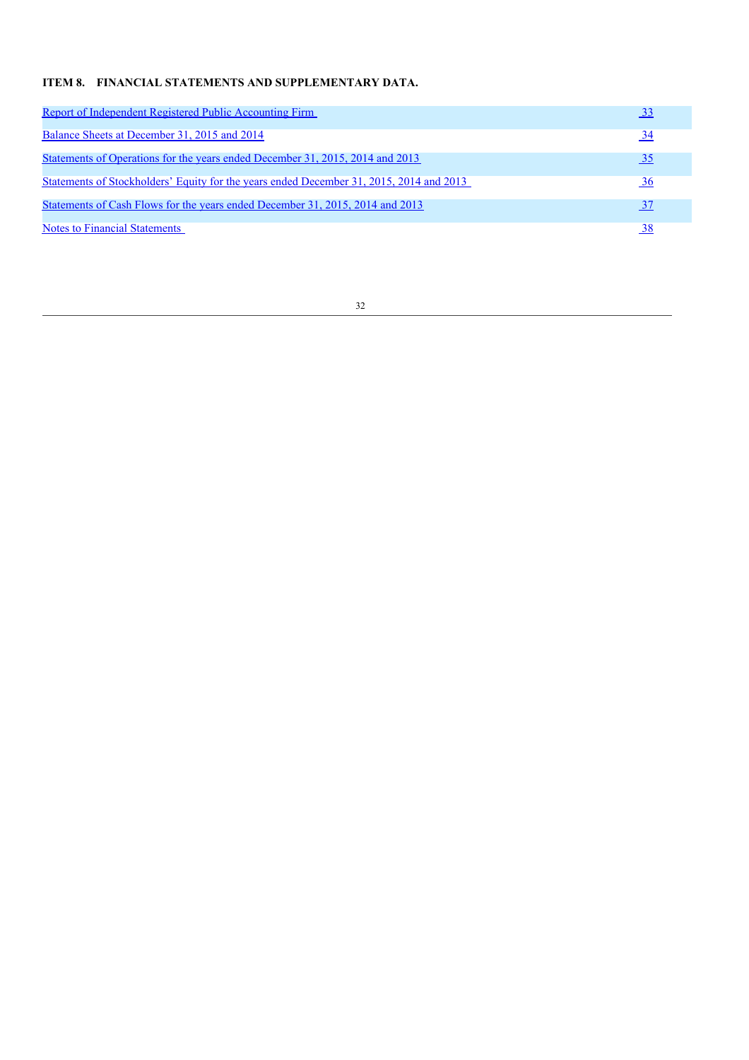**ITEM 8. FINANCIAL STATEMENTS AND SUPPLEMENTARY DATA.**

| | |
|---|---|
| Report of Independent Registered Public Accounting Firm | 33 |
| Balance Sheets at December 31, 2015 and 2014 | 34 |
| Statements of Operations for the years ended December 31, 2015, 2014 and 2013 | 35 |
| Statements of Stockholders' Equity for the years ended December 31, 2015, 2014 and 2013 | 36 |
| Statements of Cash Flows for the years ended December 31, 2015, 2014 and 2013 | 37 |
| Notes to Financial Statements | 38 |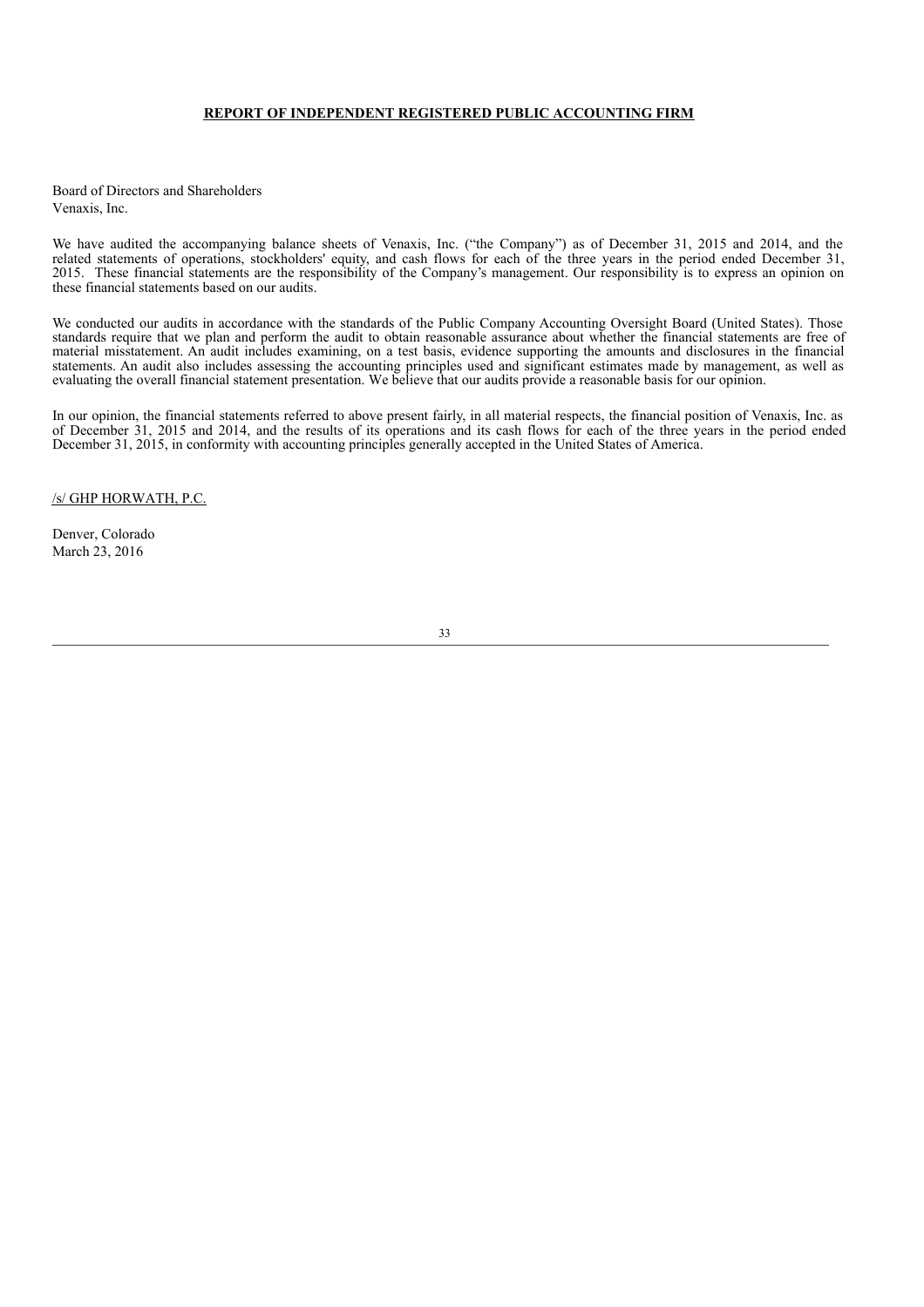## REPORT OF INDEPENDENT REGISTERED PUBLIC ACCOUNTING FIRM

Board of Directors and Shareholders
Venaxis, Inc.

We have audited the accompanying balance sheets of Venaxis, Inc. ("the Company") as of December 31, 2015 and 2014, and the related statements of operations, stockholders' equity, and cash flows for each of the three years in the period ended December 31, 2015. These financial statements are the responsibility of the Company's management. Our responsibility is to express an opinion on these financial statements based on our audits.

We conducted our audits in accordance with the standards of the Public Company Accounting Oversight Board (United States). Those standards require that we plan and perform the audit to obtain reasonable assurance about whether the financial statements are free of material misstatement. An audit includes examining, on a test basis, evidence supporting the amounts and disclosures in the financial statements. An audit also includes assessing the accounting principles used and significant estimates made by management, as well as evaluating the overall financial statement presentation. We believe that our audits provide a reasonable basis for our opinion.

In our opinion, the financial statements referred to above present fairly, in all material respects, the financial position of Venaxis, Inc. as of December 31, 2015 and 2014, and the results of its operations and its cash flows for each of the three years in the period ended December 31, 2015, in conformity with accounting principles generally accepted in the United States of America.

/s/ GHP HORWATH, P.C.

Denver, Colorado
March 23, 2016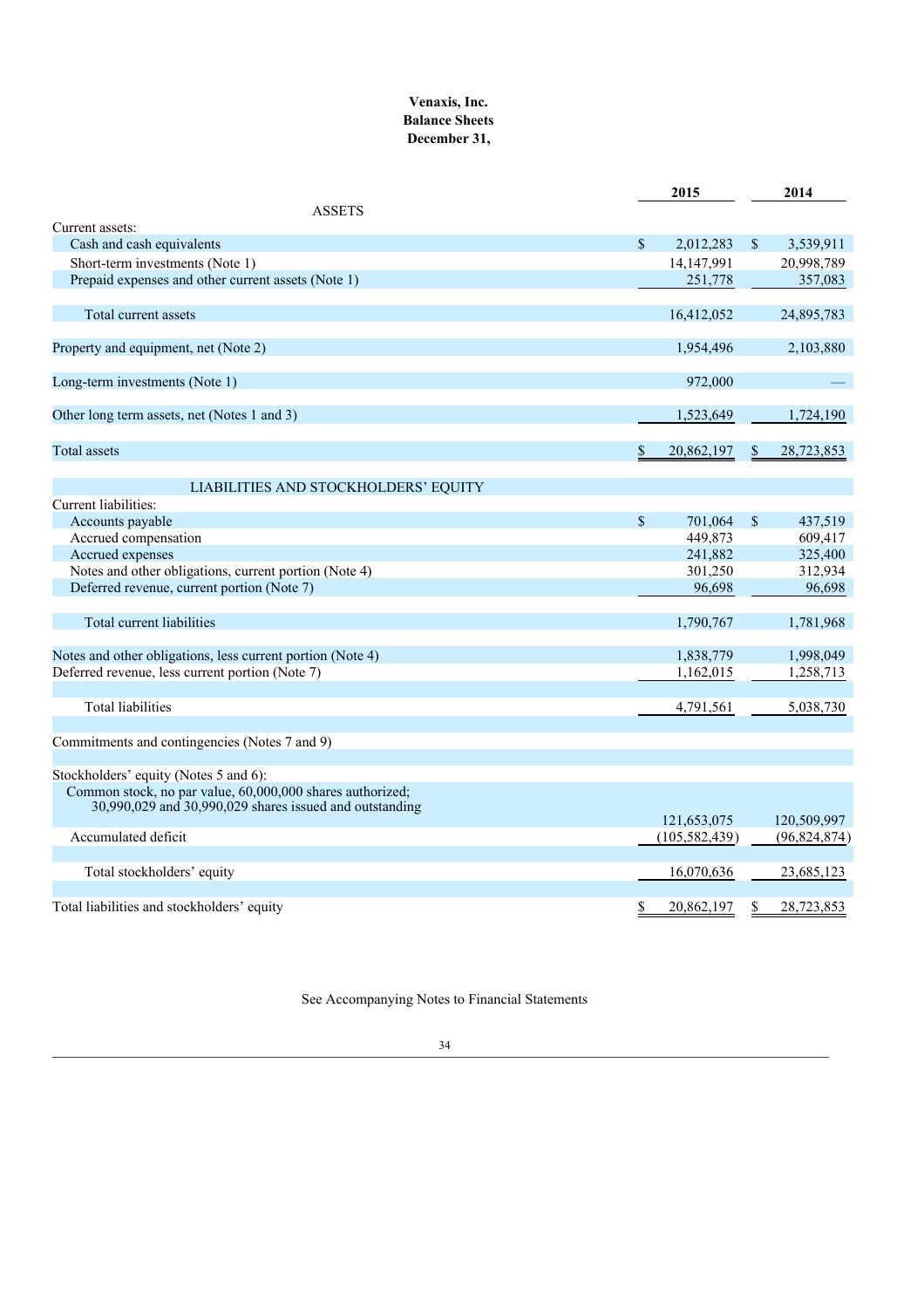**Venaxis, Inc.**
**Balance Sheets**
**December 31,**

| | 2015 | 2014 |
|---|---|---|
| **ASSETS** | | |
| Current assets: | | |
| Cash and cash equivalents | $ 2,012,283 | $ 3,539,911 |
| Short-term investments (Note 1) | 14,147,991 | 20,998,789 |
| Prepaid expenses and other current assets (Note 1) | 251,778 | 357,083 |
| Total current assets | 16,412,052 | 24,895,783 |
| Property and equipment, net (Note 2) | 1,954,496 | 2,103,880 |
| Long-term investments (Note 1) | 972,000 | — |
| Other long term assets, net (Notes 1 and 3) | 1,523,649 | 1,724,190 |
| Total assets | $ 20,862,197 | $ 28,723,853 |
| **LIABILITIES AND STOCKHOLDERS' EQUITY** | | |
| Current liabilities: | | |
| Accounts payable | $ 701,064 | $ 437,519 |
| Accrued compensation | 449,873 | 609,417 |
| Accrued expenses | 241,882 | 325,400 |
| Notes and other obligations, current portion (Note 4) | 301,250 | 312,934 |
| Deferred revenue, current portion (Note 7) | 96,698 | 96,698 |
| Total current liabilities | 1,790,767 | 1,781,968 |
| Notes and other obligations, less current portion (Note 4) | 1,838,779 | 1,998,049 |
| Deferred revenue, less current portion (Note 7) | 1,162,015 | 1,258,713 |
| Total liabilities | 4,791,561 | 5,038,730 |
| Commitments and contingencies (Notes 7 and 9) | | |
| Stockholders' equity (Notes 5 and 6): | | |
| Common stock, no par value, 60,000,000 shares authorized; 30,990,029 and 30,990,029 shares issued and outstanding | 121,653,075 | 120,509,997 |
| Accumulated deficit | (105,582,439) | (96,824,874) |
| Total stockholders' equity | 16,070,636 | 23,685,123 |
| Total liabilities and stockholders' equity | $ 20,862,197 | $ 28,723,853 |

See Accompanying Notes to Financial Statements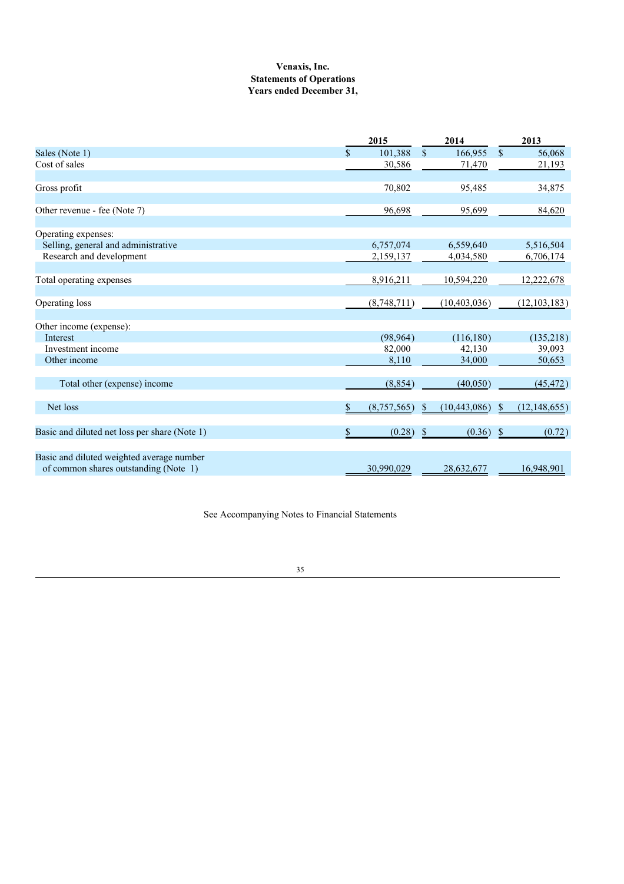**Venaxis, Inc.**
**Statements of Operations**
**Years ended December 31,**

| | 2015 | 2014 | 2013 |
|---|---|---|---|
| Sales (Note 1) | $ 101,388 | $ 166,955 | $ 56,068 |
| Cost of sales | 30,586 | 71,470 | 21,193 |
| Gross profit | 70,802 | 95,485 | 34,875 |
| Other revenue - fee (Note 7) | 96,698 | 95,699 | 84,620 |
| Operating expenses: | | | |
| Selling, general and administrative | 6,757,074 | 6,559,640 | 5,516,504 |
| Research and development | 2,159,137 | 4,034,580 | 6,706,174 |
| Total operating expenses | 8,916,211 | 10,594,220 | 12,222,678 |
| Operating loss | (8,748,711) | (10,403,036) | (12,103,183) |
| Other income (expense): | | | |
| Interest | (98,964) | (116,180) | (135,218) |
| Investment income | 82,000 | 42,130 | 39,093 |
| Other income | 8,110 | 34,000 | 50,653 |
| Total other (expense) income | (8,854) | (40,050) | (45,472) |
| Net loss | $ (8,757,565) | $ (10,443,086) | $ (12,148,655) |
| Basic and diluted net loss per share (Note 1) | $ (0.28) | $ (0.36) | $ (0.72) |
| Basic and diluted weighted average number of common shares outstanding (Note 1) | 30,990,029 | 28,632,677 | 16,948,901 |

See Accompanying Notes to Financial Statements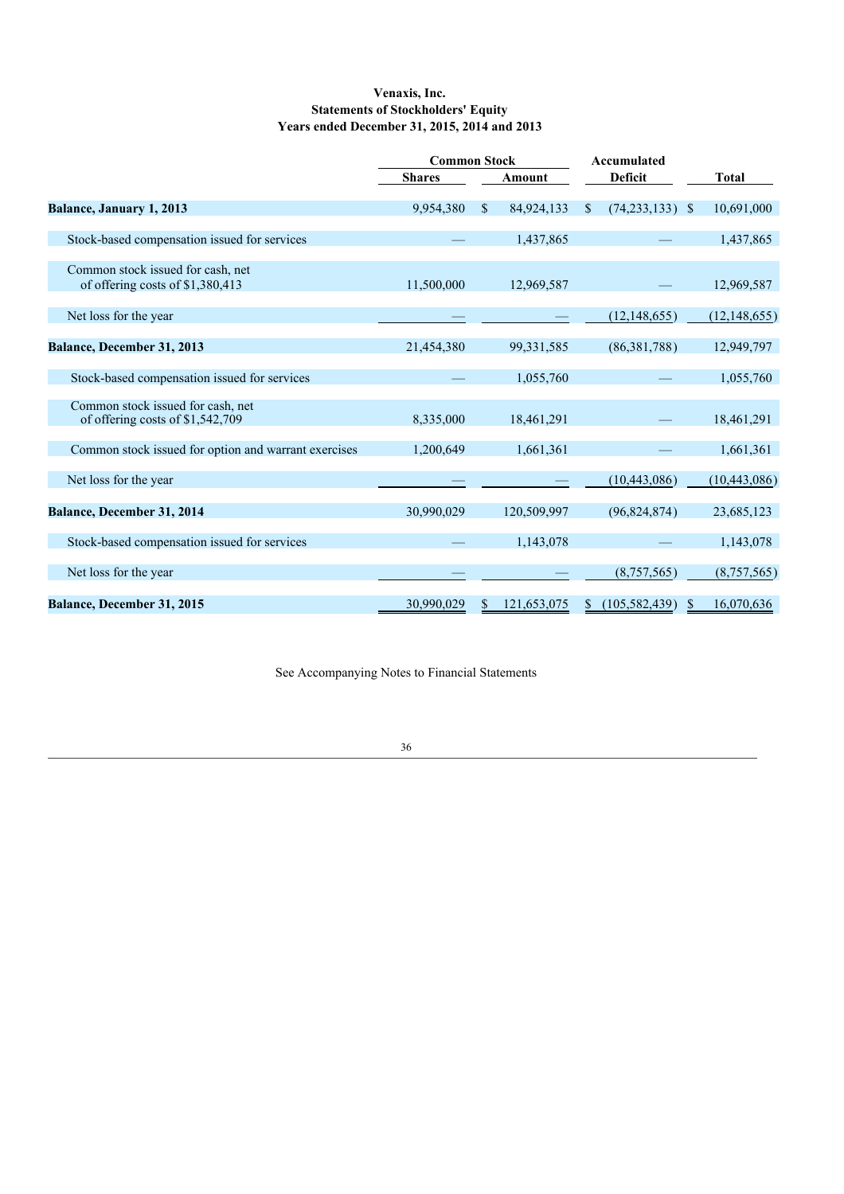**Venaxis, Inc.**
**Statements of Stockholders' Equity**
**Years ended December 31, 2015, 2014 and 2013**

| | Common Stock | | Accumulated | |
|---|---|---|---|---|
| | Shares | Amount | Deficit | Total |
| **Balance, January 1, 2013** | 9,954,380 | $ 84,924,133 | $ (74,233,133) | $ 10,691,000 |
| Stock-based compensation issued for services | — | 1,437,865 | — | 1,437,865 |
| Common stock issued for cash, net of offering costs of $1,380,413 | 11,500,000 | 12,969,587 | — | 12,969,587 |
| Net loss for the year | — | — | (12,148,655) | (12,148,655) |
| **Balance, December 31, 2013** | 21,454,380 | 99,331,585 | (86,381,788) | 12,949,797 |
| Stock-based compensation issued for services | — | 1,055,760 | — | 1,055,760 |
| Common stock issued for cash, net of offering costs of $1,542,709 | 8,335,000 | 18,461,291 | — | 18,461,291 |
| Common stock issued for option and warrant exercises | 1,200,649 | 1,661,361 | — | 1,661,361 |
| Net loss for the year | — | — | (10,443,086) | (10,443,086) |
| **Balance, December 31, 2014** | 30,990,029 | 120,509,997 | (96,824,874) | 23,685,123 |
| Stock-based compensation issued for services | — | 1,143,078 | — | 1,143,078 |
| Net loss for the year | — | — | (8,757,565) | (8,757,565) |
| **Balance, December 31, 2015** | 30,990,029 | $ 121,653,075 | $ (105,582,439) | $ 16,070,636 |

See Accompanying Notes to Financial Statements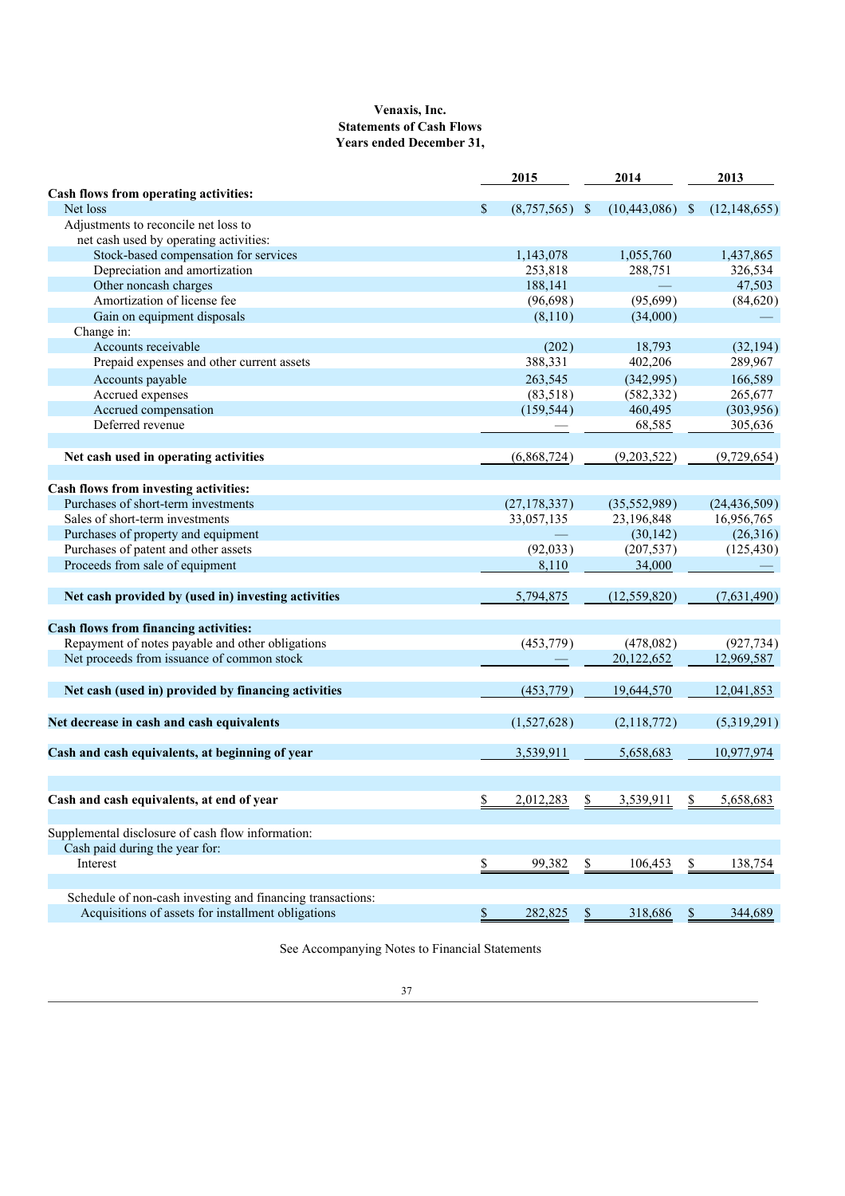**Venaxis, Inc.**
**Statements of Cash Flows**
**Years ended December 31,**

| | 2015 | 2014 | 2013 |
|---|---|---|---|
| **Cash flows from operating activities:** | | | |
| Net loss | $ (8,757,565) | $ (10,443,086) | $ (12,148,655) |
| Adjustments to reconcile net loss to net cash used by operating activities: | | | |
| Stock-based compensation for services | 1,143,078 | 1,055,760 | 1,437,865 |
| Depreciation and amortization | 253,818 | 288,751 | 326,534 |
| Other noncash charges | 188,141 | — | 47,503 |
| Amortization of license fee | (96,698) | (95,699) | (84,620) |
| Gain on equipment disposals | (8,110) | (34,000) | — |
| Change in: | | | |
| Accounts receivable | (202) | 18,793 | (32,194) |
| Prepaid expenses and other current assets | 388,331 | 402,206 | 289,967 |
| Accounts payable | 263,545 | (342,995) | 166,589 |
| Accrued expenses | (83,518) | (582,332) | 265,677 |
| Accrued compensation | (159,544) | 460,495 | (303,956) |
| Deferred revenue | — | 68,585 | 305,636 |
| **Net cash used in operating activities** | (6,868,724) | (9,203,522) | (9,729,654) |
| **Cash flows from investing activities:** | | | |
| Purchases of short-term investments | (27,178,337) | (35,552,989) | (24,436,509) |
| Sales of short-term investments | 33,057,135 | 23,196,848 | 16,956,765 |
| Purchases of property and equipment | — | (30,142) | (26,316) |
| Purchases of patent and other assets | (92,033) | (207,537) | (125,430) |
| Proceeds from sale of equipment | 8,110 | 34,000 | — |
| **Net cash provided by (used in) investing activities** | 5,794,875 | (12,559,820) | (7,631,490) |
| **Cash flows from financing activities:** | | | |
| Repayment of notes payable and other obligations | (453,779) | (478,082) | (927,734) |
| Net proceeds from issuance of common stock | — | 20,122,652 | 12,969,587 |
| **Net cash (used in) provided by financing activities** | (453,779) | 19,644,570 | 12,041,853 |
| **Net decrease in cash and cash equivalents** | (1,527,628) | (2,118,772) | (5,319,291) |
| **Cash and cash equivalents, at beginning of year** | 3,539,911 | 5,658,683 | 10,977,974 |
| **Cash and cash equivalents, at end of year** | $ 2,012,283 | $ 3,539,911 | $ 5,658,683 |
| Supplemental disclosure of cash flow information: | | | |
| Cash paid during the year for: | | | |
| Interest | $ 99,382 | $ 106,453 | $ 138,754 |
| Schedule of non-cash investing and financing transactions: | | | |
| Acquisitions of assets for installment obligations | $ 282,825 | $ 318,686 | $ 344,689 |

See Accompanying Notes to Financial Statements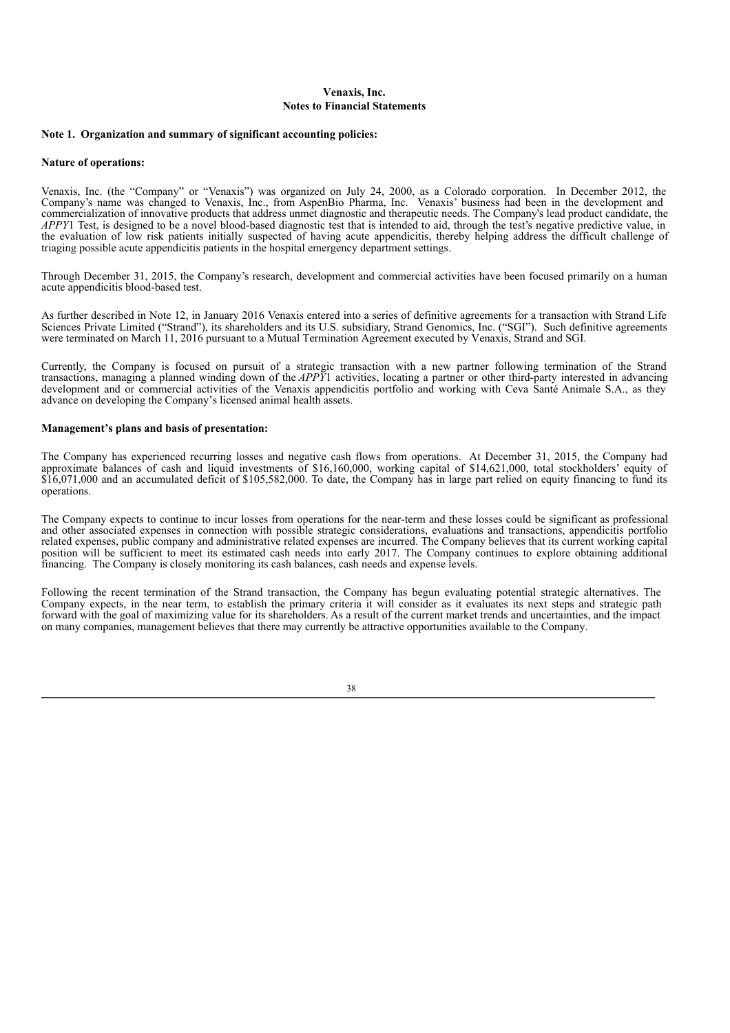**Venaxis, Inc.**
**Notes to Financial Statements**

**Note 1. Organization and summary of significant accounting policies:**

**Nature of operations:**

Venaxis, Inc. (the "Company" or "Venaxis") was organized on July 24, 2000, as a Colorado corporation. In December 2012, the Company's name was changed to Venaxis, Inc., from AspenBio Pharma, Inc. Venaxis' business had been in the development and commercialization of innovative products that address unmet diagnostic and therapeutic needs. The Company's lead product candidate, the *APPY*1 Test, is designed to be a novel blood-based diagnostic test that is intended to aid, through the test's negative predictive value, in the evaluation of low risk patients initially suspected of having acute appendicitis, thereby helping address the difficult challenge of triaging possible acute appendicitis patients in the hospital emergency department settings.

Through December 31, 2015, the Company's research, development and commercial activities have been focused primarily on a human acute appendicitis blood-based test.

As further described in Note 12, in January 2016 Venaxis entered into a series of definitive agreements for a transaction with Strand Life Sciences Private Limited ("Strand"), its shareholders and its U.S. subsidiary, Strand Genomics, Inc. ("SGI"). Such definitive agreements were terminated on March 11, 2016 pursuant to a Mutual Termination Agreement executed by Venaxis, Strand and SGI.

Currently, the Company is focused on pursuit of a strategic transaction with a new partner following termination of the Strand transactions, managing a planned winding down of the *APPY*1 activities, locating a partner or other third-party interested in advancing development and or commercial activities of the Venaxis appendicitis portfolio and working with Ceva Santé Animale S.A., as they advance on developing the Company's licensed animal health assets.

**Management's plans and basis of presentation:**

The Company has experienced recurring losses and negative cash flows from operations. At December 31, 2015, the Company had approximate balances of cash and liquid investments of $16,160,000, working capital of $14,621,000, total stockholders' equity of $16,071,000 and an accumulated deficit of $105,582,000. To date, the Company has in large part relied on equity financing to fund its operations.

The Company expects to continue to incur losses from operations for the near-term and these losses could be significant as professional and other associated expenses in connection with possible strategic considerations, evaluations and transactions, appendicitis portfolio related expenses, public company and administrative related expenses are incurred. The Company believes that its current working capital position will be sufficient to meet its estimated cash needs into early 2017. The Company continues to explore obtaining additional financing. The Company is closely monitoring its cash balances, cash needs and expense levels.

Following the recent termination of the Strand transaction, the Company has begun evaluating potential strategic alternatives. The Company expects, in the near term, to establish the primary criteria it will consider as it evaluates its next steps and strategic path forward with the goal of maximizing value for its shareholders. As a result of the current market trends and uncertainties, and the impact on many companies, management believes that there may currently be attractive opportunities available to the Company.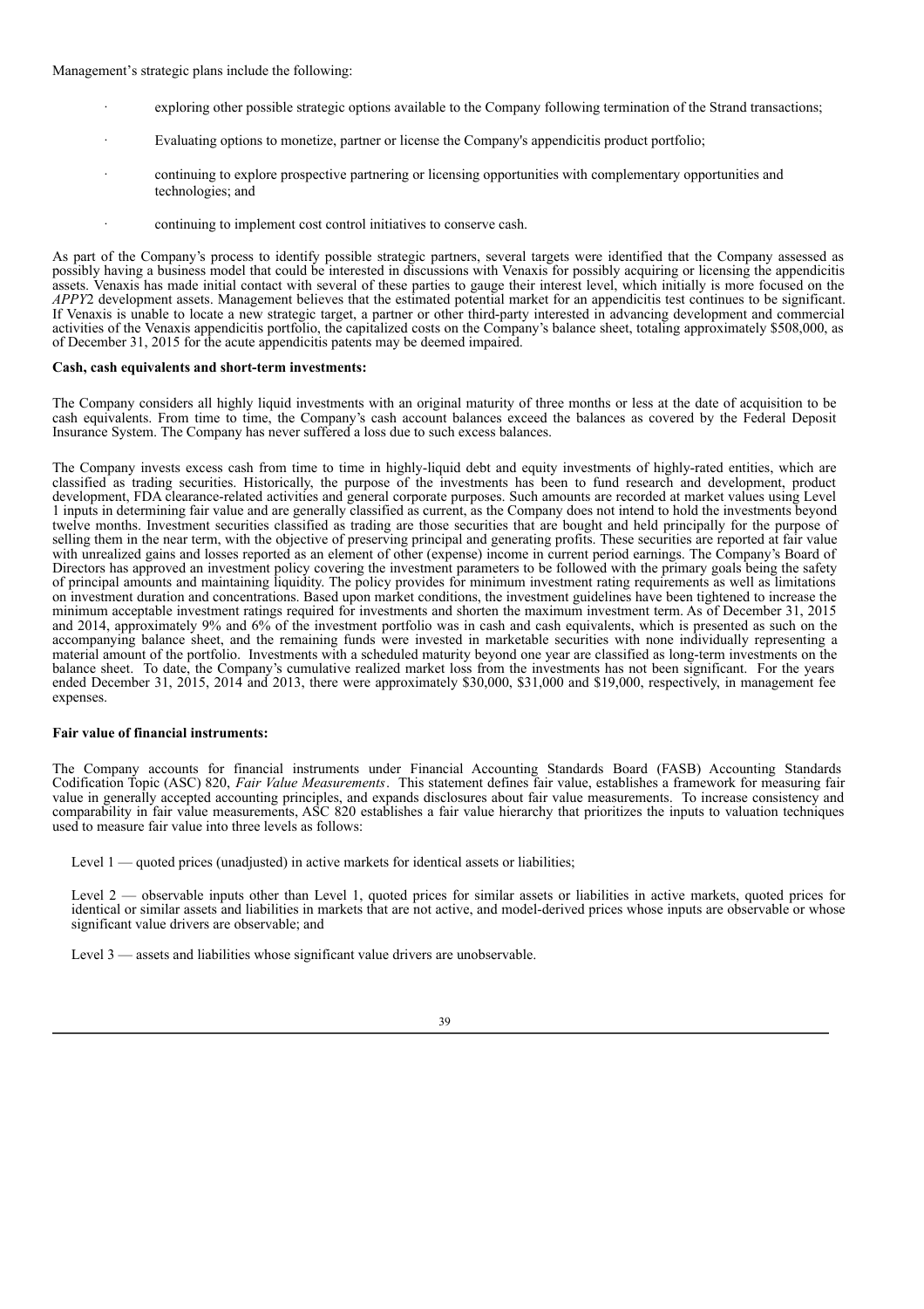Management's strategic plans include the following:

- exploring other possible strategic options available to the Company following termination of the Strand transactions;
- Evaluating options to monetize, partner or license the Company's appendicitis product portfolio;
- continuing to explore prospective partnering or licensing opportunities with complementary opportunities and technologies; and
- continuing to implement cost control initiatives to conserve cash.

As part of the Company's process to identify possible strategic partners, several targets were identified that the Company assessed as possibly having a business model that could be interested in discussions with Venaxis for possibly acquiring or licensing the appendicitis assets. Venaxis has made initial contact with several of these parties to gauge their interest level, which initially is more focused on the *APPY*2 development assets. Management believes that the estimated potential market for an appendicitis test continues to be significant. If Venaxis is unable to locate a new strategic target, a partner or other third-party interested in advancing development and commercial activities of the Venaxis appendicitis portfolio, the capitalized costs on the Company's balance sheet, totaling approximately $508,000, as of December 31, 2015 for the acute appendicitis patents may be deemed impaired.

**Cash, cash equivalents and short-term investments:**

The Company considers all highly liquid investments with an original maturity of three months or less at the date of acquisition to be cash equivalents. From time to time, the Company's cash account balances exceed the balances as covered by the Federal Deposit Insurance System. The Company has never suffered a loss due to such excess balances.

The Company invests excess cash from time to time in highly-liquid debt and equity investments of highly-rated entities, which are classified as trading securities. Historically, the purpose of the investments has been to fund research and development, product development, FDA clearance-related activities and general corporate purposes. Such amounts are recorded at market values using Level 1 inputs in determining fair value and are generally classified as current, as the Company does not intend to hold the investments beyond twelve months. Investment securities classified as trading are those securities that are bought and held principally for the purpose of selling them in the near term, with the objective of preserving principal and generating profits. These securities are reported at fair value with unrealized gains and losses reported as an element of other (expense) income in current period earnings. The Company's Board of Directors has approved an investment policy covering the investment parameters to be followed with the primary goals being the safety of principal amounts and maintaining liquidity. The policy provides for minimum investment rating requirements as well as limitations on investment duration and concentrations. Based upon market conditions, the investment guidelines have been tightened to increase the minimum acceptable investment ratings required for investments and shorten the maximum investment term. As of December 31, 2015 and 2014, approximately 9% and 6% of the investment portfolio was in cash and cash equivalents, which is presented as such on the accompanying balance sheet, and the remaining funds were invested in marketable securities with none individually representing a material amount of the portfolio. Investments with a scheduled maturity beyond one year are classified as long-term investments on the balance sheet. To date, the Company's cumulative realized market loss from the investments has not been significant. For the years ended December 31, 2015, 2014 and 2013, there were approximately $30,000, $31,000 and $19,000, respectively, in management fee expenses.

**Fair value of financial instruments:**

The Company accounts for financial instruments under Financial Accounting Standards Board (FASB) Accounting Standards Codification Topic (ASC) 820, *Fair Value Measurements*. This statement defines fair value, establishes a framework for measuring fair value in generally accepted accounting principles, and expands disclosures about fair value measurements. To increase consistency and comparability in fair value measurements, ASC 820 establishes a fair value hierarchy that prioritizes the inputs to valuation techniques used to measure fair value into three levels as follows:

Level 1 — quoted prices (unadjusted) in active markets for identical assets or liabilities;

Level 2 — observable inputs other than Level 1, quoted prices for similar assets or liabilities in active markets, quoted prices for identical or similar assets and liabilities in markets that are not active, and model-derived prices whose inputs are observable or whose significant value drivers are observable; and

Level 3 — assets and liabilities whose significant value drivers are unobservable.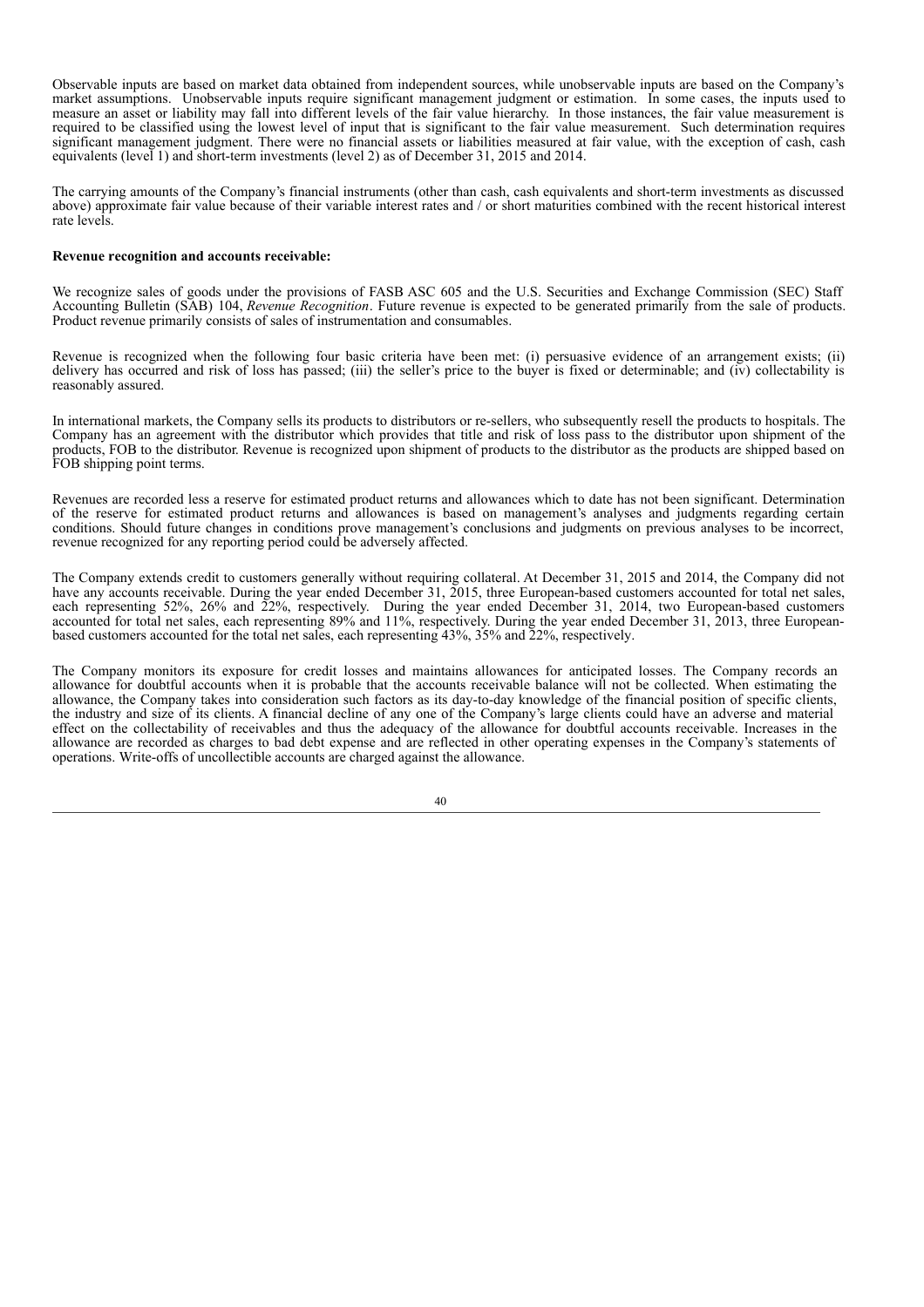Observable inputs are based on market data obtained from independent sources, while unobservable inputs are based on the Company's market assumptions. Unobservable inputs require significant management judgment or estimation. In some cases, the inputs used to measure an asset or liability may fall into different levels of the fair value hierarchy. In those instances, the fair value measurement is required to be classified using the lowest level of input that is significant to the fair value measurement. Such determination requires significant management judgment. There were no financial assets or liabilities measured at fair value, with the exception of cash, cash equivalents (level 1) and short-term investments (level 2) as of December 31, 2015 and 2014.

The carrying amounts of the Company's financial instruments (other than cash, cash equivalents and short-term investments as discussed above) approximate fair value because of their variable interest rates and / or short maturities combined with the recent historical interest rate levels.

**Revenue recognition and accounts receivable:**

We recognize sales of goods under the provisions of FASB ASC 605 and the U.S. Securities and Exchange Commission (SEC) Staff Accounting Bulletin (SAB) 104, *Revenue Recognition*. Future revenue is expected to be generated primarily from the sale of products. Product revenue primarily consists of sales of instrumentation and consumables.

Revenue is recognized when the following four basic criteria have been met: (i) persuasive evidence of an arrangement exists; (ii) delivery has occurred and risk of loss has passed; (iii) the seller's price to the buyer is fixed or determinable; and (iv) collectability is reasonably assured.

In international markets, the Company sells its products to distributors or re-sellers, who subsequently resell the products to hospitals. The Company has an agreement with the distributor which provides that title and risk of loss pass to the distributor upon shipment of the products, FOB to the distributor. Revenue is recognized upon shipment of products to the distributor as the products are shipped based on FOB shipping point terms.

Revenues are recorded less a reserve for estimated product returns and allowances which to date has not been significant. Determination of the reserve for estimated product returns and allowances is based on management's analyses and judgments regarding certain conditions. Should future changes in conditions prove management's conclusions and judgments on previous analyses to be incorrect, revenue recognized for any reporting period could be adversely affected.

The Company extends credit to customers generally without requiring collateral. At December 31, 2015 and 2014, the Company did not have any accounts receivable. During the year ended December 31, 2015, three European-based customers accounted for total net sales, each representing 52%, 26% and 22%, respectively. During the year ended December 31, 2014, two European-based customers accounted for total net sales, each representing 89% and 11%, respectively. During the year ended December 31, 2013, three European-based customers accounted for the total net sales, each representing 43%, 35% and 22%, respectively.

The Company monitors its exposure for credit losses and maintains allowances for anticipated losses. The Company records an allowance for doubtful accounts when it is probable that the accounts receivable balance will not be collected. When estimating the allowance, the Company takes into consideration such factors as its day-to-day knowledge of the financial position of specific clients, the industry and size of its clients. A financial decline of any one of the Company's large clients could have an adverse and material effect on the collectability of receivables and thus the adequacy of the allowance for doubtful accounts receivable. Increases in the allowance are recorded as charges to bad debt expense and are reflected in other operating expenses in the Company's statements of operations. Write-offs of uncollectible accounts are charged against the allowance.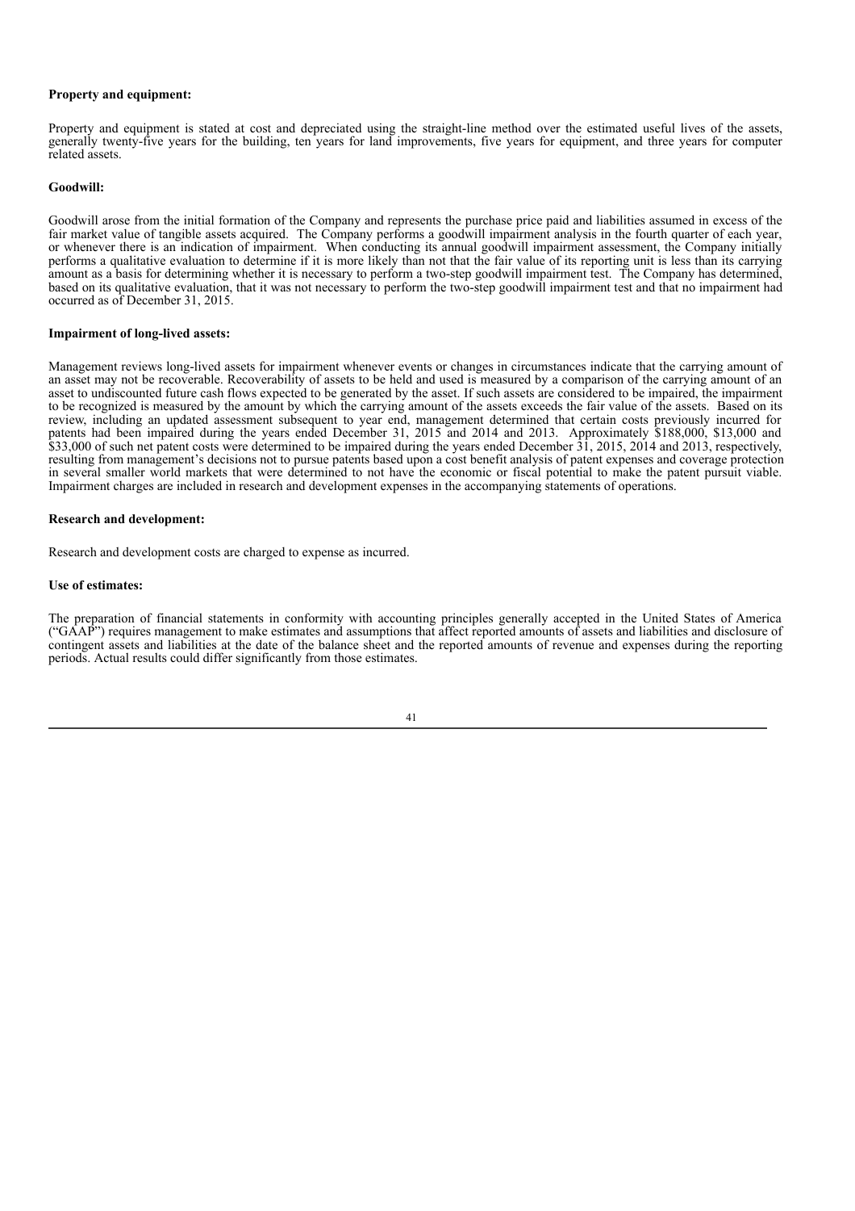**Property and equipment:**

Property and equipment is stated at cost and depreciated using the straight-line method over the estimated useful lives of the assets, generally twenty-five years for the building, ten years for land improvements, five years for equipment, and three years for computer related assets.

**Goodwill:**

Goodwill arose from the initial formation of the Company and represents the purchase price paid and liabilities assumed in excess of the fair market value of tangible assets acquired. The Company performs a goodwill impairment analysis in the fourth quarter of each year, or whenever there is an indication of impairment. When conducting its annual goodwill impairment assessment, the Company initially performs a qualitative evaluation to determine if it is more likely than not that the fair value of its reporting unit is less than its carrying amount as a basis for determining whether it is necessary to perform a two-step goodwill impairment test. The Company has determined, based on its qualitative evaluation, that it was not necessary to perform the two-step goodwill impairment test and that no impairment had occurred as of December 31, 2015.

**Impairment of long-lived assets:**

Management reviews long-lived assets for impairment whenever events or changes in circumstances indicate that the carrying amount of an asset may not be recoverable. Recoverability of assets to be held and used is measured by a comparison of the carrying amount of an asset to undiscounted future cash flows expected to be generated by the asset. If such assets are considered to be impaired, the impairment to be recognized is measured by the amount by which the carrying amount of the assets exceeds the fair value of the assets. Based on its review, including an updated assessment subsequent to year end, management determined that certain costs previously incurred for patents had been impaired during the years ended December 31, 2015 and 2014 and 2013. Approximately $188,000, $13,000 and $33,000 of such net patent costs were determined to be impaired during the years ended December 31, 2015, 2014 and 2013, respectively, resulting from management's decisions not to pursue patents based upon a cost benefit analysis of patent expenses and coverage protection in several smaller world markets that were determined to not have the economic or fiscal potential to make the patent pursuit viable. Impairment charges are included in research and development expenses in the accompanying statements of operations.

**Research and development:**

Research and development costs are charged to expense as incurred.

**Use of estimates:**

The preparation of financial statements in conformity with accounting principles generally accepted in the United States of America ("GAAP") requires management to make estimates and assumptions that affect reported amounts of assets and liabilities and disclosure of contingent assets and liabilities at the date of the balance sheet and the reported amounts of revenue and expenses during the reporting periods. Actual results could differ significantly from those estimates.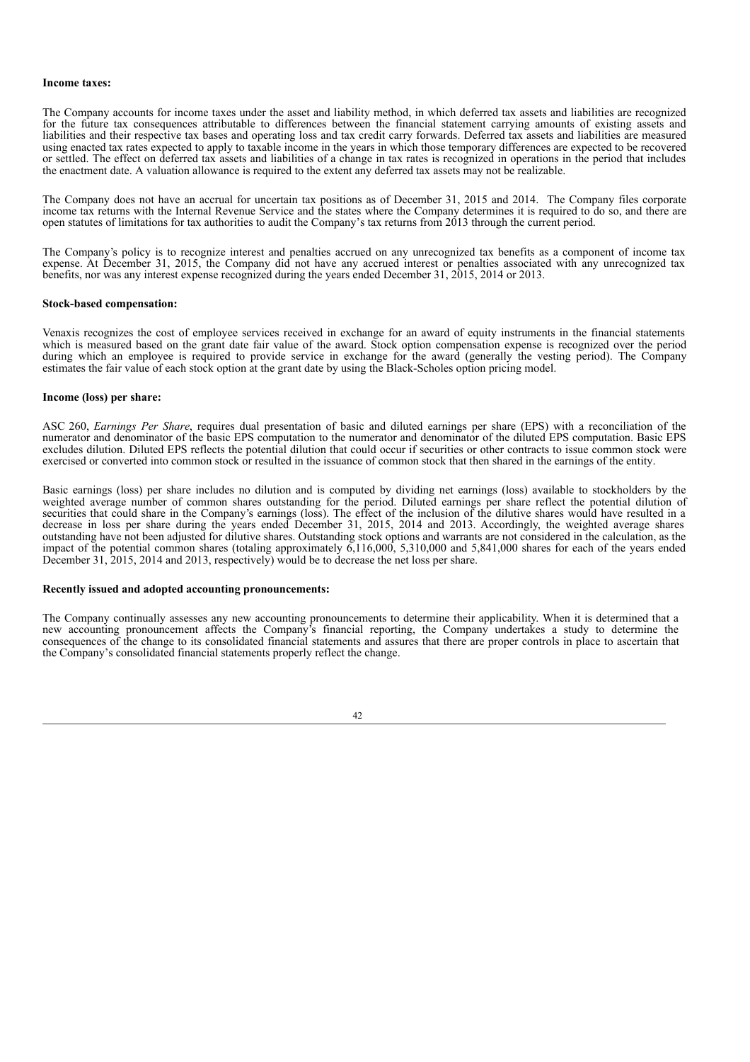**Income taxes:**

The Company accounts for income taxes under the asset and liability method, in which deferred tax assets and liabilities are recognized for the future tax consequences attributable to differences between the financial statement carrying amounts of existing assets and liabilities and their respective tax bases and operating loss and tax credit carry forwards. Deferred tax assets and liabilities are measured using enacted tax rates expected to apply to taxable income in the years in which those temporary differences are expected to be recovered or settled. The effect on deferred tax assets and liabilities of a change in tax rates is recognized in operations in the period that includes the enactment date. A valuation allowance is required to the extent any deferred tax assets may not be realizable.

The Company does not have an accrual for uncertain tax positions as of December 31, 2015 and 2014. The Company files corporate income tax returns with the Internal Revenue Service and the states where the Company determines it is required to do so, and there are open statutes of limitations for tax authorities to audit the Company's tax returns from 2013 through the current period.

The Company's policy is to recognize interest and penalties accrued on any unrecognized tax benefits as a component of income tax expense. At December 31, 2015, the Company did not have any accrued interest or penalties associated with any unrecognized tax benefits, nor was any interest expense recognized during the years ended December 31, 2015, 2014 or 2013.

**Stock-based compensation:**

Venaxis recognizes the cost of employee services received in exchange for an award of equity instruments in the financial statements which is measured based on the grant date fair value of the award. Stock option compensation expense is recognized over the period during which an employee is required to provide service in exchange for the award (generally the vesting period). The Company estimates the fair value of each stock option at the grant date by using the Black-Scholes option pricing model.

**Income (loss) per share:**

ASC 260, *Earnings Per Share*, requires dual presentation of basic and diluted earnings per share (EPS) with a reconciliation of the numerator and denominator of the basic EPS computation to the numerator and denominator of the diluted EPS computation. Basic EPS excludes dilution. Diluted EPS reflects the potential dilution that could occur if securities or other contracts to issue common stock were exercised or converted into common stock or resulted in the issuance of common stock that then shared in the earnings of the entity.

Basic earnings (loss) per share includes no dilution and is computed by dividing net earnings (loss) available to stockholders by the weighted average number of common shares outstanding for the period. Diluted earnings per share reflect the potential dilution of securities that could share in the Company's earnings (loss). The effect of the inclusion of the dilutive shares would have resulted in a decrease in loss per share during the years ended December 31, 2015, 2014 and 2013. Accordingly, the weighted average shares outstanding have not been adjusted for dilutive shares. Outstanding stock options and warrants are not considered in the calculation, as the impact of the potential common shares (totaling approximately 6,116,000, 5,310,000 and 5,841,000 shares for each of the years ended December 31, 2015, 2014 and 2013, respectively) would be to decrease the net loss per share.

**Recently issued and adopted accounting pronouncements:**

The Company continually assesses any new accounting pronouncements to determine their applicability. When it is determined that a new accounting pronouncement affects the Company's financial reporting, the Company undertakes a study to determine the consequences of the change to its consolidated financial statements and assures that there are proper controls in place to ascertain that the Company's consolidated financial statements properly reflect the change.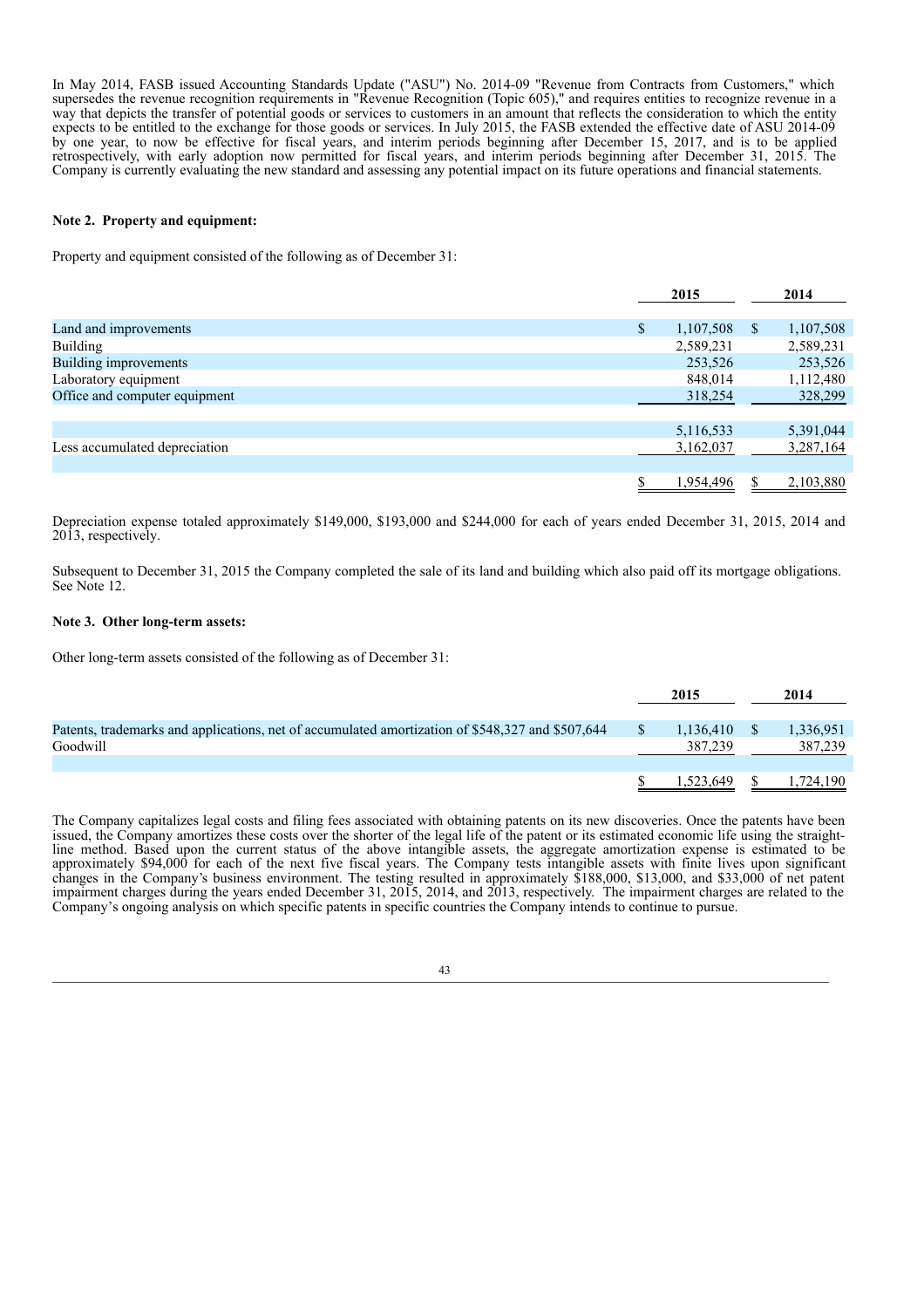In May 2014, FASB issued Accounting Standards Update ("ASU") No. 2014-09 "Revenue from Contracts from Customers," which supersedes the revenue recognition requirements in "Revenue Recognition (Topic 605)," and requires entities to recognize revenue in a way that depicts the transfer of potential goods or services to customers in an amount that reflects the consideration to which the entity expects to be entitled to the exchange for those goods or services. In July 2015, the FASB extended the effective date of ASU 2014-09 by one year, to now be effective for fiscal years, and interim periods beginning after December 15, 2017, and is to be applied retrospectively, with early adoption now permitted for fiscal years, and interim periods beginning after December 31, 2015. The Company is currently evaluating the new standard and assessing any potential impact on its future operations and financial statements.

**Note 2. Property and equipment:**

Property and equipment consisted of the following as of December 31:

| | 2015 | 2014 |
|---|---|---|
| Land and improvements | $ 1,107,508 | $ 1,107,508 |
| Building | 2,589,231 | 2,589,231 |
| Building improvements | 253,526 | 253,526 |
| Laboratory equipment | 848,014 | 1,112,480 |
| Office and computer equipment | 318,254 | 328,299 |
| | 5,116,533 | 5,391,044 |
| Less accumulated depreciation | 3,162,037 | 3,287,164 |
| | $ 1,954,496 | $ 2,103,880 |

Depreciation expense totaled approximately $149,000, $193,000 and $244,000 for each of years ended December 31, 2015, 2014 and 2013, respectively.

Subsequent to December 31, 2015 the Company completed the sale of its land and building which also paid off its mortgage obligations. See Note 12.

**Note 3. Other long-term assets:**

Other long-term assets consisted of the following as of December 31:

| | 2015 | 2014 |
|---|---|---|
| Patents, trademarks and applications, net of accumulated amortization of $548,327 and $507,644 | $ 1,136,410 | $ 1,336,951 |
| Goodwill | 387,239 | 387,239 |
| | $ 1,523,649 | $ 1,724,190 |

The Company capitalizes legal costs and filing fees associated with obtaining patents on its new discoveries. Once the patents have been issued, the Company amortizes these costs over the shorter of the legal life of the patent or its estimated economic life using the straight-line method. Based upon the current status of the above intangible assets, the aggregate amortization expense is estimated to be approximately $94,000 for each of the next five fiscal years. The Company tests intangible assets with finite lives upon significant changes in the Company's business environment. The testing resulted in approximately $188,000, $13,000, and $33,000 of net patent impairment charges during the years ended December 31, 2015, 2014, and 2013, respectively. The impairment charges are related to the Company's ongoing analysis on which specific patents in specific countries the Company intends to continue to pursue.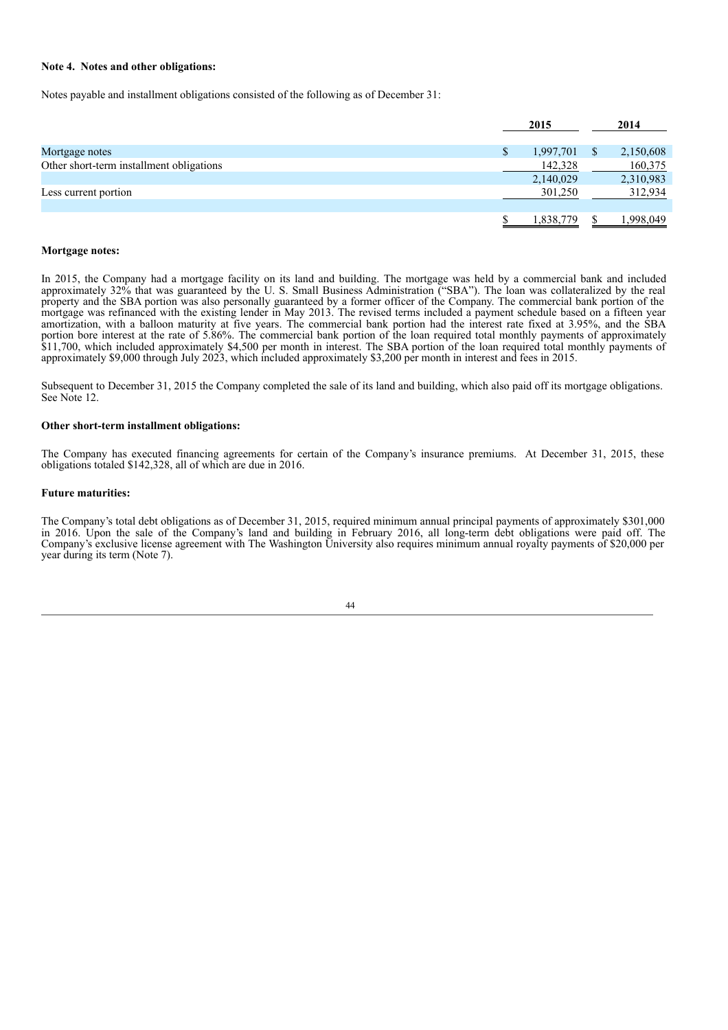**Note 4. Notes and other obligations:**

Notes payable and installment obligations consisted of the following as of December 31:

| | 2015 | 2014 |
|---|---|---|
| Mortgage notes | $ 1,997,701 | $ 2,150,608 |
| Other short-term installment obligations | 142,328 | 160,375 |
| | 2,140,029 | 2,310,983 |
| Less current portion | 301,250 | 312,934 |
| | $ 1,838,779 | $ 1,998,049 |

**Mortgage notes:**

In 2015, the Company had a mortgage facility on its land and building. The mortgage was held by a commercial bank and included approximately 32% that was guaranteed by the U. S. Small Business Administration ("SBA"). The loan was collateralized by the real property and the SBA portion was also personally guaranteed by a former officer of the Company. The commercial bank portion of the mortgage was refinanced with the existing lender in May 2013. The revised terms included a payment schedule based on a fifteen year amortization, with a balloon maturity at five years. The commercial bank portion had the interest rate fixed at 3.95%, and the SBA portion bore interest at the rate of 5.86%. The commercial bank portion of the loan required total monthly payments of approximately $11,700, which included approximately $4,500 per month in interest. The SBA portion of the loan required total monthly payments of approximately $9,000 through July 2023, which included approximately $3,200 per month in interest and fees in 2015.

Subsequent to December 31, 2015 the Company completed the sale of its land and building, which also paid off its mortgage obligations. See Note 12.

**Other short-term installment obligations:**

The Company has executed financing agreements for certain of the Company's insurance premiums. At December 31, 2015, these obligations totaled $142,328, all of which are due in 2016.

**Future maturities:**

The Company's total debt obligations as of December 31, 2015, required minimum annual principal payments of approximately $301,000 in 2016. Upon the sale of the Company's land and building in February 2016, all long-term debt obligations were paid off. The Company's exclusive license agreement with The Washington University also requires minimum annual royalty payments of $20,000 per year during its term (Note 7).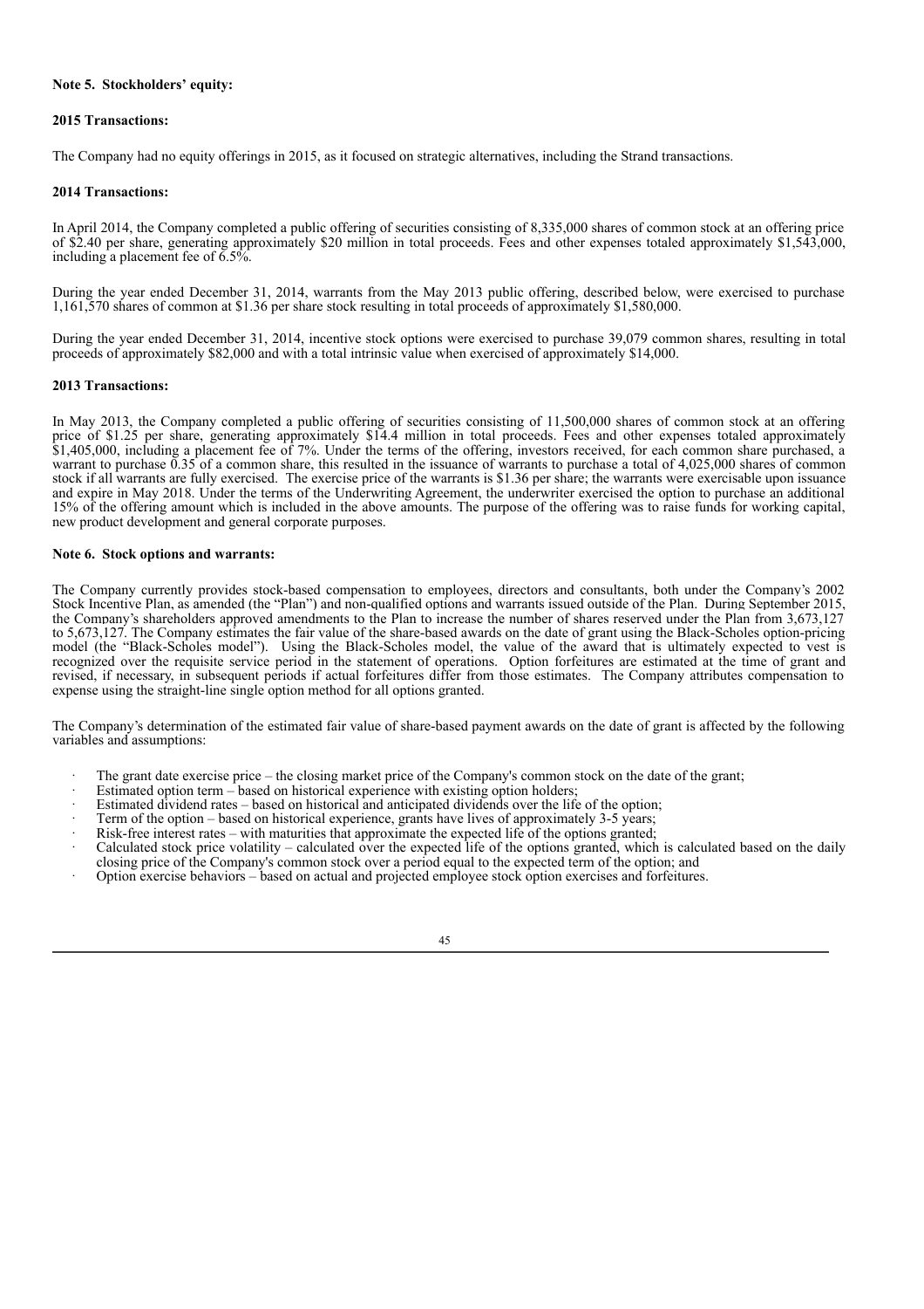**Note 5. Stockholders' equity:**

**2015 Transactions:**

The Company had no equity offerings in 2015, as it focused on strategic alternatives, including the Strand transactions.

**2014 Transactions:**

In April 2014, the Company completed a public offering of securities consisting of 8,335,000 shares of common stock at an offering price of $2.40 per share, generating approximately $20 million in total proceeds. Fees and other expenses totaled approximately $1,543,000, including a placement fee of 6.5%.

During the year ended December 31, 2014, warrants from the May 2013 public offering, described below, were exercised to purchase 1,161,570 shares of common at $1.36 per share stock resulting in total proceeds of approximately $1,580,000.

During the year ended December 31, 2014, incentive stock options were exercised to purchase 39,079 common shares, resulting in total proceeds of approximately $82,000 and with a total intrinsic value when exercised of approximately $14,000.

**2013 Transactions:**

In May 2013, the Company completed a public offering of securities consisting of 11,500,000 shares of common stock at an offering price of $1.25 per share, generating approximately $14.4 million in total proceeds. Fees and other expenses totaled approximately $1,405,000, including a placement fee of 7%. Under the terms of the offering, investors received, for each common share purchased, a warrant to purchase 0.35 of a common share, this resulted in the issuance of warrants to purchase a total of 4,025,000 shares of common stock if all warrants are fully exercised. The exercise price of the warrants is $1.36 per share; the warrants were exercisable upon issuance and expire in May 2018. Under the terms of the Underwriting Agreement, the underwriter exercised the option to purchase an additional 15% of the offering amount which is included in the above amounts. The purpose of the offering was to raise funds for working capital, new product development and general corporate purposes.

**Note 6. Stock options and warrants:**

The Company currently provides stock-based compensation to employees, directors and consultants, both under the Company's 2002 Stock Incentive Plan, as amended (the "Plan") and non-qualified options and warrants issued outside of the Plan. During September 2015, the Company's shareholders approved amendments to the Plan to increase the number of shares reserved under the Plan from 3,673,127 to 5,673,127. The Company estimates the fair value of the share-based awards on the date of grant using the Black-Scholes option-pricing model (the "Black-Scholes model"). Using the Black-Scholes model, the value of the award that is ultimately expected to vest is recognized over the requisite service period in the statement of operations. Option forfeitures are estimated at the time of grant and revised, if necessary, in subsequent periods if actual forfeitures differ from those estimates. The Company attributes compensation to expense using the straight-line single option method for all options granted.

The Company's determination of the estimated fair value of share-based payment awards on the date of grant is affected by the following variables and assumptions:

- The grant date exercise price – the closing market price of the Company's common stock on the date of the grant;
- Estimated option term – based on historical experience with existing option holders;
- Estimated dividend rates – based on historical and anticipated dividends over the life of the option;
- Term of the option – based on historical experience, grants have lives of approximately 3-5 years;
- Risk-free interest rates – with maturities that approximate the expected life of the options granted;
- Calculated stock price volatility – calculated over the expected life of the options granted, which is calculated based on the daily closing price of the Company's common stock over a period equal to the expected term of the option; and
- Option exercise behaviors – based on actual and projected employee stock option exercises and forfeitures.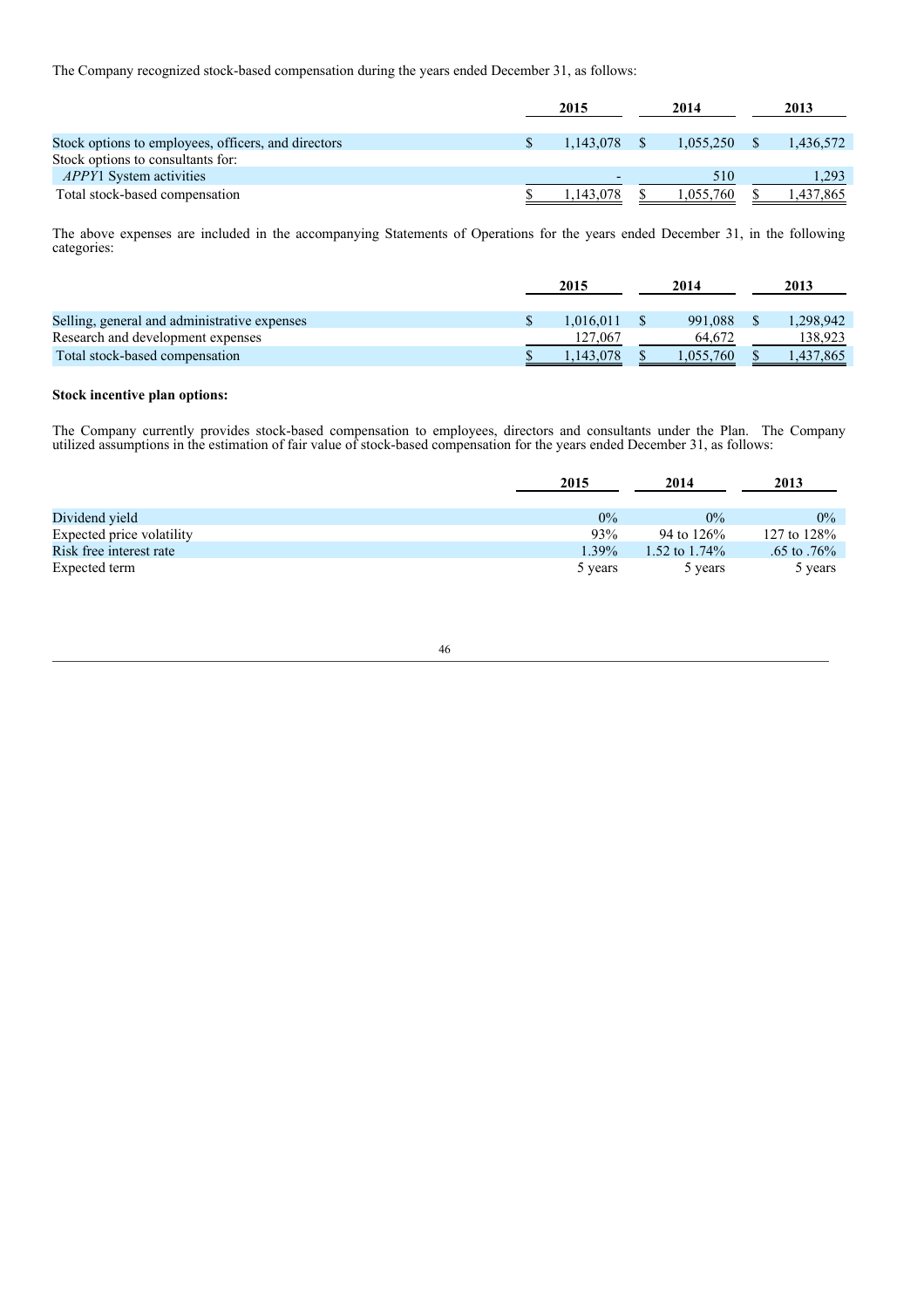The Company recognized stock-based compensation during the years ended December 31, as follows:

| | 2015 | 2014 | 2013 |
|---|---|---|---|
| Stock options to employees, officers, and directors | $ 1,143,078 | $ 1,055,250 | $ 1,436,572 |
| Stock options to consultants for: | | | |
| *APPY*1 System activities | - | 510 | 1,293 |
| Total stock-based compensation | $ 1,143,078 | $ 1,055,760 | $ 1,437,865 |

The above expenses are included in the accompanying Statements of Operations for the years ended December 31, in the following categories:

| | 2015 | 2014 | 2013 |
|---|---|---|---|
| Selling, general and administrative expenses | $ 1,016,011 | $ 991,088 | $ 1,298,942 |
| Research and development expenses | 127,067 | 64,672 | 138,923 |
| Total stock-based compensation | $ 1,143,078 | $ 1,055,760 | $ 1,437,865 |

**Stock incentive plan options:**

The Company currently provides stock-based compensation to employees, directors and consultants under the Plan. The Company utilized assumptions in the estimation of fair value of stock-based compensation for the years ended December 31, as follows:

| | 2015 | 2014 | 2013 |
|---|---|---|---|
| Dividend yield | 0% | 0% | 0% |
| Expected price volatility | 93% | 94 to 126% | 127 to 128% |
| Risk free interest rate | 1.39% | 1.52 to 1.74% | .65 to .76% |
| Expected term | 5 years | 5 years | 5 years |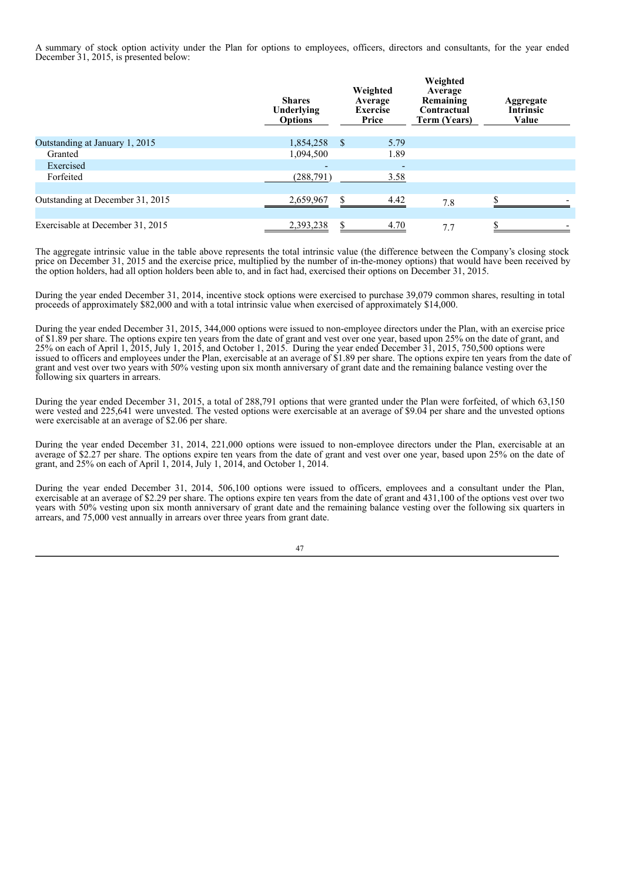A summary of stock option activity under the Plan for options to employees, officers, directors and consultants, for the year ended December 31, 2015, is presented below:

| | Shares Underlying Options | Weighted Average Exercise Price | Weighted Average Remaining Contractual Term (Years) | Aggregate Intrinsic Value |
|---|---|---|---|---|
| Outstanding at January 1, 2015 | 1,854,258 | $ 5.79 | | |
| Granted | 1,094,500 | 1.89 | | |
| Exercised | - | - | | |
| Forfeited | (288,791) | 3.58 | | |
| | | | | |
| Outstanding at December 31, 2015 | 2,659,967 | $ 4.42 | 7.8 | $ - |
| | | | | |
| Exercisable at December 31, 2015 | 2,393,238 | $ 4.70 | 7.7 | $ - |

The aggregate intrinsic value in the table above represents the total intrinsic value (the difference between the Company's closing stock price on December 31, 2015 and the exercise price, multiplied by the number of in-the-money options) that would have been received by the option holders, had all option holders been able to, and in fact had, exercised their options on December 31, 2015.

During the year ended December 31, 2014, incentive stock options were exercised to purchase 39,079 common shares, resulting in total proceeds of approximately $82,000 and with a total intrinsic value when exercised of approximately $14,000.

During the year ended December 31, 2015, 344,000 options were issued to non-employee directors under the Plan, with an exercise price of $1.89 per share. The options expire ten years from the date of grant and vest over one year, based upon 25% on the date of grant, and 25% on each of April 1, 2015, July 1, 2015, and October 1, 2015. During the year ended December 31, 2015, 750,500 options were issued to officers and employees under the Plan, exercisable at an average of $1.89 per share. The options expire ten years from the date of grant and vest over two years with 50% vesting upon six month anniversary of grant date and the remaining balance vesting over the following six quarters in arrears.

During the year ended December 31, 2015, a total of 288,791 options that were granted under the Plan were forfeited, of which 63,150 were vested and 225,641 were unvested. The vested options were exercisable at an average of $9.04 per share and the unvested options were exercisable at an average of $2.06 per share.

During the year ended December 31, 2014, 221,000 options were issued to non-employee directors under the Plan, exercisable at an average of $2.27 per share. The options expire ten years from the date of grant and vest over one year, based upon 25% on the date of grant, and 25% on each of April 1, 2014, July 1, 2014, and October 1, 2014.

During the year ended December 31, 2014, 506,100 options were issued to officers, employees and a consultant under the Plan, exercisable at an average of $2.29 per share. The options expire ten years from the date of grant and 431,100 of the options vest over two years with 50% vesting upon six month anniversary of grant date and the remaining balance vesting over the following six quarters in arrears, and 75,000 vest annually in arrears over three years from grant date.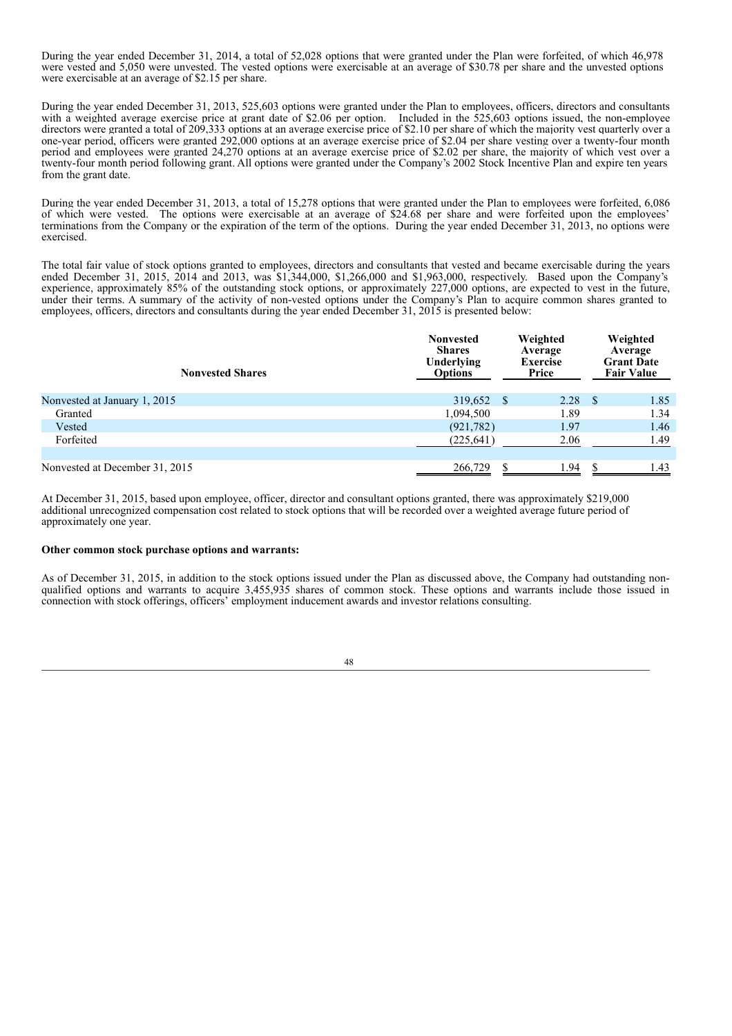During the year ended December 31, 2014, a total of 52,028 options that were granted under the Plan were forfeited, of which 46,978 were vested and 5,050 were unvested. The vested options were exercisable at an average of $30.78 per share and the unvested options were exercisable at an average of $2.15 per share.

During the year ended December 31, 2013, 525,603 options were granted under the Plan to employees, officers, directors and consultants with a weighted average exercise price at grant date of $2.06 per option. Included in the 525,603 options issued, the non-employee directors were granted a total of 209,333 options at an average exercise price of $2.10 per share of which the majority vest quarterly over a one-year period, officers were granted 292,000 options at an average exercise price of $2.04 per share vesting over a twenty-four month period and employees were granted 24,270 options at an average exercise price of $2.02 per share, the majority of which vest over a twenty-four month period following grant. All options were granted under the Company's 2002 Stock Incentive Plan and expire ten years from the grant date.

During the year ended December 31, 2013, a total of 15,278 options that were granted under the Plan to employees were forfeited, 6,086 of which were vested. The options were exercisable at an average of $24.68 per share and were forfeited upon the employees' terminations from the Company or the expiration of the term of the options. During the year ended December 31, 2013, no options were exercised.

The total fair value of stock options granted to employees, directors and consultants that vested and became exercisable during the years ended December 31, 2015, 2014 and 2013, was $1,344,000, $1,266,000 and $1,963,000, respectively. Based upon the Company's experience, approximately 85% of the outstanding stock options, or approximately 227,000 options, are expected to vest in the future, under their terms. A summary of the activity of non-vested options under the Company's Plan to acquire common shares granted to employees, officers, directors and consultants during the year ended December 31, 2015 is presented below:

| Nonvested Shares | Nonvested Shares Underlying Options | Weighted Average Exercise Price | Weighted Average Grant Date Fair Value |
|---|---|---|---|
| Nonvested at January 1, 2015 | 319,652 | $ 2.28 | $ 1.85 |
| Granted | 1,094,500 | 1.89 | 1.34 |
| Vested | (921,782) | 1.97 | 1.46 |
| Forfeited | (225,641) | 2.06 | 1.49 |
| Nonvested at December 31, 2015 | 266,729 | $ 1.94 | $ 1.43 |

At December 31, 2015, based upon employee, officer, director and consultant options granted, there was approximately $219,000 additional unrecognized compensation cost related to stock options that will be recorded over a weighted average future period of approximately one year.

**Other common stock purchase options and warrants:**

As of December 31, 2015, in addition to the stock options issued under the Plan as discussed above, the Company had outstanding non-qualified options and warrants to acquire 3,455,935 shares of common stock. These options and warrants include those issued in connection with stock offerings, officers' employment inducement awards and investor relations consulting.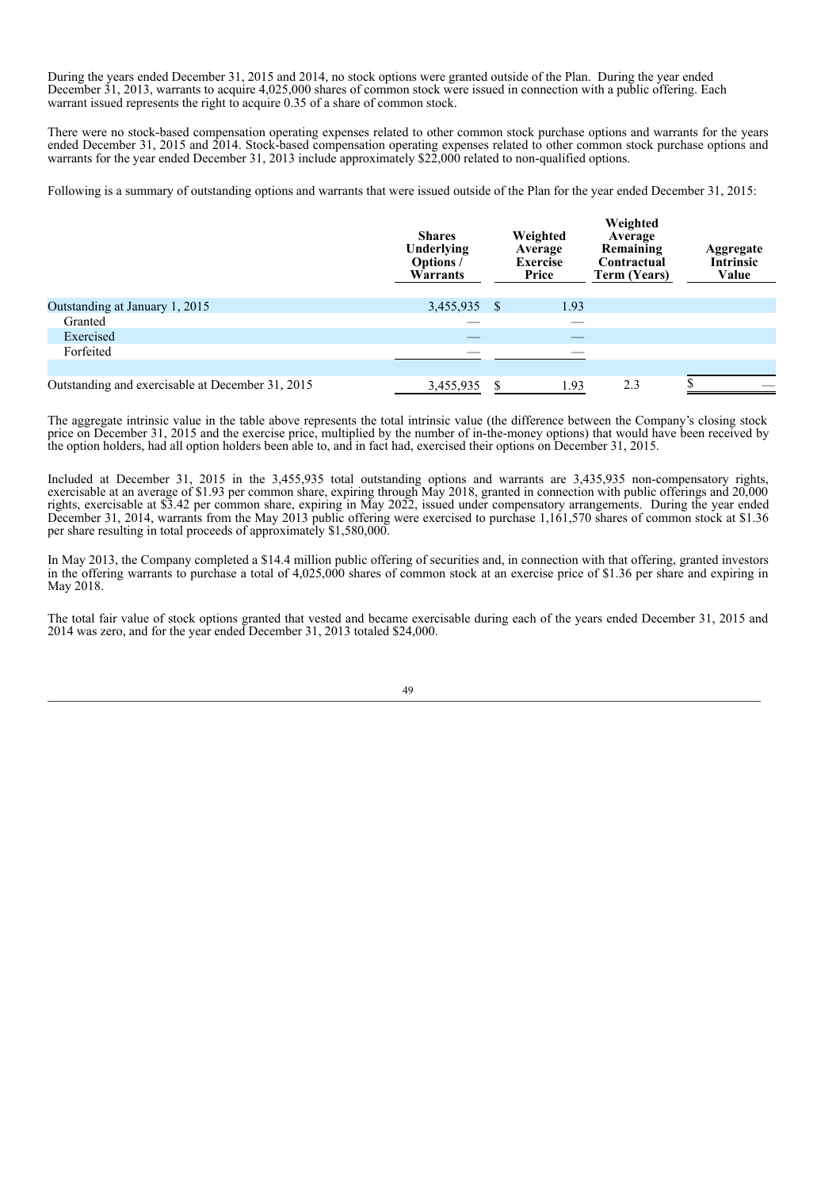During the years ended December 31, 2015 and 2014, no stock options were granted outside of the Plan. During the year ended December 31, 2013, warrants to acquire 4,025,000 shares of common stock were issued in connection with a public offering. Each warrant issued represents the right to acquire 0.35 of a share of common stock.

There were no stock-based compensation operating expenses related to other common stock purchase options and warrants for the years ended December 31, 2015 and 2014. Stock-based compensation operating expenses related to other common stock purchase options and warrants for the year ended December 31, 2013 include approximately $22,000 related to non-qualified options.

Following is a summary of outstanding options and warrants that were issued outside of the Plan for the year ended December 31, 2015:

| | Shares Underlying Options / Warrants | Weighted Average Exercise Price | Weighted Average Remaining Contractual Term (Years) | Aggregate Intrinsic Value |
|---|---|---|---|---|
| Outstanding at January 1, 2015 | 3,455,935 | $ 1.93 | | |
| Granted | — | — | | |
| Exercised | — | — | | |
| Forfeited | — | — | | |
| Outstanding and exercisable at December 31, 2015 | 3,455,935 | $ 1.93 | 2.3 | $ — |

The aggregate intrinsic value in the table above represents the total intrinsic value (the difference between the Company's closing stock price on December 31, 2015 and the exercise price, multiplied by the number of in-the-money options) that would have been received by the option holders, had all option holders been able to, and in fact had, exercised their options on December 31, 2015.

Included at December 31, 2015 in the 3,455,935 total outstanding options and warrants are 3,435,935 non-compensatory rights, exercisable at an average of $1.93 per common share, expiring through May 2018, granted in connection with public offerings and 20,000 rights, exercisable at $3.42 per common share, expiring in May 2022, issued under compensatory arrangements. During the year ended December 31, 2014, warrants from the May 2013 public offering were exercised to purchase 1,161,570 shares of common stock at $1.36 per share resulting in total proceeds of approximately $1,580,000.

In May 2013, the Company completed a $14.4 million public offering of securities and, in connection with that offering, granted investors in the offering warrants to purchase a total of 4,025,000 shares of common stock at an exercise price of $1.36 per share and expiring in May 2018.

The total fair value of stock options granted that vested and became exercisable during each of the years ended December 31, 2015 and 2014 was zero, and for the year ended December 31, 2013 totaled $24,000.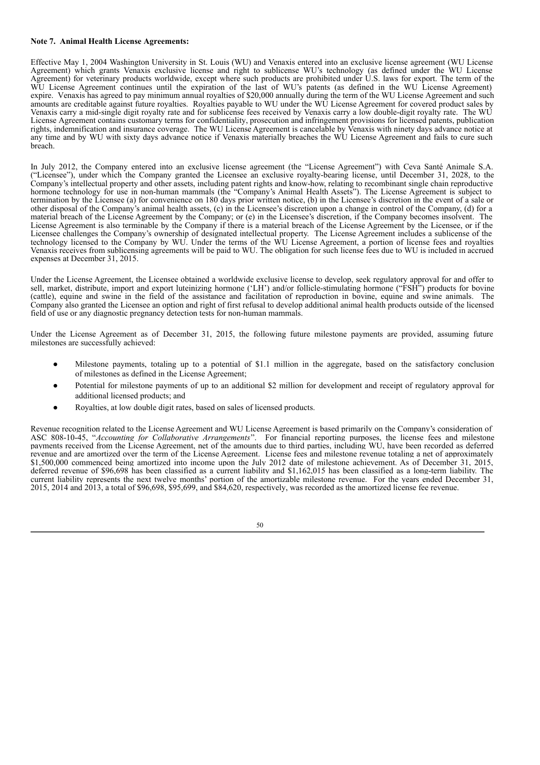**Note 7. Animal Health License Agreements:**

Effective May 1, 2004 Washington University in St. Louis (WU) and Venaxis entered into an exclusive license agreement (WU License Agreement) which grants Venaxis exclusive license and right to sublicense WU's technology (as defined under the WU License Agreement) for veterinary products worldwide, except where such products are prohibited under U.S. laws for export. The term of the WU License Agreement continues until the expiration of the last of WU's patents (as defined in the WU License Agreement) expire. Venaxis has agreed to pay minimum annual royalties of $20,000 annually during the term of the WU License Agreement and such amounts are creditable against future royalties. Royalties payable to WU under the WU License Agreement for covered product sales by Venaxis carry a mid-single digit royalty rate and for sublicense fees received by Venaxis carry a low double-digit royalty rate. The WU License Agreement contains customary terms for confidentiality, prosecution and infringement provisions for licensed patents, publication rights, indemnification and insurance coverage. The WU License Agreement is cancelable by Venaxis with ninety days advance notice at any time and by WU with sixty days advance notice if Venaxis materially breaches the WU License Agreement and fails to cure such breach.

In July 2012, the Company entered into an exclusive license agreement (the "License Agreement") with Ceva Santé Animale S.A. ("Licensee"), under which the Company granted the Licensee an exclusive royalty-bearing license, until December 31, 2028, to the Company's intellectual property and other assets, including patent rights and know-how, relating to recombinant single chain reproductive hormone technology for use in non-human mammals (the "Company's Animal Health Assets"). The License Agreement is subject to termination by the Licensee (a) for convenience on 180 days prior written notice, (b) in the Licensee's discretion in the event of a sale or other disposal of the Company's animal health assets, (c) in the Licensee's discretion upon a change in control of the Company, (d) for a material breach of the License Agreement by the Company; or (e) in the Licensee's discretion, if the Company becomes insolvent. The License Agreement is also terminable by the Company if there is a material breach of the License Agreement by the Licensee, or if the Licensee challenges the Company's ownership of designated intellectual property. The License Agreement includes a sublicense of the technology licensed to the Company by WU. Under the terms of the WU License Agreement, a portion of license fees and royalties Venaxis receives from sublicensing agreements will be paid to WU. The obligation for such license fees due to WU is included in accrued expenses at December 31, 2015.

Under the License Agreement, the Licensee obtained a worldwide exclusive license to develop, seek regulatory approval for and offer to sell, market, distribute, import and export luteinizing hormone ('LH') and/or follicle-stimulating hormone ("FSH") products for bovine (cattle), equine and swine in the field of the assistance and facilitation of reproduction in bovine, equine and swine animals. The Company also granted the Licensee an option and right of first refusal to develop additional animal health products outside of the licensed field of use or any diagnostic pregnancy detection tests for non-human mammals.

Under the License Agreement as of December 31, 2015, the following future milestone payments are provided, assuming future milestones are successfully achieved:

- Milestone payments, totaling up to a potential of $1.1 million in the aggregate, based on the satisfactory conclusion of milestones as defined in the License Agreement;
- Potential for milestone payments of up to an additional $2 million for development and receipt of regulatory approval for additional licensed products; and
- Royalties, at low double digit rates, based on sales of licensed products.

Revenue recognition related to the License Agreement and WU License Agreement is based primarily on the Company's consideration of ASC 808-10-45, "*Accounting for Collaborative Arrangements*". For financial reporting purposes, the license fees and milestone payments received from the License Agreement, net of the amounts due to third parties, including WU, have been recorded as deferred revenue and are amortized over the term of the License Agreement. License fees and milestone revenue totaling a net of approximately $1,500,000 commenced being amortized into income upon the July 2012 date of milestone achievement. As of December 31, 2015, deferred revenue of $96,698 has been classified as a current liability and $1,162,015 has been classified as a long-term liability. The current liability represents the next twelve months' portion of the amortizable milestone revenue. For the years ended December 31, 2015, 2014 and 2013, a total of $96,698, $95,699, and $84,620, respectively, was recorded as the amortized license fee revenue.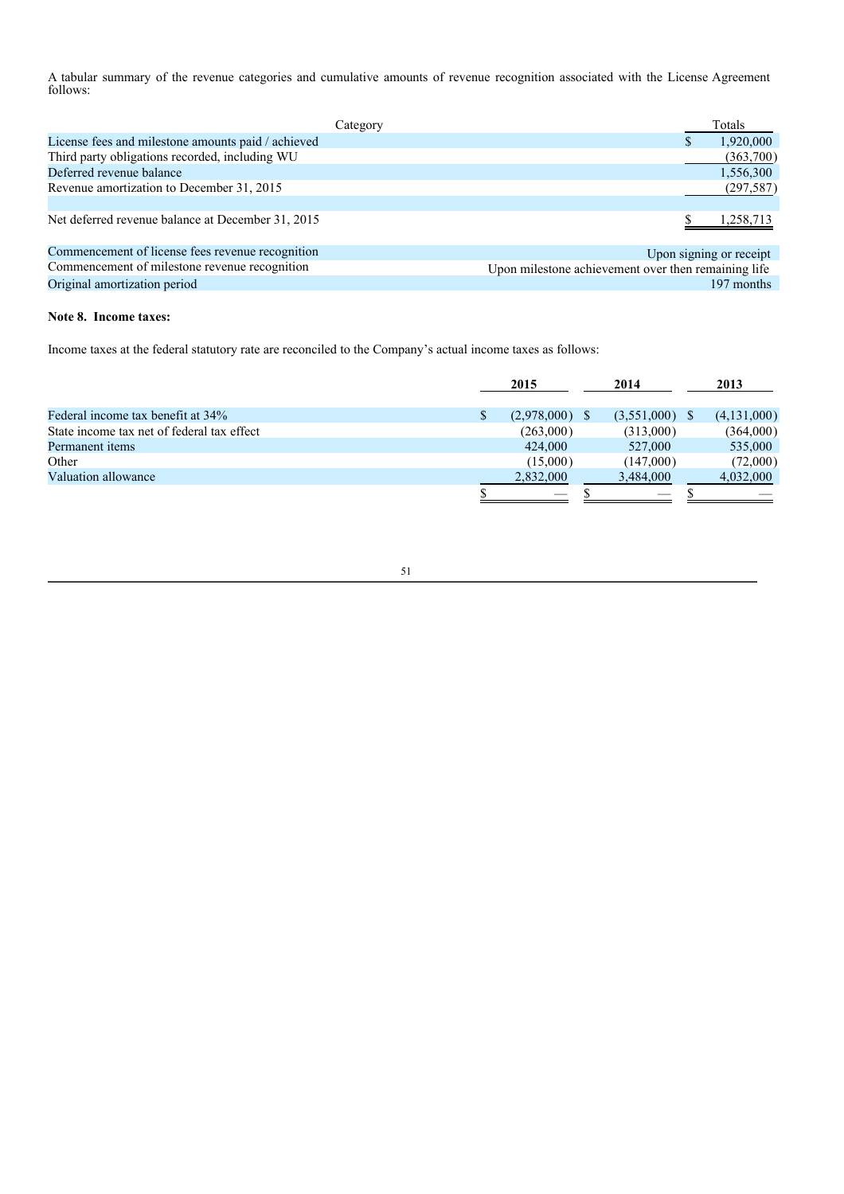A tabular summary of the revenue categories and cumulative amounts of revenue recognition associated with the License Agreement follows:

| Category | Totals |
|---|---|
| License fees and milestone amounts paid / achieved | $ 1,920,000 |
| Third party obligations recorded, including WU | (363,700) |
| Deferred revenue balance | 1,556,300 |
| Revenue amortization to December 31, 2015 | (297,587) |
| | |
| Net deferred revenue balance at December 31, 2015 | $ 1,258,713 |
| | |
| Commencement of license fees revenue recognition | Upon signing or receipt |
| Commencement of milestone revenue recognition | Upon milestone achievement over then remaining life |
| Original amortization period | 197 months |

**Note 8. Income taxes:**

Income taxes at the federal statutory rate are reconciled to the Company's actual income taxes as follows:

| | 2015 | 2014 | 2013 |
|---|---|---|---|
| Federal income tax benefit at 34% | $ (2,978,000) | $ (3,551,000) | $ (4,131,000) |
| State income tax net of federal tax effect | (263,000) | (313,000) | (364,000) |
| Permanent items | 424,000 | 527,000 | 535,000 |
| Other | (15,000) | (147,000) | (72,000) |
| Valuation allowance | 2,832,000 | 3,484,000 | 4,032,000 |
| | $ — | $ — | $ — |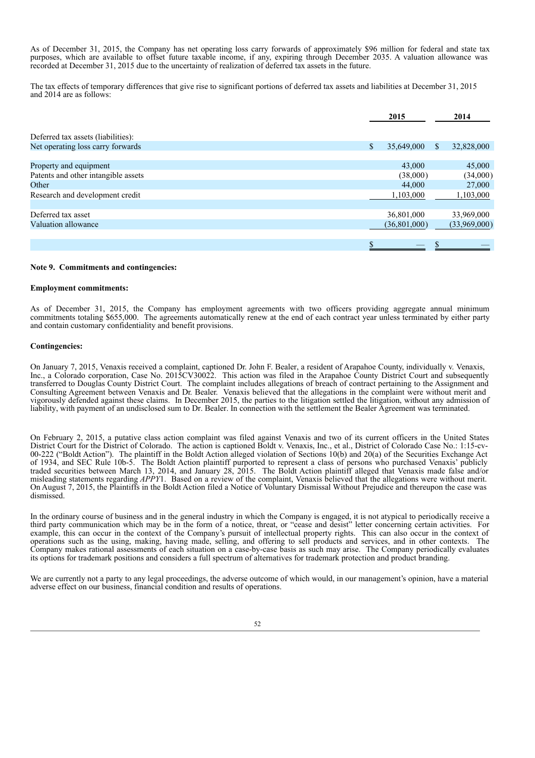As of December 31, 2015, the Company has net operating loss carry forwards of approximately $96 million for federal and state tax purposes, which are available to offset future taxable income, if any, expiring through December 2035. A valuation allowance was recorded at December 31, 2015 due to the uncertainty of realization of deferred tax assets in the future.

The tax effects of temporary differences that give rise to significant portions of deferred tax assets and liabilities at December 31, 2015 and 2014 are as follows:

| | 2015 | 2014 |
|---|---|---|
| Deferred tax assets (liabilities): | | |
| Net operating loss carry forwards | $ 35,649,000 | $ 32,828,000 |
| | | |
| Property and equipment | 43,000 | 45,000 |
| Patents and other intangible assets | (38,000) | (34,000) |
| Other | 44,000 | 27,000 |
| Research and development credit | 1,103,000 | 1,103,000 |
| | | |
| Deferred tax asset | 36,801,000 | 33,969,000 |
| Valuation allowance | (36,801,000) | (33,969,000) |
| | | |
| | $ — | $ — |

**Note 9. Commitments and contingencies:**

**Employment commitments:**

As of December 31, 2015, the Company has employment agreements with two officers providing aggregate annual minimum commitments totaling $655,000. The agreements automatically renew at the end of each contract year unless terminated by either party and contain customary confidentiality and benefit provisions.

**Contingencies:**

On January 7, 2015, Venaxis received a complaint, captioned Dr. John F. Bealer, a resident of Arapahoe County, individually v. Venaxis, Inc., a Colorado corporation, Case No. 2015CV30022. This action was filed in the Arapahoe County District Court and subsequently transferred to Douglas County District Court. The complaint includes allegations of breach of contract pertaining to the Assignment and Consulting Agreement between Venaxis and Dr. Bealer. Venaxis believed that the allegations in the complaint were without merit and vigorously defended against these claims. In December 2015, the parties to the litigation settled the litigation, without any admission of liability, with payment of an undisclosed sum to Dr. Bealer. In connection with the settlement the Bealer Agreement was terminated.

On February 2, 2015, a putative class action complaint was filed against Venaxis and two of its current officers in the United States District Court for the District of Colorado. The action is captioned Boldt v. Venaxis, Inc., et al., District of Colorado Case No.: 1:15-cv-00-222 ("Boldt Action"). The plaintiff in the Boldt Action alleged violation of Sections 10(b) and 20(a) of the Securities Exchange Act of 1934, and SEC Rule 10b-5. The Boldt Action plaintiff purported to represent a class of persons who purchased Venaxis' publicly traded securities between March 13, 2014, and January 28, 2015. The Boldt Action plaintiff alleged that Venaxis made false and/or misleading statements regarding *APPY*1. Based on a review of the complaint, Venaxis believed that the allegations were without merit. On August 7, 2015, the Plaintiffs in the Boldt Action filed a Notice of Voluntary Dismissal Without Prejudice and thereupon the case was dismissed.

In the ordinary course of business and in the general industry in which the Company is engaged, it is not atypical to periodically receive a third party communication which may be in the form of a notice, threat, or "cease and desist" letter concerning certain activities. For example, this can occur in the context of the Company's pursuit of intellectual property rights. This can also occur in the context of operations such as the using, making, having made, selling, and offering to sell products and services, and in other contexts. The Company makes rational assessments of each situation on a case-by-case basis as such may arise. The Company periodically evaluates its options for trademark positions and considers a full spectrum of alternatives for trademark protection and product branding.

We are currently not a party to any legal proceedings, the adverse outcome of which would, in our management's opinion, have a material adverse effect on our business, financial condition and results of operations.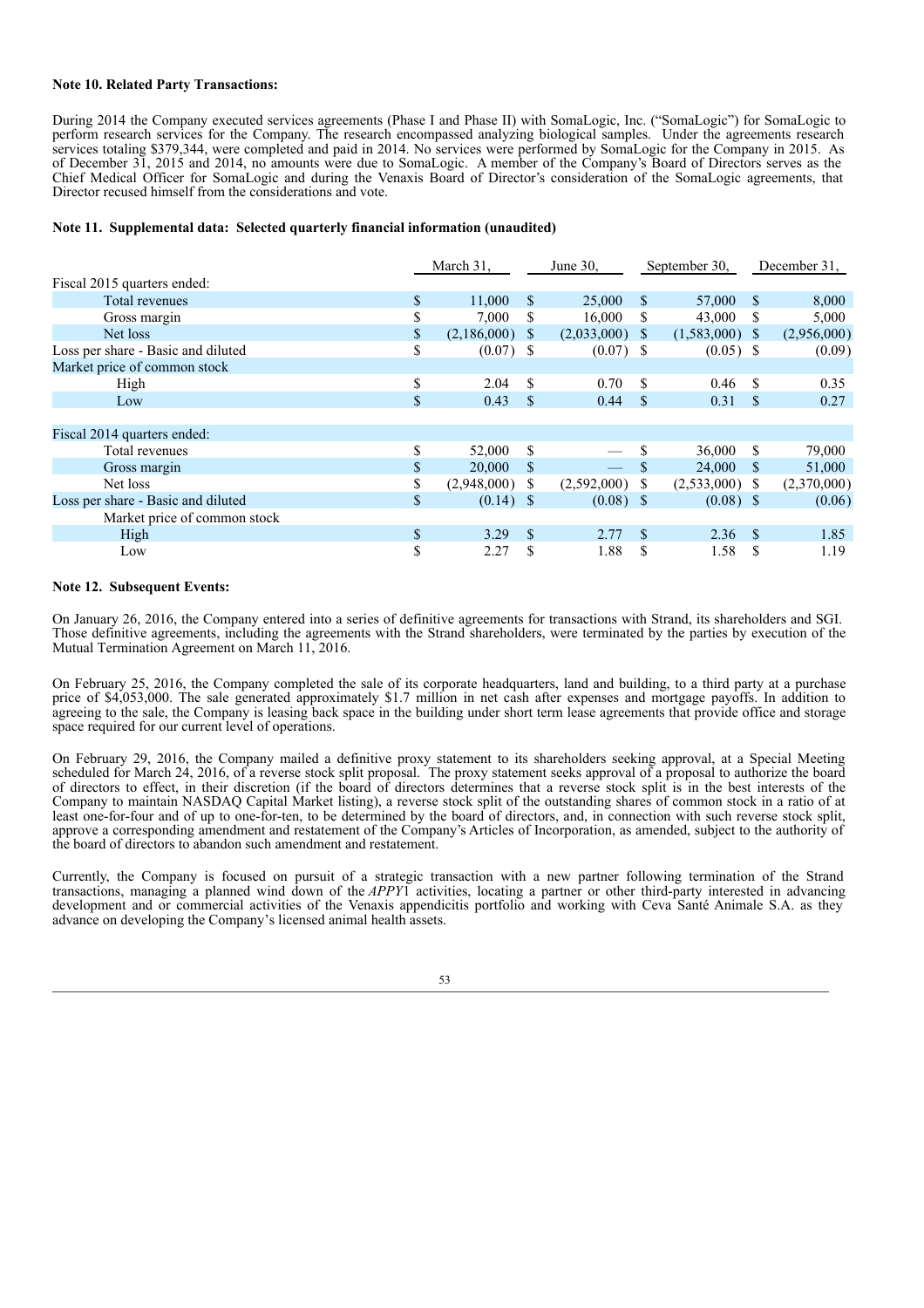**Note 10. Related Party Transactions:**

During 2014 the Company executed services agreements (Phase I and Phase II) with SomaLogic, Inc. ("SomaLogic") for SomaLogic to perform research services for the Company. The research encompassed analyzing biological samples. Under the agreements research services totaling $379,344, were completed and paid in 2014. No services were performed by SomaLogic for the Company in 2015. As of December 31, 2015 and 2014, no amounts were due to SomaLogic. A member of the Company's Board of Directors serves as the Chief Medical Officer for SomaLogic and during the Venaxis Board of Director's consideration of the SomaLogic agreements, that Director recused himself from the considerations and vote.

**Note 11. Supplemental data: Selected quarterly financial information (unaudited)**

| | March 31, | June 30, | September 30, | December 31, |
|---|---|---|---|---|
| Fiscal 2015 quarters ended: | | | | |
| Total revenues | $ 11,000 | $ 25,000 | $ 57,000 | $ 8,000 |
| Gross margin | $ 7,000 | $ 16,000 | $ 43,000 | $ 5,000 |
| Net loss | $ (2,186,000) | $ (2,033,000) | $ (1,583,000) | $ (2,956,000) |
| Loss per share - Basic and diluted | $ (0.07) | $ (0.07) | $ (0.05) | $ (0.09) |
| Market price of common stock | | | | |
| High | $ 2.04 | $ 0.70 | $ 0.46 | $ 0.35 |
| Low | $ 0.43 | $ 0.44 | $ 0.31 | $ 0.27 |
| | | | | |
| Fiscal 2014 quarters ended: | | | | |
| Total revenues | $ 52,000 | $ — | $ 36,000 | $ 79,000 |
| Gross margin | $ 20,000 | $ — | $ 24,000 | $ 51,000 |
| Net loss | $ (2,948,000) | $ (2,592,000) | $ (2,533,000) | $ (2,370,000) |
| Loss per share - Basic and diluted | $ (0.14) | $ (0.08) | $ (0.08) | $ (0.06) |
| Market price of common stock | | | | |
| High | $ 3.29 | $ 2.77 | $ 2.36 | $ 1.85 |
| Low | $ 2.27 | $ 1.88 | $ 1.58 | $ 1.19 |

**Note 12. Subsequent Events:**

On January 26, 2016, the Company entered into a series of definitive agreements for transactions with Strand, its shareholders and SGI. Those definitive agreements, including the agreements with the Strand shareholders, were terminated by the parties by execution of the Mutual Termination Agreement on March 11, 2016.

On February 25, 2016, the Company completed the sale of its corporate headquarters, land and building, to a third party at a purchase price of $4,053,000. The sale generated approximately $1.7 million in net cash after expenses and mortgage payoffs. In addition to agreeing to the sale, the Company is leasing back space in the building under short term lease agreements that provide office and storage space required for our current level of operations.

On February 29, 2016, the Company mailed a definitive proxy statement to its shareholders seeking approval, at a Special Meeting scheduled for March 24, 2016, of a reverse stock split proposal. The proxy statement seeks approval of a proposal to authorize the board of directors to effect, in their discretion (if the board of directors determines that a reverse stock split is in the best interests of the Company to maintain NASDAQ Capital Market listing), a reverse stock split of the outstanding shares of common stock in a ratio of at least one-for-four and of up to one-for-ten, to be determined by the board of directors, and, in connection with such reverse stock split, approve a corresponding amendment and restatement of the Company's Articles of Incorporation, as amended, subject to the authority of the board of directors to abandon such amendment and restatement.

Currently, the Company is focused on pursuit of a strategic transaction with a new partner following termination of the Strand transactions, managing a planned wind down of the *APPY*1 activities, locating a partner or other third-party interested in advancing development and or commercial activities of the Venaxis appendicitis portfolio and working with Ceva Santé Animale S.A. as they advance on developing the Company's licensed animal health assets.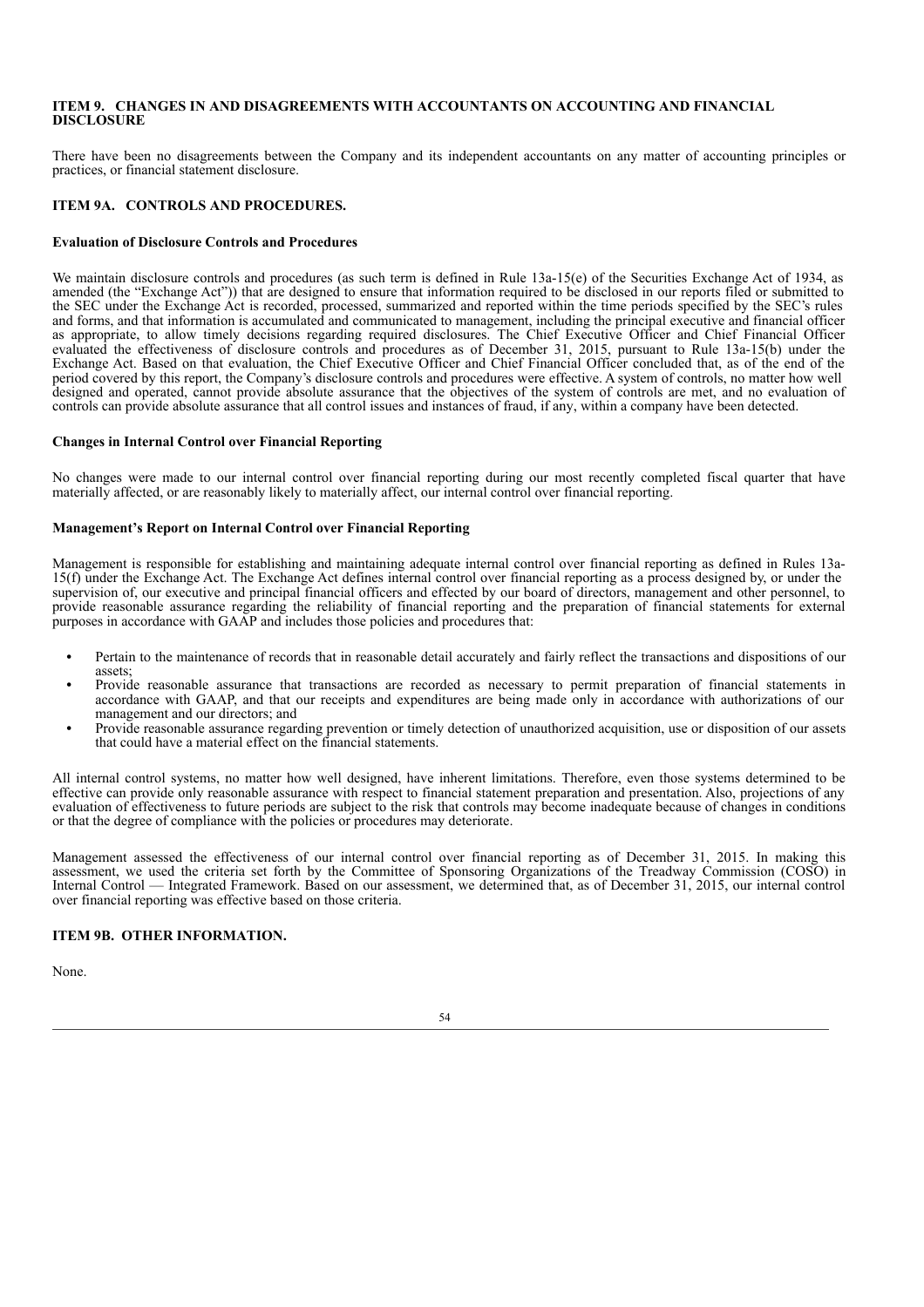## ITEM 9. CHANGES IN AND DISAGREEMENTS WITH ACCOUNTANTS ON ACCOUNTING AND FINANCIAL DISCLOSURE

There have been no disagreements between the Company and its independent accountants on any matter of accounting principles or practices, or financial statement disclosure.

## ITEM 9A. CONTROLS AND PROCEDURES.

### Evaluation of Disclosure Controls and Procedures

We maintain disclosure controls and procedures (as such term is defined in Rule 13a-15(e) of the Securities Exchange Act of 1934, as amended (the "Exchange Act")) that are designed to ensure that information required to be disclosed in our reports filed or submitted to the SEC under the Exchange Act is recorded, processed, summarized and reported within the time periods specified by the SEC's rules and forms, and that information is accumulated and communicated to management, including the principal executive and financial officer as appropriate, to allow timely decisions regarding required disclosures. The Chief Executive Officer and Chief Financial Officer evaluated the effectiveness of disclosure controls and procedures as of December 31, 2015, pursuant to Rule 13a-15(b) under the Exchange Act. Based on that evaluation, the Chief Executive Officer and Chief Financial Officer concluded that, as of the end of the period covered by this report, the Company's disclosure controls and procedures were effective. A system of controls, no matter how well designed and operated, cannot provide absolute assurance that the objectives of the system of controls are met, and no evaluation of controls can provide absolute assurance that all control issues and instances of fraud, if any, within a company have been detected.

### Changes in Internal Control over Financial Reporting

No changes were made to our internal control over financial reporting during our most recently completed fiscal quarter that have materially affected, or are reasonably likely to materially affect, our internal control over financial reporting.

### Management's Report on Internal Control over Financial Reporting

Management is responsible for establishing and maintaining adequate internal control over financial reporting as defined in Rules 13a-15(f) under the Exchange Act. The Exchange Act defines internal control over financial reporting as a process designed by, or under the supervision of, our executive and principal financial officers and effected by our board of directors, management and other personnel, to provide reasonable assurance regarding the reliability of financial reporting and the preparation of financial statements for external purposes in accordance with GAAP and includes those policies and procedures that:

- Pertain to the maintenance of records that in reasonable detail accurately and fairly reflect the transactions and dispositions of our assets;
- Provide reasonable assurance that transactions are recorded as necessary to permit preparation of financial statements in accordance with GAAP, and that our receipts and expenditures are being made only in accordance with authorizations of our management and our directors; and
- Provide reasonable assurance regarding prevention or timely detection of unauthorized acquisition, use or disposition of our assets that could have a material effect on the financial statements.

All internal control systems, no matter how well designed, have inherent limitations. Therefore, even those systems determined to be effective can provide only reasonable assurance with respect to financial statement preparation and presentation. Also, projections of any evaluation of effectiveness to future periods are subject to the risk that controls may become inadequate because of changes in conditions or that the degree of compliance with the policies or procedures may deteriorate.

Management assessed the effectiveness of our internal control over financial reporting as of December 31, 2015. In making this assessment, we used the criteria set forth by the Committee of Sponsoring Organizations of the Treadway Commission (COSO) in Internal Control — Integrated Framework. Based on our assessment, we determined that, as of December 31, 2015, our internal control over financial reporting was effective based on those criteria.

## ITEM 9B. OTHER INFORMATION.

None.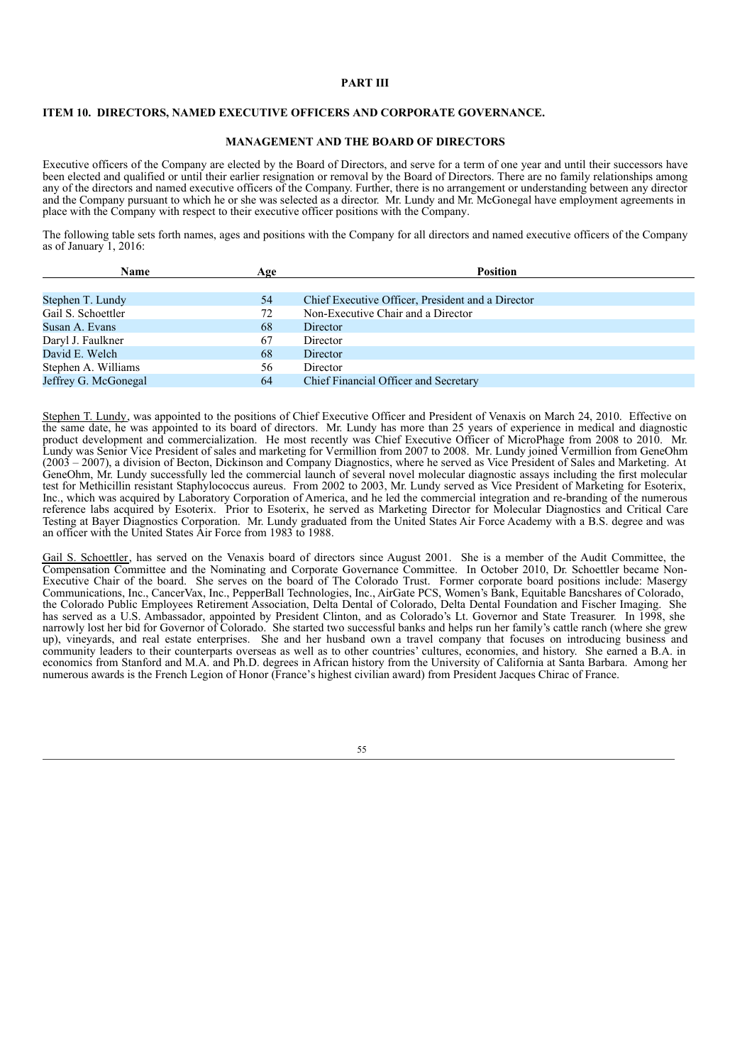## PART III

### ITEM 10. DIRECTORS, NAMED EXECUTIVE OFFICERS AND CORPORATE GOVERNANCE.

### MANAGEMENT AND THE BOARD OF DIRECTORS

Executive officers of the Company are elected by the Board of Directors, and serve for a term of one year and until their successors have been elected and qualified or until their earlier resignation or removal by the Board of Directors. There are no family relationships among any of the directors and named executive officers of the Company. Further, there is no arrangement or understanding between any director and the Company pursuant to which he or she was selected as a director. Mr. Lundy and Mr. McGonegal have employment agreements in place with the Company with respect to their executive officer positions with the Company.

The following table sets forth names, ages and positions with the Company for all directors and named executive officers of the Company as of January 1, 2016:

| Name | Age | Position |
|---|---|---|
| Stephen T. Lundy | 54 | Chief Executive Officer, President and a Director |
| Gail S. Schoettler | 72 | Non-Executive Chair and a Director |
| Susan A. Evans | 68 | Director |
| Daryl J. Faulkner | 67 | Director |
| David E. Welch | 68 | Director |
| Stephen A. Williams | 56 | Director |
| Jeffrey G. McGonegal | 64 | Chief Financial Officer and Secretary |

Stephen T. Lundy, was appointed to the positions of Chief Executive Officer and President of Venaxis on March 24, 2010. Effective on the same date, he was appointed to its board of directors. Mr. Lundy has more than 25 years of experience in medical and diagnostic product development and commercialization. He most recently was Chief Executive Officer of MicroPhage from 2008 to 2010. Mr. Lundy was Senior Vice President of sales and marketing for Vermillion from 2007 to 2008. Mr. Lundy joined Vermillion from GeneOhm (2003 – 2007), a division of Becton, Dickinson and Company Diagnostics, where he served as Vice President of Sales and Marketing. At GeneOhm, Mr. Lundy successfully led the commercial launch of several novel molecular diagnostic assays including the first molecular test for Methicillin resistant Staphylococcus aureus. From 2002 to 2003, Mr. Lundy served as Vice President of Marketing for Esoterix, Inc., which was acquired by Laboratory Corporation of America, and he led the commercial integration and re-branding of the numerous reference labs acquired by Esoterix. Prior to Esoterix, he served as Marketing Director for Molecular Diagnostics and Critical Care Testing at Bayer Diagnostics Corporation. Mr. Lundy graduated from the United States Air Force Academy with a B.S. degree and was an officer with the United States Air Force from 1983 to 1988.

Gail S. Schoettler, has served on the Venaxis board of directors since August 2001. She is a member of the Audit Committee, the Compensation Committee and the Nominating and Corporate Governance Committee. In October 2010, Dr. Schoettler became Non-Executive Chair of the board. She serves on the board of The Colorado Trust. Former corporate board positions include: Masergy Communications, Inc., CancerVax, Inc., PepperBall Technologies, Inc., AirGate PCS, Women's Bank, Equitable Bancshares of Colorado, the Colorado Public Employees Retirement Association, Delta Dental of Colorado, Delta Dental Foundation and Fischer Imaging. She has served as a U.S. Ambassador, appointed by President Clinton, and as Colorado's Lt. Governor and State Treasurer. In 1998, she narrowly lost her bid for Governor of Colorado. She started two successful banks and helps run her family's cattle ranch (where she grew up), vineyards, and real estate enterprises. She and her husband own a travel company that focuses on introducing business and community leaders to their counterparts overseas as well as to other countries' cultures, economies, and history. She earned a B.A. in economics from Stanford and M.A. and Ph.D. degrees in African history from the University of California at Santa Barbara. Among her numerous awards is the French Legion of Honor (France's highest civilian award) from President Jacques Chirac of France.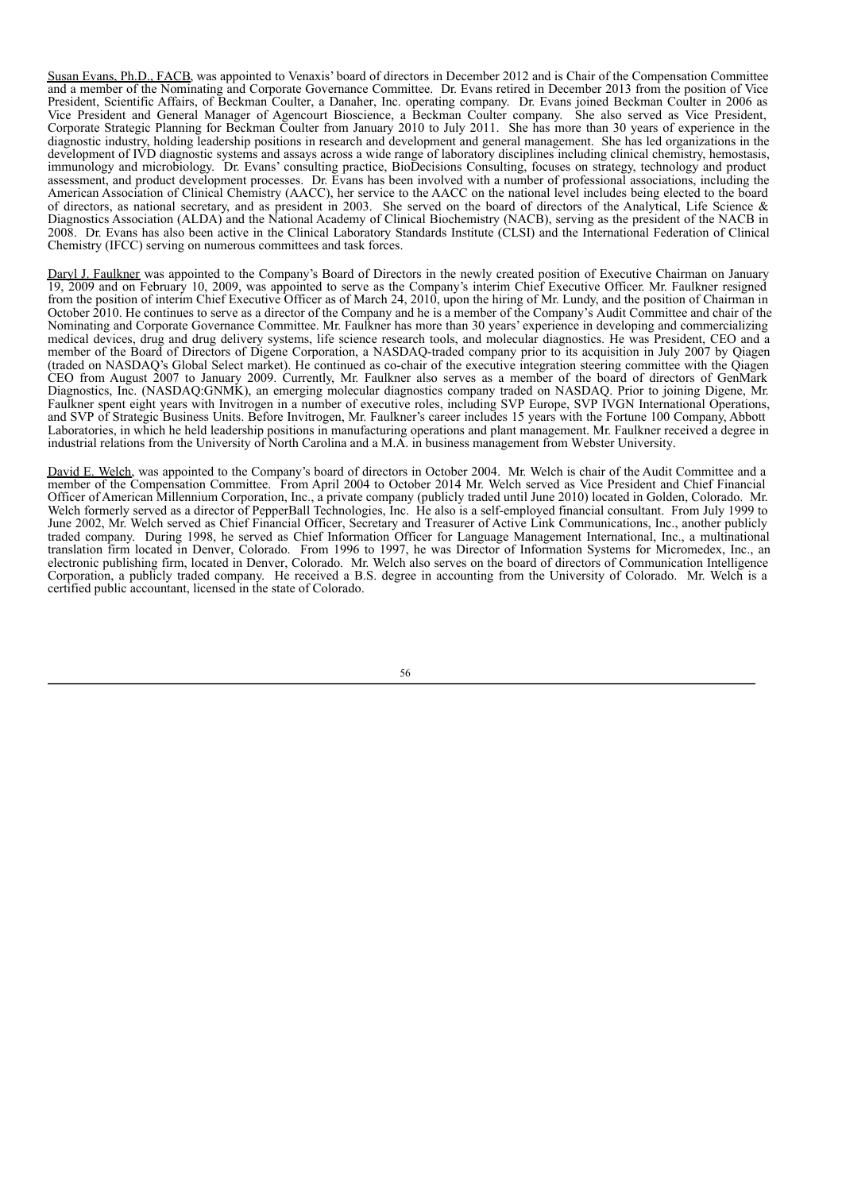Susan Evans, Ph.D., FACB, was appointed to Venaxis' board of directors in December 2012 and is Chair of the Compensation Committee and a member of the Nominating and Corporate Governance Committee. Dr. Evans retired in December 2013 from the position of Vice President, Scientific Affairs, of Beckman Coulter, a Danaher, Inc. operating company. Dr. Evans joined Beckman Coulter in 2006 as Vice President and General Manager of Agencourt Bioscience, a Beckman Coulter company. She also served as Vice President, Corporate Strategic Planning for Beckman Coulter from January 2010 to July 2011. She has more than 30 years of experience in the diagnostic industry, holding leadership positions in research and development and general management. She has led organizations in the development of IVD diagnostic systems and assays across a wide range of laboratory disciplines including clinical chemistry, hemostasis, immunology and microbiology. Dr. Evans' consulting practice, BioDecisions Consulting, focuses on strategy, technology and product assessment, and product development processes. Dr. Evans has been involved with a number of professional associations, including the American Association of Clinical Chemistry (AACC), her service to the AACC on the national level includes being elected to the board of directors, as national secretary, and as president in 2003. She served on the board of directors of the Analytical, Life Science & Diagnostics Association (ALDA) and the National Academy of Clinical Biochemistry (NACB), serving as the president of the NACB in 2008. Dr. Evans has also been active in the Clinical Laboratory Standards Institute (CLSI) and the International Federation of Clinical Chemistry (IFCC) serving on numerous committees and task forces.

Daryl J. Faulkner was appointed to the Company's Board of Directors in the newly created position of Executive Chairman on January 19, 2009 and on February 10, 2009, was appointed to serve as the Company's interim Chief Executive Officer. Mr. Faulkner resigned from the position of interim Chief Executive Officer as of March 24, 2010, upon the hiring of Mr. Lundy, and the position of Chairman in October 2010. He continues to serve as a director of the Company and he is a member of the Company's Audit Committee and chair of the Nominating and Corporate Governance Committee. Mr. Faulkner has more than 30 years' experience in developing and commercializing medical devices, drug and drug delivery systems, life science research tools, and molecular diagnostics. He was President, CEO and a member of the Board of Directors of Digene Corporation, a NASDAQ-traded company prior to its acquisition in July 2007 by Qiagen (traded on NASDAQ's Global Select market). He continued as co-chair of the executive integration steering committee with the Qiagen CEO from August 2007 to January 2009. Currently, Mr. Faulkner also serves as a member of the board of directors of GenMark Diagnostics, Inc. (NASDAQ:GNMK), an emerging molecular diagnostics company traded on NASDAQ. Prior to joining Digene, Mr. Faulkner spent eight years with Invitrogen in a number of executive roles, including SVP Europe, SVP IVGN International Operations, and SVP of Strategic Business Units. Before Invitrogen, Mr. Faulkner's career includes 15 years with the Fortune 100 Company, Abbott Laboratories, in which he held leadership positions in manufacturing operations and plant management. Mr. Faulkner received a degree in industrial relations from the University of North Carolina and a M.A. in business management from Webster University.

David E. Welch, was appointed to the Company's board of directors in October 2004. Mr. Welch is chair of the Audit Committee and a member of the Compensation Committee. From April 2004 to October 2014 Mr. Welch served as Vice President and Chief Financial Officer of American Millennium Corporation, Inc., a private company (publicly traded until June 2010) located in Golden, Colorado. Mr. Welch formerly served as a director of PepperBall Technologies, Inc. He also is a self-employed financial consultant. From July 1999 to June 2002, Mr. Welch served as Chief Financial Officer, Secretary and Treasurer of Active Link Communications, Inc., another publicly traded company. During 1998, he served as Chief Information Officer for Language Management International, Inc., a multinational translation firm located in Denver, Colorado. From 1996 to 1997, he was Director of Information Systems for Micromedex, Inc., an electronic publishing firm, located in Denver, Colorado. Mr. Welch also serves on the board of directors of Communication Intelligence Corporation, a publicly traded company. He received a B.S. degree in accounting from the University of Colorado. Mr. Welch is a certified public accountant, licensed in the state of Colorado.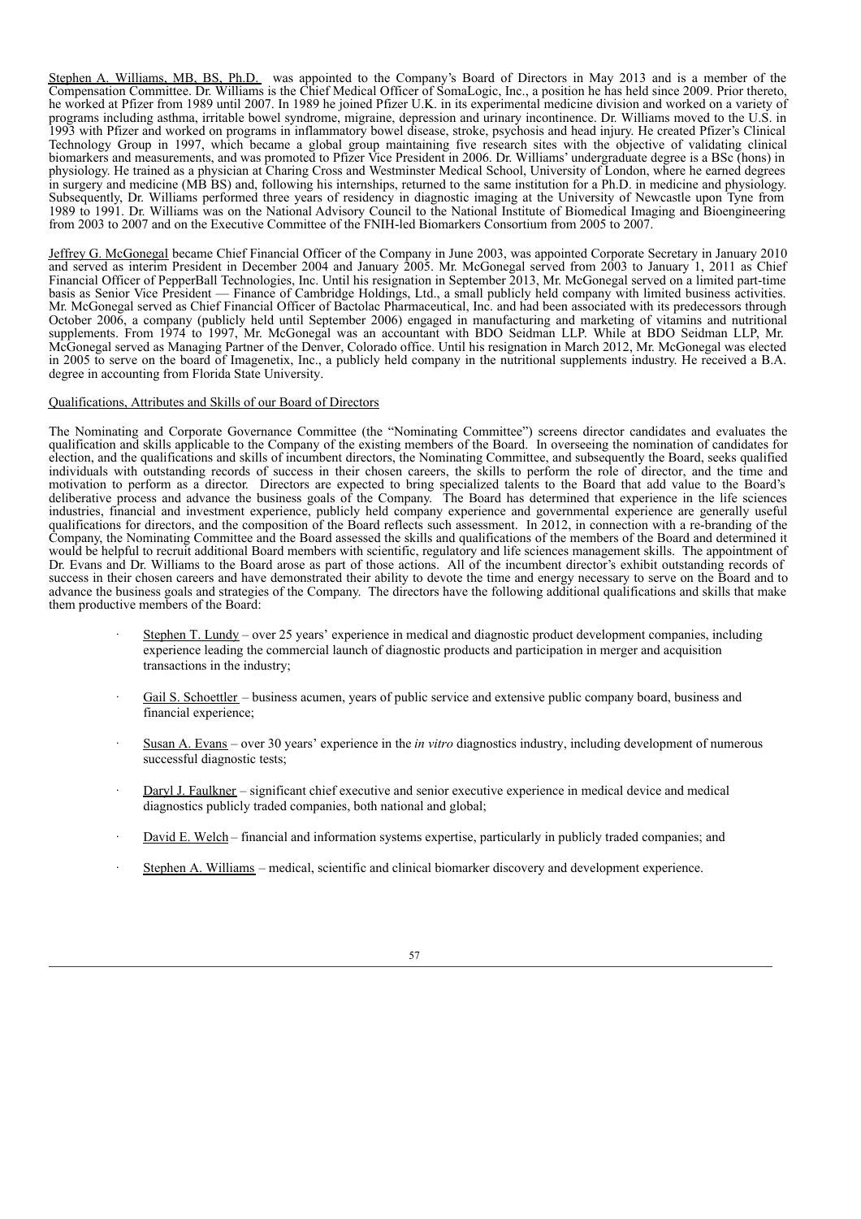Stephen A. Williams, MB, BS, Ph.D. was appointed to the Company's Board of Directors in May 2013 and is a member of the Compensation Committee. Dr. Williams is the Chief Medical Officer of SomaLogic, Inc., a position he has held since 2009. Prior thereto, he worked at Pfizer from 1989 until 2007. In 1989 he joined Pfizer U.K. in its experimental medicine division and worked on a variety of programs including asthma, irritable bowel syndrome, migraine, depression and urinary incontinence. Dr. Williams moved to the U.S. in 1993 with Pfizer and worked on programs in inflammatory bowel disease, stroke, psychosis and head injury. He created Pfizer's Clinical Technology Group in 1997, which became a global group maintaining five research sites with the objective of validating clinical biomarkers and measurements, and was promoted to Pfizer Vice President in 2006. Dr. Williams' undergraduate degree is a BSc (hons) in physiology. He trained as a physician at Charing Cross and Westminster Medical School, University of London, where he earned degrees in surgery and medicine (MB BS) and, following his internships, returned to the same institution for a Ph.D. in medicine and physiology. Subsequently, Dr. Williams performed three years of residency in diagnostic imaging at the University of Newcastle upon Tyne from 1989 to 1991. Dr. Williams was on the National Advisory Council to the National Institute of Biomedical Imaging and Bioengineering from 2003 to 2007 and on the Executive Committee of the FNIH-led Biomarkers Consortium from 2005 to 2007.

Jeffrey G. McGonegal became Chief Financial Officer of the Company in June 2003, was appointed Corporate Secretary in January 2010 and served as interim President in December 2004 and January 2005. Mr. McGonegal served from 2003 to January 1, 2011 as Chief Financial Officer of PepperBall Technologies, Inc. Until his resignation in September 2013, Mr. McGonegal served on a limited part-time basis as Senior Vice President — Finance of Cambridge Holdings, Ltd., a small publicly held company with limited business activities. Mr. McGonegal served as Chief Financial Officer of Bactolac Pharmaceutical, Inc. and had been associated with its predecessors through October 2006, a company (publicly held until September 2006) engaged in manufacturing and marketing of vitamins and nutritional supplements. From 1974 to 1997, Mr. McGonegal was an accountant with BDO Seidman LLP. While at BDO Seidman LLP, Mr. McGonegal served as Managing Partner of the Denver, Colorado office. Until his resignation in March 2012, Mr. McGonegal was elected in 2005 to serve on the board of Imagenetix, Inc., a publicly held company in the nutritional supplements industry. He received a B.A. degree in accounting from Florida State University.

Qualifications, Attributes and Skills of our Board of Directors

The Nominating and Corporate Governance Committee (the "Nominating Committee") screens director candidates and evaluates the qualification and skills applicable to the Company of the existing members of the Board. In overseeing the nomination of candidates for election, and the qualifications and skills of incumbent directors, the Nominating Committee, and subsequently the Board, seeks qualified individuals with outstanding records of success in their chosen careers, the skills to perform the role of director, and the time and motivation to perform as a director. Directors are expected to bring specialized talents to the Board that add value to the Board's deliberative process and advance the business goals of the Company. The Board has determined that experience in the life sciences industries, financial and investment experience, publicly held company experience and governmental experience are generally useful qualifications for directors, and the composition of the Board reflects such assessment. In 2012, in connection with a re-branding of the Company, the Nominating Committee and the Board assessed the skills and qualifications of the members of the Board and determined it would be helpful to recruit additional Board members with scientific, regulatory and life sciences management skills. The appointment of Dr. Evans and Dr. Williams to the Board arose as part of those actions. All of the incumbent director's exhibit outstanding records of success in their chosen careers and have demonstrated their ability to devote the time and energy necessary to serve on the Board and to advance the business goals and strategies of the Company. The directors have the following additional qualifications and skills that make them productive members of the Board:

- Stephen T. Lundy – over 25 years' experience in medical and diagnostic product development companies, including experience leading the commercial launch of diagnostic products and participation in merger and acquisition transactions in the industry;
- Gail S. Schoettler – business acumen, years of public service and extensive public company board, business and financial experience;
- Susan A. Evans – over 30 years' experience in the *in vitro* diagnostics industry, including development of numerous successful diagnostic tests;
- Daryl J. Faulkner – significant chief executive and senior executive experience in medical device and medical diagnostics publicly traded companies, both national and global;
- David E. Welch – financial and information systems expertise, particularly in publicly traded companies; and
- Stephen A. Williams – medical, scientific and clinical biomarker discovery and development experience.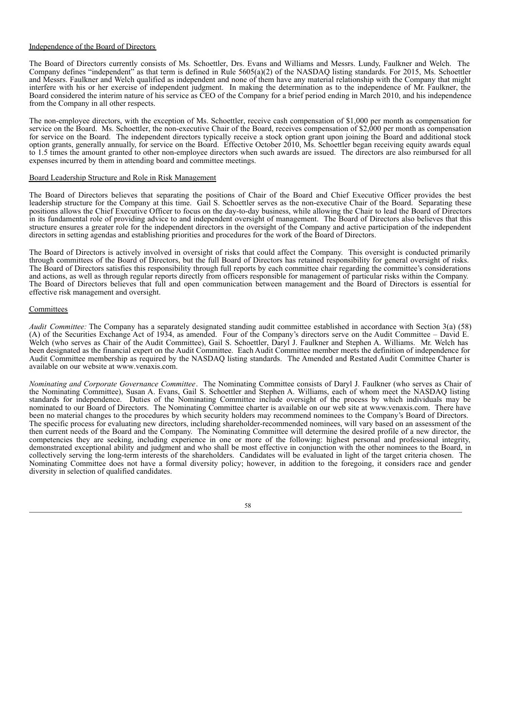Independence of the Board of Directors

The Board of Directors currently consists of Ms. Schoettler, Drs. Evans and Williams and Messrs. Lundy, Faulkner and Welch. The Company defines "independent" as that term is defined in Rule 5605(a)(2) of the NASDAQ listing standards. For 2015, Ms. Schoettler and Messrs. Faulkner and Welch qualified as independent and none of them have any material relationship with the Company that might interfere with his or her exercise of independent judgment. In making the determination as to the independence of Mr. Faulkner, the Board considered the interim nature of his service as CEO of the Company for a brief period ending in March 2010, and his independence from the Company in all other respects.

The non-employee directors, with the exception of Ms. Schoettler, receive cash compensation of $1,000 per month as compensation for service on the Board. Ms. Schoettler, the non-executive Chair of the Board, receives compensation of $2,000 per month as compensation for service on the Board. The independent directors typically receive a stock option grant upon joining the Board and additional stock option grants, generally annually, for service on the Board. Effective October 2010, Ms. Schoettler began receiving equity awards equal to 1.5 times the amount granted to other non-employee directors when such awards are issued. The directors are also reimbursed for all expenses incurred by them in attending board and committee meetings.

Board Leadership Structure and Role in Risk Management

The Board of Directors believes that separating the positions of Chair of the Board and Chief Executive Officer provides the best leadership structure for the Company at this time. Gail S. Schoettler serves as the non-executive Chair of the Board. Separating these positions allows the Chief Executive Officer to focus on the day-to-day business, while allowing the Chair to lead the Board of Directors in its fundamental role of providing advice to and independent oversight of management. The Board of Directors also believes that this structure ensures a greater role for the independent directors in the oversight of the Company and active participation of the independent directors in setting agendas and establishing priorities and procedures for the work of the Board of Directors.

The Board of Directors is actively involved in oversight of risks that could affect the Company. This oversight is conducted primarily through committees of the Board of Directors, but the full Board of Directors has retained responsibility for general oversight of risks. The Board of Directors satisfies this responsibility through full reports by each committee chair regarding the committee's considerations and actions, as well as through regular reports directly from officers responsible for management of particular risks within the Company. The Board of Directors believes that full and open communication between management and the Board of Directors is essential for effective risk management and oversight.

Committees

*Audit Committee:* The Company has a separately designated standing audit committee established in accordance with Section 3(a) (58) (A) of the Securities Exchange Act of 1934, as amended. Four of the Company's directors serve on the Audit Committee – David E. Welch (who serves as Chair of the Audit Committee), Gail S. Schoettler, Daryl J. Faulkner and Stephen A. Williams. Mr. Welch has been designated as the financial expert on the Audit Committee. Each Audit Committee member meets the definition of independence for Audit Committee membership as required by the NASDAQ listing standards. The Amended and Restated Audit Committee Charter is available on our website at www.venaxis.com.

*Nominating and Corporate Governance Committee*. The Nominating Committee consists of Daryl J. Faulkner (who serves as Chair of the Nominating Committee), Susan A. Evans, Gail S. Schoettler and Stephen A. Williams, each of whom meet the NASDAQ listing standards for independence. Duties of the Nominating Committee include oversight of the process by which individuals may be nominated to our Board of Directors. The Nominating Committee charter is available on our web site at www.venaxis.com. There have been no material changes to the procedures by which security holders may recommend nominees to the Company's Board of Directors. The specific process for evaluating new directors, including shareholder-recommended nominees, will vary based on an assessment of the then current needs of the Board and the Company. The Nominating Committee will determine the desired profile of a new director, the competencies they are seeking, including experience in one or more of the following: highest personal and professional integrity, demonstrated exceptional ability and judgment and who shall be most effective in conjunction with the other nominees to the Board, in collectively serving the long-term interests of the shareholders. Candidates will be evaluated in light of the target criteria chosen. The Nominating Committee does not have a formal diversity policy; however, in addition to the foregoing, it considers race and gender diversity in selection of qualified candidates.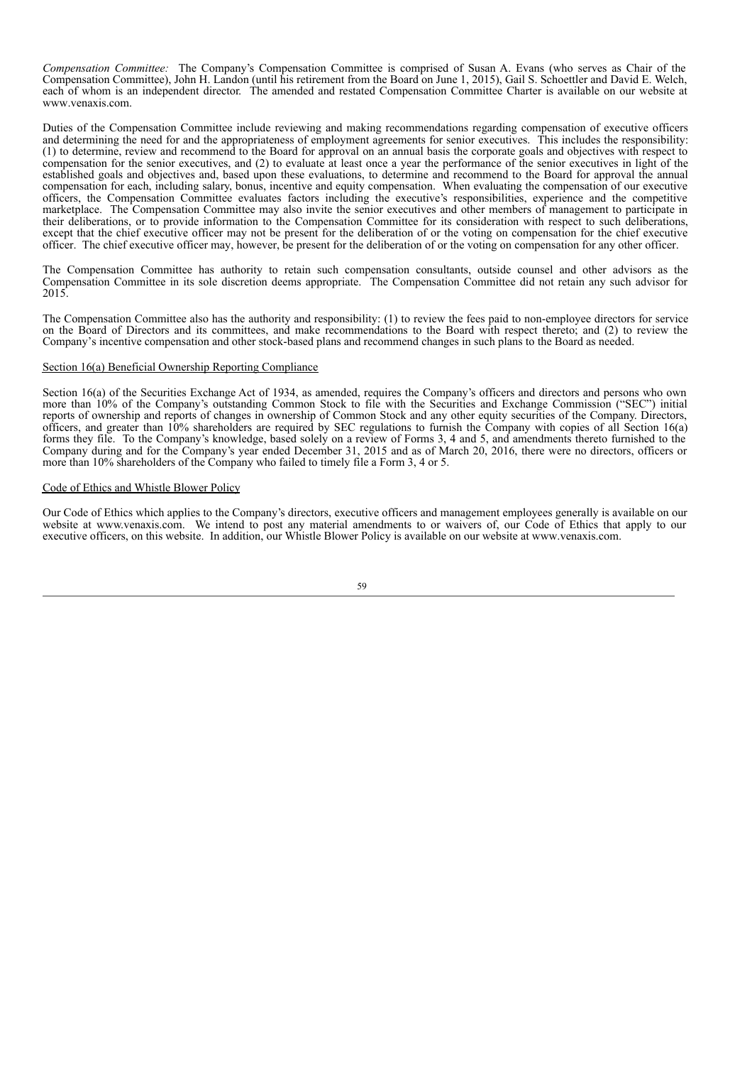*Compensation Committee:* The Company's Compensation Committee is comprised of Susan A. Evans (who serves as Chair of the Compensation Committee), John H. Landon (until his retirement from the Board on June 1, 2015), Gail S. Schoettler and David E. Welch, each of whom is an independent director. The amended and restated Compensation Committee Charter is available on our website at www.venaxis.com.

Duties of the Compensation Committee include reviewing and making recommendations regarding compensation of executive officers and determining the need for and the appropriateness of employment agreements for senior executives. This includes the responsibility: (1) to determine, review and recommend to the Board for approval on an annual basis the corporate goals and objectives with respect to compensation for the senior executives, and (2) to evaluate at least once a year the performance of the senior executives in light of the established goals and objectives and, based upon these evaluations, to determine and recommend to the Board for approval the annual compensation for each, including salary, bonus, incentive and equity compensation. When evaluating the compensation of our executive officers, the Compensation Committee evaluates factors including the executive's responsibilities, experience and the competitive marketplace. The Compensation Committee may also invite the senior executives and other members of management to participate in their deliberations, or to provide information to the Compensation Committee for its consideration with respect to such deliberations, except that the chief executive officer may not be present for the deliberation of or the voting on compensation for the chief executive officer. The chief executive officer may, however, be present for the deliberation of or the voting on compensation for any other officer.

The Compensation Committee has authority to retain such compensation consultants, outside counsel and other advisors as the Compensation Committee in its sole discretion deems appropriate. The Compensation Committee did not retain any such advisor for 2015.

The Compensation Committee also has the authority and responsibility: (1) to review the fees paid to non-employee directors for service on the Board of Directors and its committees, and make recommendations to the Board with respect thereto; and (2) to review the Company's incentive compensation and other stock-based plans and recommend changes in such plans to the Board as needed.

## Section 16(a) Beneficial Ownership Reporting Compliance

Section 16(a) of the Securities Exchange Act of 1934, as amended, requires the Company's officers and directors and persons who own more than 10% of the Company's outstanding Common Stock to file with the Securities and Exchange Commission ("SEC") initial reports of ownership and reports of changes in ownership of Common Stock and any other equity securities of the Company. Directors, officers, and greater than 10% shareholders are required by SEC regulations to furnish the Company with copies of all Section 16(a) forms they file. To the Company's knowledge, based solely on a review of Forms 3, 4 and 5, and amendments thereto furnished to the Company during and for the Company's year ended December 31, 2015 and as of March 20, 2016, there were no directors, officers or more than 10% shareholders of the Company who failed to timely file a Form 3, 4 or 5.

## Code of Ethics and Whistle Blower Policy

Our Code of Ethics which applies to the Company's directors, executive officers and management employees generally is available on our website at www.venaxis.com. We intend to post any material amendments to or waivers of, our Code of Ethics that apply to our executive officers, on this website. In addition, our Whistle Blower Policy is available on our website at www.venaxis.com.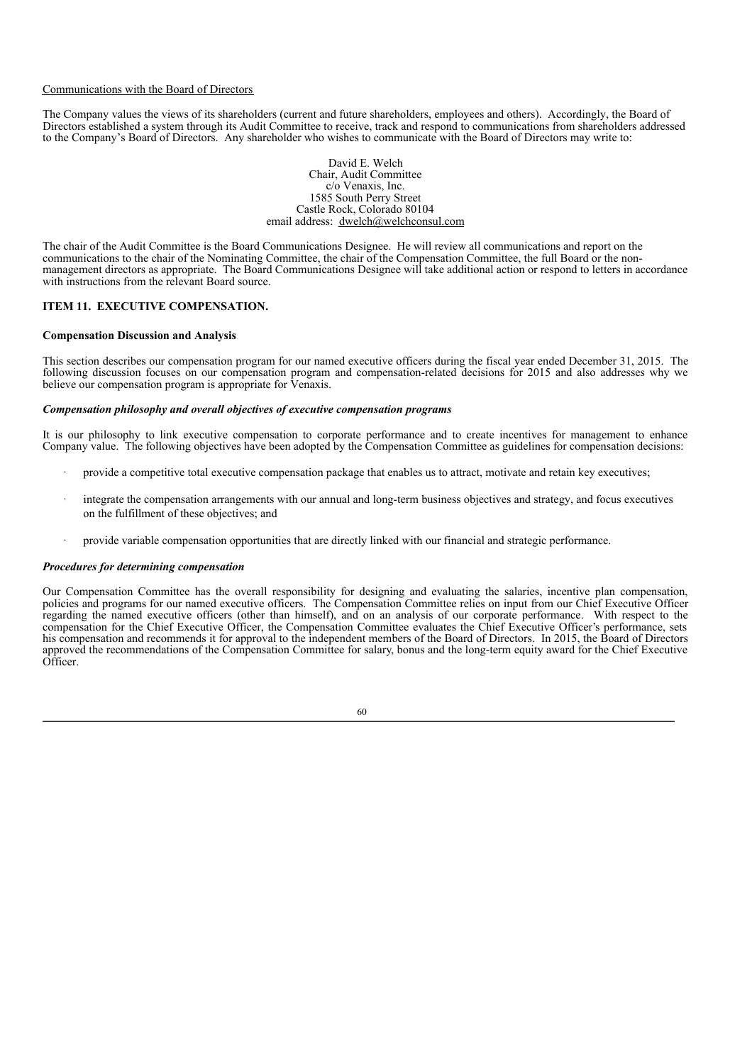Communications with the Board of Directors

The Company values the views of its shareholders (current and future shareholders, employees and others). Accordingly, the Board of Directors established a system through its Audit Committee to receive, track and respond to communications from shareholders addressed to the Company's Board of Directors. Any shareholder who wishes to communicate with the Board of Directors may write to:

David E. Welch
Chair, Audit Committee
c/o Venaxis, Inc.
1585 South Perry Street
Castle Rock, Colorado 80104
email address: dwelch@welchconsul.com

The chair of the Audit Committee is the Board Communications Designee. He will review all communications and report on the communications to the chair of the Nominating Committee, the chair of the Compensation Committee, the full Board or the non-management directors as appropriate. The Board Communications Designee will take additional action or respond to letters in accordance with instructions from the relevant Board source.

## ITEM 11. EXECUTIVE COMPENSATION.

### Compensation Discussion and Analysis

This section describes our compensation program for our named executive officers during the fiscal year ended December 31, 2015. The following discussion focuses on our compensation program and compensation-related decisions for 2015 and also addresses why we believe our compensation program is appropriate for Venaxis.

#### *Compensation philosophy and overall objectives of executive compensation programs*

It is our philosophy to link executive compensation to corporate performance and to create incentives for management to enhance Company value. The following objectives have been adopted by the Compensation Committee as guidelines for compensation decisions:

- provide a competitive total executive compensation package that enables us to attract, motivate and retain key executives;
- integrate the compensation arrangements with our annual and long-term business objectives and strategy, and focus executives on the fulfillment of these objectives; and
- provide variable compensation opportunities that are directly linked with our financial and strategic performance.

#### *Procedures for determining compensation*

Our Compensation Committee has the overall responsibility for designing and evaluating the salaries, incentive plan compensation, policies and programs for our named executive officers. The Compensation Committee relies on input from our Chief Executive Officer regarding the named executive officers (other than himself), and on an analysis of our corporate performance. With respect to the compensation for the Chief Executive Officer, the Compensation Committee evaluates the Chief Executive Officer's performance, sets his compensation and recommends it for approval to the independent members of the Board of Directors. In 2015, the Board of Directors approved the recommendations of the Compensation Committee for salary, bonus and the long-term equity award for the Chief Executive Officer.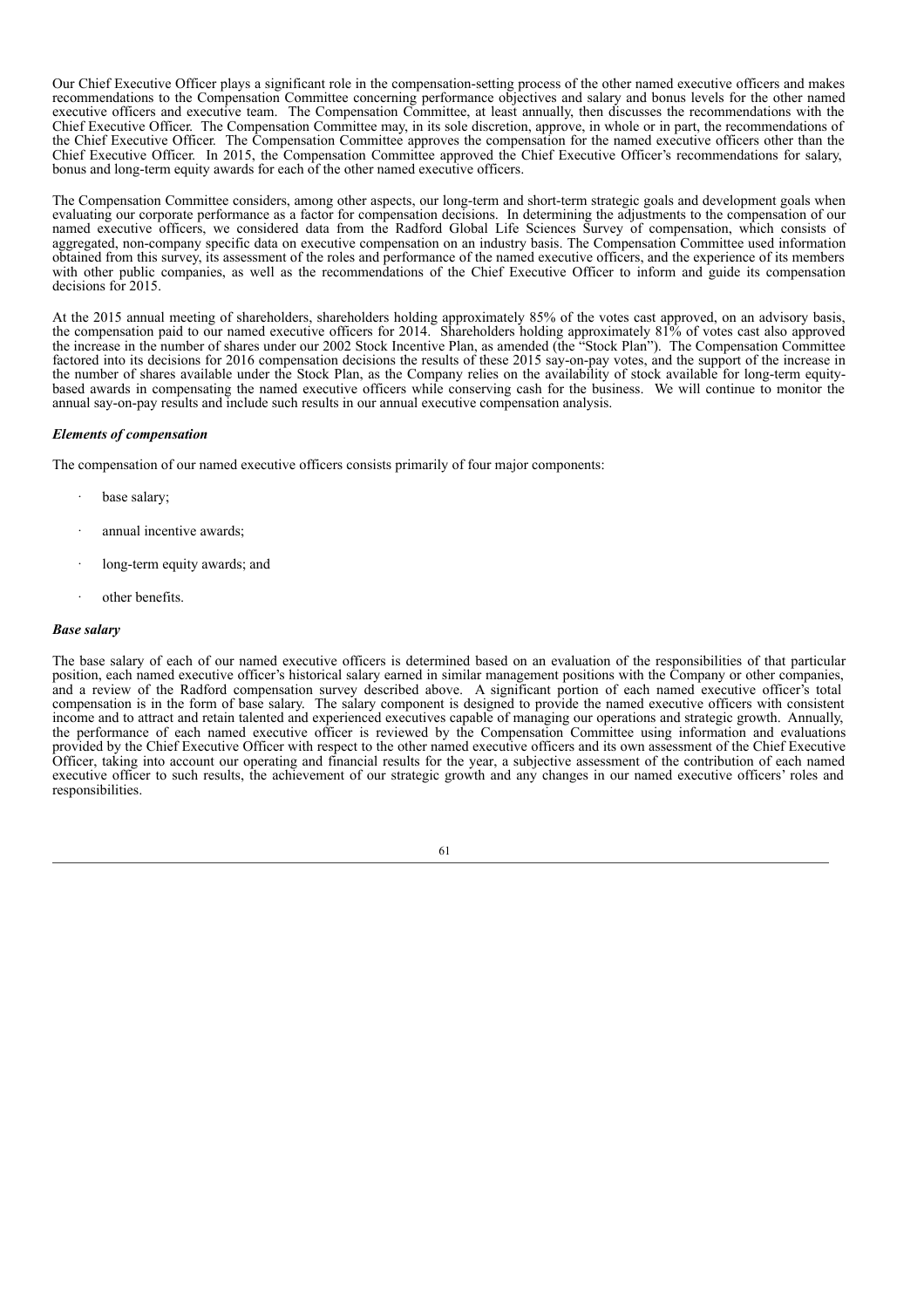Our Chief Executive Officer plays a significant role in the compensation-setting process of the other named executive officers and makes recommendations to the Compensation Committee concerning performance objectives and salary and bonus levels for the other named executive officers and executive team. The Compensation Committee, at least annually, then discusses the recommendations with the Chief Executive Officer. The Compensation Committee may, in its sole discretion, approve, in whole or in part, the recommendations of the Chief Executive Officer. The Compensation Committee approves the compensation for the named executive officers other than the Chief Executive Officer. In 2015, the Compensation Committee approved the Chief Executive Officer's recommendations for salary, bonus and long-term equity awards for each of the other named executive officers.

The Compensation Committee considers, among other aspects, our long-term and short-term strategic goals and development goals when evaluating our corporate performance as a factor for compensation decisions. In determining the adjustments to the compensation of our named executive officers, we considered data from the Radford Global Life Sciences Survey of compensation, which consists of aggregated, non-company specific data on executive compensation on an industry basis. The Compensation Committee used information obtained from this survey, its assessment of the roles and performance of the named executive officers, and the experience of its members with other public companies, as well as the recommendations of the Chief Executive Officer to inform and guide its compensation decisions for 2015.

At the 2015 annual meeting of shareholders, shareholders holding approximately 85% of the votes cast approved, on an advisory basis, the compensation paid to our named executive officers for 2014. Shareholders holding approximately 81% of votes cast also approved the increase in the number of shares under our 2002 Stock Incentive Plan, as amended (the "Stock Plan"). The Compensation Committee factored into its decisions for 2016 compensation decisions the results of these 2015 say-on-pay votes, and the support of the increase in the number of shares available under the Stock Plan, as the Company relies on the availability of stock available for long-term equity-based awards in compensating the named executive officers while conserving cash for the business. We will continue to monitor the annual say-on-pay results and include such results in our annual executive compensation analysis.

***Elements of compensation***

The compensation of our named executive officers consists primarily of four major components:

- base salary;
- annual incentive awards;
- long-term equity awards; and
- other benefits.

***Base salary***

The base salary of each of our named executive officers is determined based on an evaluation of the responsibilities of that particular position, each named executive officer's historical salary earned in similar management positions with the Company or other companies, and a review of the Radford compensation survey described above. A significant portion of each named executive officer's total compensation is in the form of base salary. The salary component is designed to provide the named executive officers with consistent income and to attract and retain talented and experienced executives capable of managing our operations and strategic growth. Annually, the performance of each named executive officer is reviewed by the Compensation Committee using information and evaluations provided by the Chief Executive Officer with respect to the other named executive officers and its own assessment of the Chief Executive Officer, taking into account our operating and financial results for the year, a subjective assessment of the contribution of each named executive officer to such results, the achievement of our strategic growth and any changes in our named executive officers' roles and responsibilities.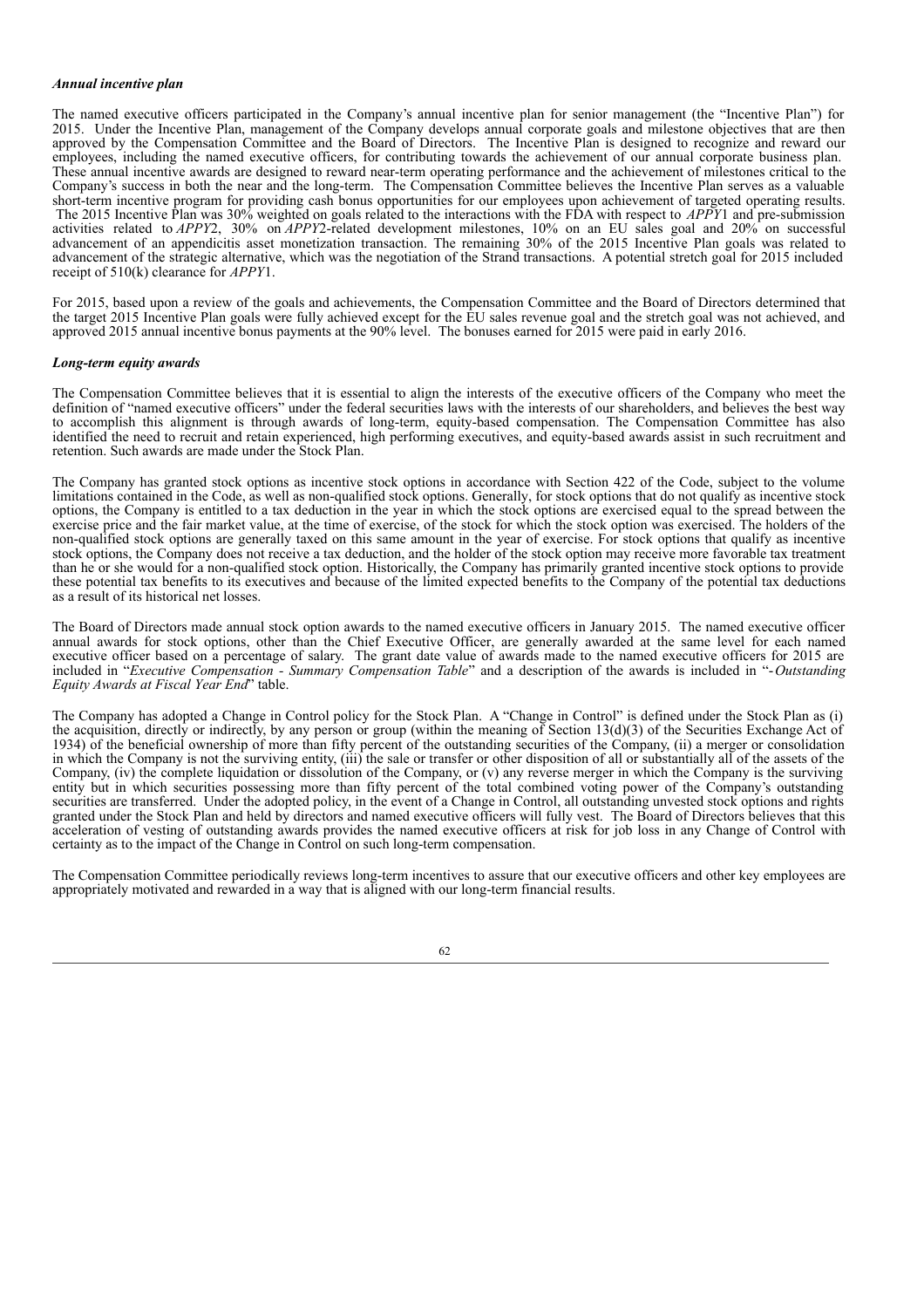### *Annual incentive plan*

The named executive officers participated in the Company's annual incentive plan for senior management (the "Incentive Plan") for 2015. Under the Incentive Plan, management of the Company develops annual corporate goals and milestone objectives that are then approved by the Compensation Committee and the Board of Directors. The Incentive Plan is designed to recognize and reward our employees, including the named executive officers, for contributing towards the achievement of our annual corporate business plan. These annual incentive awards are designed to reward near-term operating performance and the achievement of milestones critical to the Company's success in both the near and the long-term. The Compensation Committee believes the Incentive Plan serves as a valuable short-term incentive program for providing cash bonus opportunities for our employees upon achievement of targeted operating results. The 2015 Incentive Plan was 30% weighted on goals related to the interactions with the FDA with respect to *APPY*1 and pre-submission activities related to *APPY*2, 30% on *APPY*2-related development milestones, 10% on an EU sales goal and 20% on successful advancement of an appendicitis asset monetization transaction. The remaining 30% of the 2015 Incentive Plan goals was related to advancement of the strategic alternative, which was the negotiation of the Strand transactions. A potential stretch goal for 2015 included receipt of 510(k) clearance for *APPY*1.

For 2015, based upon a review of the goals and achievements, the Compensation Committee and the Board of Directors determined that the target 2015 Incentive Plan goals were fully achieved except for the EU sales revenue goal and the stretch goal was not achieved, and approved 2015 annual incentive bonus payments at the 90% level. The bonuses earned for 2015 were paid in early 2016.

### *Long-term equity awards*

The Compensation Committee believes that it is essential to align the interests of the executive officers of the Company who meet the definition of "named executive officers" under the federal securities laws with the interests of our shareholders, and believes the best way to accomplish this alignment is through awards of long-term, equity-based compensation. The Compensation Committee has also identified the need to recruit and retain experienced, high performing executives, and equity-based awards assist in such recruitment and retention. Such awards are made under the Stock Plan.

The Company has granted stock options as incentive stock options in accordance with Section 422 of the Code, subject to the volume limitations contained in the Code, as well as non-qualified stock options. Generally, for stock options that do not qualify as incentive stock options, the Company is entitled to a tax deduction in the year in which the stock options are exercised equal to the spread between the exercise price and the fair market value, at the time of exercise, of the stock for which the stock option was exercised. The holders of the non-qualified stock options are generally taxed on this same amount in the year of exercise. For stock options that qualify as incentive stock options, the Company does not receive a tax deduction, and the holder of the stock option may receive more favorable tax treatment than he or she would for a non-qualified stock option. Historically, the Company has primarily granted incentive stock options to provide these potential tax benefits to its executives and because of the limited expected benefits to the Company of the potential tax deductions as a result of its historical net losses.

The Board of Directors made annual stock option awards to the named executive officers in January 2015. The named executive officer annual awards for stock options, other than the Chief Executive Officer, are generally awarded at the same level for each named executive officer based on a percentage of salary. The grant date value of awards made to the named executive officers for 2015 are included in "*Executive Compensation - Summary Compensation Table*" and a description of the awards is included in "*-Outstanding Equity Awards at Fiscal Year End*" table.

The Company has adopted a Change in Control policy for the Stock Plan. A "Change in Control" is defined under the Stock Plan as (i) the acquisition, directly or indirectly, by any person or group (within the meaning of Section 13(d)(3) of the Securities Exchange Act of 1934) of the beneficial ownership of more than fifty percent of the outstanding securities of the Company, (ii) a merger or consolidation in which the Company is not the surviving entity, (iii) the sale or transfer or other disposition of all or substantially all of the assets of the Company, (iv) the complete liquidation or dissolution of the Company, or (v) any reverse merger in which the Company is the surviving entity but in which securities possessing more than fifty percent of the total combined voting power of the Company's outstanding securities are transferred. Under the adopted policy, in the event of a Change in Control, all outstanding unvested stock options and rights granted under the Stock Plan and held by directors and named executive officers will fully vest. The Board of Directors believes that this acceleration of vesting of outstanding awards provides the named executive officers at risk for job loss in any Change of Control with certainty as to the impact of the Change in Control on such long-term compensation.

The Compensation Committee periodically reviews long-term incentives to assure that our executive officers and other key employees are appropriately motivated and rewarded in a way that is aligned with our long-term financial results.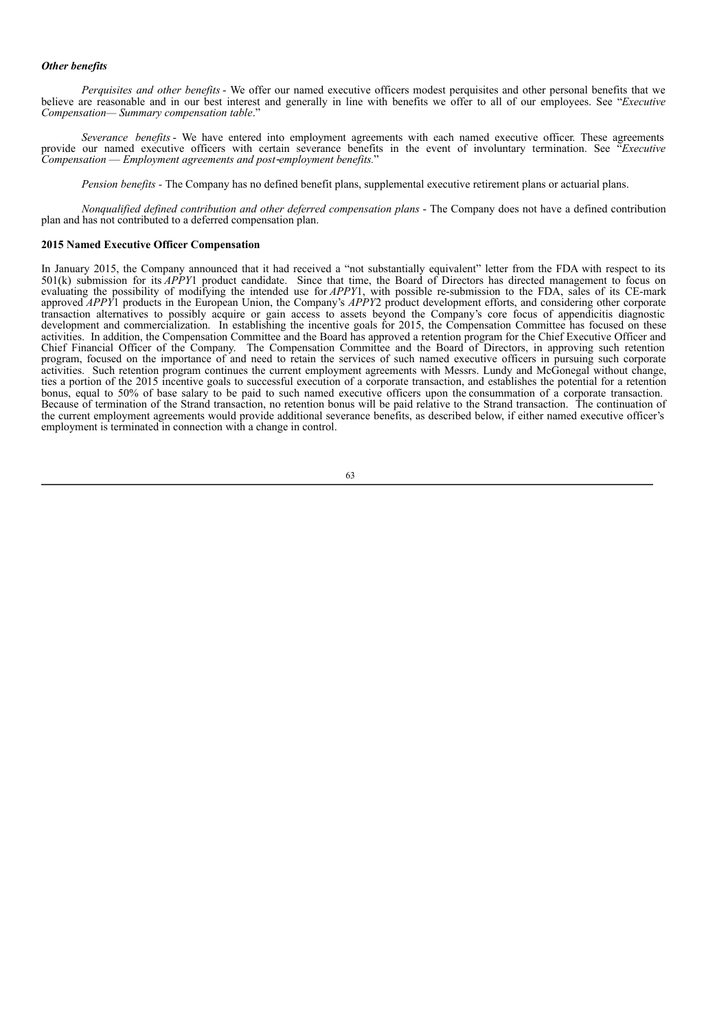***Other benefits***

*Perquisites and other benefits* - We offer our named executive officers modest perquisites and other personal benefits that we believe are reasonable and in our best interest and generally in line with benefits we offer to all of our employees. See "*Executive Compensation— Summary compensation table*."

*Severance benefits* - We have entered into employment agreements with each named executive officer. These agreements provide our named executive officers with certain severance benefits in the event of involuntary termination. See "*Executive Compensation — Employment agreements and post-employment benefits.*"

*Pension benefits* - The Company has no defined benefit plans, supplemental executive retirement plans or actuarial plans.

*Nonqualified defined contribution and other deferred compensation plans* - The Company does not have a defined contribution plan and has not contributed to a deferred compensation plan.

**2015 Named Executive Officer Compensation**

In January 2015, the Company announced that it had received a "not substantially equivalent" letter from the FDA with respect to its 501(k) submission for its *APPY*1 product candidate. Since that time, the Board of Directors has directed management to focus on evaluating the possibility of modifying the intended use for *APPY*1, with possible re-submission to the FDA, sales of its CE-mark approved *APPY*1 products in the European Union, the Company's *APPY*2 product development efforts, and considering other corporate transaction alternatives to possibly acquire or gain access to assets beyond the Company's core focus of appendicitis diagnostic development and commercialization. In establishing the incentive goals for 2015, the Compensation Committee has focused on these activities. In addition, the Compensation Committee and the Board has approved a retention program for the Chief Executive Officer and Chief Financial Officer of the Company. The Compensation Committee and the Board of Directors, in approving such retention program, focused on the importance of and need to retain the services of such named executive officers in pursuing such corporate activities. Such retention program continues the current employment agreements with Messrs. Lundy and McGonegal without change, ties a portion of the 2015 incentive goals to successful execution of a corporate transaction, and establishes the potential for a retention bonus, equal to 50% of base salary to be paid to such named executive officers upon the consummation of a corporate transaction. Because of termination of the Strand transaction, no retention bonus will be paid relative to the Strand transaction. The continuation of the current employment agreements would provide additional severance benefits, as described below, if either named executive officer's employment is terminated in connection with a change in control.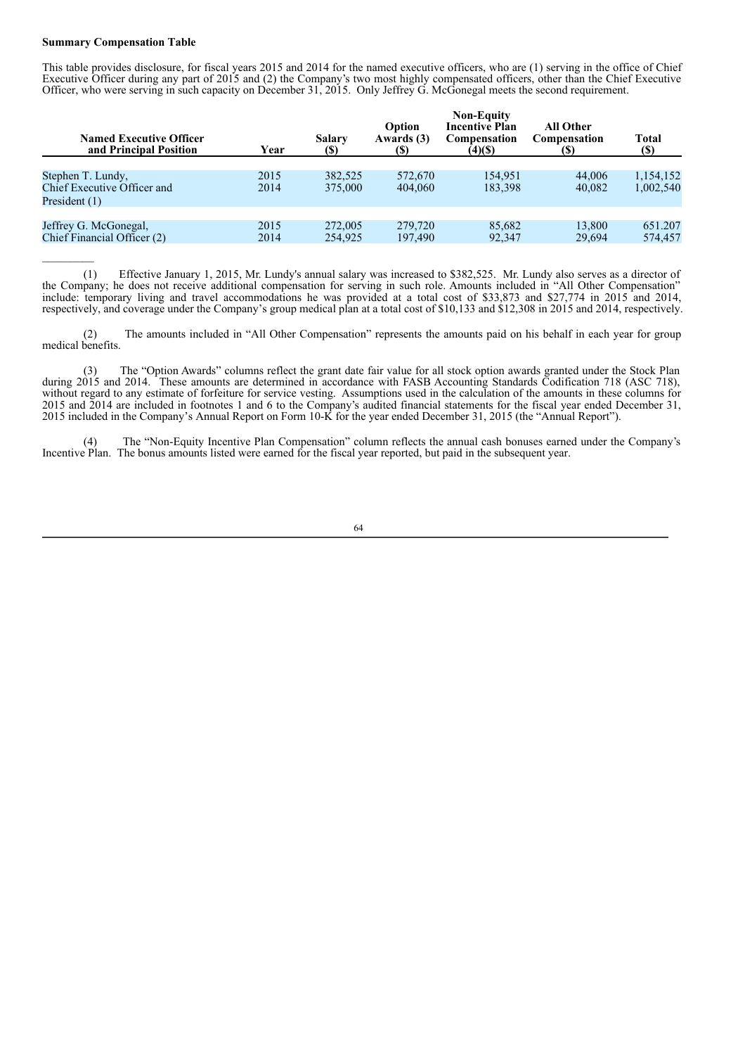**Summary Compensation Table**

This table provides disclosure, for fiscal years 2015 and 2014 for the named executive officers, who are (1) serving in the office of Chief Executive Officer during any part of 2015 and (2) the Company's two most highly compensated officers, other than the Chief Executive Officer, who were serving in such capacity on December 31, 2015. Only Jeffrey G. McGonegal meets the second requirement.

| Named Executive Officer and Principal Position | Year | Salary ($) | Option Awards (3) ($) | Non-Equity Incentive Plan Compensation (4)($) | All Other Compensation ($) | Total ($) |
|---|---|---|---|---|---|---|
| Stephen T. Lundy, | 2015 | 382,525 | 572,670 | 154,951 | 44,006 | 1,154,152 |
| Chief Executive Officer and President (1) | 2014 | 375,000 | 404,060 | 183,398 | 40,082 | 1,002,540 |
| Jeffrey G. McGonegal, | 2015 | 272,005 | 279,720 | 85,682 | 13,800 | 651.207 |
| Chief Financial Officer (2) | 2014 | 254,925 | 197,490 | 92,347 | 29,694 | 574,457 |

(1) Effective January 1, 2015, Mr. Lundy's annual salary was increased to $382,525. Mr. Lundy also serves as a director of the Company; he does not receive additional compensation for serving in such role. Amounts included in "All Other Compensation" include: temporary living and travel accommodations he was provided at a total cost of $33,873 and $27,774 in 2015 and 2014, respectively, and coverage under the Company's group medical plan at a total cost of $10,133 and $12,308 in 2015 and 2014, respectively.

(2) The amounts included in "All Other Compensation" represents the amounts paid on his behalf in each year for group medical benefits.

(3) The "Option Awards" columns reflect the grant date fair value for all stock option awards granted under the Stock Plan during 2015 and 2014. These amounts are determined in accordance with FASB Accounting Standards Codification 718 (ASC 718), without regard to any estimate of forfeiture for service vesting. Assumptions used in the calculation of the amounts in these columns for 2015 and 2014 are included in footnotes 1 and 6 to the Company's audited financial statements for the fiscal year ended December 31, 2015 included in the Company's Annual Report on Form 10-K for the year ended December 31, 2015 (the "Annual Report").

(4) The "Non-Equity Incentive Plan Compensation" column reflects the annual cash bonuses earned under the Company's Incentive Plan. The bonus amounts listed were earned for the fiscal year reported, but paid in the subsequent year.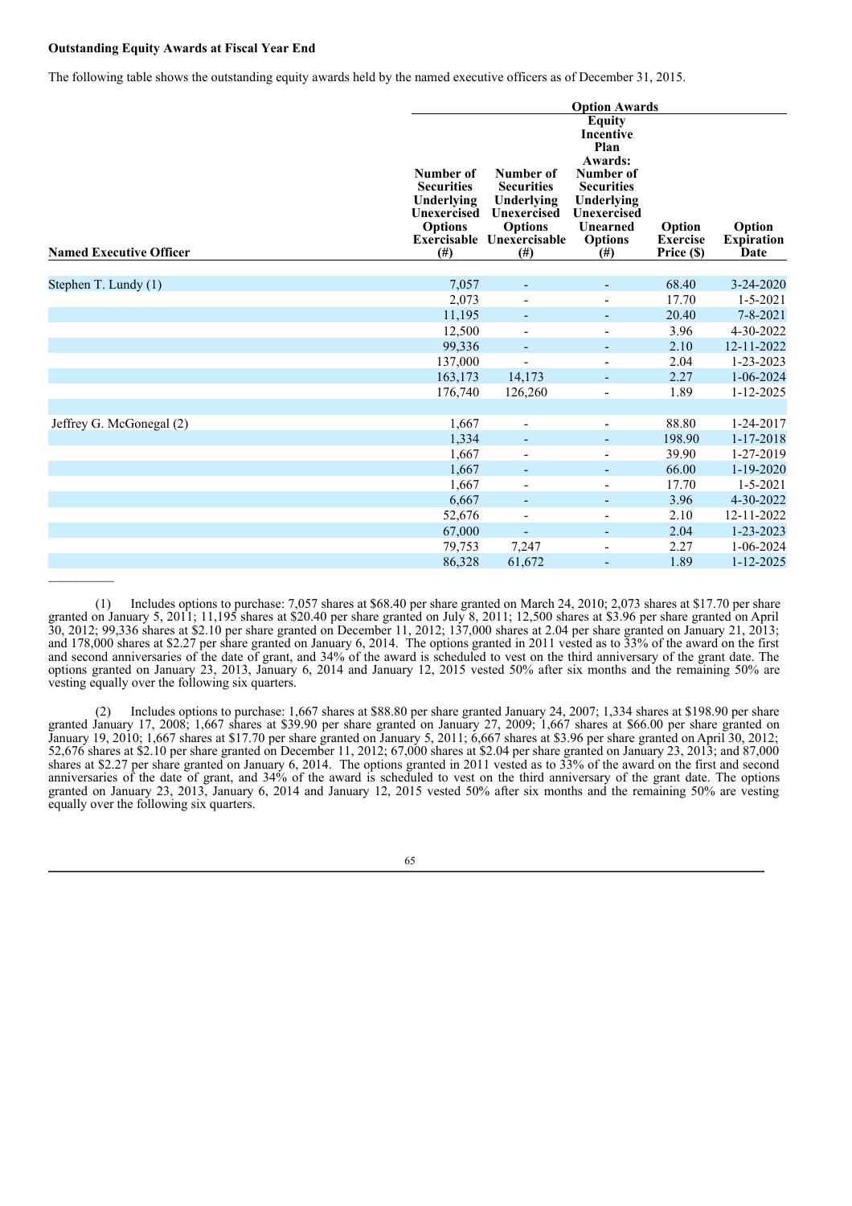**Outstanding Equity Awards at Fiscal Year End**

The following table shows the outstanding equity awards held by the named executive officers as of December 31, 2015.

| | Option Awards | | | | |
|---|---|---|---|---|---|
| **Named Executive Officer** | **Number of Securities Underlying Unexercised Options Exercisable (#)** | **Number of Securities Underlying Unexercised Options Unexercisable (#)** | **Equity Incentive Plan Awards: Number of Securities Underlying Unexercised Unearned Options (#)** | **Option Exercise Price ($)** | **Option Expiration Date** |
| Stephen T. Lundy (1) | 7,057 | - | - | 68.40 | 3-24-2020 |
| | 2,073 | - | - | 17.70 | 1-5-2021 |
| | 11,195 | - | - | 20.40 | 7-8-2021 |
| | 12,500 | - | - | 3.96 | 4-30-2022 |
| | 99,336 | - | - | 2.10 | 12-11-2022 |
| | 137,000 | - | - | 2.04 | 1-23-2023 |
| | 163,173 | 14,173 | - | 2.27 | 1-06-2024 |
| | 176,740 | 126,260 | - | 1.89 | 1-12-2025 |
| | | | | | |
| Jeffrey G. McGonegal (2) | 1,667 | - | - | 88.80 | 1-24-2017 |
| | 1,334 | - | - | 198.90 | 1-17-2018 |
| | 1,667 | - | - | 39.90 | 1-27-2019 |
| | 1,667 | - | - | 66.00 | 1-19-2020 |
| | 1,667 | - | - | 17.70 | 1-5-2021 |
| | 6,667 | - | - | 3.96 | 4-30-2022 |
| | 52,676 | - | - | 2.10 | 12-11-2022 |
| | 67,000 | - | - | 2.04 | 1-23-2023 |
| | 79,753 | 7,247 | - | 2.27 | 1-06-2024 |
| | 86,328 | 61,672 | - | 1.89 | 1-12-2025 |

(1) Includes options to purchase: 7,057 shares at $68.40 per share granted on March 24, 2010; 2,073 shares at $17.70 per share granted on January 5, 2011; 11,195 shares at $20.40 per share granted on July 8, 2011; 12,500 shares at $3.96 per share granted on April 30, 2012; 99,336 shares at $2.10 per share granted on December 11, 2012; 137,000 shares at 2.04 per share granted on January 21, 2013; and 178,000 shares at $2.27 per share granted on January 6, 2014. The options granted in 2011 vested as to 33% of the award on the first and second anniversaries of the date of grant, and 34% of the award is scheduled to vest on the third anniversary of the grant date. The options granted on January 23, 2013, January 6, 2014 and January 12, 2015 vested 50% after six months and the remaining 50% are vesting equally over the following six quarters.

(2) Includes options to purchase: 1,667 shares at $88.80 per share granted January 24, 2007; 1,334 shares at $198.90 per share granted January 17, 2008; 1,667 shares at $39.90 per share granted on January 27, 2009; 1,667 shares at $66.00 per share granted on January 19, 2010; 1,667 shares at $17.70 per share granted on January 5, 2011; 6,667 shares at $3.96 per share granted on April 30, 2012; 52,676 shares at $2.10 per share granted on December 11, 2012; 67,000 shares at $2.04 per share granted on January 23, 2013; and 87,000 shares at $2.27 per share granted on January 6, 2014. The options granted in 2011 vested as to 33% of the award on the first and second anniversaries of the date of grant, and 34% of the award is scheduled to vest on the third anniversary of the grant date. The options granted on January 23, 2013, January 6, 2014 and January 12, 2015 vested 50% after six months and the remaining 50% are vesting equally over the following six quarters.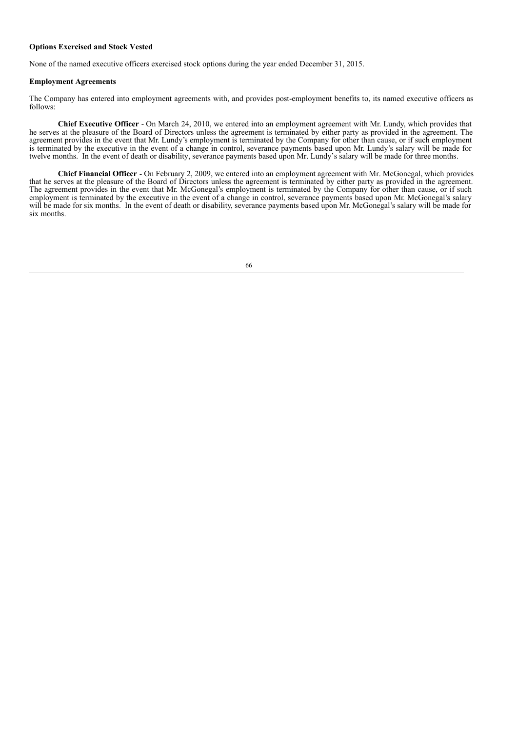**Options Exercised and Stock Vested**

None of the named executive officers exercised stock options during the year ended December 31, 2015.

**Employment Agreements**

The Company has entered into employment agreements with, and provides post-employment benefits to, its named executive officers as follows:

**Chief Executive Officer** - On March 24, 2010, we entered into an employment agreement with Mr. Lundy, which provides that he serves at the pleasure of the Board of Directors unless the agreement is terminated by either party as provided in the agreement. The agreement provides in the event that Mr. Lundy's employment is terminated by the Company for other than cause, or if such employment is terminated by the executive in the event of a change in control, severance payments based upon Mr. Lundy's salary will be made for twelve months. In the event of death or disability, severance payments based upon Mr. Lundy's salary will be made for three months.

**Chief Financial Officer** - On February 2, 2009, we entered into an employment agreement with Mr. McGonegal, which provides that he serves at the pleasure of the Board of Directors unless the agreement is terminated by either party as provided in the agreement. The agreement provides in the event that Mr. McGonegal's employment is terminated by the Company for other than cause, or if such employment is terminated by the executive in the event of a change in control, severance payments based upon Mr. McGonegal's salary will be made for six months. In the event of death or disability, severance payments based upon Mr. McGonegal's salary will be made for six months.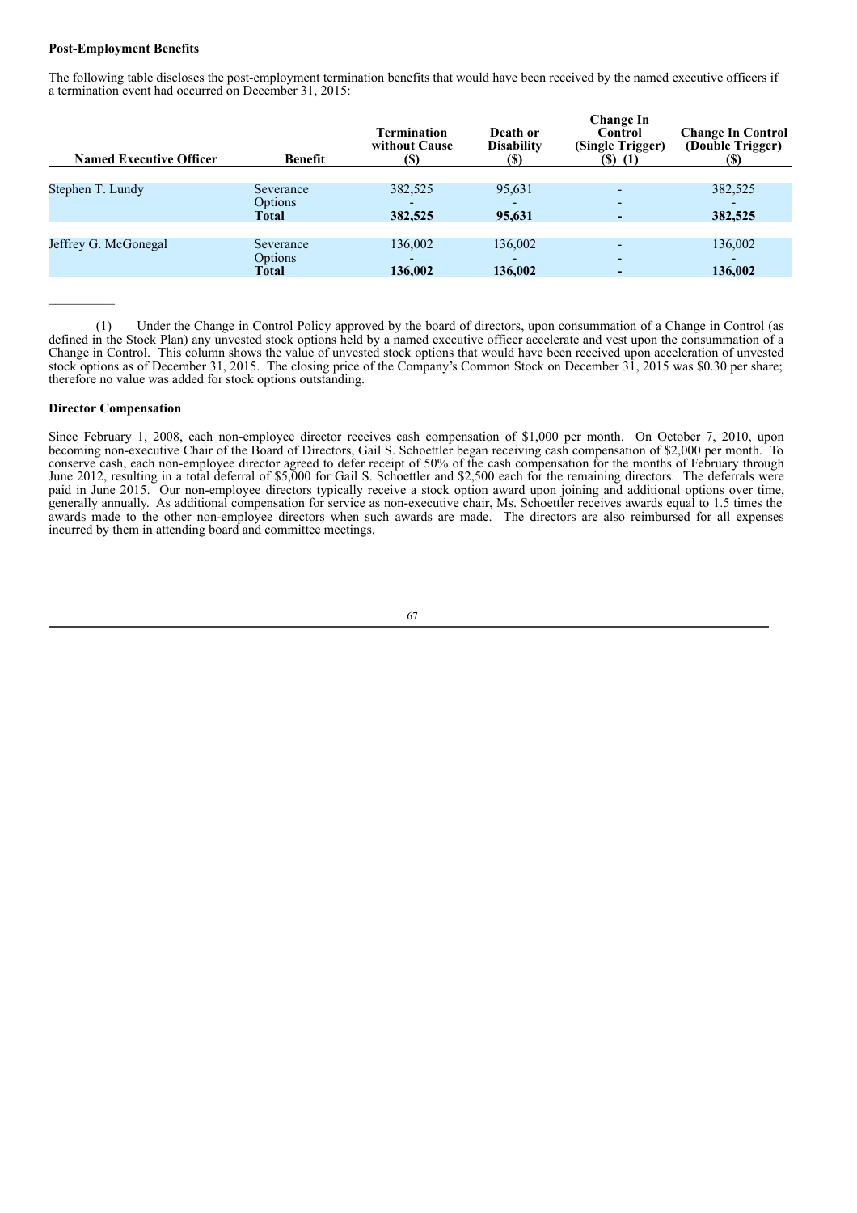**Post-Employment Benefits**

The following table discloses the post-employment termination benefits that would have been received by the named executive officers if a termination event had occurred on December 31, 2015:

| Named Executive Officer | Benefit | Termination without Cause ($) | Death or Disability ($) | Change In Control (Single Trigger) ($) (1) | Change In Control (Double Trigger) ($) |
|---|---|---|---|---|---|
| Stephen T. Lundy | Severance | 382,525 | 95,631 | - | 382,525 |
| | Options | - | - | - | - |
| | **Total** | **382,525** | **95,631** | **-** | **382,525** |
| Jeffrey G. McGonegal | Severance | 136,002 | 136,002 | - | 136,002 |
| | Options | - | - | - | - |
| | **Total** | **136,002** | **136,002** | **-** | **136,002** |

(1) Under the Change in Control Policy approved by the board of directors, upon consummation of a Change in Control (as defined in the Stock Plan) any unvested stock options held by a named executive officer accelerate and vest upon the consummation of a Change in Control. This column shows the value of unvested stock options that would have been received upon acceleration of unvested stock options as of December 31, 2015. The closing price of the Company's Common Stock on December 31, 2015 was $0.30 per share; therefore no value was added for stock options outstanding.

**Director Compensation**

Since February 1, 2008, each non-employee director receives cash compensation of $1,000 per month. On October 7, 2010, upon becoming non-executive Chair of the Board of Directors, Gail S. Schoettler began receiving cash compensation of $2,000 per month. To conserve cash, each non-employee director agreed to defer receipt of 50% of the cash compensation for the months of February through June 2012, resulting in a total deferral of $5,000 for Gail S. Schoettler and $2,500 each for the remaining directors. The deferrals were paid in June 2015. Our non-employee directors typically receive a stock option award upon joining and additional options over time, generally annually. As additional compensation for service as non-executive chair, Ms. Schoettler receives awards equal to 1.5 times the awards made to the other non-employee directors when such awards are made. The directors are also reimbursed for all expenses incurred by them in attending board and committee meetings.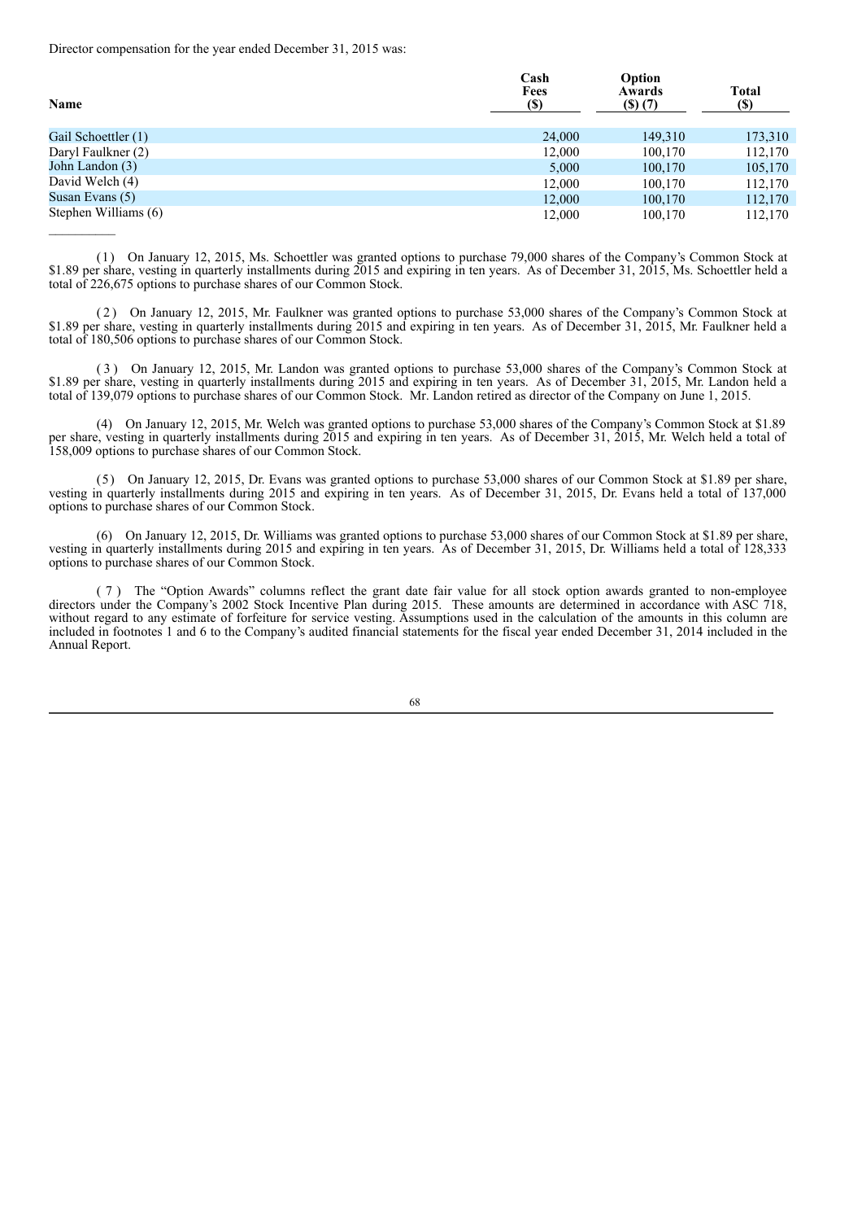Director compensation for the year ended December 31, 2015 was:

| Name | Cash Fees ($) | Option Awards ($) (7) | Total ($) |
| --- | --- | --- | --- |
| Gail Schoettler (1) | 24,000 | 149,310 | 173,310 |
| Daryl Faulkner (2) | 12,000 | 100,170 | 112,170 |
| John Landon (3) | 5,000 | 100,170 | 105,170 |
| David Welch (4) | 12,000 | 100,170 | 112,170 |
| Susan Evans (5) | 12,000 | 100,170 | 112,170 |
| Stephen Williams (6) | 12,000 | 100,170 | 112,170 |

(1) On January 12, 2015, Ms. Schoettler was granted options to purchase 79,000 shares of the Company's Common Stock at $1.89 per share, vesting in quarterly installments during 2015 and expiring in ten years. As of December 31, 2015, Ms. Schoettler held a total of 226,675 options to purchase shares of our Common Stock.

(2) On January 12, 2015, Mr. Faulkner was granted options to purchase 53,000 shares of the Company's Common Stock at $1.89 per share, vesting in quarterly installments during 2015 and expiring in ten years. As of December 31, 2015, Mr. Faulkner held a total of 180,506 options to purchase shares of our Common Stock.

(3) On January 12, 2015, Mr. Landon was granted options to purchase 53,000 shares of the Company's Common Stock at $1.89 per share, vesting in quarterly installments during 2015 and expiring in ten years. As of December 31, 2015, Mr. Landon held a total of 139,079 options to purchase shares of our Common Stock. Mr. Landon retired as director of the Company on June 1, 2015.

(4) On January 12, 2015, Mr. Welch was granted options to purchase 53,000 shares of the Company's Common Stock at $1.89 per share, vesting in quarterly installments during 2015 and expiring in ten years. As of December 31, 2015, Mr. Welch held a total of 158,009 options to purchase shares of our Common Stock.

(5) On January 12, 2015, Dr. Evans was granted options to purchase 53,000 shares of our Common Stock at $1.89 per share, vesting in quarterly installments during 2015 and expiring in ten years. As of December 31, 2015, Dr. Evans held a total of 137,000 options to purchase shares of our Common Stock.

(6) On January 12, 2015, Dr. Williams was granted options to purchase 53,000 shares of our Common Stock at $1.89 per share, vesting in quarterly installments during 2015 and expiring in ten years. As of December 31, 2015, Dr. Williams held a total of 128,333 options to purchase shares of our Common Stock.

(7) The "Option Awards" columns reflect the grant date fair value for all stock option awards granted to non-employee directors under the Company's 2002 Stock Incentive Plan during 2015. These amounts are determined in accordance with ASC 718, without regard to any estimate of forfeiture for service vesting. Assumptions used in the calculation of the amounts in this column are included in footnotes 1 and 6 to the Company's audited financial statements for the fiscal year ended December 31, 2014 included in the Annual Report.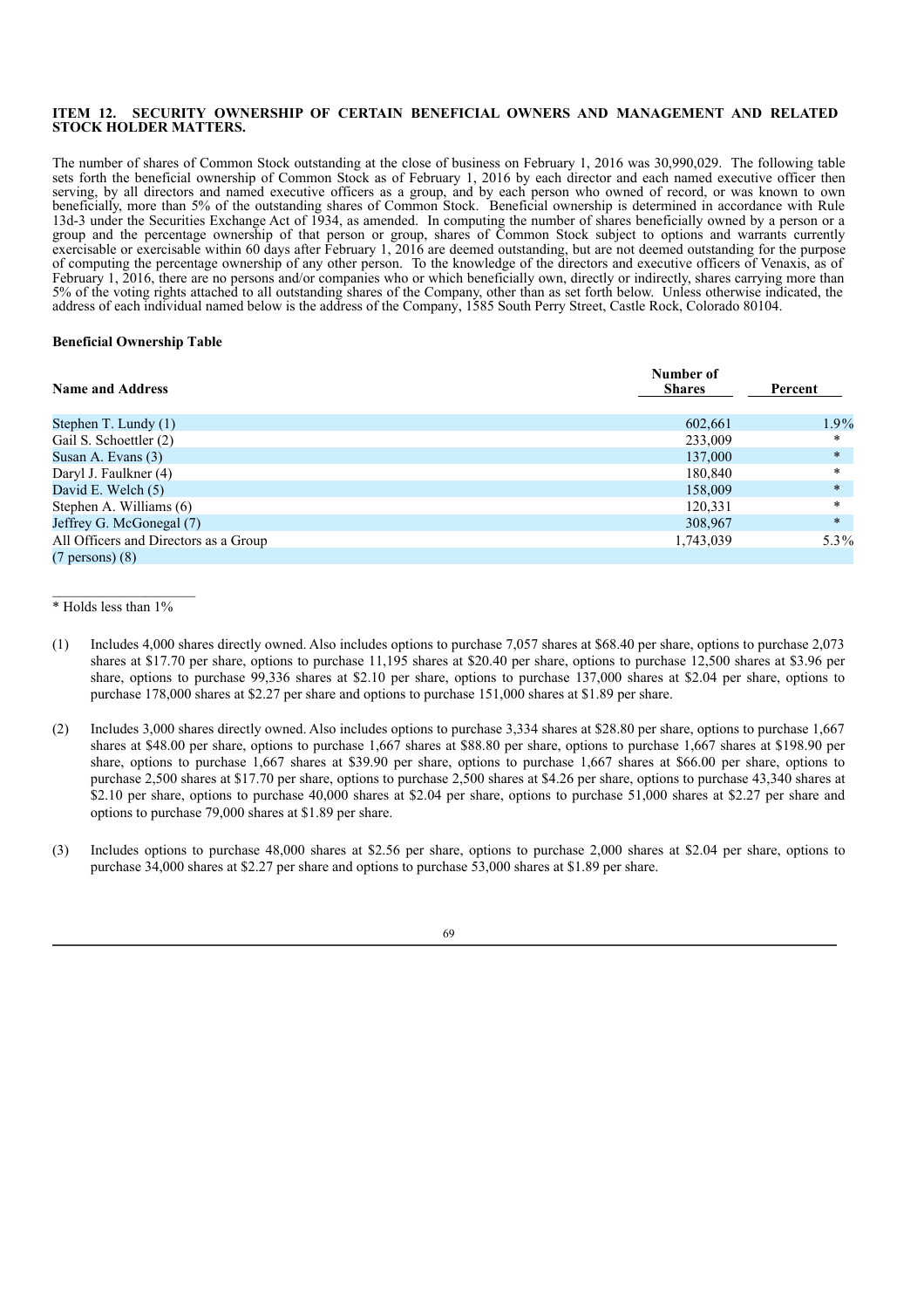### ITEM 12. SECURITY OWNERSHIP OF CERTAIN BENEFICIAL OWNERS AND MANAGEMENT AND RELATED STOCK HOLDER MATTERS.

The number of shares of Common Stock outstanding at the close of business on February 1, 2016 was 30,990,029. The following table sets forth the beneficial ownership of Common Stock as of February 1, 2016 by each director and each named executive officer then serving, by all directors and named executive officers as a group, and by each person who owned of record, or was known to own beneficially, more than 5% of the outstanding shares of Common Stock. Beneficial ownership is determined in accordance with Rule 13d-3 under the Securities Exchange Act of 1934, as amended. In computing the number of shares beneficially owned by a person or a group and the percentage ownership of that person or group, shares of Common Stock subject to options and warrants currently exercisable or exercisable within 60 days after February 1, 2016 are deemed outstanding, but are not deemed outstanding for the purpose of computing the percentage ownership of any other person. To the knowledge of the directors and executive officers of Venaxis, as of February 1, 2016, there are no persons and/or companies who or which beneficially own, directly or indirectly, shares carrying more than 5% of the voting rights attached to all outstanding shares of the Company, other than as set forth below. Unless otherwise indicated, the address of each individual named below is the address of the Company, 1585 South Perry Street, Castle Rock, Colorado 80104.

**Beneficial Ownership Table**

| Name and Address | Number of Shares | Percent |
|---|---|---|
| Stephen T. Lundy (1) | 602,661 | 1.9% |
| Gail S. Schoettler (2) | 233,009 | * |
| Susan A. Evans (3) | 137,000 | * |
| Daryl J. Faulkner (4) | 180,840 | * |
| David E. Welch (5) | 158,009 | * |
| Stephen A. Williams (6) | 120,331 | * |
| Jeffrey G. McGonegal (7) | 308,967 | * |
| All Officers and Directors as a Group (7 persons) (8) | 1,743,039 | 5.3% |

* Holds less than 1%

(1) Includes 4,000 shares directly owned. Also includes options to purchase 7,057 shares at $68.40 per share, options to purchase 2,073 shares at $17.70 per share, options to purchase 11,195 shares at $20.40 per share, options to purchase 12,500 shares at $3.96 per share, options to purchase 99,336 shares at $2.10 per share, options to purchase 137,000 shares at $2.04 per share, options to purchase 178,000 shares at $2.27 per share and options to purchase 151,000 shares at $1.89 per share.

(2) Includes 3,000 shares directly owned. Also includes options to purchase 3,334 shares at $28.80 per share, options to purchase 1,667 shares at $48.00 per share, options to purchase 1,667 shares at $88.80 per share, options to purchase 1,667 shares at $198.90 per share, options to purchase 1,667 shares at $39.90 per share, options to purchase 1,667 shares at $66.00 per share, options to purchase 2,500 shares at $17.70 per share, options to purchase 2,500 shares at $4.26 per share, options to purchase 43,340 shares at $2.10 per share, options to purchase 40,000 shares at $2.04 per share, options to purchase 51,000 shares at $2.27 per share and options to purchase 79,000 shares at $1.89 per share.

(3) Includes options to purchase 48,000 shares at $2.56 per share, options to purchase 2,000 shares at $2.04 per share, options to purchase 34,000 shares at $2.27 per share and options to purchase 53,000 shares at $1.89 per share.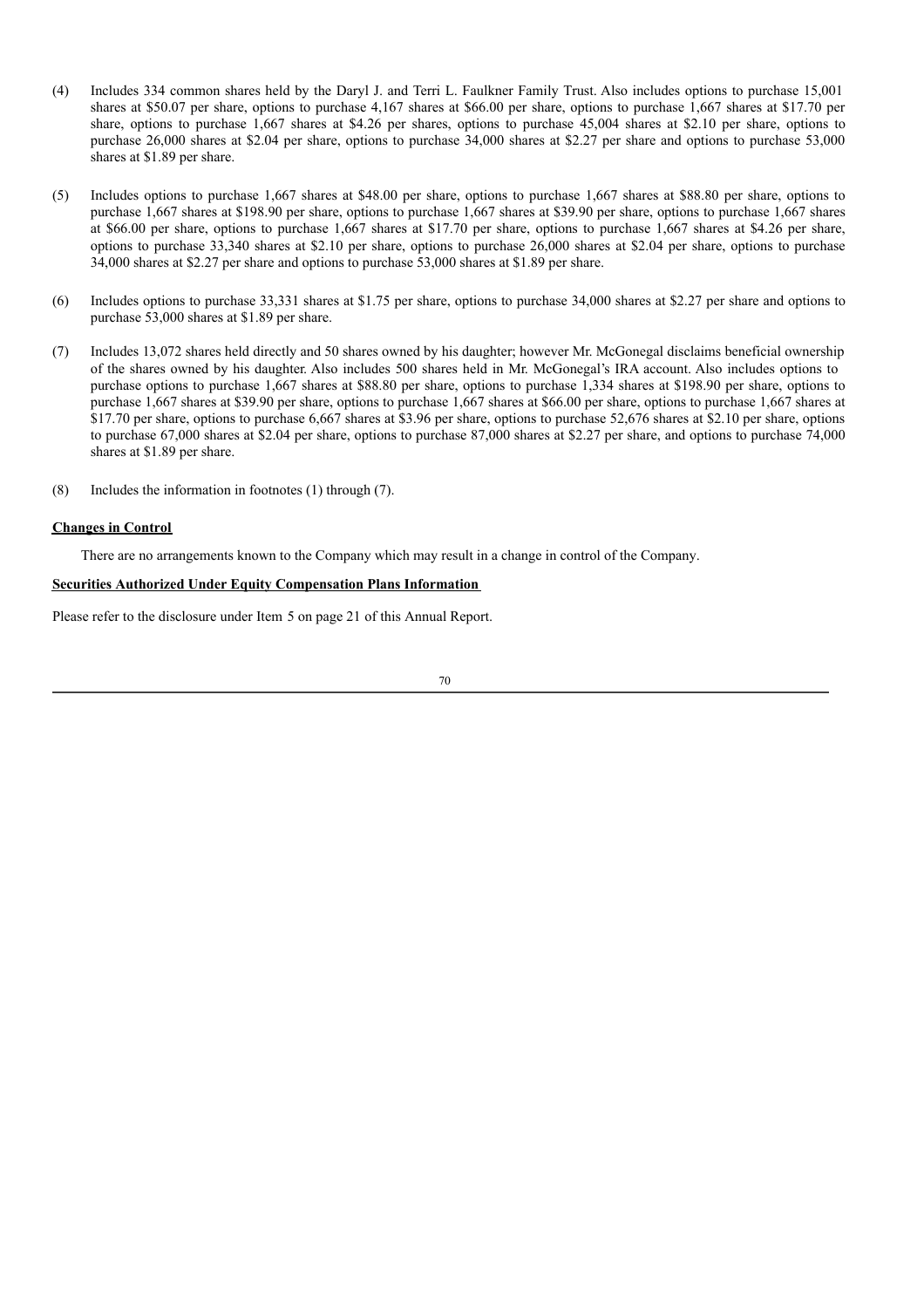(4) Includes 334 common shares held by the Daryl J. and Terri L. Faulkner Family Trust. Also includes options to purchase 15,001 shares at $50.07 per share, options to purchase 4,167 shares at $66.00 per share, options to purchase 1,667 shares at $17.70 per share, options to purchase 1,667 shares at $4.26 per shares, options to purchase 45,004 shares at $2.10 per share, options to purchase 26,000 shares at $2.04 per share, options to purchase 34,000 shares at $2.27 per share and options to purchase 53,000 shares at $1.89 per share.

(5) Includes options to purchase 1,667 shares at $48.00 per share, options to purchase 1,667 shares at $88.80 per share, options to purchase 1,667 shares at $198.90 per share, options to purchase 1,667 shares at $39.90 per share, options to purchase 1,667 shares at $66.00 per share, options to purchase 1,667 shares at $17.70 per share, options to purchase 1,667 shares at $4.26 per share, options to purchase 33,340 shares at $2.10 per share, options to purchase 26,000 shares at $2.04 per share, options to purchase 34,000 shares at $2.27 per share and options to purchase 53,000 shares at $1.89 per share.

(6) Includes options to purchase 33,331 shares at $1.75 per share, options to purchase 34,000 shares at $2.27 per share and options to purchase 53,000 shares at $1.89 per share.

(7) Includes 13,072 shares held directly and 50 shares owned by his daughter; however Mr. McGonegal disclaims beneficial ownership of the shares owned by his daughter. Also includes 500 shares held in Mr. McGonegal's IRA account. Also includes options to purchase options to purchase 1,667 shares at $88.80 per share, options to purchase 1,334 shares at $198.90 per share, options to purchase 1,667 shares at $39.90 per share, options to purchase 1,667 shares at $66.00 per share, options to purchase 1,667 shares at $17.70 per share, options to purchase 6,667 shares at $3.96 per share, options to purchase 52,676 shares at $2.10 per share, options to purchase 67,000 shares at $2.04 per share, options to purchase 87,000 shares at $2.27 per share, and options to purchase 74,000 shares at $1.89 per share.

(8) Includes the information in footnotes (1) through (7).

**Changes in Control**

There are no arrangements known to the Company which may result in a change in control of the Company.

**Securities Authorized Under Equity Compensation Plans Information**

Please refer to the disclosure under Item 5 on page 21 of this Annual Report.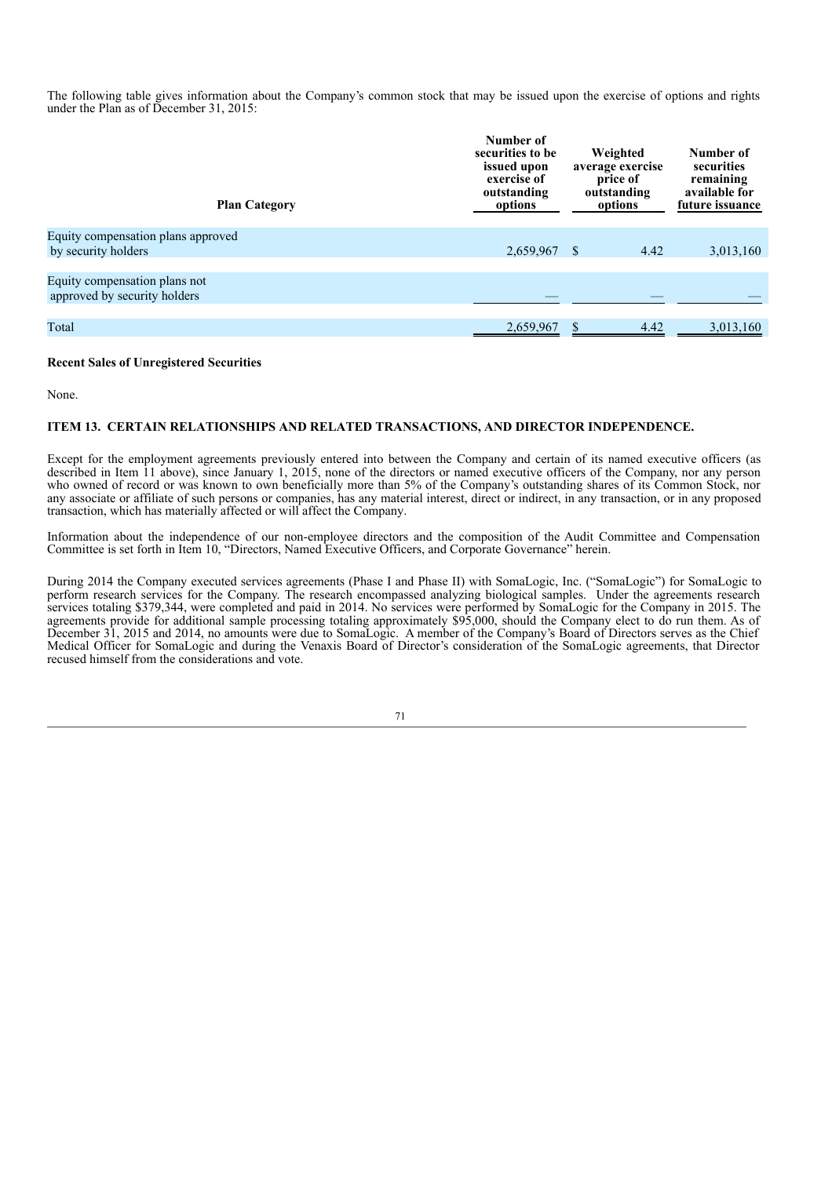The following table gives information about the Company's common stock that may be issued upon the exercise of options and rights under the Plan as of December 31, 2015:

| Plan Category | Number of securities to be issued upon exercise of outstanding options | Weighted average exercise price of outstanding options | Number of securities remaining available for future issuance |
|---|---|---|---|
| Equity compensation plans approved by security holders | 2,659,967 | $ 4.42 | 3,013,160 |
| Equity compensation plans not approved by security holders | — | — | — |
| Total | 2,659,967 | $ 4.42 | 3,013,160 |

**Recent Sales of Unregistered Securities**

None.

### ITEM 13. CERTAIN RELATIONSHIPS AND RELATED TRANSACTIONS, AND DIRECTOR INDEPENDENCE.

Except for the employment agreements previously entered into between the Company and certain of its named executive officers (as described in Item 11 above), since January 1, 2015, none of the directors or named executive officers of the Company, nor any person who owned of record or was known to own beneficially more than 5% of the Company's outstanding shares of its Common Stock, nor any associate or affiliate of such persons or companies, has any material interest, direct or indirect, in any transaction, or in any proposed transaction, which has materially affected or will affect the Company.

Information about the independence of our non-employee directors and the composition of the Audit Committee and Compensation Committee is set forth in Item 10, "Directors, Named Executive Officers, and Corporate Governance" herein.

During 2014 the Company executed services agreements (Phase I and Phase II) with SomaLogic, Inc. ("SomaLogic") for SomaLogic to perform research services for the Company. The research encompassed analyzing biological samples. Under the agreements research services totaling $379,344, were completed and paid in 2014. No services were performed by SomaLogic for the Company in 2015. The agreements provide for additional sample processing totaling approximately $95,000, should the Company elect to do run them. As of December 31, 2015 and 2014, no amounts were due to SomaLogic. A member of the Company's Board of Directors serves as the Chief Medical Officer for SomaLogic and during the Venaxis Board of Director's consideration of the SomaLogic agreements, that Director recused himself from the considerations and vote.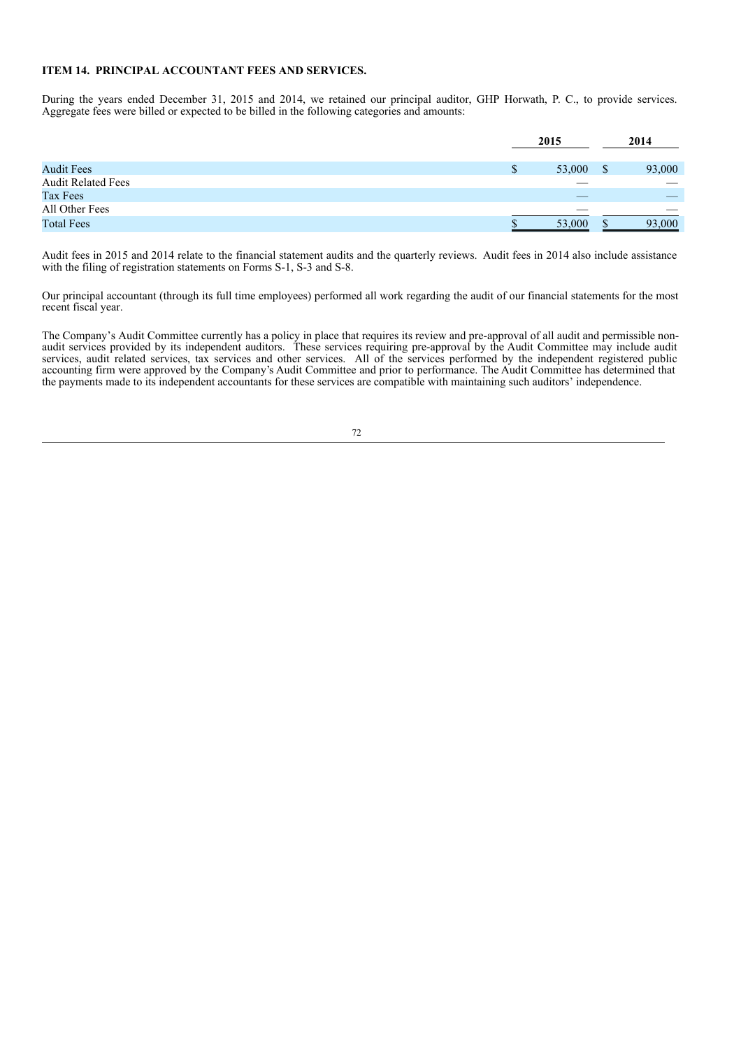**ITEM 14. PRINCIPAL ACCOUNTANT FEES AND SERVICES.**

During the years ended December 31, 2015 and 2014, we retained our principal auditor, GHP Horwath, P. C., to provide services. Aggregate fees were billed or expected to be billed in the following categories and amounts:

| | 2015 | 2014 |
|---|---|---|
| Audit Fees | $ 53,000 | $ 93,000 |
| Audit Related Fees | — | — |
| Tax Fees | — | — |
| All Other Fees | — | — |
| Total Fees | $ 53,000 | $ 93,000 |

Audit fees in 2015 and 2014 relate to the financial statement audits and the quarterly reviews. Audit fees in 2014 also include assistance with the filing of registration statements on Forms S-1, S-3 and S-8.

Our principal accountant (through its full time employees) performed all work regarding the audit of our financial statements for the most recent fiscal year.

The Company's Audit Committee currently has a policy in place that requires its review and pre-approval of all audit and permissible non-audit services provided by its independent auditors. These services requiring pre-approval by the Audit Committee may include audit services, audit related services, tax services and other services. All of the services performed by the independent registered public accounting firm were approved by the Company's Audit Committee and prior to performance. The Audit Committee has determined that the payments made to its independent accountants for these services are compatible with maintaining such auditors' independence.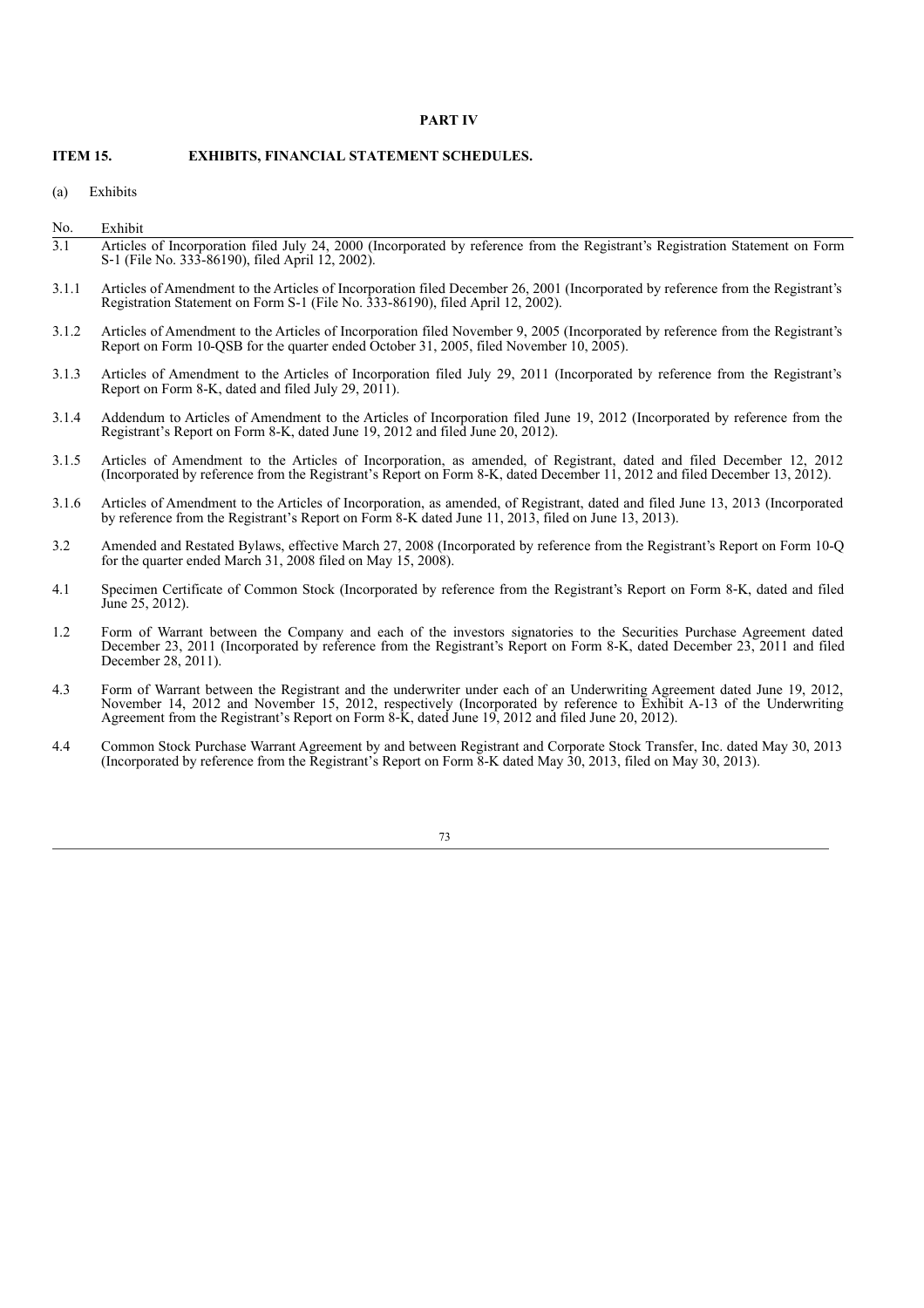**PART IV**

## ITEM 15. EXHIBITS, FINANCIAL STATEMENT SCHEDULES.

(a) Exhibits

| No. | Exhibit |
| --- | --- |
| 3.1 | Articles of Incorporation filed July 24, 2000 (Incorporated by reference from the Registrant's Registration Statement on Form S-1 (File No. 333-86190), filed April 12, 2002). |
| 3.1.1 | Articles of Amendment to the Articles of Incorporation filed December 26, 2001 (Incorporated by reference from the Registrant's Registration Statement on Form S-1 (File No. 333-86190), filed April 12, 2002). |
| 3.1.2 | Articles of Amendment to the Articles of Incorporation filed November 9, 2005 (Incorporated by reference from the Registrant's Report on Form 10-QSB for the quarter ended October 31, 2005, filed November 10, 2005). |
| 3.1.3 | Articles of Amendment to the Articles of Incorporation filed July 29, 2011 (Incorporated by reference from the Registrant's Report on Form 8-K, dated and filed July 29, 2011). |
| 3.1.4 | Addendum to Articles of Amendment to the Articles of Incorporation filed June 19, 2012 (Incorporated by reference from the Registrant's Report on Form 8-K, dated June 19, 2012 and filed June 20, 2012). |
| 3.1.5 | Articles of Amendment to the Articles of Incorporation, as amended, of Registrant, dated and filed December 12, 2012 (Incorporated by reference from the Registrant's Report on Form 8-K, dated December 11, 2012 and filed December 13, 2012). |
| 3.1.6 | Articles of Amendment to the Articles of Incorporation, as amended, of Registrant, dated and filed June 13, 2013 (Incorporated by reference from the Registrant's Report on Form 8-K dated June 11, 2013, filed on June 13, 2013). |
| 3.2 | Amended and Restated Bylaws, effective March 27, 2008 (Incorporated by reference from the Registrant's Report on Form 10-Q for the quarter ended March 31, 2008 filed on May 15, 2008). |
| 4.1 | Specimen Certificate of Common Stock (Incorporated by reference from the Registrant's Report on Form 8-K, dated and filed June 25, 2012). |
| 1.2 | Form of Warrant between the Company and each of the investors signatories to the Securities Purchase Agreement dated December 23, 2011 (Incorporated by reference from the Registrant's Report on Form 8-K, dated December 23, 2011 and filed December 28, 2011). |
| 4.3 | Form of Warrant between the Registrant and the underwriter under each of an Underwriting Agreement dated June 19, 2012, November 14, 2012 and November 15, 2012, respectively (Incorporated by reference to Exhibit A-13 of the Underwriting Agreement from the Registrant's Report on Form 8-K, dated June 19, 2012 and filed June 20, 2012). |
| 4.4 | Common Stock Purchase Warrant Agreement by and between Registrant and Corporate Stock Transfer, Inc. dated May 30, 2013 (Incorporated by reference from the Registrant's Report on Form 8-K dated May 30, 2013, filed on May 30, 2013). |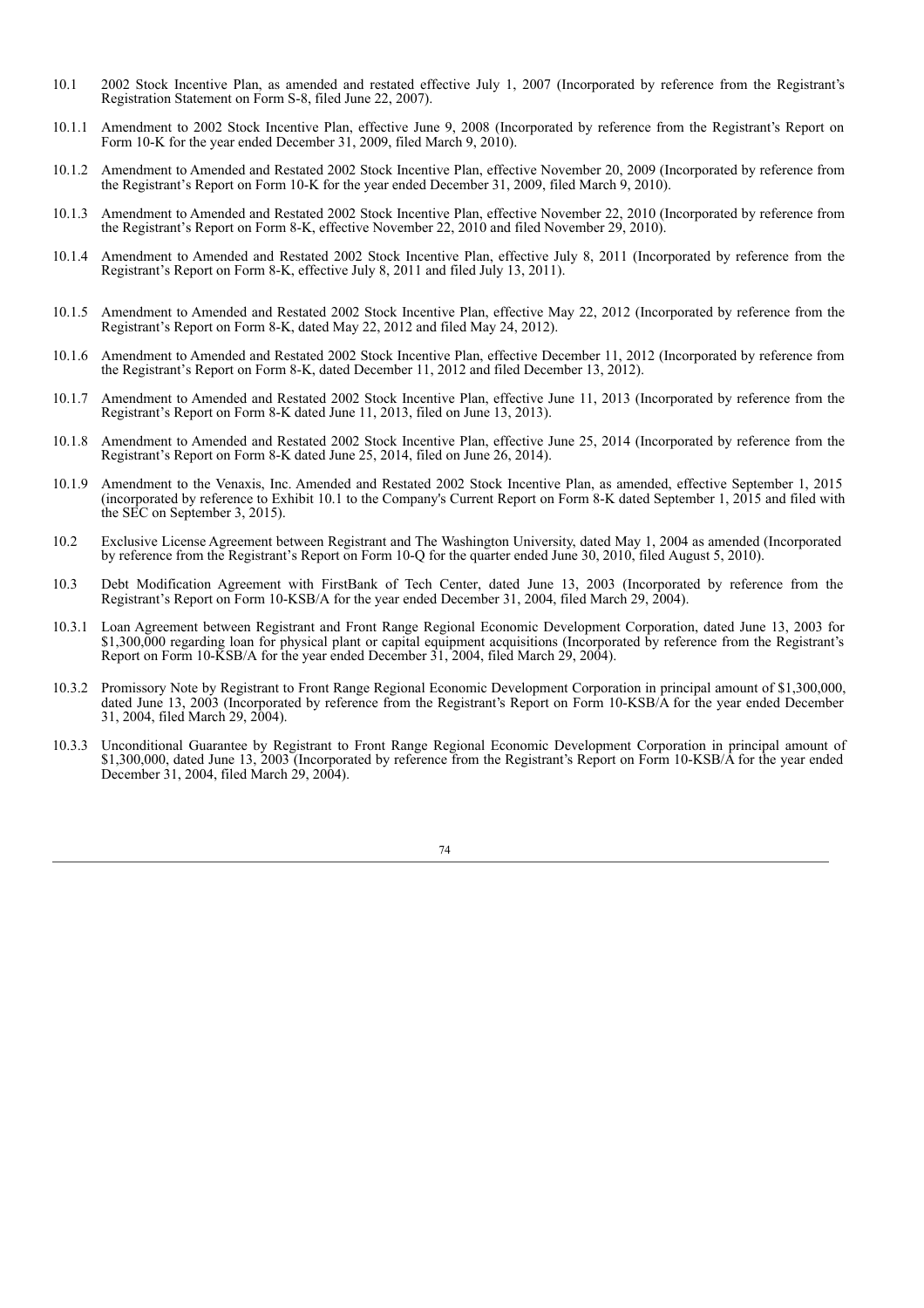10.1 2002 Stock Incentive Plan, as amended and restated effective July 1, 2007 (Incorporated by reference from the Registrant's Registration Statement on Form S-8, filed June 22, 2007).

10.1.1 Amendment to 2002 Stock Incentive Plan, effective June 9, 2008 (Incorporated by reference from the Registrant's Report on Form 10-K for the year ended December 31, 2009, filed March 9, 2010).

10.1.2 Amendment to Amended and Restated 2002 Stock Incentive Plan, effective November 20, 2009 (Incorporated by reference from the Registrant's Report on Form 10-K for the year ended December 31, 2009, filed March 9, 2010).

10.1.3 Amendment to Amended and Restated 2002 Stock Incentive Plan, effective November 22, 2010 (Incorporated by reference from the Registrant's Report on Form 8-K, effective November 22, 2010 and filed November 29, 2010).

10.1.4 Amendment to Amended and Restated 2002 Stock Incentive Plan, effective July 8, 2011 (Incorporated by reference from the Registrant's Report on Form 8-K, effective July 8, 2011 and filed July 13, 2011).

10.1.5 Amendment to Amended and Restated 2002 Stock Incentive Plan, effective May 22, 2012 (Incorporated by reference from the Registrant's Report on Form 8-K, dated May 22, 2012 and filed May 24, 2012).

10.1.6 Amendment to Amended and Restated 2002 Stock Incentive Plan, effective December 11, 2012 (Incorporated by reference from the Registrant's Report on Form 8-K, dated December 11, 2012 and filed December 13, 2012).

10.1.7 Amendment to Amended and Restated 2002 Stock Incentive Plan, effective June 11, 2013 (Incorporated by reference from the Registrant's Report on Form 8-K dated June 11, 2013, filed on June 13, 2013).

10.1.8 Amendment to Amended and Restated 2002 Stock Incentive Plan, effective June 25, 2014 (Incorporated by reference from the Registrant's Report on Form 8-K dated June 25, 2014, filed on June 26, 2014).

10.1.9 Amendment to the Venaxis, Inc. Amended and Restated 2002 Stock Incentive Plan, as amended, effective September 1, 2015 (incorporated by reference to Exhibit 10.1 to the Company's Current Report on Form 8-K dated September 1, 2015 and filed with the SEC on September 3, 2015).

10.2 Exclusive License Agreement between Registrant and The Washington University, dated May 1, 2004 as amended (Incorporated by reference from the Registrant's Report on Form 10-Q for the quarter ended June 30, 2010, filed August 5, 2010).

10.3 Debt Modification Agreement with FirstBank of Tech Center, dated June 13, 2003 (Incorporated by reference from the Registrant's Report on Form 10-KSB/A for the year ended December 31, 2004, filed March 29, 2004).

10.3.1 Loan Agreement between Registrant and Front Range Regional Economic Development Corporation, dated June 13, 2003 for $1,300,000 regarding loan for physical plant or capital equipment acquisitions (Incorporated by reference from the Registrant's Report on Form 10-KSB/A for the year ended December 31, 2004, filed March 29, 2004).

10.3.2 Promissory Note by Registrant to Front Range Regional Economic Development Corporation in principal amount of $1,300,000, dated June 13, 2003 (Incorporated by reference from the Registrant's Report on Form 10-KSB/A for the year ended December 31, 2004, filed March 29, 2004).

10.3.3 Unconditional Guarantee by Registrant to Front Range Regional Economic Development Corporation in principal amount of $1,300,000, dated June 13, 2003 (Incorporated by reference from the Registrant's Report on Form 10-KSB/A for the year ended December 31, 2004, filed March 29, 2004).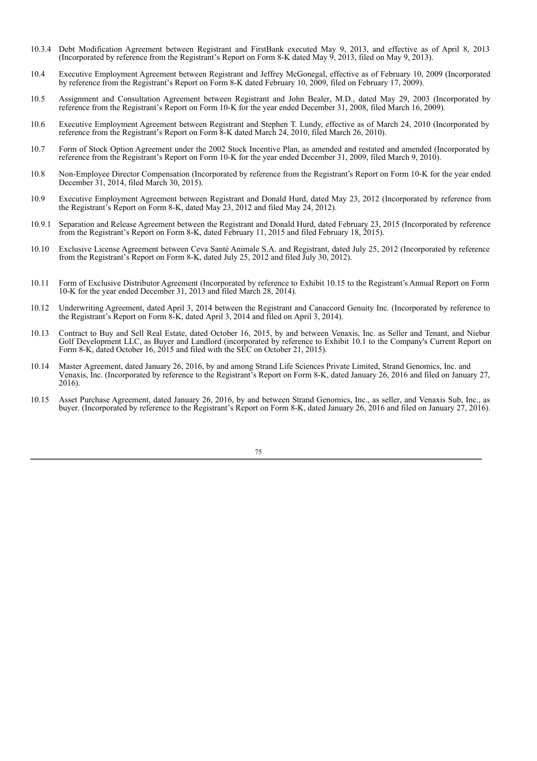10.3.4 Debt Modification Agreement between Registrant and FirstBank executed May 9, 2013, and effective as of April 8, 2013 (Incorporated by reference from the Registrant's Report on Form 8-K dated May 9, 2013, filed on May 9, 2013).

10.4 Executive Employment Agreement between Registrant and Jeffrey McGonegal, effective as of February 10, 2009 (Incorporated by reference from the Registrant's Report on Form 8-K dated February 10, 2009, filed on February 17, 2009).

10.5 Assignment and Consultation Agreement between Registrant and John Bealer, M.D., dated May 29, 2003 (Incorporated by reference from the Registrant's Report on Form 10-K for the year ended December 31, 2008, filed March 16, 2009).

10.6 Executive Employment Agreement between Registrant and Stephen T. Lundy, effective as of March 24, 2010 (Incorporated by reference from the Registrant's Report on Form 8-K dated March 24, 2010, filed March 26, 2010).

10.7 Form of Stock Option Agreement under the 2002 Stock Incentive Plan, as amended and restated and amended (Incorporated by reference from the Registrant's Report on Form 10-K for the year ended December 31, 2009, filed March 9, 2010).

10.8 Non-Employee Director Compensation (Incorporated by reference from the Registrant's Report on Form 10-K for the year ended December 31, 2014, filed March 30, 2015).

10.9 Executive Employment Agreement between Registrant and Donald Hurd, dated May 23, 2012 (Incorporated by reference from the Registrant's Report on Form 8-K, dated May 23, 2012 and filed May 24, 2012).

10.9.1 Separation and Release Agreement between the Registrant and Donald Hurd, dated February 23, 2015 (Incorporated by reference from the Registrant's Report on Form 8-K, dated February 11, 2015 and filed February 18, 2015).

10.10 Exclusive License Agreement between Ceva Santé Animale S.A. and Registrant, dated July 25, 2012 (Incorporated by reference from the Registrant's Report on Form 8-K, dated July 25, 2012 and filed July 30, 2012).

10.11 Form of Exclusive Distributor Agreement (Incorporated by reference to Exhibit 10.15 to the Registrant's Annual Report on Form 10-K for the year ended December 31, 2013 and filed March 28, 2014).

10.12 Underwriting Agreement, dated April 3, 2014 between the Registrant and Canaccord Genuity Inc. (Incorporated by reference to the Registrant's Report on Form 8-K, dated April 3, 2014 and filed on April 3, 2014).

10.13 Contract to Buy and Sell Real Estate, dated October 16, 2015, by and between Venaxis, Inc. as Seller and Tenant, and Niebur Golf Development LLC, as Buyer and Landlord (incorporated by reference to Exhibit 10.1 to the Company's Current Report on Form 8-K, dated October 16, 2015 and filed with the SEC on October 21, 2015).

10.14 Master Agreement, dated January 26, 2016, by and among Strand Life Sciences Private Limited, Strand Genomics, Inc. and Venaxis, Inc. (Incorporated by reference to the Registrant's Report on Form 8-K, dated January 26, 2016 and filed on January 27, 2016).

10.15 Asset Purchase Agreement, dated January 26, 2016, by and between Strand Genomics, Inc., as seller, and Venaxis Sub, Inc., as buyer. (Incorporated by reference to the Registrant's Report on Form 8-K, dated January 26, 2016 and filed on January 27, 2016).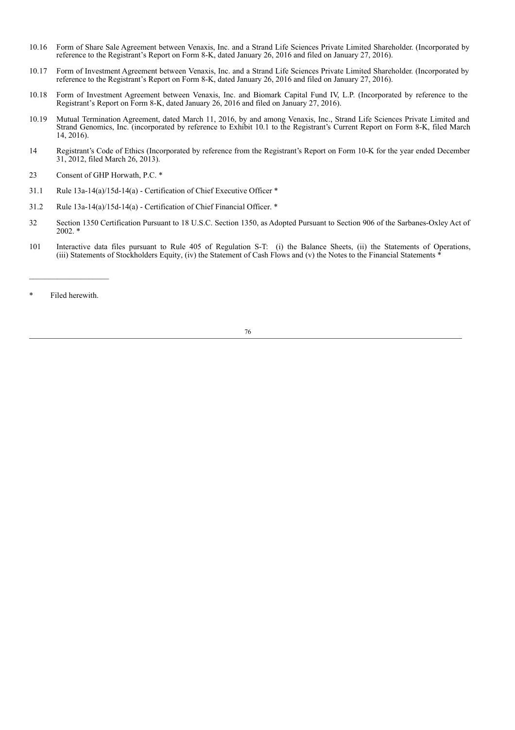| | |
|---|---|
| 10.16 | Form of Share Sale Agreement between Venaxis, Inc. and a Strand Life Sciences Private Limited Shareholder. (Incorporated by reference to the Registrant's Report on Form 8-K, dated January 26, 2016 and filed on January 27, 2016). |
| 10.17 | Form of Investment Agreement between Venaxis, Inc. and a Strand Life Sciences Private Limited Shareholder. (Incorporated by reference to the Registrant's Report on Form 8-K, dated January 26, 2016 and filed on January 27, 2016). |
| 10.18 | Form of Investment Agreement between Venaxis, Inc. and Biomark Capital Fund IV, L.P. (Incorporated by reference to the Registrant's Report on Form 8-K, dated January 26, 2016 and filed on January 27, 2016). |
| 10.19 | Mutual Termination Agreement, dated March 11, 2016, by and among Venaxis, Inc., Strand Life Sciences Private Limited and Strand Genomics, Inc. (incorporated by reference to Exhibit 10.1 to the Registrant's Current Report on Form 8-K, filed March 14, 2016). |
| 14 | Registrant's Code of Ethics (Incorporated by reference from the Registrant's Report on Form 10-K for the year ended December 31, 2012, filed March 26, 2013). |
| 23 | Consent of GHP Horwath, P.C. * |
| 31.1 | Rule 13a-14(a)/15d-14(a) - Certification of Chief Executive Officer * |
| 31.2 | Rule 13a-14(a)/15d-14(a) - Certification of Chief Financial Officer. * |
| 32 | Section 1350 Certification Pursuant to 18 U.S.C. Section 1350, as Adopted Pursuant to Section 906 of the Sarbanes-Oxley Act of 2002. * |
| 101 | Interactive data files pursuant to Rule 405 of Regulation S-T: (i) the Balance Sheets, (ii) the Statements of Operations, (iii) Statements of Stockholders Equity, (iv) the Statement of Cash Flows and (v) the Notes to the Financial Statements * |

---

\* Filed herewith.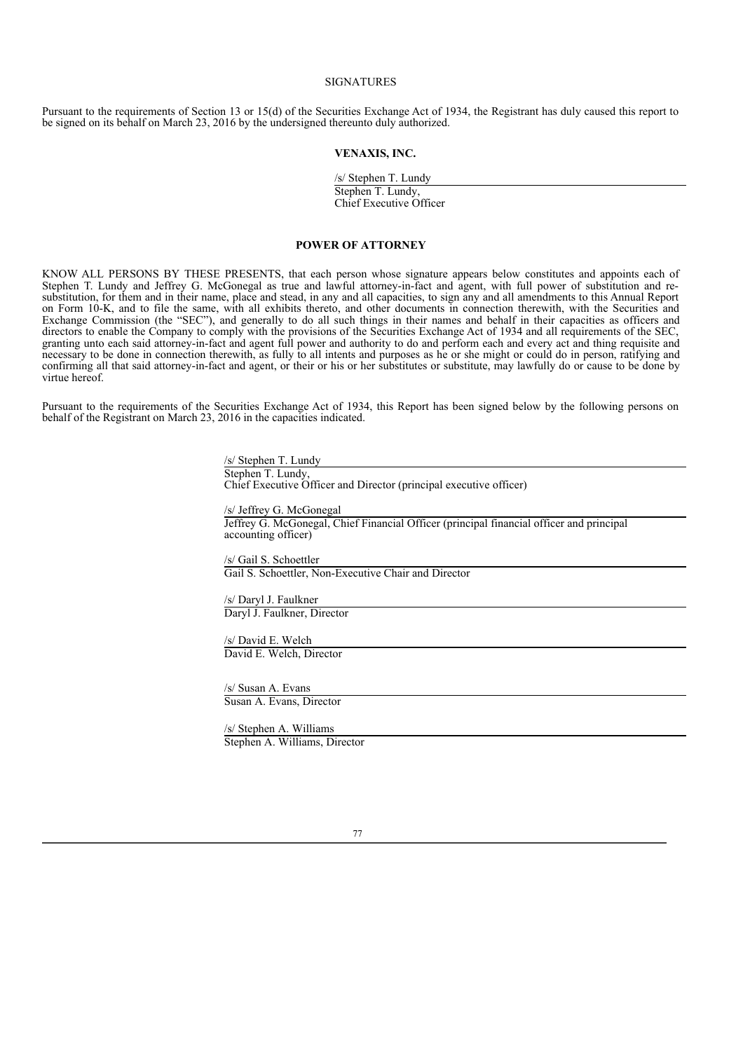SIGNATURES

Pursuant to the requirements of Section 13 or 15(d) of the Securities Exchange Act of 1934, the Registrant has duly caused this report to be signed on its behalf on March 23, 2016 by the undersigned thereunto duly authorized.

**VENAXIS, INC.**

/s/ Stephen T. Lundy
Stephen T. Lundy,
Chief Executive Officer

**POWER OF ATTORNEY**

KNOW ALL PERSONS BY THESE PRESENTS, that each person whose signature appears below constitutes and appoints each of Stephen T. Lundy and Jeffrey G. McGonegal as true and lawful attorney-in-fact and agent, with full power of substitution and re-substitution, for them and in their name, place and stead, in any and all capacities, to sign any and all amendments to this Annual Report on Form 10-K, and to file the same, with all exhibits thereto, and other documents in connection therewith, with the Securities and Exchange Commission (the "SEC"), and generally to do all such things in their names and behalf in their capacities as officers and directors to enable the Company to comply with the provisions of the Securities Exchange Act of 1934 and all requirements of the SEC, granting unto each said attorney-in-fact and agent full power and authority to do and perform each and every act and thing requisite and necessary to be done in connection therewith, as fully to all intents and purposes as he or she might or could do in person, ratifying and confirming all that said attorney-in-fact and agent, or their or his or her substitutes or substitute, may lawfully do or cause to be done by virtue hereof.

Pursuant to the requirements of the Securities Exchange Act of 1934, this Report has been signed below by the following persons on behalf of the Registrant on March 23, 2016 in the capacities indicated.

/s/ Stephen T. Lundy
Stephen T. Lundy,
Chief Executive Officer and Director (principal executive officer)

/s/ Jeffrey G. McGonegal
Jeffrey G. McGonegal, Chief Financial Officer (principal financial officer and principal accounting officer)

/s/ Gail S. Schoettler
Gail S. Schoettler, Non-Executive Chair and Director

/s/ Daryl J. Faulkner
Daryl J. Faulkner, Director

/s/ David E. Welch
David E. Welch, Director

/s/ Susan A. Evans
Susan A. Evans, Director

/s/ Stephen A. Williams
Stephen A. Williams, Director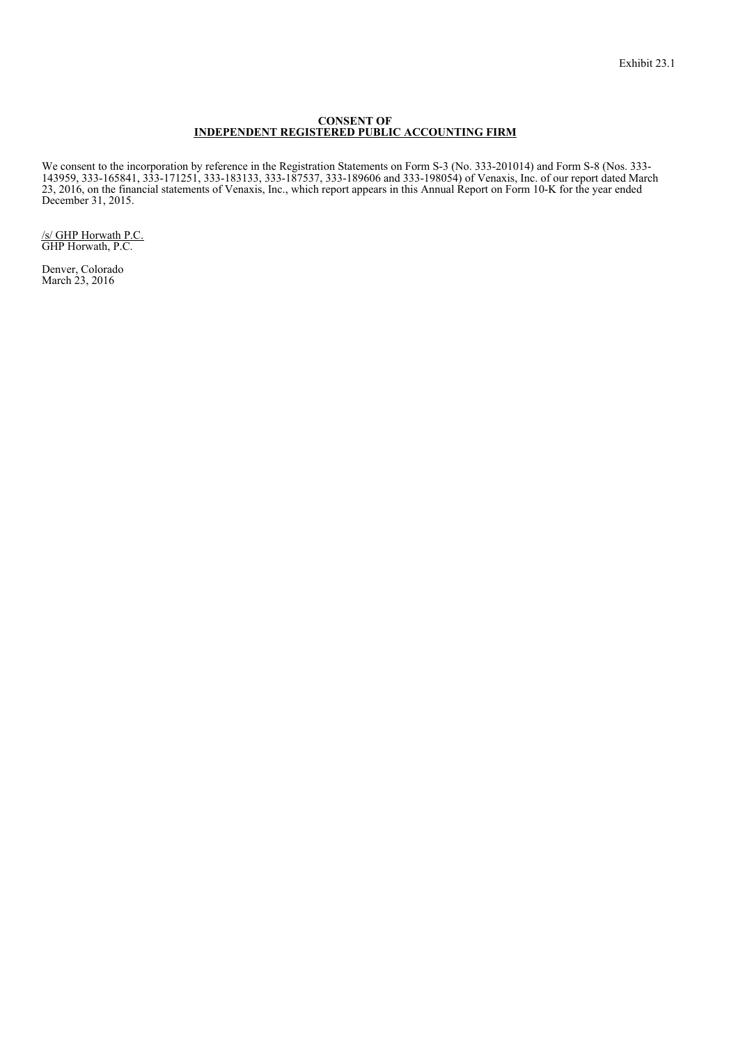Exhibit 23.1

**CONSENT OF**
**INDEPENDENT REGISTERED PUBLIC ACCOUNTING FIRM**

We consent to the incorporation by reference in the Registration Statements on Form S-3 (No. 333-201014) and Form S-8 (Nos. 333-143959, 333-165841, 333-171251, 333-183133, 333-187537, 333-189606 and 333-198054) of Venaxis, Inc. of our report dated March 23, 2016, on the financial statements of Venaxis, Inc., which report appears in this Annual Report on Form 10-K for the year ended December 31, 2015.

/s/ GHP Horwath P.C.
GHP Horwath, P.C.

Denver, Colorado
March 23, 2016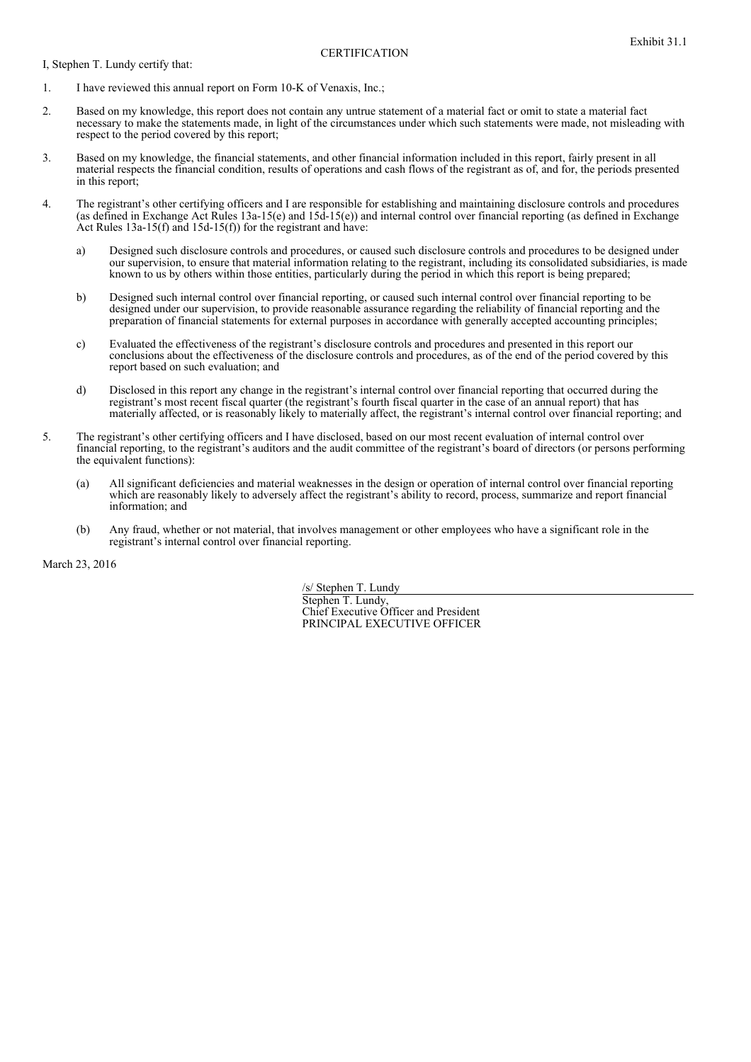Exhibit 31.1

CERTIFICATION

I, Stephen T. Lundy certify that:

1. I have reviewed this annual report on Form 10-K of Venaxis, Inc.;

2. Based on my knowledge, this report does not contain any untrue statement of a material fact or omit to state a material fact necessary to make the statements made, in light of the circumstances under which such statements were made, not misleading with respect to the period covered by this report;

3. Based on my knowledge, the financial statements, and other financial information included in this report, fairly present in all material respects the financial condition, results of operations and cash flows of the registrant as of, and for, the periods presented in this report;

4. The registrant's other certifying officers and I are responsible for establishing and maintaining disclosure controls and procedures (as defined in Exchange Act Rules 13a-15(e) and 15d-15(e)) and internal control over financial reporting (as defined in Exchange Act Rules 13a-15(f) and 15d-15(f)) for the registrant and have:

   a) Designed such disclosure controls and procedures, or caused such disclosure controls and procedures to be designed under our supervision, to ensure that material information relating to the registrant, including its consolidated subsidiaries, is made known to us by others within those entities, particularly during the period in which this report is being prepared;

   b) Designed such internal control over financial reporting, or caused such internal control over financial reporting to be designed under our supervision, to provide reasonable assurance regarding the reliability of financial reporting and the preparation of financial statements for external purposes in accordance with generally accepted accounting principles;

   c) Evaluated the effectiveness of the registrant's disclosure controls and procedures and presented in this report our conclusions about the effectiveness of the disclosure controls and procedures, as of the end of the period covered by this report based on such evaluation; and

   d) Disclosed in this report any change in the registrant's internal control over financial reporting that occurred during the registrant's most recent fiscal quarter (the registrant's fourth fiscal quarter in the case of an annual report) that has materially affected, or is reasonably likely to materially affect, the registrant's internal control over financial reporting; and

5. The registrant's other certifying officers and I have disclosed, based on our most recent evaluation of internal control over financial reporting, to the registrant's auditors and the audit committee of the registrant's board of directors (or persons performing the equivalent functions):

   (a) All significant deficiencies and material weaknesses in the design or operation of internal control over financial reporting which are reasonably likely to adversely affect the registrant's ability to record, process, summarize and report financial information; and

   (b) Any fraud, whether or not material, that involves management or other employees who have a significant role in the registrant's internal control over financial reporting.

March 23, 2016

/s/ Stephen T. Lundy
Stephen T. Lundy,
Chief Executive Officer and President
PRINCIPAL EXECUTIVE OFFICER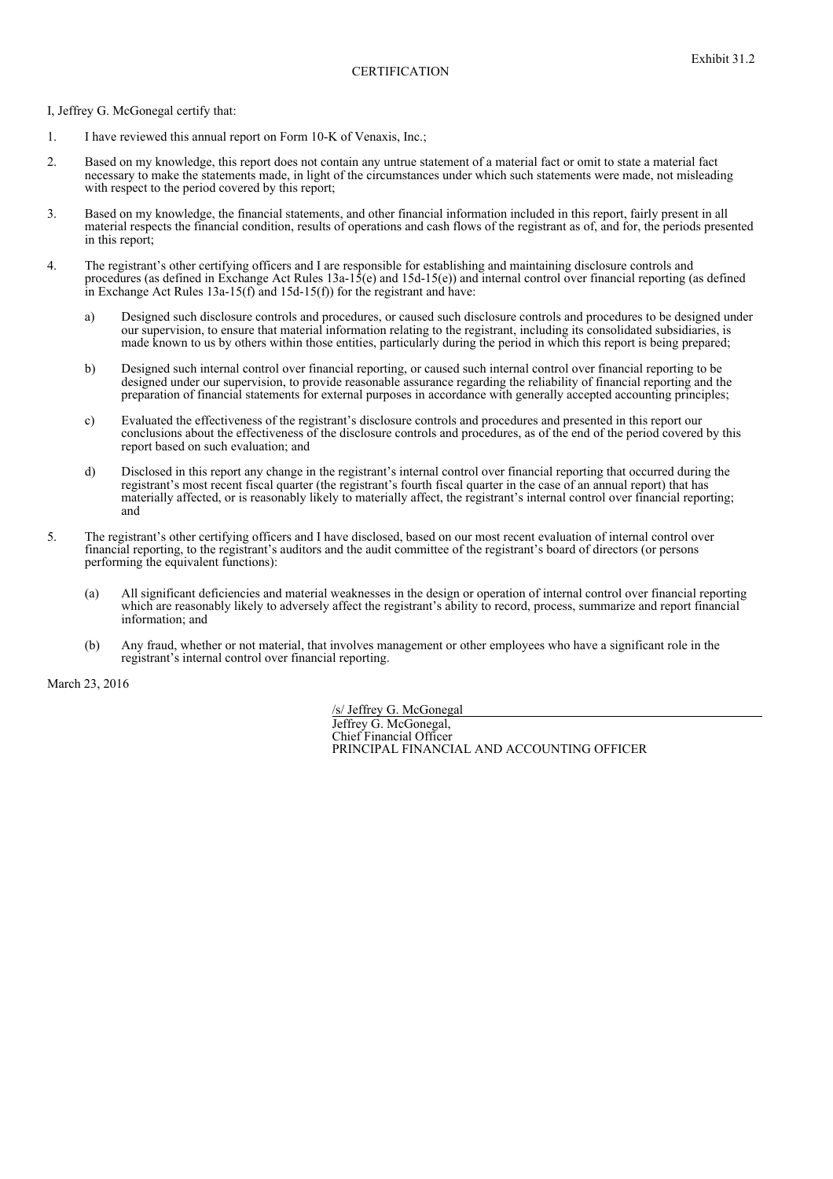Exhibit 31.2

CERTIFICATION

I, Jeffrey G. McGonegal certify that:

1. I have reviewed this annual report on Form 10-K of Venaxis, Inc.;

2. Based on my knowledge, this report does not contain any untrue statement of a material fact or omit to state a material fact necessary to make the statements made, in light of the circumstances under which such statements were made, not misleading with respect to the period covered by this report;

3. Based on my knowledge, the financial statements, and other financial information included in this report, fairly present in all material respects the financial condition, results of operations and cash flows of the registrant as of, and for, the periods presented in this report;

4. The registrant's other certifying officers and I are responsible for establishing and maintaining disclosure controls and procedures (as defined in Exchange Act Rules 13a-15(e) and 15d-15(e)) and internal control over financial reporting (as defined in Exchange Act Rules 13a-15(f) and 15d-15(f)) for the registrant and have:

   a) Designed such disclosure controls and procedures, or caused such disclosure controls and procedures to be designed under our supervision, to ensure that material information relating to the registrant, including its consolidated subsidiaries, is made known to us by others within those entities, particularly during the period in which this report is being prepared;

   b) Designed such internal control over financial reporting, or caused such internal control over financial reporting to be designed under our supervision, to provide reasonable assurance regarding the reliability of financial reporting and the preparation of financial statements for external purposes in accordance with generally accepted accounting principles;

   c) Evaluated the effectiveness of the registrant's disclosure controls and procedures and presented in this report our conclusions about the effectiveness of the disclosure controls and procedures, as of the end of the period covered by this report based on such evaluation; and

   d) Disclosed in this report any change in the registrant's internal control over financial reporting that occurred during the registrant's most recent fiscal quarter (the registrant's fourth fiscal quarter in the case of an annual report) that has materially affected, or is reasonably likely to materially affect, the registrant's internal control over financial reporting; and

5. The registrant's other certifying officers and I have disclosed, based on our most recent evaluation of internal control over financial reporting, to the registrant's auditors and the audit committee of the registrant's board of directors (or persons performing the equivalent functions):

   (a) All significant deficiencies and material weaknesses in the design or operation of internal control over financial reporting which are reasonably likely to adversely affect the registrant's ability to record, process, summarize and report financial information; and

   (b) Any fraud, whether or not material, that involves management or other employees who have a significant role in the registrant's internal control over financial reporting.

March 23, 2016

/s/ Jeffrey G. McGonegal
Jeffrey G. McGonegal,
Chief Financial Officer
PRINCIPAL FINANCIAL AND ACCOUNTING OFFICER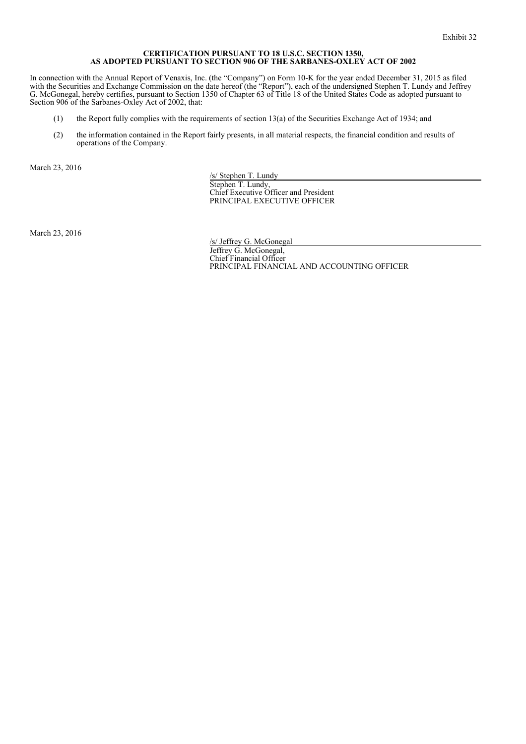Exhibit 32

**CERTIFICATION PURSUANT TO 18 U.S.C. SECTION 1350,
AS ADOPTED PURSUANT TO SECTION 906 OF THE SARBANES-OXLEY ACT OF 2002**

In connection with the Annual Report of Venaxis, Inc. (the "Company") on Form 10-K for the year ended December 31, 2015 as filed with the Securities and Exchange Commission on the date hereof (the "Report"), each of the undersigned Stephen T. Lundy and Jeffrey G. McGonegal, hereby certifies, pursuant to Section 1350 of Chapter 63 of Title 18 of the United States Code as adopted pursuant to Section 906 of the Sarbanes-Oxley Act of 2002, that:

(1) the Report fully complies with the requirements of section 13(a) of the Securities Exchange Act of 1934; and

(2) the information contained in the Report fairly presents, in all material respects, the financial condition and results of operations of the Company.

March 23, 2016

/s/ Stephen T. Lundy
Stephen T. Lundy,
Chief Executive Officer and President
PRINCIPAL EXECUTIVE OFFICER

March 23, 2016

/s/ Jeffrey G. McGonegal
Jeffrey G. McGonegal,
Chief Financial Officer
PRINCIPAL FINANCIAL AND ACCOUNTING OFFICER